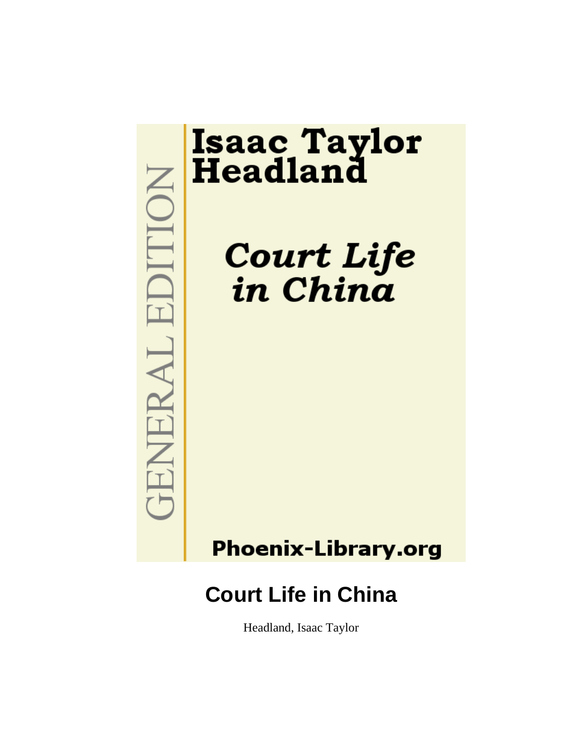GENERAL EDITION

# Isaac Taylor Headland

## *Court Life in China*

Phoenix-Library.org

# Court Life in China

Headland, Isaac Taylor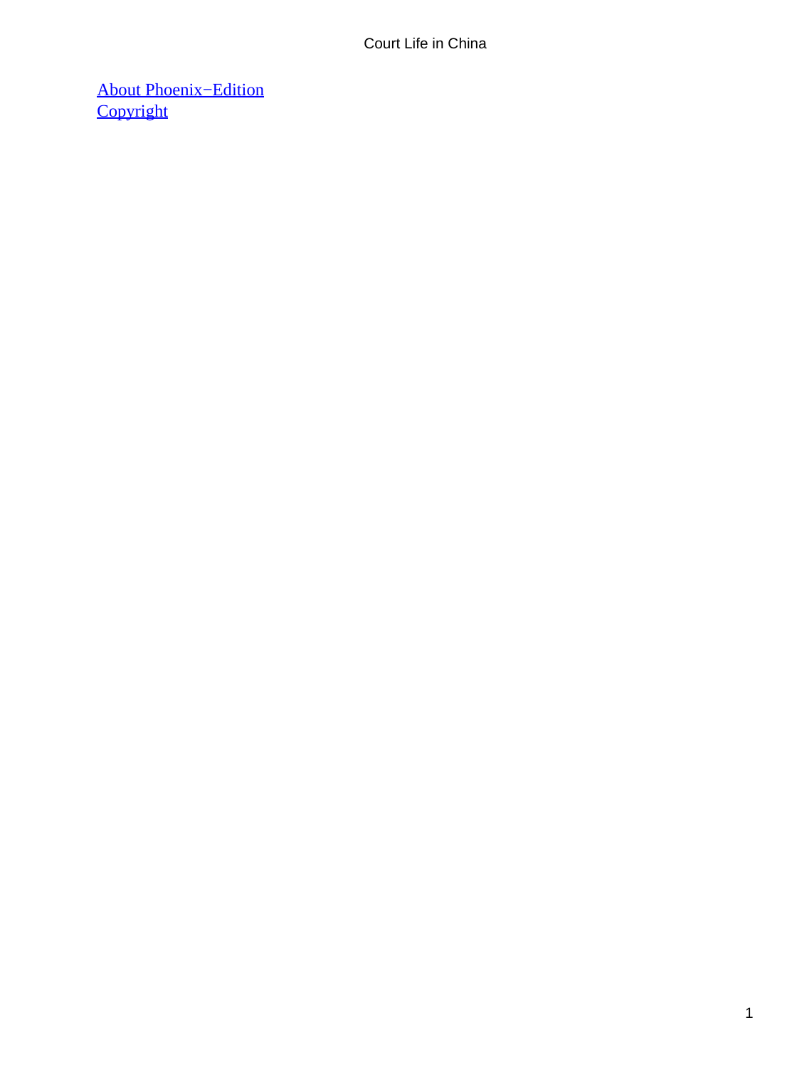[About Phoenix−Edition](#)
[Copyright](#)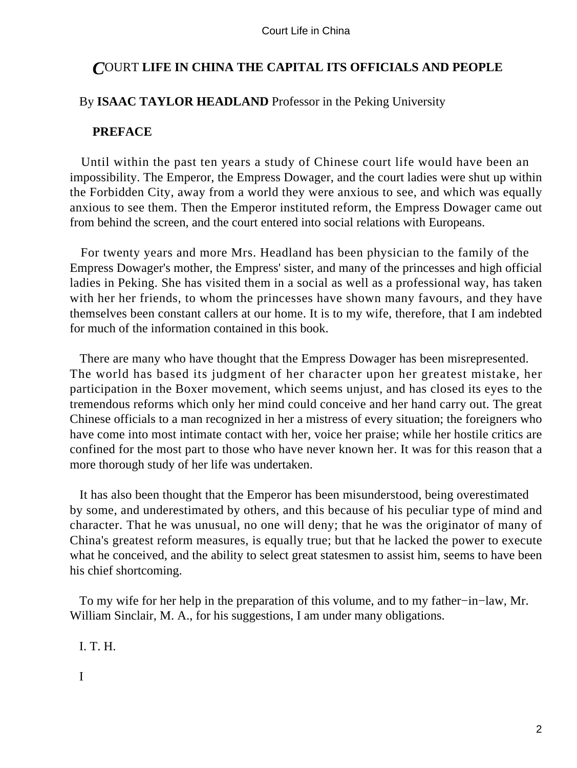# COURT LIFE IN CHINA THE CAPITAL ITS OFFICIALS AND PEOPLE

By **ISAAC TAYLOR HEADLAND** Professor in the Peking University

## PREFACE

Until within the past ten years a study of Chinese court life would have been an impossibility. The Emperor, the Empress Dowager, and the court ladies were shut up within the Forbidden City, away from a world they were anxious to see, and which was equally anxious to see them. Then the Emperor instituted reform, the Empress Dowager came out from behind the screen, and the court entered into social relations with Europeans.

For twenty years and more Mrs. Headland has been physician to the family of the Empress Dowager's mother, the Empress' sister, and many of the princesses and high official ladies in Peking. She has visited them in a social as well as a professional way, has taken with her her friends, to whom the princesses have shown many favours, and they have themselves been constant callers at our home. It is to my wife, therefore, that I am indebted for much of the information contained in this book.

There are many who have thought that the Empress Dowager has been misrepresented. The world has based its judgment of her character upon her greatest mistake, her participation in the Boxer movement, which seems unjust, and has closed its eyes to the tremendous reforms which only her mind could conceive and her hand carry out. The great Chinese officials to a man recognized in her a mistress of every situation; the foreigners who have come into most intimate contact with her, voice her praise; while her hostile critics are confined for the most part to those who have never known her. It was for this reason that a more thorough study of her life was undertaken.

It has also been thought that the Emperor has been misunderstood, being overestimated by some, and underestimated by others, and this because of his peculiar type of mind and character. That he was unusual, no one will deny; that he was the originator of many of China's greatest reform measures, is equally true; but that he lacked the power to execute what he conceived, and the ability to select great statesmen to assist him, seems to have been his chief shortcoming.

To my wife for her help in the preparation of this volume, and to my father-in-law, Mr. William Sinclair, M. A., for his suggestions, I am under many obligations.

I. T. H.

I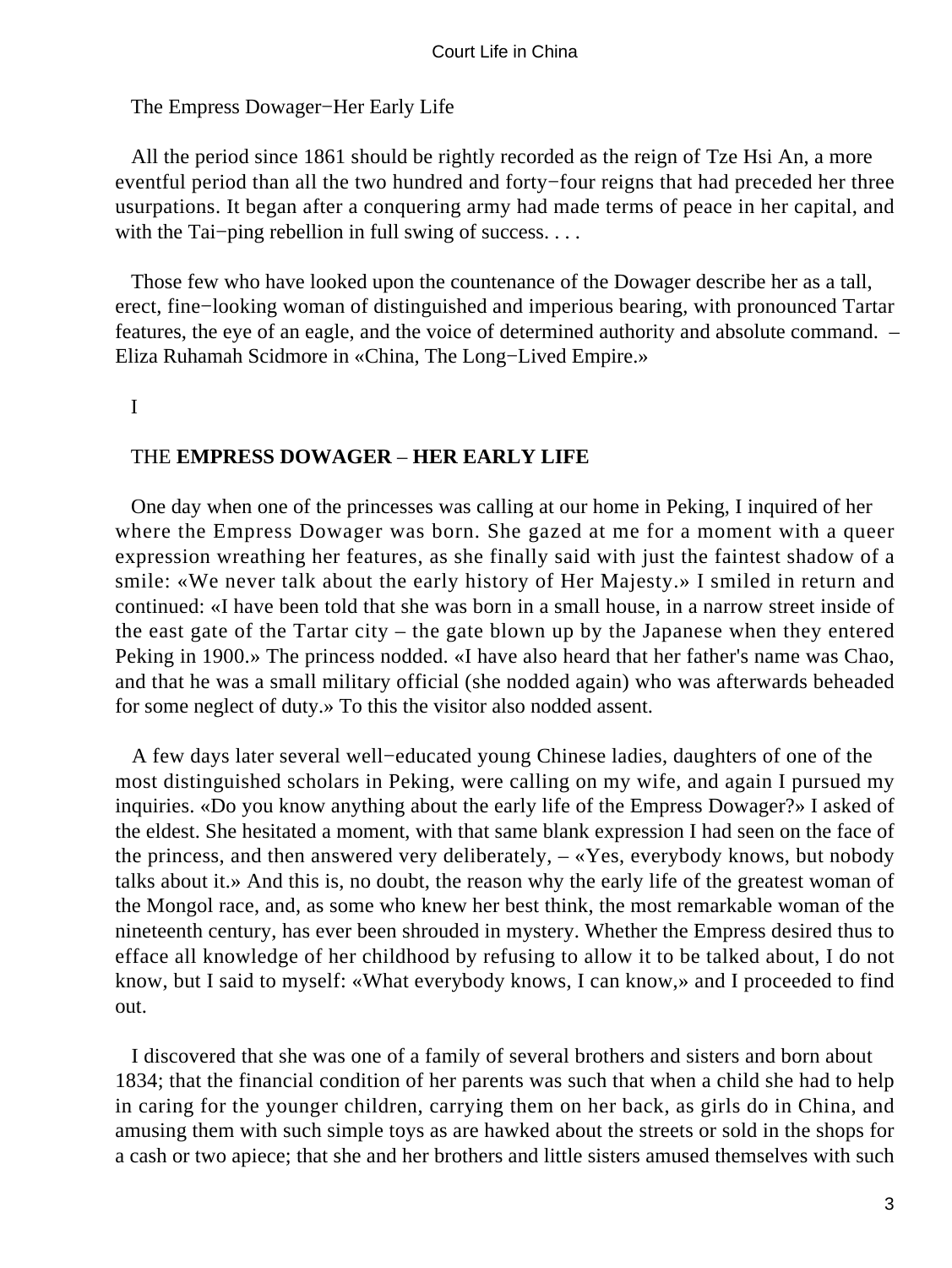The Empress Dowager−Her Early Life

All the period since 1861 should be rightly recorded as the reign of Tze Hsi An, a more eventful period than all the two hundred and forty−four reigns that had preceded her three usurpations. It began after a conquering army had made terms of peace in her capital, and with the Tai−ping rebellion in full swing of success. . . .

Those few who have looked upon the countenance of the Dowager describe her as a tall, erect, fine−looking woman of distinguished and imperious bearing, with pronounced Tartar features, the eye of an eagle, and the voice of determined authority and absolute command. – Eliza Ruhamah Scidmore in «China, The Long−Lived Empire.»

I

## THE EMPRESS DOWAGER – HER EARLY LIFE

One day when one of the princesses was calling at our home in Peking, I inquired of her where the Empress Dowager was born. She gazed at me for a moment with a queer expression wreathing her features, as she finally said with just the faintest shadow of a smile: «We never talk about the early history of Her Majesty.» I smiled in return and continued: «I have been told that she was born in a small house, in a narrow street inside of the east gate of the Tartar city – the gate blown up by the Japanese when they entered Peking in 1900.» The princess nodded. «I have also heard that her father's name was Chao, and that he was a small military official (she nodded again) who was afterwards beheaded for some neglect of duty.» To this the visitor also nodded assent.

A few days later several well−educated young Chinese ladies, daughters of one of the most distinguished scholars in Peking, were calling on my wife, and again I pursued my inquiries. «Do you know anything about the early life of the Empress Dowager?» I asked of the eldest. She hesitated a moment, with that same blank expression I had seen on the face of the princess, and then answered very deliberately, – «Yes, everybody knows, but nobody talks about it.» And this is, no doubt, the reason why the early life of the greatest woman of the Mongol race, and, as some who knew her best think, the most remarkable woman of the nineteenth century, has ever been shrouded in mystery. Whether the Empress desired thus to efface all knowledge of her childhood by refusing to allow it to be talked about, I do not know, but I said to myself: «What everybody knows, I can know,» and I proceeded to find out.

I discovered that she was one of a family of several brothers and sisters and born about 1834; that the financial condition of her parents was such that when a child she had to help in caring for the younger children, carrying them on her back, as girls do in China, and amusing them with such simple toys as are hawked about the streets or sold in the shops for a cash or two apiece; that she and her brothers and little sisters amused themselves with such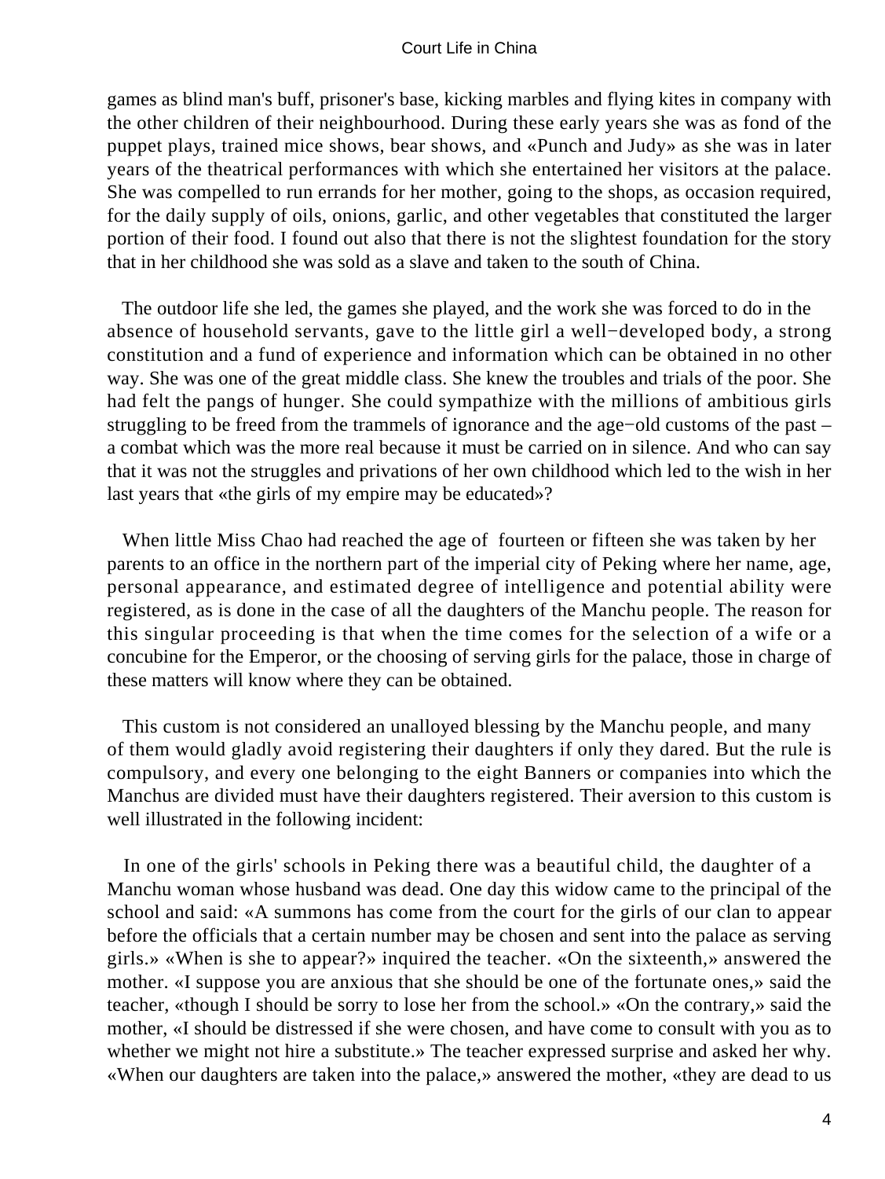games as blind man's buff, prisoner's base, kicking marbles and flying kites in company with the other children of their neighbourhood. During these early years she was as fond of the puppet plays, trained mice shows, bear shows, and «Punch and Judy» as she was in later years of the theatrical performances with which she entertained her visitors at the palace. She was compelled to run errands for her mother, going to the shops, as occasion required, for the daily supply of oils, onions, garlic, and other vegetables that constituted the larger portion of their food. I found out also that there is not the slightest foundation for the story that in her childhood she was sold as a slave and taken to the south of China.

The outdoor life she led, the games she played, and the work she was forced to do in the absence of household servants, gave to the little girl a well−developed body, a strong constitution and a fund of experience and information which can be obtained in no other way. She was one of the great middle class. She knew the troubles and trials of the poor. She had felt the pangs of hunger. She could sympathize with the millions of ambitious girls struggling to be freed from the trammels of ignorance and the age−old customs of the past – a combat which was the more real because it must be carried on in silence. And who can say that it was not the struggles and privations of her own childhood which led to the wish in her last years that «the girls of my empire may be educated»?

When little Miss Chao had reached the age of fourteen or fifteen she was taken by her parents to an office in the northern part of the imperial city of Peking where her name, age, personal appearance, and estimated degree of intelligence and potential ability were registered, as is done in the case of all the daughters of the Manchu people. The reason for this singular proceeding is that when the time comes for the selection of a wife or a concubine for the Emperor, or the choosing of serving girls for the palace, those in charge of these matters will know where they can be obtained.

This custom is not considered an unalloyed blessing by the Manchu people, and many of them would gladly avoid registering their daughters if only they dared. But the rule is compulsory, and every one belonging to the eight Banners or companies into which the Manchus are divided must have their daughters registered. Their aversion to this custom is well illustrated in the following incident:

In one of the girls' schools in Peking there was a beautiful child, the daughter of a Manchu woman whose husband was dead. One day this widow came to the principal of the school and said: «A summons has come from the court for the girls of our clan to appear before the officials that a certain number may be chosen and sent into the palace as serving girls.» «When is she to appear?» inquired the teacher. «On the sixteenth,» answered the mother. «I suppose you are anxious that she should be one of the fortunate ones,» said the teacher, «though I should be sorry to lose her from the school.» «On the contrary,» said the mother, «I should be distressed if she were chosen, and have come to consult with you as to whether we might not hire a substitute.» The teacher expressed surprise and asked her why. «When our daughters are taken into the palace,» answered the mother, «they are dead to us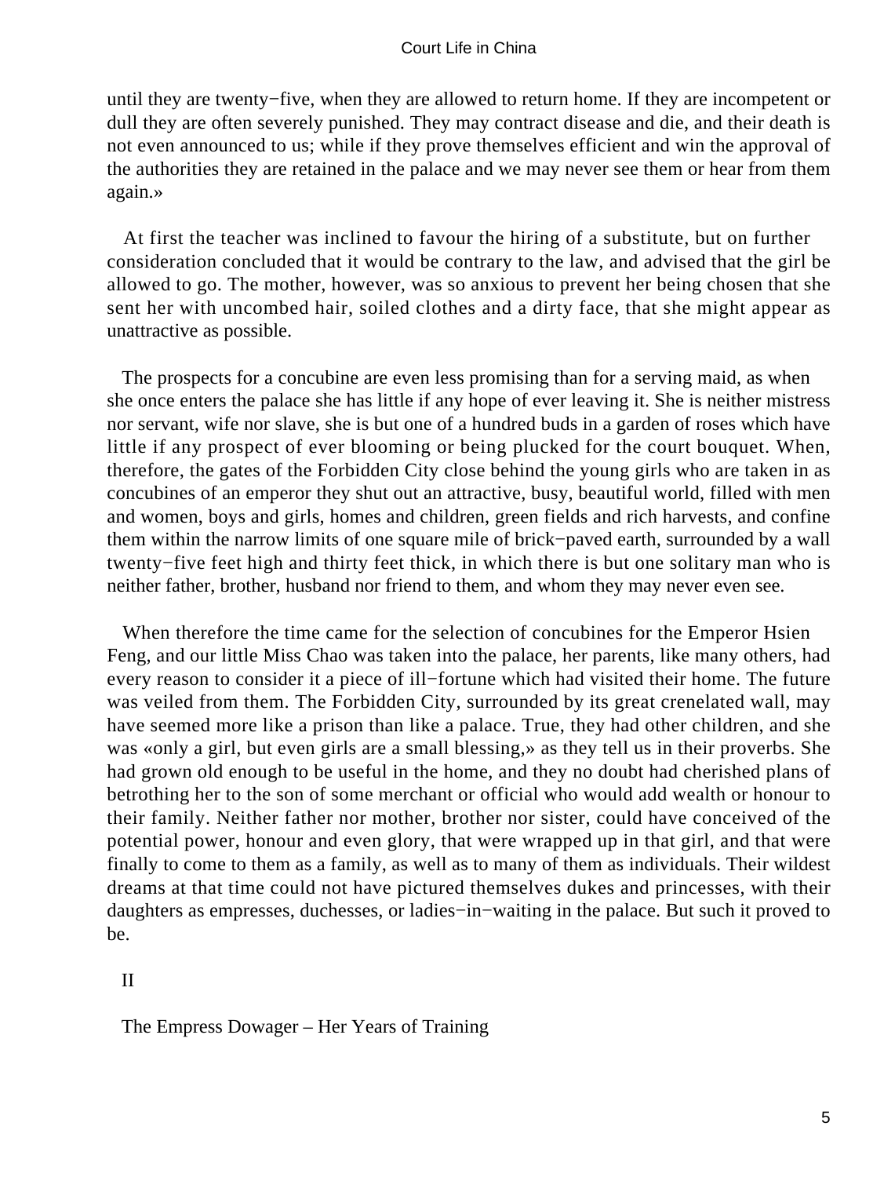until they are twenty−five, when they are allowed to return home. If they are incompetent or dull they are often severely punished. They may contract disease and die, and their death is not even announced to us; while if they prove themselves efficient and win the approval of the authorities they are retained in the palace and we may never see them or hear from them again.»

At first the teacher was inclined to favour the hiring of a substitute, but on further consideration concluded that it would be contrary to the law, and advised that the girl be allowed to go. The mother, however, was so anxious to prevent her being chosen that she sent her with uncombed hair, soiled clothes and a dirty face, that she might appear as unattractive as possible.

The prospects for a concubine are even less promising than for a serving maid, as when she once enters the palace she has little if any hope of ever leaving it. She is neither mistress nor servant, wife nor slave, she is but one of a hundred buds in a garden of roses which have little if any prospect of ever blooming or being plucked for the court bouquet. When, therefore, the gates of the Forbidden City close behind the young girls who are taken in as concubines of an emperor they shut out an attractive, busy, beautiful world, filled with men and women, boys and girls, homes and children, green fields and rich harvests, and confine them within the narrow limits of one square mile of brick−paved earth, surrounded by a wall twenty−five feet high and thirty feet thick, in which there is but one solitary man who is neither father, brother, husband nor friend to them, and whom they may never even see.

When therefore the time came for the selection of concubines for the Emperor Hsien Feng, and our little Miss Chao was taken into the palace, her parents, like many others, had every reason to consider it a piece of ill−fortune which had visited their home. The future was veiled from them. The Forbidden City, surrounded by its great crenelated wall, may have seemed more like a prison than like a palace. True, they had other children, and she was «only a girl, but even girls are a small blessing,» as they tell us in their proverbs. She had grown old enough to be useful in the home, and they no doubt had cherished plans of betrothing her to the son of some merchant or official who would add wealth or honour to their family. Neither father nor mother, brother nor sister, could have conceived of the potential power, honour and even glory, that were wrapped up in that girl, and that were finally to come to them as a family, as well as to many of them as individuals. Their wildest dreams at that time could not have pictured themselves dukes and princesses, with their daughters as empresses, duchesses, or ladies−in−waiting in the palace. But such it proved to be.

## II

## The Empress Dowager – Her Years of Training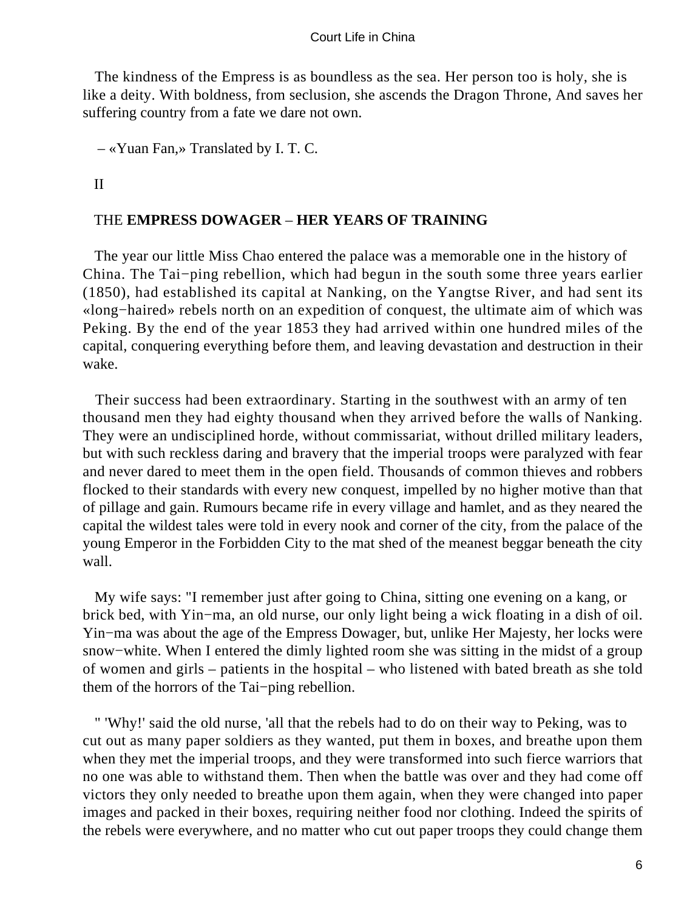The kindness of the Empress is as boundless as the sea. Her person too is holy, she is like a deity. With boldness, from seclusion, she ascends the Dragon Throne, And saves her suffering country from a fate we dare not own.

– «Yuan Fan,» Translated by I. T. C.

II

## THE **EMPRESS DOWAGER** – **HER YEARS OF TRAINING**

The year our little Miss Chao entered the palace was a memorable one in the history of China. The Tai−ping rebellion, which had begun in the south some three years earlier (1850), had established its capital at Nanking, on the Yangtse River, and had sent its «long−haired» rebels north on an expedition of conquest, the ultimate aim of which was Peking. By the end of the year 1853 they had arrived within one hundred miles of the capital, conquering everything before them, and leaving devastation and destruction in their wake.

Their success had been extraordinary. Starting in the southwest with an army of ten thousand men they had eighty thousand when they arrived before the walls of Nanking. They were an undisciplined horde, without commissariat, without drilled military leaders, but with such reckless daring and bravery that the imperial troops were paralyzed with fear and never dared to meet them in the open field. Thousands of common thieves and robbers flocked to their standards with every new conquest, impelled by no higher motive than that of pillage and gain. Rumours became rife in every village and hamlet, and as they neared the capital the wildest tales were told in every nook and corner of the city, from the palace of the young Emperor in the Forbidden City to the mat shed of the meanest beggar beneath the city wall.

My wife says: "I remember just after going to China, sitting one evening on a kang, or brick bed, with Yin−ma, an old nurse, our only light being a wick floating in a dish of oil. Yin−ma was about the age of the Empress Dowager, but, unlike Her Majesty, her locks were snow−white. When I entered the dimly lighted room she was sitting in the midst of a group of women and girls – patients in the hospital – who listened with bated breath as she told them of the horrors of the Tai−ping rebellion.

" 'Why!' said the old nurse, 'all that the rebels had to do on their way to Peking, was to cut out as many paper soldiers as they wanted, put them in boxes, and breathe upon them when they met the imperial troops, and they were transformed into such fierce warriors that no one was able to withstand them. Then when the battle was over and they had come off victors they only needed to breathe upon them again, when they were changed into paper images and packed in their boxes, requiring neither food nor clothing. Indeed the spirits of the rebels were everywhere, and no matter who cut out paper troops they could change them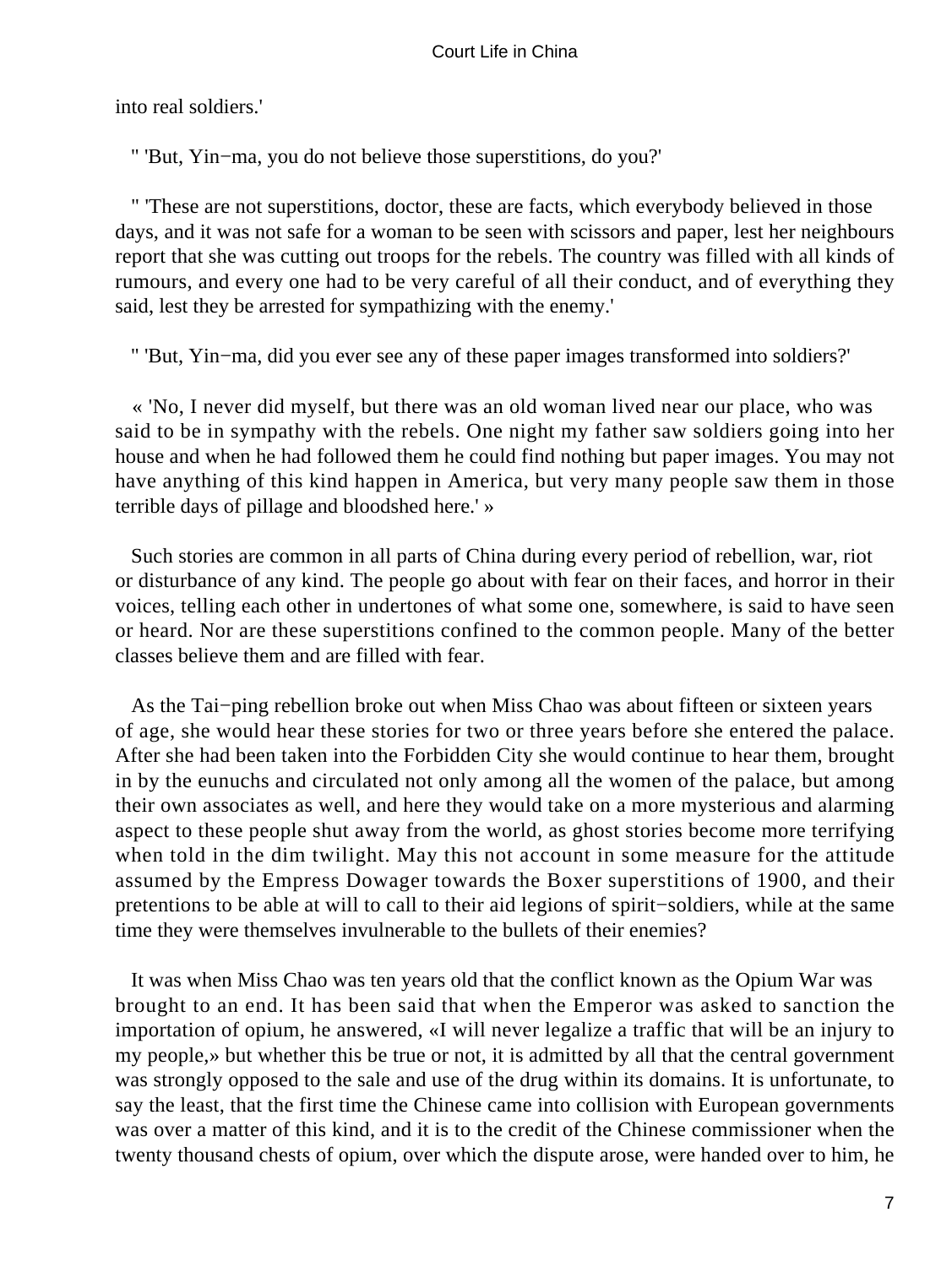into real soldiers.'

" 'But, Yin−ma, you do not believe those superstitions, do you?'

" 'These are not superstitions, doctor, these are facts, which everybody believed in those days, and it was not safe for a woman to be seen with scissors and paper, lest her neighbours report that she was cutting out troops for the rebels. The country was filled with all kinds of rumours, and every one had to be very careful of all their conduct, and of everything they said, lest they be arrested for sympathizing with the enemy.'

" 'But, Yin−ma, did you ever see any of these paper images transformed into soldiers?'

« 'No, I never did myself, but there was an old woman lived near our place, who was said to be in sympathy with the rebels. One night my father saw soldiers going into her house and when he had followed them he could find nothing but paper images. You may not have anything of this kind happen in America, but very many people saw them in those terrible days of pillage and bloodshed here.' »

Such stories are common in all parts of China during every period of rebellion, war, riot or disturbance of any kind. The people go about with fear on their faces, and horror in their voices, telling each other in undertones of what some one, somewhere, is said to have seen or heard. Nor are these superstitions confined to the common people. Many of the better classes believe them and are filled with fear.

As the Tai−ping rebellion broke out when Miss Chao was about fifteen or sixteen years of age, she would hear these stories for two or three years before she entered the palace. After she had been taken into the Forbidden City she would continue to hear them, brought in by the eunuchs and circulated not only among all the women of the palace, but among their own associates as well, and here they would take on a more mysterious and alarming aspect to these people shut away from the world, as ghost stories become more terrifying when told in the dim twilight. May this not account in some measure for the attitude assumed by the Empress Dowager towards the Boxer superstitions of 1900, and their pretentions to be able at will to call to their aid legions of spirit−soldiers, while at the same time they were themselves invulnerable to the bullets of their enemies?

It was when Miss Chao was ten years old that the conflict known as the Opium War was brought to an end. It has been said that when the Emperor was asked to sanction the importation of opium, he answered, «I will never legalize a traffic that will be an injury to my people,» but whether this be true or not, it is admitted by all that the central government was strongly opposed to the sale and use of the drug within its domains. It is unfortunate, to say the least, that the first time the Chinese came into collision with European governments was over a matter of this kind, and it is to the credit of the Chinese commissioner when the twenty thousand chests of opium, over which the dispute arose, were handed over to him, he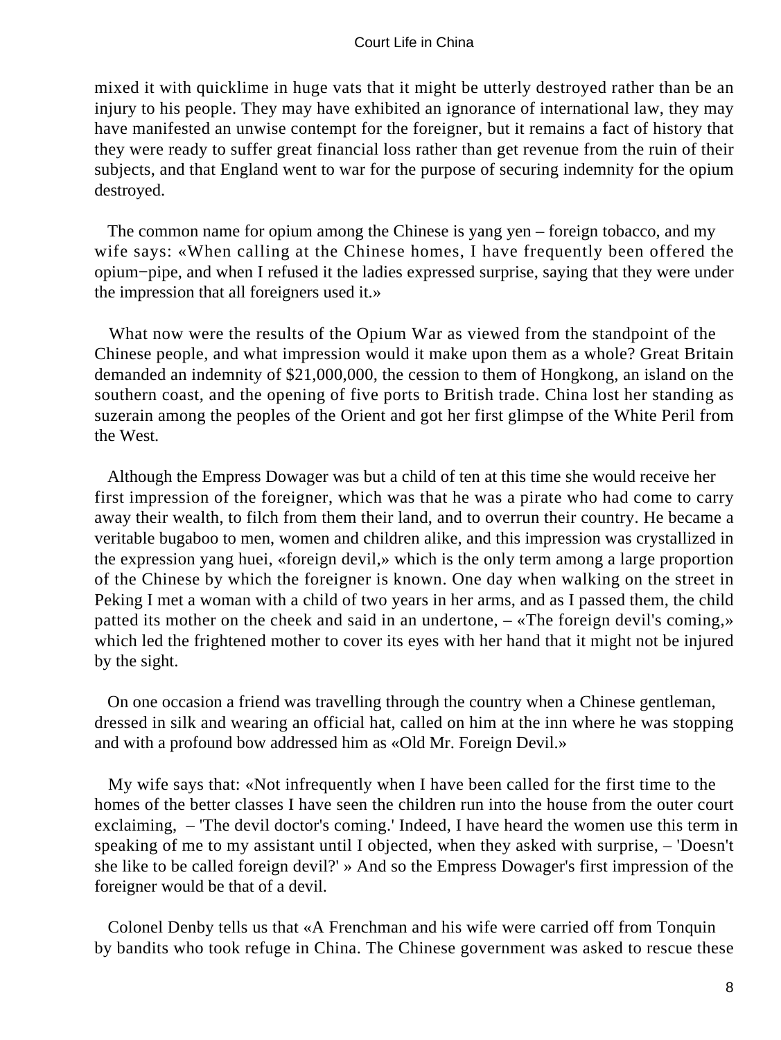mixed it with quicklime in huge vats that it might be utterly destroyed rather than be an injury to his people. They may have exhibited an ignorance of international law, they may have manifested an unwise contempt for the foreigner, but it remains a fact of history that they were ready to suffer great financial loss rather than get revenue from the ruin of their subjects, and that England went to war for the purpose of securing indemnity for the opium destroyed.

The common name for opium among the Chinese is yang yen – foreign tobacco, and my wife says: «When calling at the Chinese homes, I have frequently been offered the opium−pipe, and when I refused it the ladies expressed surprise, saying that they were under the impression that all foreigners used it.»

What now were the results of the Opium War as viewed from the standpoint of the Chinese people, and what impression would it make upon them as a whole? Great Britain demanded an indemnity of $21,000,000, the cession to them of Hongkong, an island on the southern coast, and the opening of five ports to British trade. China lost her standing as suzerain among the peoples of the Orient and got her first glimpse of the White Peril from the West.

Although the Empress Dowager was but a child of ten at this time she would receive her first impression of the foreigner, which was that he was a pirate who had come to carry away their wealth, to filch from them their land, and to overrun their country. He became a veritable bugaboo to men, women and children alike, and this impression was crystallized in the expression yang huei, «foreign devil,» which is the only term among a large proportion of the Chinese by which the foreigner is known. One day when walking on the street in Peking I met a woman with a child of two years in her arms, and as I passed them, the child patted its mother on the cheek and said in an undertone, – «The foreign devil's coming,» which led the frightened mother to cover its eyes with her hand that it might not be injured by the sight.

On one occasion a friend was travelling through the country when a Chinese gentleman, dressed in silk and wearing an official hat, called on him at the inn where he was stopping and with a profound bow addressed him as «Old Mr. Foreign Devil.»

My wife says that: «Not infrequently when I have been called for the first time to the homes of the better classes I have seen the children run into the house from the outer court exclaiming, – 'The devil doctor's coming.' Indeed, I have heard the women use this term in speaking of me to my assistant until I objected, when they asked with surprise, – 'Doesn't she like to be called foreign devil?' » And so the Empress Dowager's first impression of the foreigner would be that of a devil.

Colonel Denby tells us that «A Frenchman and his wife were carried off from Tonquin by bandits who took refuge in China. The Chinese government was asked to rescue these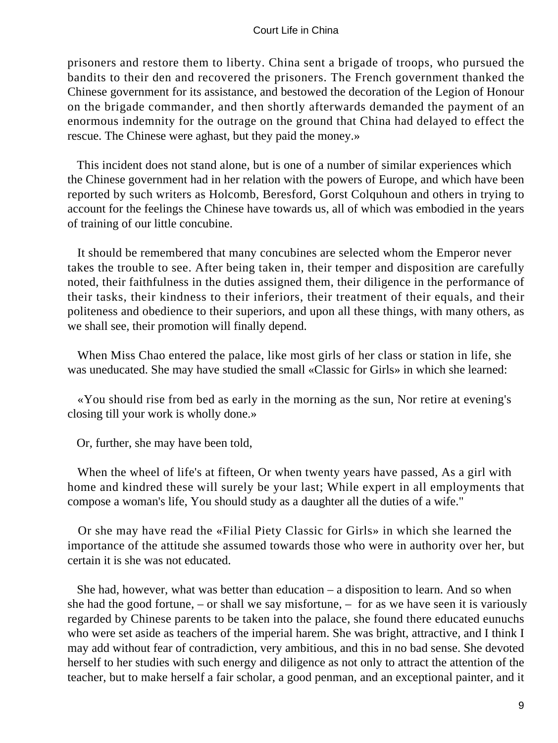prisoners and restore them to liberty. China sent a brigade of troops, who pursued the bandits to their den and recovered the prisoners. The French government thanked the Chinese government for its assistance, and bestowed the decoration of the Legion of Honour on the brigade commander, and then shortly afterwards demanded the payment of an enormous indemnity for the outrage on the ground that China had delayed to effect the rescue. The Chinese were aghast, but they paid the money.»

This incident does not stand alone, but is one of a number of similar experiences which the Chinese government had in her relation with the powers of Europe, and which have been reported by such writers as Holcomb, Beresford, Gorst Colquhoun and others in trying to account for the feelings the Chinese have towards us, all of which was embodied in the years of training of our little concubine.

It should be remembered that many concubines are selected whom the Emperor never takes the trouble to see. After being taken in, their temper and disposition are carefully noted, their faithfulness in the duties assigned them, their diligence in the performance of their tasks, their kindness to their inferiors, their treatment of their equals, and their politeness and obedience to their superiors, and upon all these things, with many others, as we shall see, their promotion will finally depend.

When Miss Chao entered the palace, like most girls of her class or station in life, she was uneducated. She may have studied the small «Classic for Girls» in which she learned:

«You should rise from bed as early in the morning as the sun, Nor retire at evening's closing till your work is wholly done.»

Or, further, she may have been told,

When the wheel of life's at fifteen, Or when twenty years have passed, As a girl with home and kindred these will surely be your last; While expert in all employments that compose a woman's life, You should study as a daughter all the duties of a wife."

Or she may have read the «Filial Piety Classic for Girls» in which she learned the importance of the attitude she assumed towards those who were in authority over her, but certain it is she was not educated.

She had, however, what was better than education – a disposition to learn. And so when she had the good fortune, – or shall we say misfortune, – for as we have seen it is variously regarded by Chinese parents to be taken into the palace, she found there educated eunuchs who were set aside as teachers of the imperial harem. She was bright, attractive, and I think I may add without fear of contradiction, very ambitious, and this in no bad sense. She devoted herself to her studies with such energy and diligence as not only to attract the attention of the teacher, but to make herself a fair scholar, a good penman, and an exceptional painter, and it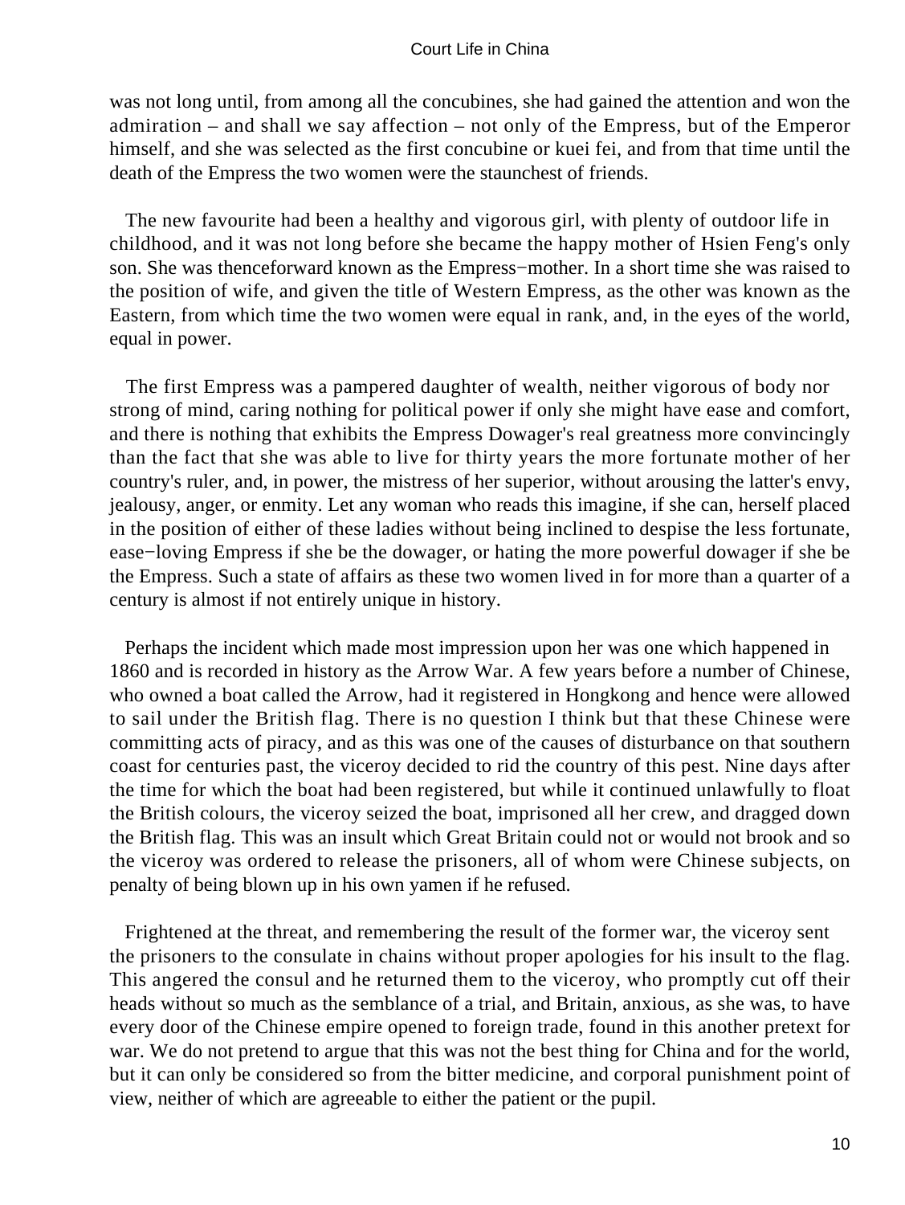was not long until, from among all the concubines, she had gained the attention and won the admiration – and shall we say affection – not only of the Empress, but of the Emperor himself, and she was selected as the first concubine or kuei fei, and from that time until the death of the Empress the two women were the staunchest of friends.

The new favourite had been a healthy and vigorous girl, with plenty of outdoor life in childhood, and it was not long before she became the happy mother of Hsien Feng's only son. She was thenceforward known as the Empress−mother. In a short time she was raised to the position of wife, and given the title of Western Empress, as the other was known as the Eastern, from which time the two women were equal in rank, and, in the eyes of the world, equal in power.

The first Empress was a pampered daughter of wealth, neither vigorous of body nor strong of mind, caring nothing for political power if only she might have ease and comfort, and there is nothing that exhibits the Empress Dowager's real greatness more convincingly than the fact that she was able to live for thirty years the more fortunate mother of her country's ruler, and, in power, the mistress of her superior, without arousing the latter's envy, jealousy, anger, or enmity. Let any woman who reads this imagine, if she can, herself placed in the position of either of these ladies without being inclined to despise the less fortunate, ease−loving Empress if she be the dowager, or hating the more powerful dowager if she be the Empress. Such a state of affairs as these two women lived in for more than a quarter of a century is almost if not entirely unique in history.

Perhaps the incident which made most impression upon her was one which happened in 1860 and is recorded in history as the Arrow War. A few years before a number of Chinese, who owned a boat called the Arrow, had it registered in Hongkong and hence were allowed to sail under the British flag. There is no question I think but that these Chinese were committing acts of piracy, and as this was one of the causes of disturbance on that southern coast for centuries past, the viceroy decided to rid the country of this pest. Nine days after the time for which the boat had been registered, but while it continued unlawfully to float the British colours, the viceroy seized the boat, imprisoned all her crew, and dragged down the British flag. This was an insult which Great Britain could not or would not brook and so the viceroy was ordered to release the prisoners, all of whom were Chinese subjects, on penalty of being blown up in his own yamen if he refused.

Frightened at the threat, and remembering the result of the former war, the viceroy sent the prisoners to the consulate in chains without proper apologies for his insult to the flag. This angered the consul and he returned them to the viceroy, who promptly cut off their heads without so much as the semblance of a trial, and Britain, anxious, as she was, to have every door of the Chinese empire opened to foreign trade, found in this another pretext for war. We do not pretend to argue that this was not the best thing for China and for the world, but it can only be considered so from the bitter medicine, and corporal punishment point of view, neither of which are agreeable to either the patient or the pupil.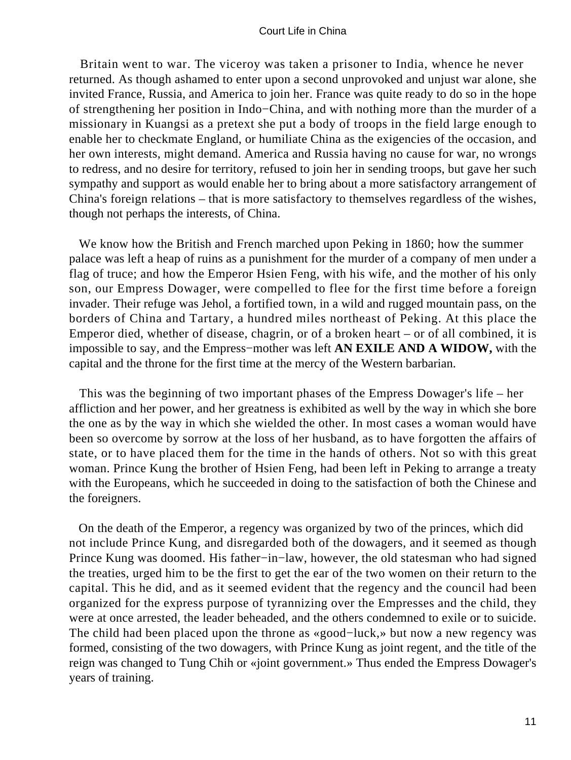Britain went to war. The viceroy was taken a prisoner to India, whence he never returned. As though ashamed to enter upon a second unprovoked and unjust war alone, she invited France, Russia, and America to join her. France was quite ready to do so in the hope of strengthening her position in Indo−China, and with nothing more than the murder of a missionary in Kuangsi as a pretext she put a body of troops in the field large enough to enable her to checkmate England, or humiliate China as the exigencies of the occasion, and her own interests, might demand. America and Russia having no cause for war, no wrongs to redress, and no desire for territory, refused to join her in sending troops, but gave her such sympathy and support as would enable her to bring about a more satisfactory arrangement of China's foreign relations – that is more satisfactory to themselves regardless of the wishes, though not perhaps the interests, of China.

We know how the British and French marched upon Peking in 1860; how the summer palace was left a heap of ruins as a punishment for the murder of a company of men under a flag of truce; and how the Emperor Hsien Feng, with his wife, and the mother of his only son, our Empress Dowager, were compelled to flee for the first time before a foreign invader. Their refuge was Jehol, a fortified town, in a wild and rugged mountain pass, on the borders of China and Tartary, a hundred miles northeast of Peking. At this place the Emperor died, whether of disease, chagrin, or of a broken heart – or of all combined, it is impossible to say, and the Empress−mother was left **AN EXILE AND A WIDOW,** with the capital and the throne for the first time at the mercy of the Western barbarian.

This was the beginning of two important phases of the Empress Dowager's life – her affliction and her power, and her greatness is exhibited as well by the way in which she bore the one as by the way in which she wielded the other. In most cases a woman would have been so overcome by sorrow at the loss of her husband, as to have forgotten the affairs of state, or to have placed them for the time in the hands of others. Not so with this great woman. Prince Kung the brother of Hsien Feng, had been left in Peking to arrange a treaty with the Europeans, which he succeeded in doing to the satisfaction of both the Chinese and the foreigners.

On the death of the Emperor, a regency was organized by two of the princes, which did not include Prince Kung, and disregarded both of the dowagers, and it seemed as though Prince Kung was doomed. His father−in−law, however, the old statesman who had signed the treaties, urged him to be the first to get the ear of the two women on their return to the capital. This he did, and as it seemed evident that the regency and the council had been organized for the express purpose of tyrannizing over the Empresses and the child, they were at once arrested, the leader beheaded, and the others condemned to exile or to suicide. The child had been placed upon the throne as «good−luck,» but now a new regency was formed, consisting of the two dowagers, with Prince Kung as joint regent, and the title of the reign was changed to Tung Chih or «joint government.» Thus ended the Empress Dowager's years of training.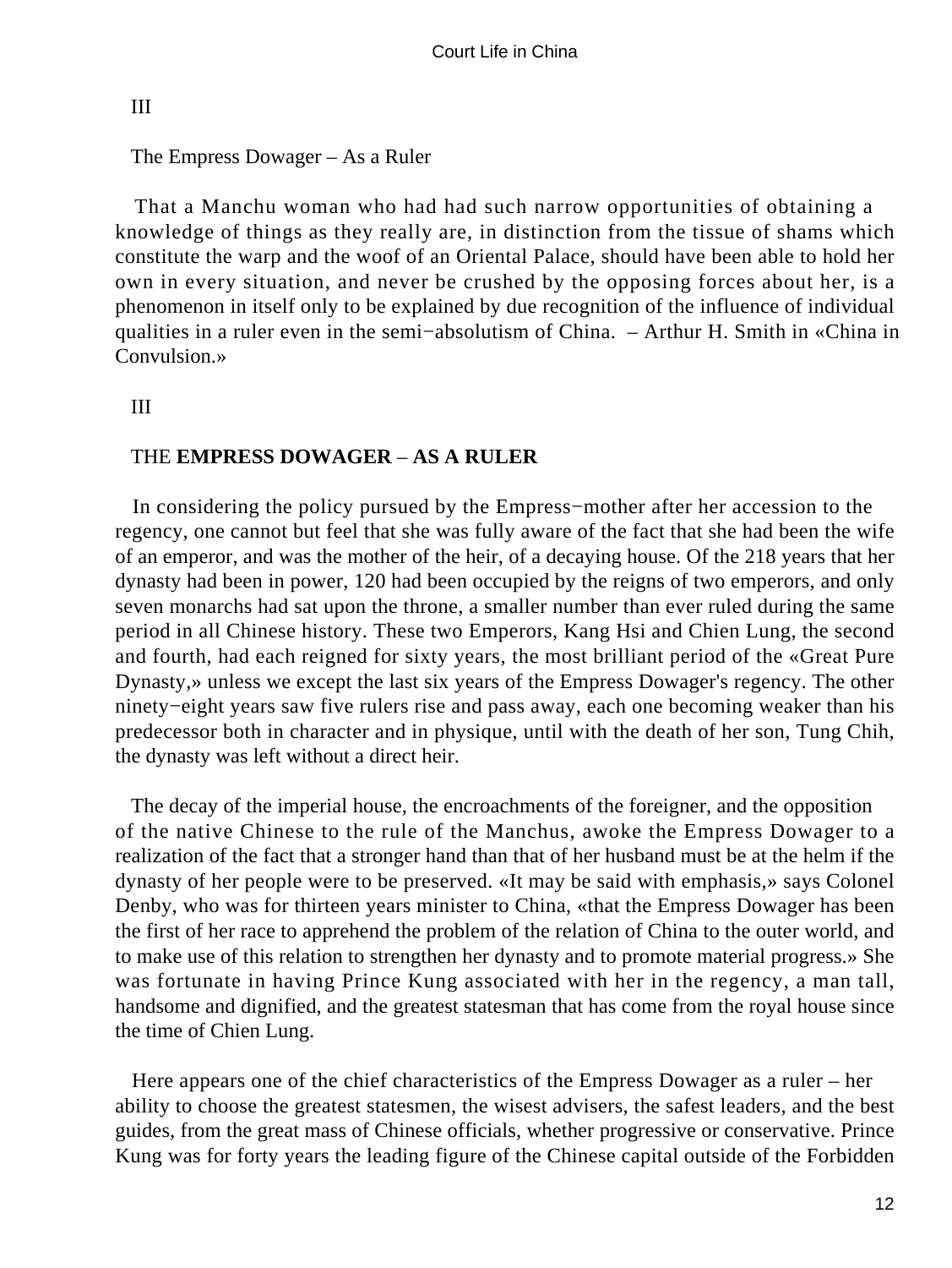III

The Empress Dowager – As a Ruler

That a Manchu woman who had had such narrow opportunities of obtaining a knowledge of things as they really are, in distinction from the tissue of shams which constitute the warp and the woof of an Oriental Palace, should have been able to hold her own in every situation, and never be crushed by the opposing forces about her, is a phenomenon in itself only to be explained by due recognition of the influence of individual qualities in a ruler even in the semi−absolutism of China. – Arthur H. Smith in «China in Convulsion.»

III

## THE **EMPRESS DOWAGER** – **AS A RULER**

In considering the policy pursued by the Empress−mother after her accession to the regency, one cannot but feel that she was fully aware of the fact that she had been the wife of an emperor, and was the mother of the heir, of a decaying house. Of the 218 years that her dynasty had been in power, 120 had been occupied by the reigns of two emperors, and only seven monarchs had sat upon the throne, a smaller number than ever ruled during the same period in all Chinese history. These two Emperors, Kang Hsi and Chien Lung, the second and fourth, had each reigned for sixty years, the most brilliant period of the «Great Pure Dynasty,» unless we except the last six years of the Empress Dowager's regency. The other ninety−eight years saw five rulers rise and pass away, each one becoming weaker than his predecessor both in character and in physique, until with the death of her son, Tung Chih, the dynasty was left without a direct heir.

The decay of the imperial house, the encroachments of the foreigner, and the opposition of the native Chinese to the rule of the Manchus, awoke the Empress Dowager to a realization of the fact that a stronger hand than that of her husband must be at the helm if the dynasty of her people were to be preserved. «It may be said with emphasis,» says Colonel Denby, who was for thirteen years minister to China, «that the Empress Dowager has been the first of her race to apprehend the problem of the relation of China to the outer world, and to make use of this relation to strengthen her dynasty and to promote material progress.» She was fortunate in having Prince Kung associated with her in the regency, a man tall, handsome and dignified, and the greatest statesman that has come from the royal house since the time of Chien Lung.

Here appears one of the chief characteristics of the Empress Dowager as a ruler – her ability to choose the greatest statesmen, the wisest advisers, the safest leaders, and the best guides, from the great mass of Chinese officials, whether progressive or conservative. Prince Kung was for forty years the leading figure of the Chinese capital outside of the Forbidden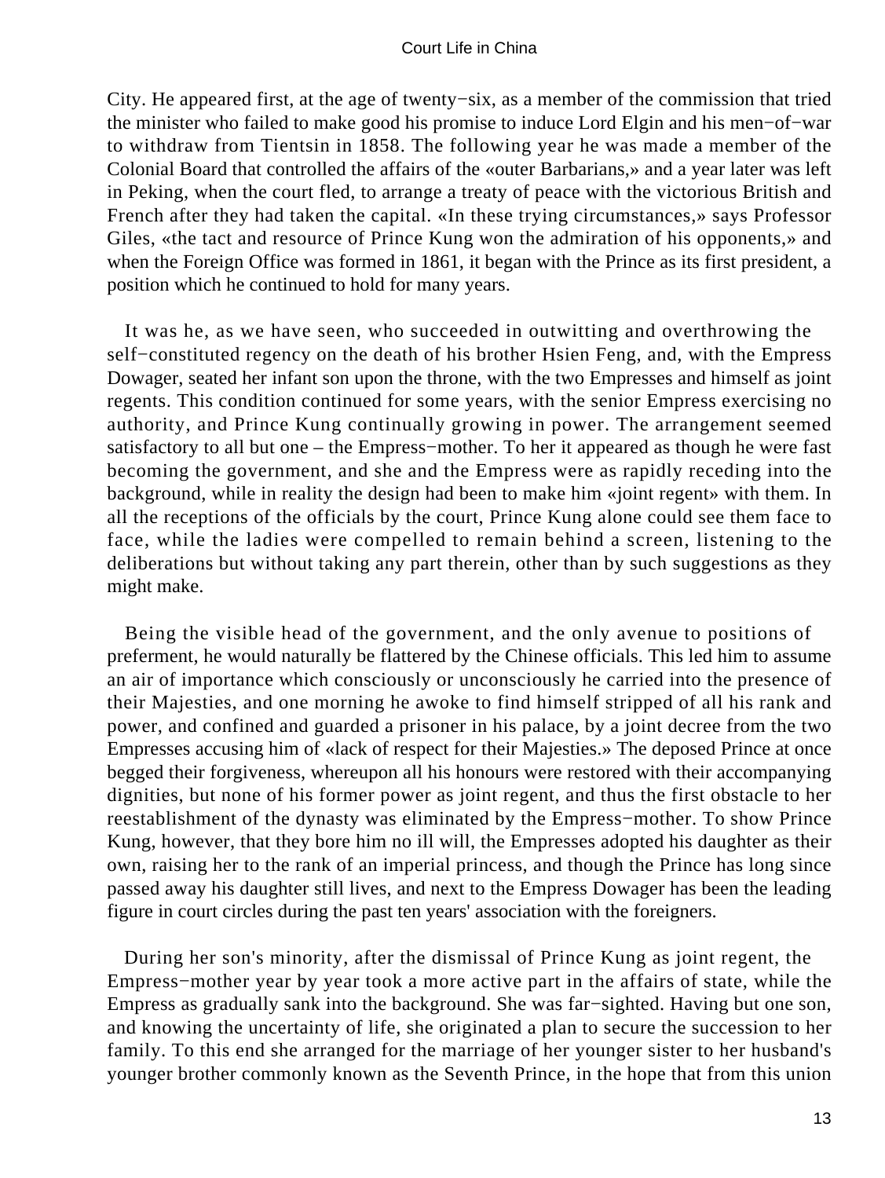City. He appeared first, at the age of twenty−six, as a member of the commission that tried the minister who failed to make good his promise to induce Lord Elgin and his men−of−war to withdraw from Tientsin in 1858. The following year he was made a member of the Colonial Board that controlled the affairs of the «outer Barbarians,» and a year later was left in Peking, when the court fled, to arrange a treaty of peace with the victorious British and French after they had taken the capital. «In these trying circumstances,» says Professor Giles, «the tact and resource of Prince Kung won the admiration of his opponents,» and when the Foreign Office was formed in 1861, it began with the Prince as its first president, a position which he continued to hold for many years.

It was he, as we have seen, who succeeded in outwitting and overthrowing the self−constituted regency on the death of his brother Hsien Feng, and, with the Empress Dowager, seated her infant son upon the throne, with the two Empresses and himself as joint regents. This condition continued for some years, with the senior Empress exercising no authority, and Prince Kung continually growing in power. The arrangement seemed satisfactory to all but one – the Empress−mother. To her it appeared as though he were fast becoming the government, and she and the Empress were as rapidly receding into the background, while in reality the design had been to make him «joint regent» with them. In all the receptions of the officials by the court, Prince Kung alone could see them face to face, while the ladies were compelled to remain behind a screen, listening to the deliberations but without taking any part therein, other than by such suggestions as they might make.

Being the visible head of the government, and the only avenue to positions of preferment, he would naturally be flattered by the Chinese officials. This led him to assume an air of importance which consciously or unconsciously he carried into the presence of their Majesties, and one morning he awoke to find himself stripped of all his rank and power, and confined and guarded a prisoner in his palace, by a joint decree from the two Empresses accusing him of «lack of respect for their Majesties.» The deposed Prince at once begged their forgiveness, whereupon all his honours were restored with their accompanying dignities, but none of his former power as joint regent, and thus the first obstacle to her reestablishment of the dynasty was eliminated by the Empress−mother. To show Prince Kung, however, that they bore him no ill will, the Empresses adopted his daughter as their own, raising her to the rank of an imperial princess, and though the Prince has long since passed away his daughter still lives, and next to the Empress Dowager has been the leading figure in court circles during the past ten years' association with the foreigners.

During her son's minority, after the dismissal of Prince Kung as joint regent, the Empress−mother year by year took a more active part in the affairs of state, while the Empress as gradually sank into the background. She was far−sighted. Having but one son, and knowing the uncertainty of life, she originated a plan to secure the succession to her family. To this end she arranged for the marriage of her younger sister to her husband's younger brother commonly known as the Seventh Prince, in the hope that from this union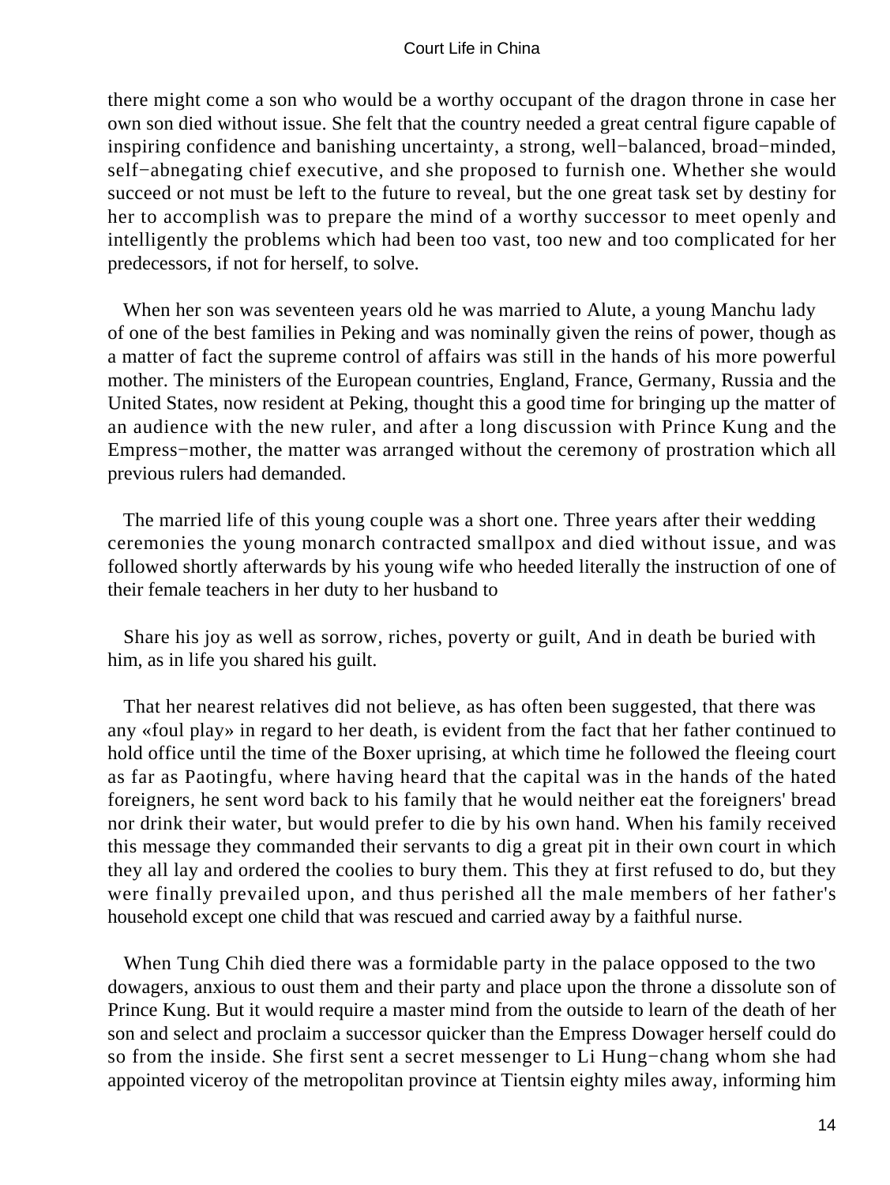there might come a son who would be a worthy occupant of the dragon throne in case her own son died without issue. She felt that the country needed a great central figure capable of inspiring confidence and banishing uncertainty, a strong, well−balanced, broad−minded, self−abnegating chief executive, and she proposed to furnish one. Whether she would succeed or not must be left to the future to reveal, but the one great task set by destiny for her to accomplish was to prepare the mind of a worthy successor to meet openly and intelligently the problems which had been too vast, too new and too complicated for her predecessors, if not for herself, to solve.

When her son was seventeen years old he was married to Alute, a young Manchu lady of one of the best families in Peking and was nominally given the reins of power, though as a matter of fact the supreme control of affairs was still in the hands of his more powerful mother. The ministers of the European countries, England, France, Germany, Russia and the United States, now resident at Peking, thought this a good time for bringing up the matter of an audience with the new ruler, and after a long discussion with Prince Kung and the Empress−mother, the matter was arranged without the ceremony of prostration which all previous rulers had demanded.

The married life of this young couple was a short one. Three years after their wedding ceremonies the young monarch contracted smallpox and died without issue, and was followed shortly afterwards by his young wife who heeded literally the instruction of one of their female teachers in her duty to her husband to

Share his joy as well as sorrow, riches, poverty or guilt, And in death be buried with him, as in life you shared his guilt.

That her nearest relatives did not believe, as has often been suggested, that there was any «foul play» in regard to her death, is evident from the fact that her father continued to hold office until the time of the Boxer uprising, at which time he followed the fleeing court as far as Paotingfu, where having heard that the capital was in the hands of the hated foreigners, he sent word back to his family that he would neither eat the foreigners' bread nor drink their water, but would prefer to die by his own hand. When his family received this message they commanded their servants to dig a great pit in their own court in which they all lay and ordered the coolies to bury them. This they at first refused to do, but they were finally prevailed upon, and thus perished all the male members of her father's household except one child that was rescued and carried away by a faithful nurse.

When Tung Chih died there was a formidable party in the palace opposed to the two dowagers, anxious to oust them and their party and place upon the throne a dissolute son of Prince Kung. But it would require a master mind from the outside to learn of the death of her son and select and proclaim a successor quicker than the Empress Dowager herself could do so from the inside. She first sent a secret messenger to Li Hung−chang whom she had appointed viceroy of the metropolitan province at Tientsin eighty miles away, informing him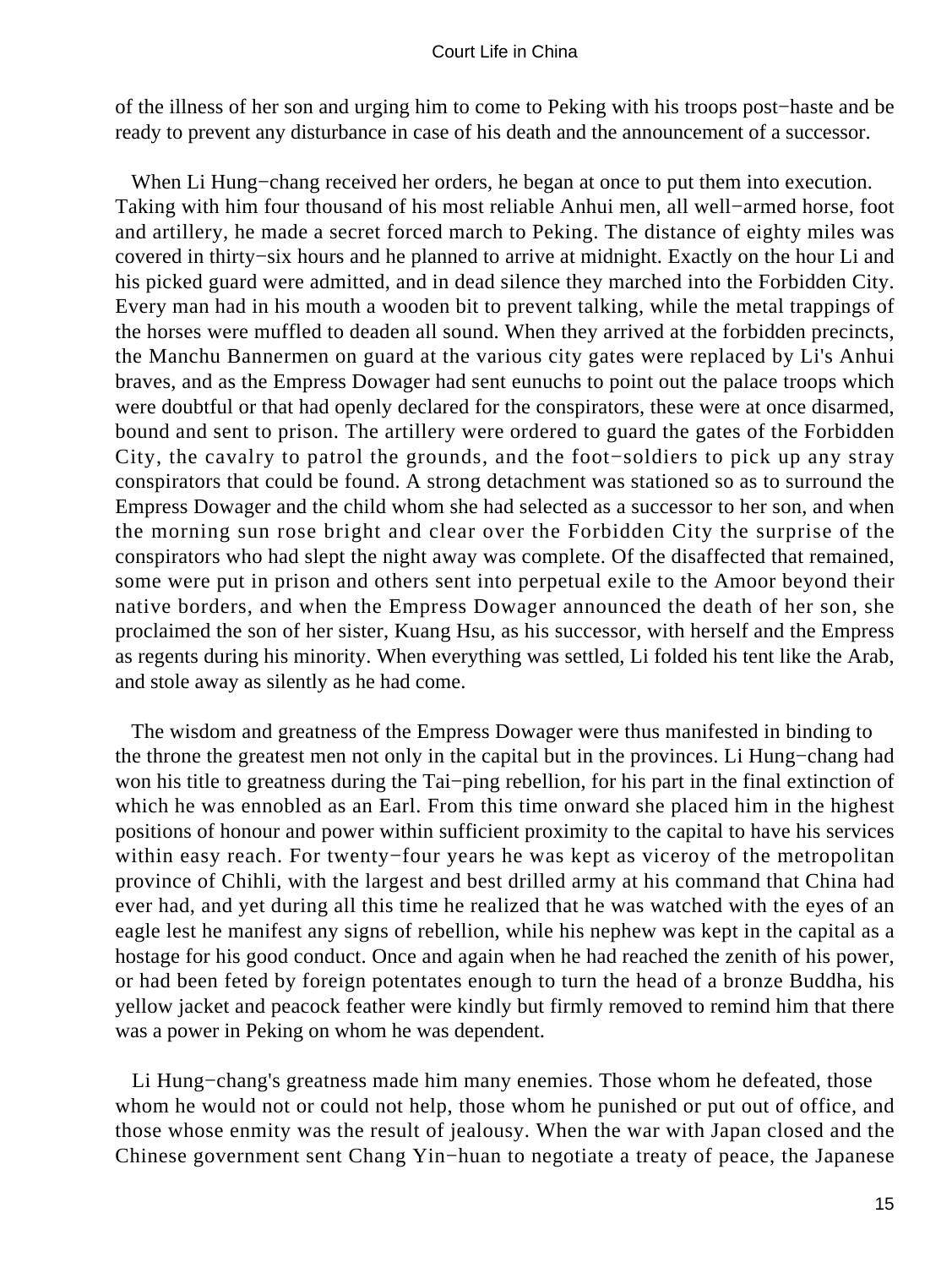of the illness of her son and urging him to come to Peking with his troops post−haste and be ready to prevent any disturbance in case of his death and the announcement of a successor.

When Li Hung−chang received her orders, he began at once to put them into execution. Taking with him four thousand of his most reliable Anhui men, all well−armed horse, foot and artillery, he made a secret forced march to Peking. The distance of eighty miles was covered in thirty−six hours and he planned to arrive at midnight. Exactly on the hour Li and his picked guard were admitted, and in dead silence they marched into the Forbidden City. Every man had in his mouth a wooden bit to prevent talking, while the metal trappings of the horses were muffled to deaden all sound. When they arrived at the forbidden precincts, the Manchu Bannermen on guard at the various city gates were replaced by Li's Anhui braves, and as the Empress Dowager had sent eunuchs to point out the palace troops which were doubtful or that had openly declared for the conspirators, these were at once disarmed, bound and sent to prison. The artillery were ordered to guard the gates of the Forbidden City, the cavalry to patrol the grounds, and the foot−soldiers to pick up any stray conspirators that could be found. A strong detachment was stationed so as to surround the Empress Dowager and the child whom she had selected as a successor to her son, and when the morning sun rose bright and clear over the Forbidden City the surprise of the conspirators who had slept the night away was complete. Of the disaffected that remained, some were put in prison and others sent into perpetual exile to the Amoor beyond their native borders, and when the Empress Dowager announced the death of her son, she proclaimed the son of her sister, Kuang Hsu, as his successor, with herself and the Empress as regents during his minority. When everything was settled, Li folded his tent like the Arab, and stole away as silently as he had come.

The wisdom and greatness of the Empress Dowager were thus manifested in binding to the throne the greatest men not only in the capital but in the provinces. Li Hung−chang had won his title to greatness during the Tai−ping rebellion, for his part in the final extinction of which he was ennobled as an Earl. From this time onward she placed him in the highest positions of honour and power within sufficient proximity to the capital to have his services within easy reach. For twenty−four years he was kept as viceroy of the metropolitan province of Chihli, with the largest and best drilled army at his command that China had ever had, and yet during all this time he realized that he was watched with the eyes of an eagle lest he manifest any signs of rebellion, while his nephew was kept in the capital as a hostage for his good conduct. Once and again when he had reached the zenith of his power, or had been feted by foreign potentates enough to turn the head of a bronze Buddha, his yellow jacket and peacock feather were kindly but firmly removed to remind him that there was a power in Peking on whom he was dependent.

Li Hung−chang's greatness made him many enemies. Those whom he defeated, those whom he would not or could not help, those whom he punished or put out of office, and those whose enmity was the result of jealousy. When the war with Japan closed and the Chinese government sent Chang Yin−huan to negotiate a treaty of peace, the Japanese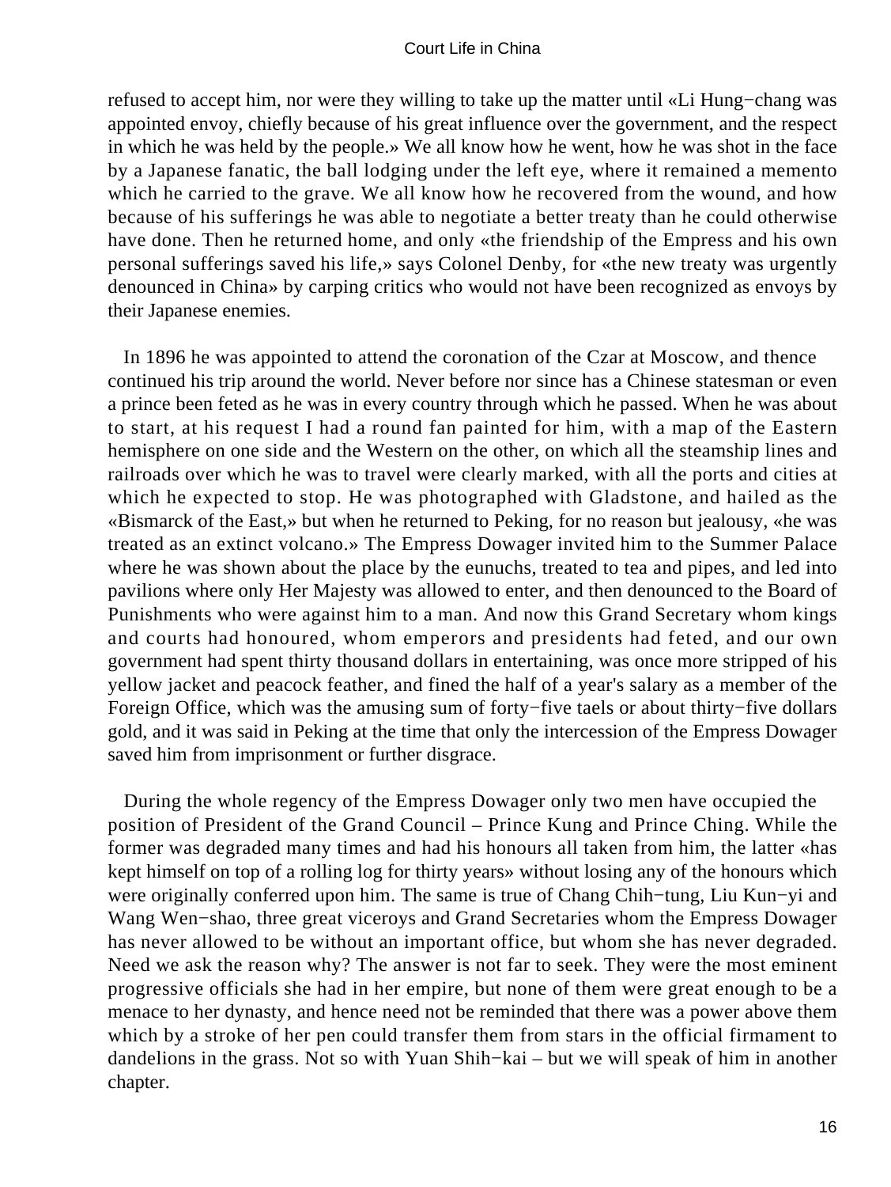refused to accept him, nor were they willing to take up the matter until «Li Hung−chang was appointed envoy, chiefly because of his great influence over the government, and the respect in which he was held by the people.» We all know how he went, how he was shot in the face by a Japanese fanatic, the ball lodging under the left eye, where it remained a memento which he carried to the grave. We all know how he recovered from the wound, and how because of his sufferings he was able to negotiate a better treaty than he could otherwise have done. Then he returned home, and only «the friendship of the Empress and his own personal sufferings saved his life,» says Colonel Denby, for «the new treaty was urgently denounced in China» by carping critics who would not have been recognized as envoys by their Japanese enemies.

In 1896 he was appointed to attend the coronation of the Czar at Moscow, and thence continued his trip around the world. Never before nor since has a Chinese statesman or even a prince been feted as he was in every country through which he passed. When he was about to start, at his request I had a round fan painted for him, with a map of the Eastern hemisphere on one side and the Western on the other, on which all the steamship lines and railroads over which he was to travel were clearly marked, with all the ports and cities at which he expected to stop. He was photographed with Gladstone, and hailed as the «Bismarck of the East,» but when he returned to Peking, for no reason but jealousy, «he was treated as an extinct volcano.» The Empress Dowager invited him to the Summer Palace where he was shown about the place by the eunuchs, treated to tea and pipes, and led into pavilions where only Her Majesty was allowed to enter, and then denounced to the Board of Punishments who were against him to a man. And now this Grand Secretary whom kings and courts had honoured, whom emperors and presidents had feted, and our own government had spent thirty thousand dollars in entertaining, was once more stripped of his yellow jacket and peacock feather, and fined the half of a year's salary as a member of the Foreign Office, which was the amusing sum of forty−five taels or about thirty−five dollars gold, and it was said in Peking at the time that only the intercession of the Empress Dowager saved him from imprisonment or further disgrace.

During the whole regency of the Empress Dowager only two men have occupied the position of President of the Grand Council – Prince Kung and Prince Ching. While the former was degraded many times and had his honours all taken from him, the latter «has kept himself on top of a rolling log for thirty years» without losing any of the honours which were originally conferred upon him. The same is true of Chang Chih−tung, Liu Kun−yi and Wang Wen−shao, three great viceroys and Grand Secretaries whom the Empress Dowager has never allowed to be without an important office, but whom she has never degraded. Need we ask the reason why? The answer is not far to seek. They were the most eminent progressive officials she had in her empire, but none of them were great enough to be a menace to her dynasty, and hence need not be reminded that there was a power above them which by a stroke of her pen could transfer them from stars in the official firmament to dandelions in the grass. Not so with Yuan Shih−kai – but we will speak of him in another chapter.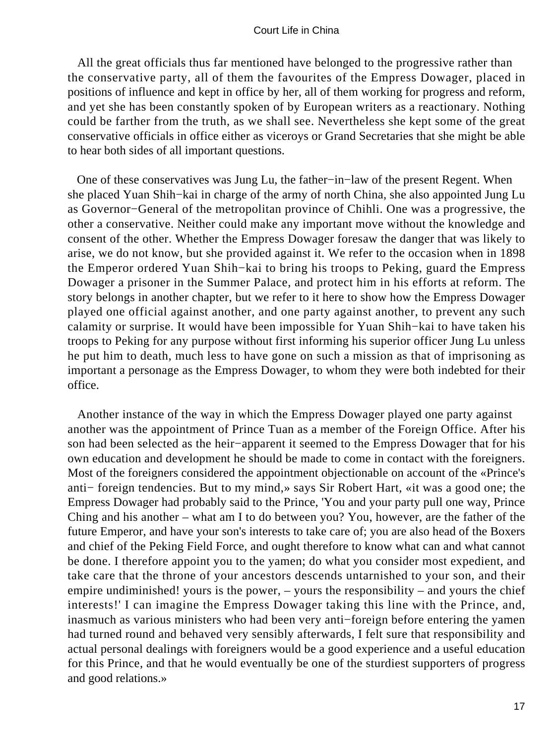All the great officials thus far mentioned have belonged to the progressive rather than the conservative party, all of them the favourites of the Empress Dowager, placed in positions of influence and kept in office by her, all of them working for progress and reform, and yet she has been constantly spoken of by European writers as a reactionary. Nothing could be farther from the truth, as we shall see. Nevertheless she kept some of the great conservative officials in office either as viceroys or Grand Secretaries that she might be able to hear both sides of all important questions.

One of these conservatives was Jung Lu, the father−in−law of the present Regent. When she placed Yuan Shih−kai in charge of the army of north China, she also appointed Jung Lu as Governor−General of the metropolitan province of Chihli. One was a progressive, the other a conservative. Neither could make any important move without the knowledge and consent of the other. Whether the Empress Dowager foresaw the danger that was likely to arise, we do not know, but she provided against it. We refer to the occasion when in 1898 the Emperor ordered Yuan Shih−kai to bring his troops to Peking, guard the Empress Dowager a prisoner in the Summer Palace, and protect him in his efforts at reform. The story belongs in another chapter, but we refer to it here to show how the Empress Dowager played one official against another, and one party against another, to prevent any such calamity or surprise. It would have been impossible for Yuan Shih−kai to have taken his troops to Peking for any purpose without first informing his superior officer Jung Lu unless he put him to death, much less to have gone on such a mission as that of imprisoning as important a personage as the Empress Dowager, to whom they were both indebted for their office.

Another instance of the way in which the Empress Dowager played one party against another was the appointment of Prince Tuan as a member of the Foreign Office. After his son had been selected as the heir−apparent it seemed to the Empress Dowager that for his own education and development he should be made to come in contact with the foreigners. Most of the foreigners considered the appointment objectionable on account of the «Prince's anti− foreign tendencies. But to my mind,» says Sir Robert Hart, «it was a good one; the Empress Dowager had probably said to the Prince, 'You and your party pull one way, Prince Ching and his another – what am I to do between you? You, however, are the father of the future Emperor, and have your son's interests to take care of; you are also head of the Boxers and chief of the Peking Field Force, and ought therefore to know what can and what cannot be done. I therefore appoint you to the yamen; do what you consider most expedient, and take care that the throne of your ancestors descends untarnished to your son, and their empire undiminished! yours is the power, – yours the responsibility – and yours the chief interests!' I can imagine the Empress Dowager taking this line with the Prince, and, inasmuch as various ministers who had been very anti−foreign before entering the yamen had turned round and behaved very sensibly afterwards, I felt sure that responsibility and actual personal dealings with foreigners would be a good experience and a useful education for this Prince, and that he would eventually be one of the sturdiest supporters of progress and good relations.»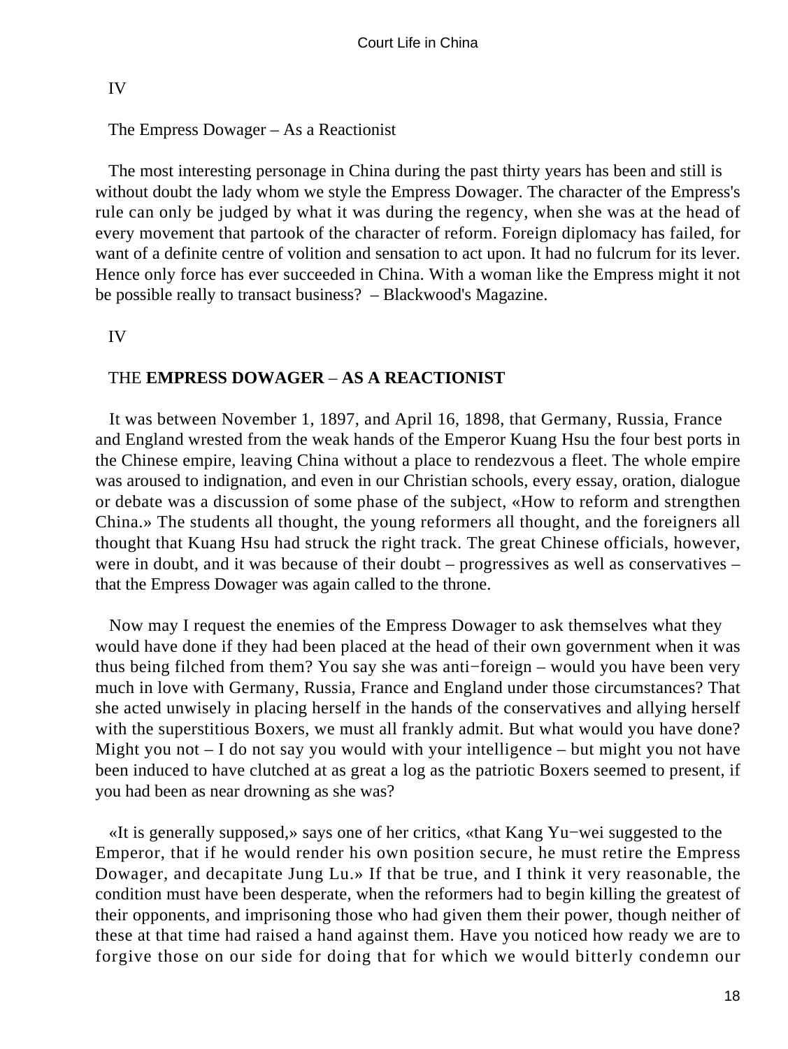IV

The Empress Dowager – As a Reactionist

The most interesting personage in China during the past thirty years has been and still is without doubt the lady whom we style the Empress Dowager. The character of the Empress's rule can only be judged by what it was during the regency, when she was at the head of every movement that partook of the character of reform. Foreign diplomacy has failed, for want of a definite centre of volition and sensation to act upon. It had no fulcrum for its lever. Hence only force has ever succeeded in China. With a woman like the Empress might it not be possible really to transact business? – Blackwood's Magazine.

IV

## THE **EMPRESS DOWAGER** – **AS A REACTIONIST**

It was between November 1, 1897, and April 16, 1898, that Germany, Russia, France and England wrested from the weak hands of the Emperor Kuang Hsu the four best ports in the Chinese empire, leaving China without a place to rendezvous a fleet. The whole empire was aroused to indignation, and even in our Christian schools, every essay, oration, dialogue or debate was a discussion of some phase of the subject, «How to reform and strengthen China.» The students all thought, the young reformers all thought, and the foreigners all thought that Kuang Hsu had struck the right track. The great Chinese officials, however, were in doubt, and it was because of their doubt – progressives as well as conservatives – that the Empress Dowager was again called to the throne.

Now may I request the enemies of the Empress Dowager to ask themselves what they would have done if they had been placed at the head of their own government when it was thus being filched from them? You say she was anti−foreign – would you have been very much in love with Germany, Russia, France and England under those circumstances? That she acted unwisely in placing herself in the hands of the conservatives and allying herself with the superstitious Boxers, we must all frankly admit. But what would you have done? Might you not – I do not say you would with your intelligence – but might you not have been induced to have clutched at as great a log as the patriotic Boxers seemed to present, if you had been as near drowning as she was?

«It is generally supposed,» says one of her critics, «that Kang Yu−wei suggested to the Emperor, that if he would render his own position secure, he must retire the Empress Dowager, and decapitate Jung Lu.» If that be true, and I think it very reasonable, the condition must have been desperate, when the reformers had to begin killing the greatest of their opponents, and imprisoning those who had given them their power, though neither of these at that time had raised a hand against them. Have you noticed how ready we are to forgive those on our side for doing that for which we would bitterly condemn our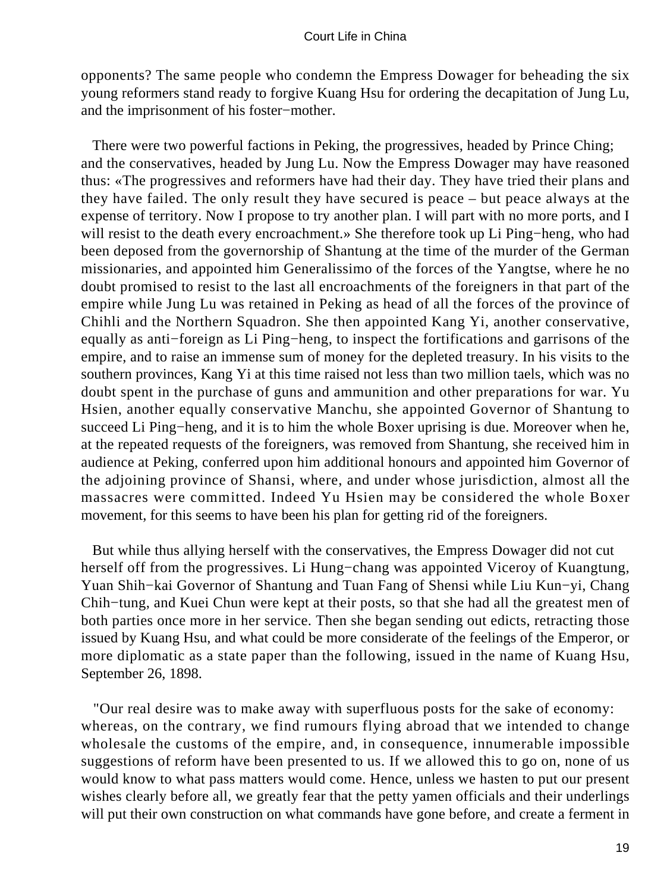opponents? The same people who condemn the Empress Dowager for beheading the six young reformers stand ready to forgive Kuang Hsu for ordering the decapitation of Jung Lu, and the imprisonment of his foster−mother.

There were two powerful factions in Peking, the progressives, headed by Prince Ching; and the conservatives, headed by Jung Lu. Now the Empress Dowager may have reasoned thus: «The progressives and reformers have had their day. They have tried their plans and they have failed. The only result they have secured is peace – but peace always at the expense of territory. Now I propose to try another plan. I will part with no more ports, and I will resist to the death every encroachment.» She therefore took up Li Ping−heng, who had been deposed from the governorship of Shantung at the time of the murder of the German missionaries, and appointed him Generalissimo of the forces of the Yangtse, where he no doubt promised to resist to the last all encroachments of the foreigners in that part of the empire while Jung Lu was retained in Peking as head of all the forces of the province of Chihli and the Northern Squadron. She then appointed Kang Yi, another conservative, equally as anti−foreign as Li Ping−heng, to inspect the fortifications and garrisons of the empire, and to raise an immense sum of money for the depleted treasury. In his visits to the southern provinces, Kang Yi at this time raised not less than two million taels, which was no doubt spent in the purchase of guns and ammunition and other preparations for war. Yu Hsien, another equally conservative Manchu, she appointed Governor of Shantung to succeed Li Ping−heng, and it is to him the whole Boxer uprising is due. Moreover when he, at the repeated requests of the foreigners, was removed from Shantung, she received him in audience at Peking, conferred upon him additional honours and appointed him Governor of the adjoining province of Shansi, where, and under whose jurisdiction, almost all the massacres were committed. Indeed Yu Hsien may be considered the whole Boxer movement, for this seems to have been his plan for getting rid of the foreigners.

But while thus allying herself with the conservatives, the Empress Dowager did not cut herself off from the progressives. Li Hung−chang was appointed Viceroy of Kuangtung, Yuan Shih−kai Governor of Shantung and Tuan Fang of Shensi while Liu Kun−yi, Chang Chih−tung, and Kuei Chun were kept at their posts, so that she had all the greatest men of both parties once more in her service. Then she began sending out edicts, retracting those issued by Kuang Hsu, and what could be more considerate of the feelings of the Emperor, or more diplomatic as a state paper than the following, issued in the name of Kuang Hsu, September 26, 1898.

"Our real desire was to make away with superfluous posts for the sake of economy: whereas, on the contrary, we find rumours flying abroad that we intended to change wholesale the customs of the empire, and, in consequence, innumerable impossible suggestions of reform have been presented to us. If we allowed this to go on, none of us would know to what pass matters would come. Hence, unless we hasten to put our present wishes clearly before all, we greatly fear that the petty yamen officials and their underlings will put their own construction on what commands have gone before, and create a ferment in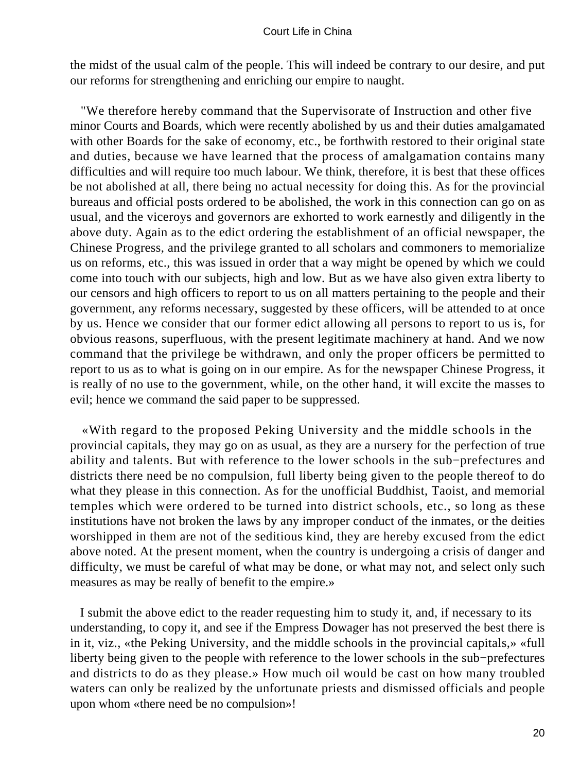the midst of the usual calm of the people. This will indeed be contrary to our desire, and put our reforms for strengthening and enriching our empire to naught.

"We therefore hereby command that the Supervisorate of Instruction and other five minor Courts and Boards, which were recently abolished by us and their duties amalgamated with other Boards for the sake of economy, etc., be forthwith restored to their original state and duties, because we have learned that the process of amalgamation contains many difficulties and will require too much labour. We think, therefore, it is best that these offices be not abolished at all, there being no actual necessity for doing this. As for the provincial bureaus and official posts ordered to be abolished, the work in this connection can go on as usual, and the viceroys and governors are exhorted to work earnestly and diligently in the above duty. Again as to the edict ordering the establishment of an official newspaper, the Chinese Progress, and the privilege granted to all scholars and commoners to memorialize us on reforms, etc., this was issued in order that a way might be opened by which we could come into touch with our subjects, high and low. But as we have also given extra liberty to our censors and high officers to report to us on all matters pertaining to the people and their government, any reforms necessary, suggested by these officers, will be attended to at once by us. Hence we consider that our former edict allowing all persons to report to us is, for obvious reasons, superfluous, with the present legitimate machinery at hand. And we now command that the privilege be withdrawn, and only the proper officers be permitted to report to us as to what is going on in our empire. As for the newspaper Chinese Progress, it is really of no use to the government, while, on the other hand, it will excite the masses to evil; hence we command the said paper to be suppressed.

«With regard to the proposed Peking University and the middle schools in the provincial capitals, they may go on as usual, as they are a nursery for the perfection of true ability and talents. But with reference to the lower schools in the sub−prefectures and districts there need be no compulsion, full liberty being given to the people thereof to do what they please in this connection. As for the unofficial Buddhist, Taoist, and memorial temples which were ordered to be turned into district schools, etc., so long as these institutions have not broken the laws by any improper conduct of the inmates, or the deities worshipped in them are not of the seditious kind, they are hereby excused from the edict above noted. At the present moment, when the country is undergoing a crisis of danger and difficulty, we must be careful of what may be done, or what may not, and select only such measures as may be really of benefit to the empire.»

I submit the above edict to the reader requesting him to study it, and, if necessary to its understanding, to copy it, and see if the Empress Dowager has not preserved the best there is in it, viz., «the Peking University, and the middle schools in the provincial capitals,» «full liberty being given to the people with reference to the lower schools in the sub−prefectures and districts to do as they please.» How much oil would be cast on how many troubled waters can only be realized by the unfortunate priests and dismissed officials and people upon whom «there need be no compulsion»!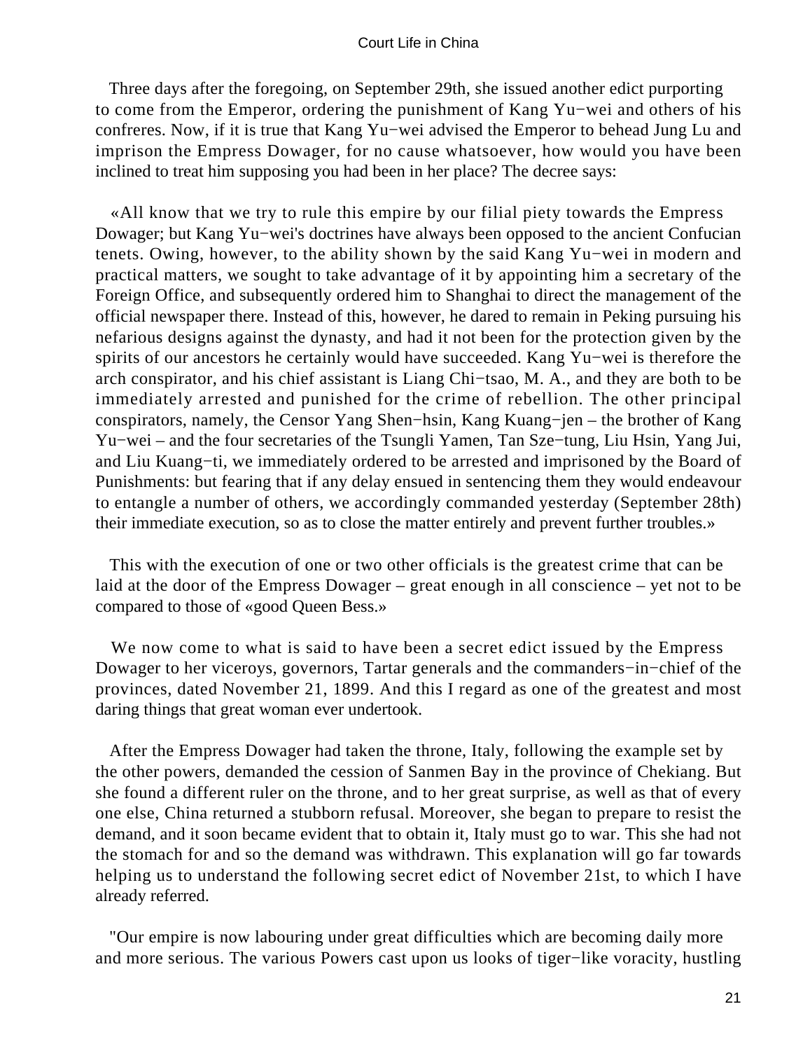Three days after the foregoing, on September 29th, she issued another edict purporting to come from the Emperor, ordering the punishment of Kang Yu−wei and others of his confreres. Now, if it is true that Kang Yu−wei advised the Emperor to behead Jung Lu and imprison the Empress Dowager, for no cause whatsoever, how would you have been inclined to treat him supposing you had been in her place? The decree says:

«All know that we try to rule this empire by our filial piety towards the Empress Dowager; but Kang Yu−wei's doctrines have always been opposed to the ancient Confucian tenets. Owing, however, to the ability shown by the said Kang Yu−wei in modern and practical matters, we sought to take advantage of it by appointing him a secretary of the Foreign Office, and subsequently ordered him to Shanghai to direct the management of the official newspaper there. Instead of this, however, he dared to remain in Peking pursuing his nefarious designs against the dynasty, and had it not been for the protection given by the spirits of our ancestors he certainly would have succeeded. Kang Yu−wei is therefore the arch conspirator, and his chief assistant is Liang Chi−tsao, M. A., and they are both to be immediately arrested and punished for the crime of rebellion. The other principal conspirators, namely, the Censor Yang Shen−hsin, Kang Kuang−jen – the brother of Kang Yu−wei – and the four secretaries of the Tsungli Yamen, Tan Sze−tung, Liu Hsin, Yang Jui, and Liu Kuang−ti, we immediately ordered to be arrested and imprisoned by the Board of Punishments: but fearing that if any delay ensued in sentencing them they would endeavour to entangle a number of others, we accordingly commanded yesterday (September 28th) their immediate execution, so as to close the matter entirely and prevent further troubles.»

This with the execution of one or two other officials is the greatest crime that can be laid at the door of the Empress Dowager – great enough in all conscience – yet not to be compared to those of «good Queen Bess.»

We now come to what is said to have been a secret edict issued by the Empress Dowager to her viceroys, governors, Tartar generals and the commanders−in−chief of the provinces, dated November 21, 1899. And this I regard as one of the greatest and most daring things that great woman ever undertook.

After the Empress Dowager had taken the throne, Italy, following the example set by the other powers, demanded the cession of Sanmen Bay in the province of Chekiang. But she found a different ruler on the throne, and to her great surprise, as well as that of every one else, China returned a stubborn refusal. Moreover, she began to prepare to resist the demand, and it soon became evident that to obtain it, Italy must go to war. This she had not the stomach for and so the demand was withdrawn. This explanation will go far towards helping us to understand the following secret edict of November 21st, to which I have already referred.

"Our empire is now labouring under great difficulties which are becoming daily more and more serious. The various Powers cast upon us looks of tiger−like voracity, hustling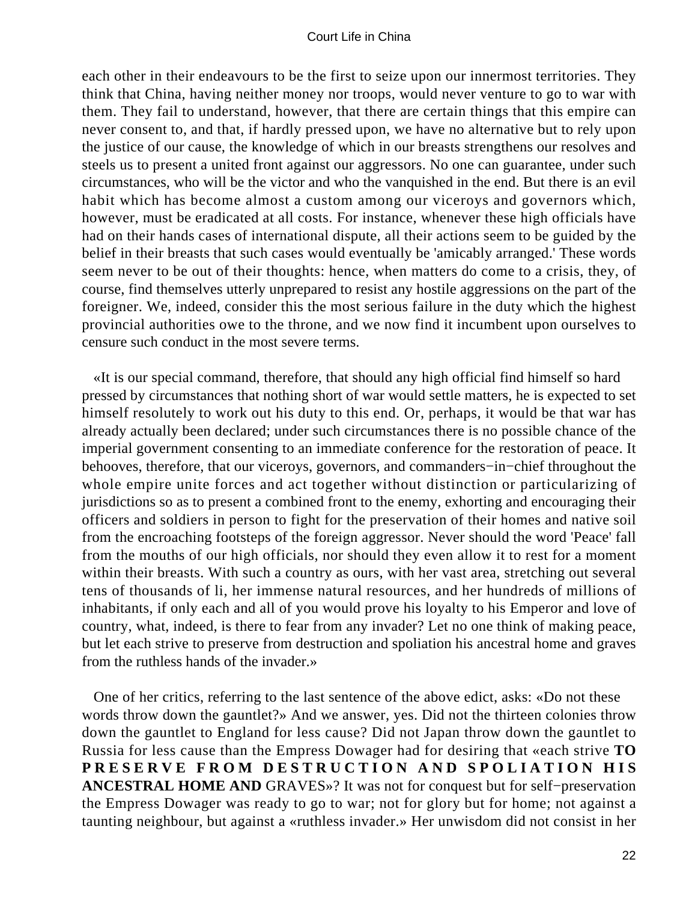each other in their endeavours to be the first to seize upon our innermost territories. They think that China, having neither money nor troops, would never venture to go to war with them. They fail to understand, however, that there are certain things that this empire can never consent to, and that, if hardly pressed upon, we have no alternative but to rely upon the justice of our cause, the knowledge of which in our breasts strengthens our resolves and steels us to present a united front against our aggressors. No one can guarantee, under such circumstances, who will be the victor and who the vanquished in the end. But there is an evil habit which has become almost a custom among our viceroys and governors which, however, must be eradicated at all costs. For instance, whenever these high officials have had on their hands cases of international dispute, all their actions seem to be guided by the belief in their breasts that such cases would eventually be 'amicably arranged.' These words seem never to be out of their thoughts: hence, when matters do come to a crisis, they, of course, find themselves utterly unprepared to resist any hostile aggressions on the part of the foreigner. We, indeed, consider this the most serious failure in the duty which the highest provincial authorities owe to the throne, and we now find it incumbent upon ourselves to censure such conduct in the most severe terms.

«It is our special command, therefore, that should any high official find himself so hard pressed by circumstances that nothing short of war would settle matters, he is expected to set himself resolutely to work out his duty to this end. Or, perhaps, it would be that war has already actually been declared; under such circumstances there is no possible chance of the imperial government consenting to an immediate conference for the restoration of peace. It behooves, therefore, that our viceroys, governors, and commanders−in−chief throughout the whole empire unite forces and act together without distinction or particularizing of jurisdictions so as to present a combined front to the enemy, exhorting and encouraging their officers and soldiers in person to fight for the preservation of their homes and native soil from the encroaching footsteps of the foreign aggressor. Never should the word 'Peace' fall from the mouths of our high officials, nor should they even allow it to rest for a moment within their breasts. With such a country as ours, with her vast area, stretching out several tens of thousands of li, her immense natural resources, and her hundreds of millions of inhabitants, if only each and all of you would prove his loyalty to his Emperor and love of country, what, indeed, is there to fear from any invader? Let no one think of making peace, but let each strive to preserve from destruction and spoliation his ancestral home and graves from the ruthless hands of the invader.»

One of her critics, referring to the last sentence of the above edict, asks: «Do not these words throw down the gauntlet?» And we answer, yes. Did not the thirteen colonies throw down the gauntlet to England for less cause? Did not Japan throw down the gauntlet to Russia for less cause than the Empress Dowager had for desiring that «each strive **TO PRESERVE FROM DESTRUCTION AND SPOLIATION HIS ANCESTRAL HOME AND** GRAVES»? It was not for conquest but for self−preservation the Empress Dowager was ready to go to war; not for glory but for home; not against a taunting neighbour, but against a «ruthless invader.» Her unwisdom did not consist in her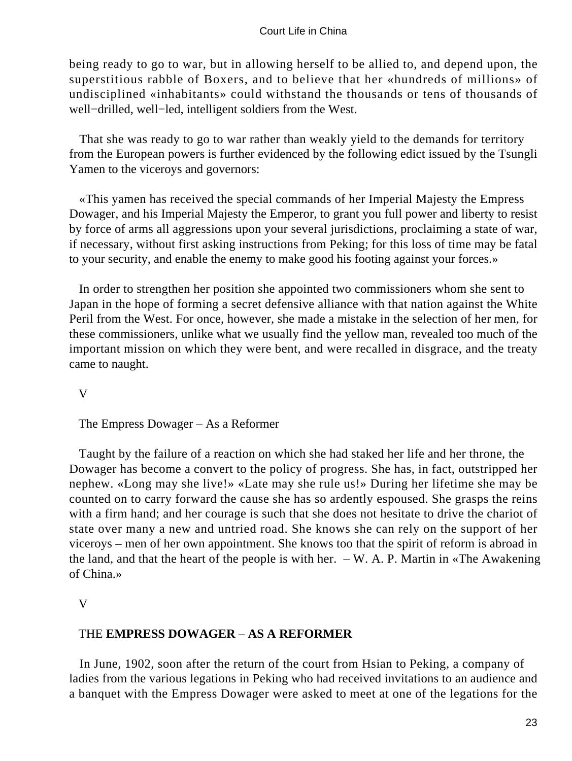being ready to go to war, but in allowing herself to be allied to, and depend upon, the superstitious rabble of Boxers, and to believe that her «hundreds of millions» of undisciplined «inhabitants» could withstand the thousands or tens of thousands of well−drilled, well−led, intelligent soldiers from the West.

That she was ready to go to war rather than weakly yield to the demands for territory from the European powers is further evidenced by the following edict issued by the Tsungli Yamen to the viceroys and governors:

«This yamen has received the special commands of her Imperial Majesty the Empress Dowager, and his Imperial Majesty the Emperor, to grant you full power and liberty to resist by force of arms all aggressions upon your several jurisdictions, proclaiming a state of war, if necessary, without first asking instructions from Peking; for this loss of time may be fatal to your security, and enable the enemy to make good his footing against your forces.»

In order to strengthen her position she appointed two commissioners whom she sent to Japan in the hope of forming a secret defensive alliance with that nation against the White Peril from the West. For once, however, she made a mistake in the selection of her men, for these commissioners, unlike what we usually find the yellow man, revealed too much of the important mission on which they were bent, and were recalled in disgrace, and the treaty came to naught.

V

The Empress Dowager – As a Reformer

Taught by the failure of a reaction on which she had staked her life and her throne, the Dowager has become a convert to the policy of progress. She has, in fact, outstripped her nephew. «Long may she live!» «Late may she rule us!» During her lifetime she may be counted on to carry forward the cause she has so ardently espoused. She grasps the reins with a firm hand; and her courage is such that she does not hesitate to drive the chariot of state over many a new and untried road. She knows she can rely on the support of her viceroys – men of her own appointment. She knows too that the spirit of reform is abroad in the land, and that the heart of the people is with her. – W. A. P. Martin in «The Awakening of China.»

## V

## THE **EMPRESS DOWAGER** – **AS A REFORMER**

In June, 1902, soon after the return of the court from Hsian to Peking, a company of ladies from the various legations in Peking who had received invitations to an audience and a banquet with the Empress Dowager were asked to meet at one of the legations for the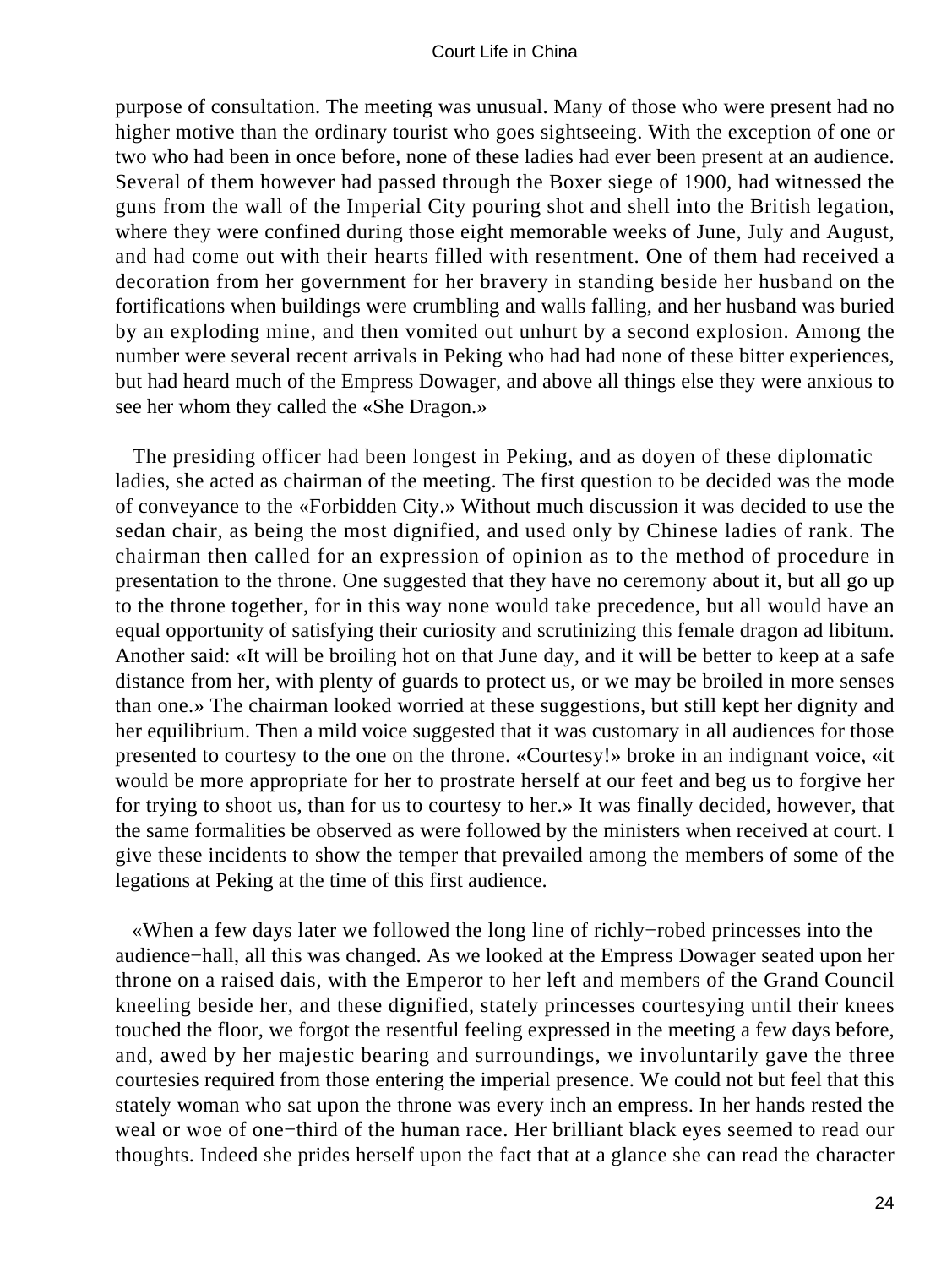purpose of consultation. The meeting was unusual. Many of those who were present had no higher motive than the ordinary tourist who goes sightseeing. With the exception of one or two who had been in once before, none of these ladies had ever been present at an audience. Several of them however had passed through the Boxer siege of 1900, had witnessed the guns from the wall of the Imperial City pouring shot and shell into the British legation, where they were confined during those eight memorable weeks of June, July and August, and had come out with their hearts filled with resentment. One of them had received a decoration from her government for her bravery in standing beside her husband on the fortifications when buildings were crumbling and walls falling, and her husband was buried by an exploding mine, and then vomited out unhurt by a second explosion. Among the number were several recent arrivals in Peking who had had none of these bitter experiences, but had heard much of the Empress Dowager, and above all things else they were anxious to see her whom they called the «She Dragon.»

The presiding officer had been longest in Peking, and as doyen of these diplomatic ladies, she acted as chairman of the meeting. The first question to be decided was the mode of conveyance to the «Forbidden City.» Without much discussion it was decided to use the sedan chair, as being the most dignified, and used only by Chinese ladies of rank. The chairman then called for an expression of opinion as to the method of procedure in presentation to the throne. One suggested that they have no ceremony about it, but all go up to the throne together, for in this way none would take precedence, but all would have an equal opportunity of satisfying their curiosity and scrutinizing this female dragon ad libitum. Another said: «It will be broiling hot on that June day, and it will be better to keep at a safe distance from her, with plenty of guards to protect us, or we may be broiled in more senses than one.» The chairman looked worried at these suggestions, but still kept her dignity and her equilibrium. Then a mild voice suggested that it was customary in all audiences for those presented to courtesy to the one on the throne. «Courtesy!» broke in an indignant voice, «it would be more appropriate for her to prostrate herself at our feet and beg us to forgive her for trying to shoot us, than for us to courtesy to her.» It was finally decided, however, that the same formalities be observed as were followed by the ministers when received at court. I give these incidents to show the temper that prevailed among the members of some of the legations at Peking at the time of this first audience.

«When a few days later we followed the long line of richly−robed princesses into the audience−hall, all this was changed. As we looked at the Empress Dowager seated upon her throne on a raised dais, with the Emperor to her left and members of the Grand Council kneeling beside her, and these dignified, stately princesses courtesying until their knees touched the floor, we forgot the resentful feeling expressed in the meeting a few days before, and, awed by her majestic bearing and surroundings, we involuntarily gave the three courtesies required from those entering the imperial presence. We could not but feel that this stately woman who sat upon the throne was every inch an empress. In her hands rested the weal or woe of one−third of the human race. Her brilliant black eyes seemed to read our thoughts. Indeed she prides herself upon the fact that at a glance she can read the character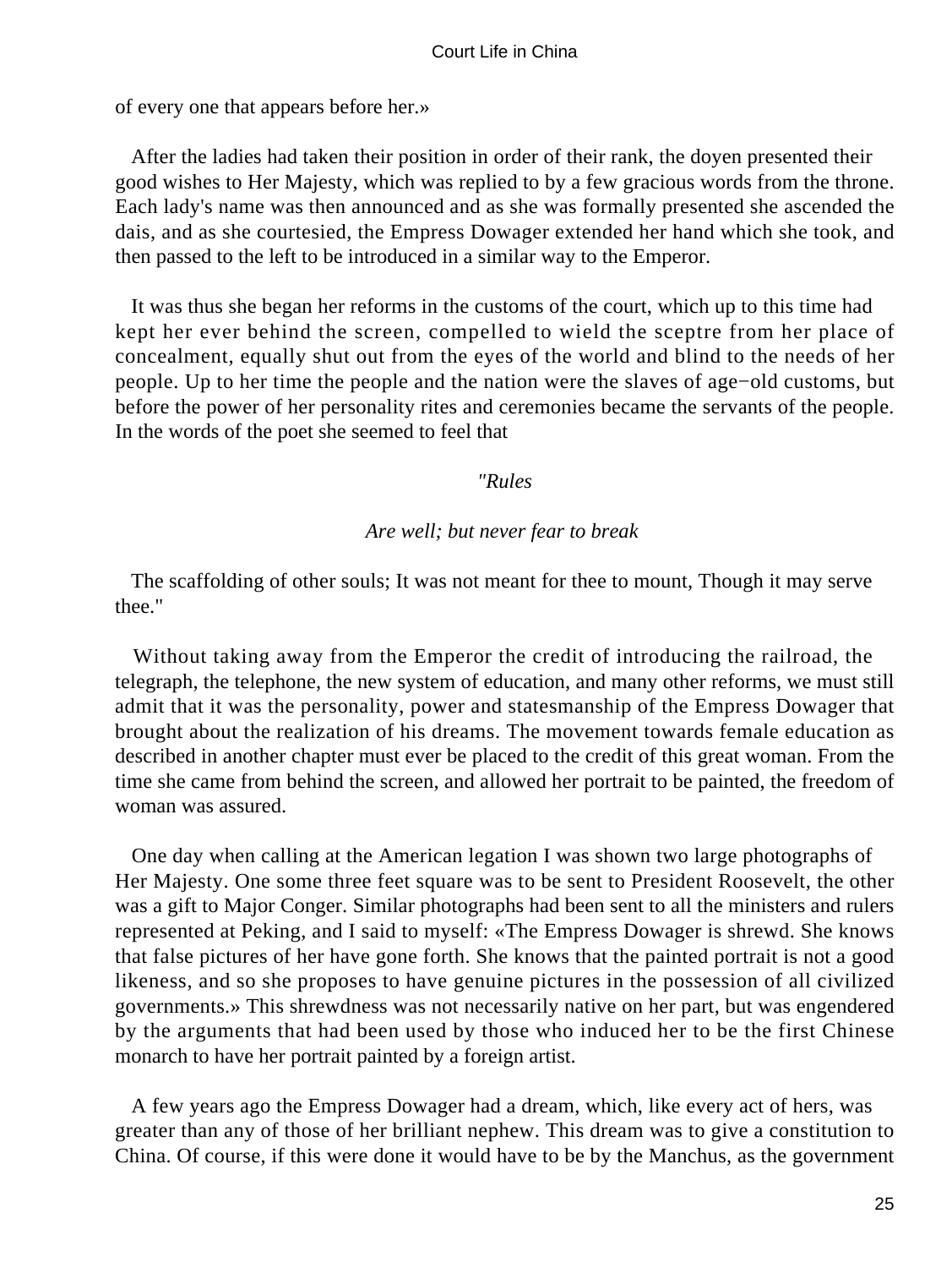of every one that appears before her.»

After the ladies had taken their position in order of their rank, the doyen presented their good wishes to Her Majesty, which was replied to by a few gracious words from the throne. Each lady's name was then announced and as she was formally presented she ascended the dais, and as she courtesied, the Empress Dowager extended her hand which she took, and then passed to the left to be introduced in a similar way to the Emperor.

It was thus she began her reforms in the customs of the court, which up to this time had kept her ever behind the screen, compelled to wield the sceptre from her place of concealment, equally shut out from the eyes of the world and blind to the needs of her people. Up to her time the people and the nation were the slaves of age−old customs, but before the power of her personality rites and ceremonies became the servants of the people. In the words of the poet she seemed to feel that

*"Rules*

*Are well; but never fear to break*

The scaffolding of other souls; It was not meant for thee to mount, Though it may serve thee."

Without taking away from the Emperor the credit of introducing the railroad, the telegraph, the telephone, the new system of education, and many other reforms, we must still admit that it was the personality, power and statesmanship of the Empress Dowager that brought about the realization of his dreams. The movement towards female education as described in another chapter must ever be placed to the credit of this great woman. From the time she came from behind the screen, and allowed her portrait to be painted, the freedom of woman was assured.

One day when calling at the American legation I was shown two large photographs of Her Majesty. One some three feet square was to be sent to President Roosevelt, the other was a gift to Major Conger. Similar photographs had been sent to all the ministers and rulers represented at Peking, and I said to myself: «The Empress Dowager is shrewd. She knows that false pictures of her have gone forth. She knows that the painted portrait is not a good likeness, and so she proposes to have genuine pictures in the possession of all civilized governments.» This shrewdness was not necessarily native on her part, but was engendered by the arguments that had been used by those who induced her to be the first Chinese monarch to have her portrait painted by a foreign artist.

A few years ago the Empress Dowager had a dream, which, like every act of hers, was greater than any of those of her brilliant nephew. This dream was to give a constitution to China. Of course, if this were done it would have to be by the Manchus, as the government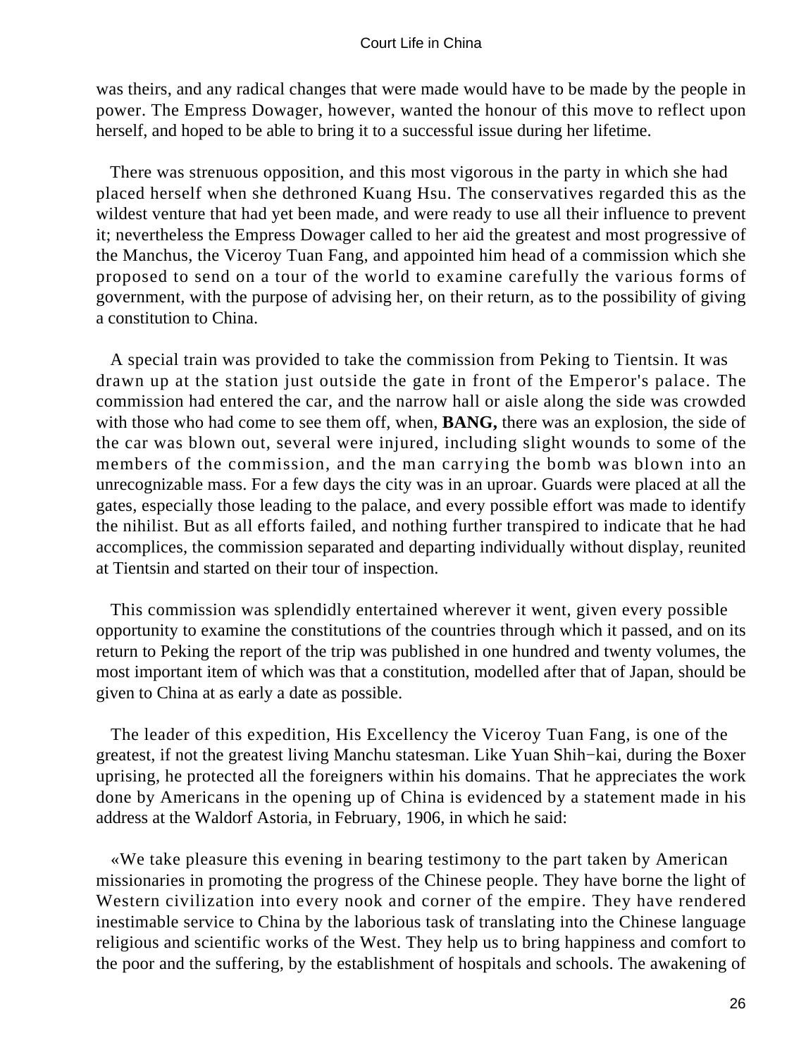was theirs, and any radical changes that were made would have to be made by the people in power. The Empress Dowager, however, wanted the honour of this move to reflect upon herself, and hoped to be able to bring it to a successful issue during her lifetime.

There was strenuous opposition, and this most vigorous in the party in which she had placed herself when she dethroned Kuang Hsu. The conservatives regarded this as the wildest venture that had yet been made, and were ready to use all their influence to prevent it; nevertheless the Empress Dowager called to her aid the greatest and most progressive of the Manchus, the Viceroy Tuan Fang, and appointed him head of a commission which she proposed to send on a tour of the world to examine carefully the various forms of government, with the purpose of advising her, on their return, as to the possibility of giving a constitution to China.

A special train was provided to take the commission from Peking to Tientsin. It was drawn up at the station just outside the gate in front of the Emperor's palace. The commission had entered the car, and the narrow hall or aisle along the side was crowded with those who had come to see them off, when, **BANG,** there was an explosion, the side of the car was blown out, several were injured, including slight wounds to some of the members of the commission, and the man carrying the bomb was blown into an unrecognizable mass. For a few days the city was in an uproar. Guards were placed at all the gates, especially those leading to the palace, and every possible effort was made to identify the nihilist. But as all efforts failed, and nothing further transpired to indicate that he had accomplices, the commission separated and departing individually without display, reunited at Tientsin and started on their tour of inspection.

This commission was splendidly entertained wherever it went, given every possible opportunity to examine the constitutions of the countries through which it passed, and on its return to Peking the report of the trip was published in one hundred and twenty volumes, the most important item of which was that a constitution, modelled after that of Japan, should be given to China at as early a date as possible.

The leader of this expedition, His Excellency the Viceroy Tuan Fang, is one of the greatest, if not the greatest living Manchu statesman. Like Yuan Shih−kai, during the Boxer uprising, he protected all the foreigners within his domains. That he appreciates the work done by Americans in the opening up of China is evidenced by a statement made in his address at the Waldorf Astoria, in February, 1906, in which he said:

«We take pleasure this evening in bearing testimony to the part taken by American missionaries in promoting the progress of the Chinese people. They have borne the light of Western civilization into every nook and corner of the empire. They have rendered inestimable service to China by the laborious task of translating into the Chinese language religious and scientific works of the West. They help us to bring happiness and comfort to the poor and the suffering, by the establishment of hospitals and schools. The awakening of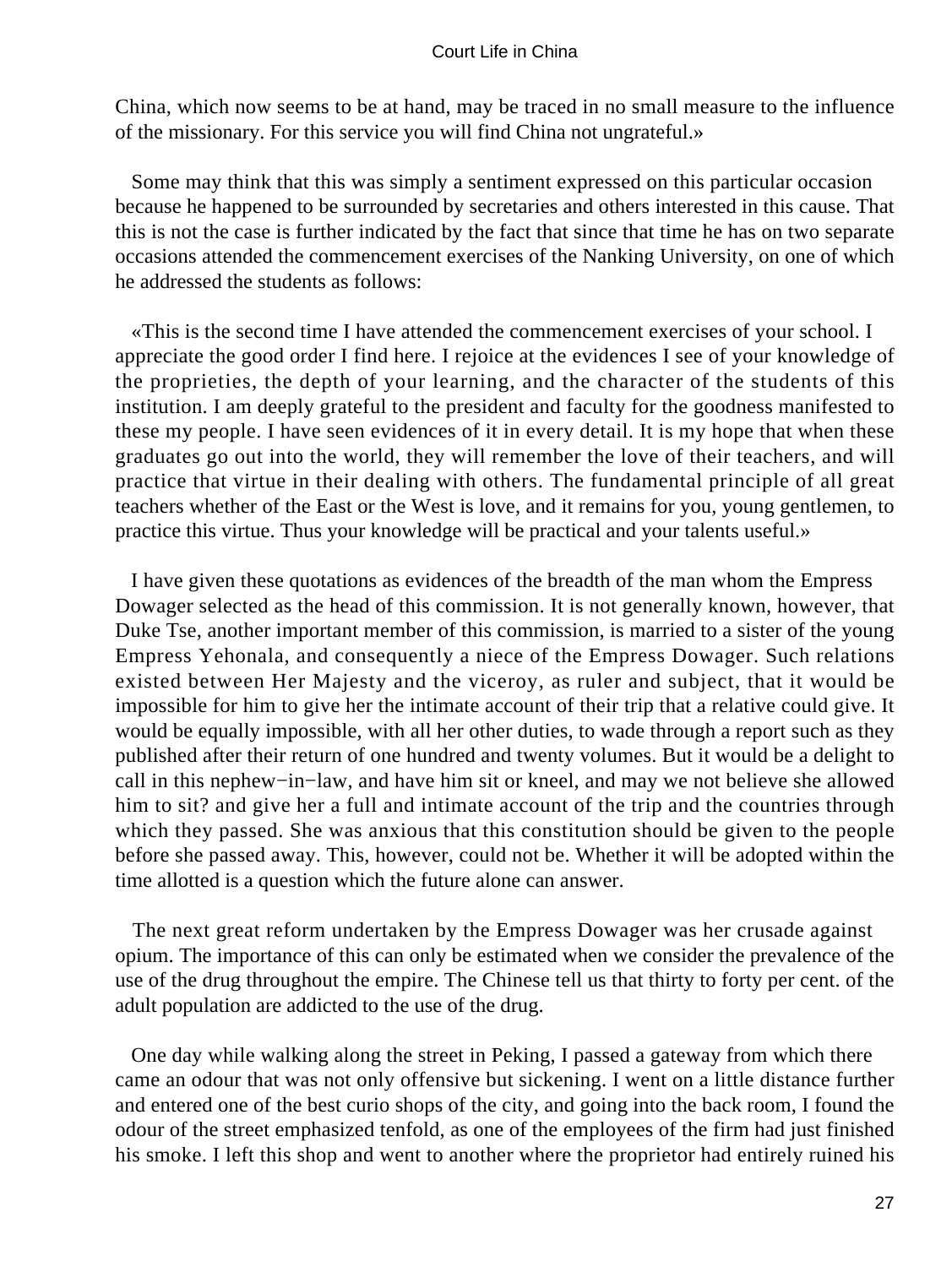China, which now seems to be at hand, may be traced in no small measure to the influence of the missionary. For this service you will find China not ungrateful.»

Some may think that this was simply a sentiment expressed on this particular occasion because he happened to be surrounded by secretaries and others interested in this cause. That this is not the case is further indicated by the fact that since that time he has on two separate occasions attended the commencement exercises of the Nanking University, on one of which he addressed the students as follows:

«This is the second time I have attended the commencement exercises of your school. I appreciate the good order I find here. I rejoice at the evidences I see of your knowledge of the proprieties, the depth of your learning, and the character of the students of this institution. I am deeply grateful to the president and faculty for the goodness manifested to these my people. I have seen evidences of it in every detail. It is my hope that when these graduates go out into the world, they will remember the love of their teachers, and will practice that virtue in their dealing with others. The fundamental principle of all great teachers whether of the East or the West is love, and it remains for you, young gentlemen, to practice this virtue. Thus your knowledge will be practical and your talents useful.»

I have given these quotations as evidences of the breadth of the man whom the Empress Dowager selected as the head of this commission. It is not generally known, however, that Duke Tse, another important member of this commission, is married to a sister of the young Empress Yehonala, and consequently a niece of the Empress Dowager. Such relations existed between Her Majesty and the viceroy, as ruler and subject, that it would be impossible for him to give her the intimate account of their trip that a relative could give. It would be equally impossible, with all her other duties, to wade through a report such as they published after their return of one hundred and twenty volumes. But it would be a delight to call in this nephew−in−law, and have him sit or kneel, and may we not believe she allowed him to sit? and give her a full and intimate account of the trip and the countries through which they passed. She was anxious that this constitution should be given to the people before she passed away. This, however, could not be. Whether it will be adopted within the time allotted is a question which the future alone can answer.

The next great reform undertaken by the Empress Dowager was her crusade against opium. The importance of this can only be estimated when we consider the prevalence of the use of the drug throughout the empire. The Chinese tell us that thirty to forty per cent. of the adult population are addicted to the use of the drug.

One day while walking along the street in Peking, I passed a gateway from which there came an odour that was not only offensive but sickening. I went on a little distance further and entered one of the best curio shops of the city, and going into the back room, I found the odour of the street emphasized tenfold, as one of the employees of the firm had just finished his smoke. I left this shop and went to another where the proprietor had entirely ruined his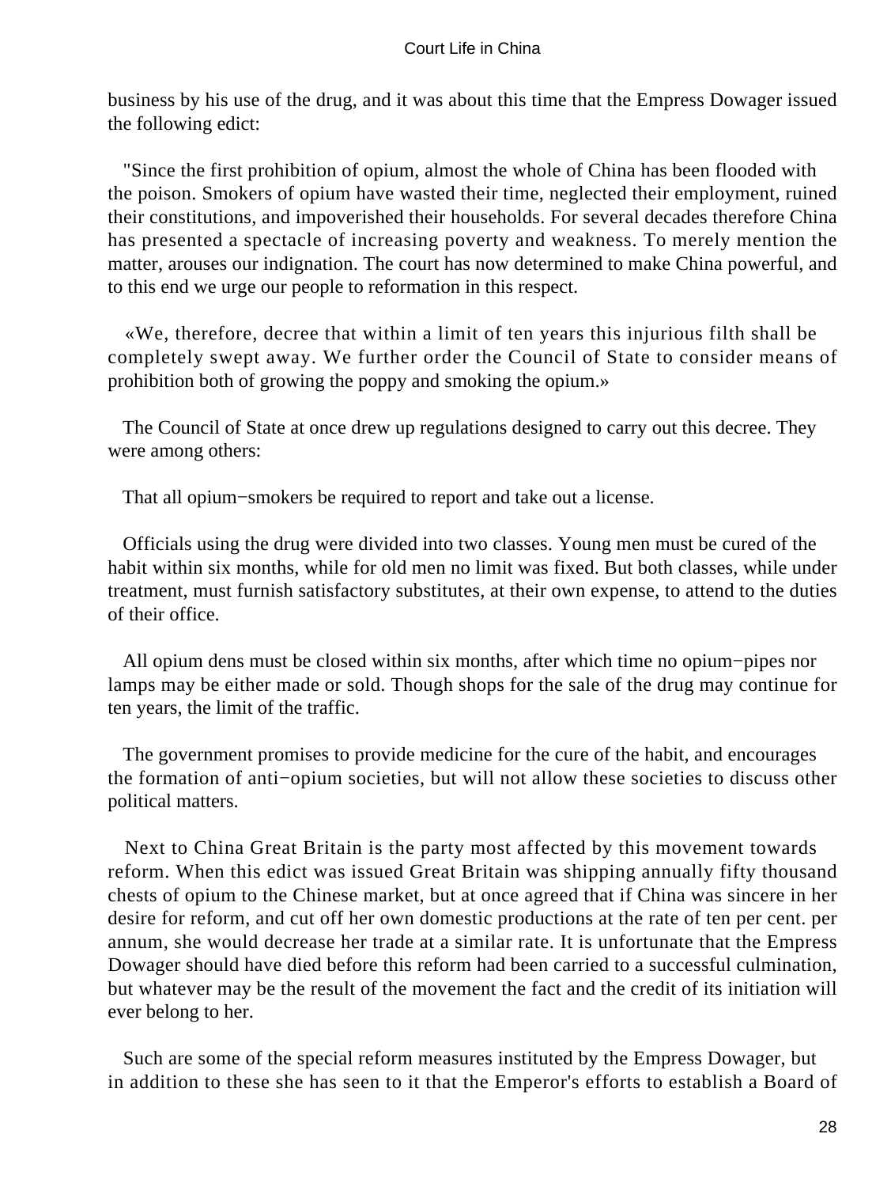business by his use of the drug, and it was about this time that the Empress Dowager issued the following edict:

"Since the first prohibition of opium, almost the whole of China has been flooded with the poison. Smokers of opium have wasted their time, neglected their employment, ruined their constitutions, and impoverished their households. For several decades therefore China has presented a spectacle of increasing poverty and weakness. To merely mention the matter, arouses our indignation. The court has now determined to make China powerful, and to this end we urge our people to reformation in this respect.

«We, therefore, decree that within a limit of ten years this injurious filth shall be completely swept away. We further order the Council of State to consider means of prohibition both of growing the poppy and smoking the opium.»

The Council of State at once drew up regulations designed to carry out this decree. They were among others:

That all opium−smokers be required to report and take out a license.

Officials using the drug were divided into two classes. Young men must be cured of the habit within six months, while for old men no limit was fixed. But both classes, while under treatment, must furnish satisfactory substitutes, at their own expense, to attend to the duties of their office.

All opium dens must be closed within six months, after which time no opium−pipes nor lamps may be either made or sold. Though shops for the sale of the drug may continue for ten years, the limit of the traffic.

The government promises to provide medicine for the cure of the habit, and encourages the formation of anti−opium societies, but will not allow these societies to discuss other political matters.

Next to China Great Britain is the party most affected by this movement towards reform. When this edict was issued Great Britain was shipping annually fifty thousand chests of opium to the Chinese market, but at once agreed that if China was sincere in her desire for reform, and cut off her own domestic productions at the rate of ten per cent. per annum, she would decrease her trade at a similar rate. It is unfortunate that the Empress Dowager should have died before this reform had been carried to a successful culmination, but whatever may be the result of the movement the fact and the credit of its initiation will ever belong to her.

Such are some of the special reform measures instituted by the Empress Dowager, but in addition to these she has seen to it that the Emperor's efforts to establish a Board of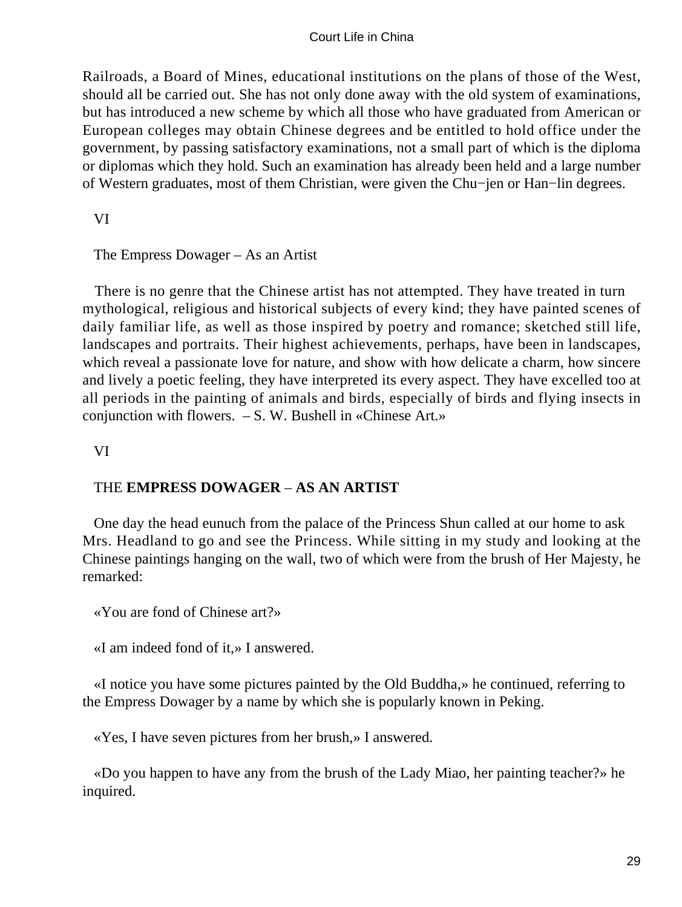Railroads, a Board of Mines, educational institutions on the plans of those of the West, should all be carried out. She has not only done away with the old system of examinations, but has introduced a new scheme by which all those who have graduated from American or European colleges may obtain Chinese degrees and be entitled to hold office under the government, by passing satisfactory examinations, not a small part of which is the diploma or diplomas which they hold. Such an examination has already been held and a large number of Western graduates, most of them Christian, were given the Chu−jen or Han−lin degrees.

VI

The Empress Dowager – As an Artist

There is no genre that the Chinese artist has not attempted. They have treated in turn mythological, religious and historical subjects of every kind; they have painted scenes of daily familiar life, as well as those inspired by poetry and romance; sketched still life, landscapes and portraits. Their highest achievements, perhaps, have been in landscapes, which reveal a passionate love for nature, and show with how delicate a charm, how sincere and lively a poetic feeling, they have interpreted its every aspect. They have excelled too at all periods in the painting of animals and birds, especially of birds and flying insects in conjunction with flowers. – S. W. Bushell in «Chinese Art.»

## VI

## THE **EMPRESS DOWAGER** – **AS AN ARTIST**

One day the head eunuch from the palace of the Princess Shun called at our home to ask Mrs. Headland to go and see the Princess. While sitting in my study and looking at the Chinese paintings hanging on the wall, two of which were from the brush of Her Majesty, he remarked:

«You are fond of Chinese art?»

«I am indeed fond of it,» I answered.

«I notice you have some pictures painted by the Old Buddha,» he continued, referring to the Empress Dowager by a name by which she is popularly known in Peking.

«Yes, I have seven pictures from her brush,» I answered.

«Do you happen to have any from the brush of the Lady Miao, her painting teacher?» he inquired.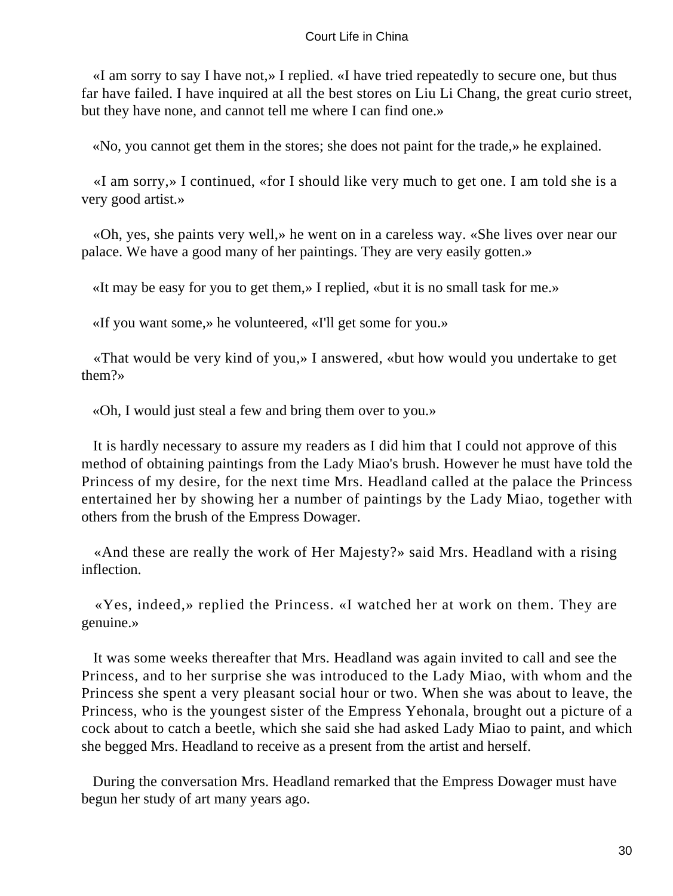«I am sorry to say I have not,» I replied. «I have tried repeatedly to secure one, but thus far have failed. I have inquired at all the best stores on Liu Li Chang, the great curio street, but they have none, and cannot tell me where I can find one.»

«No, you cannot get them in the stores; she does not paint for the trade,» he explained.

«I am sorry,» I continued, «for I should like very much to get one. I am told she is a very good artist.»

«Oh, yes, she paints very well,» he went on in a careless way. «She lives over near our palace. We have a good many of her paintings. They are very easily gotten.»

«It may be easy for you to get them,» I replied, «but it is no small task for me.»

«If you want some,» he volunteered, «I'll get some for you.»

«That would be very kind of you,» I answered, «but how would you undertake to get them?»

«Oh, I would just steal a few and bring them over to you.»

It is hardly necessary to assure my readers as I did him that I could not approve of this method of obtaining paintings from the Lady Miao's brush. However he must have told the Princess of my desire, for the next time Mrs. Headland called at the palace the Princess entertained her by showing her a number of paintings by the Lady Miao, together with others from the brush of the Empress Dowager.

«And these are really the work of Her Majesty?» said Mrs. Headland with a rising inflection.

«Yes, indeed,» replied the Princess. «I watched her at work on them. They are genuine.»

It was some weeks thereafter that Mrs. Headland was again invited to call and see the Princess, and to her surprise she was introduced to the Lady Miao, with whom and the Princess she spent a very pleasant social hour or two. When she was about to leave, the Princess, who is the youngest sister of the Empress Yehonala, brought out a picture of a cock about to catch a beetle, which she said she had asked Lady Miao to paint, and which she begged Mrs. Headland to receive as a present from the artist and herself.

During the conversation Mrs. Headland remarked that the Empress Dowager must have begun her study of art many years ago.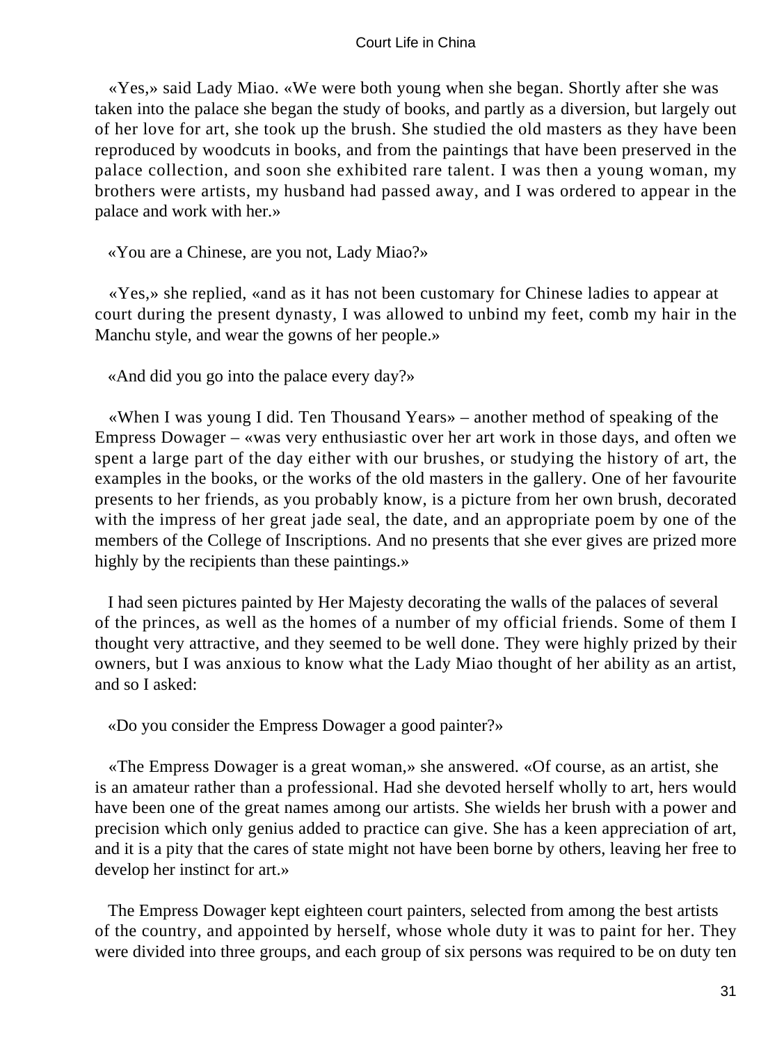«Yes,» said Lady Miao. «We were both young when she began. Shortly after she was taken into the palace she began the study of books, and partly as a diversion, but largely out of her love for art, she took up the brush. She studied the old masters as they have been reproduced by woodcuts in books, and from the paintings that have been preserved in the palace collection, and soon she exhibited rare talent. I was then a young woman, my brothers were artists, my husband had passed away, and I was ordered to appear in the palace and work with her.»

«You are a Chinese, are you not, Lady Miao?»

«Yes,» she replied, «and as it has not been customary for Chinese ladies to appear at court during the present dynasty, I was allowed to unbind my feet, comb my hair in the Manchu style, and wear the gowns of her people.»

«And did you go into the palace every day?»

«When I was young I did. Ten Thousand Years» – another method of speaking of the Empress Dowager – «was very enthusiastic over her art work in those days, and often we spent a large part of the day either with our brushes, or studying the history of art, the examples in the books, or the works of the old masters in the gallery. One of her favourite presents to her friends, as you probably know, is a picture from her own brush, decorated with the impress of her great jade seal, the date, and an appropriate poem by one of the members of the College of Inscriptions. And no presents that she ever gives are prized more highly by the recipients than these paintings.»

I had seen pictures painted by Her Majesty decorating the walls of the palaces of several of the princes, as well as the homes of a number of my official friends. Some of them I thought very attractive, and they seemed to be well done. They were highly prized by their owners, but I was anxious to know what the Lady Miao thought of her ability as an artist, and so I asked:

«Do you consider the Empress Dowager a good painter?»

«The Empress Dowager is a great woman,» she answered. «Of course, as an artist, she is an amateur rather than a professional. Had she devoted herself wholly to art, hers would have been one of the great names among our artists. She wields her brush with a power and precision which only genius added to practice can give. She has a keen appreciation of art, and it is a pity that the cares of state might not have been borne by others, leaving her free to develop her instinct for art.»

The Empress Dowager kept eighteen court painters, selected from among the best artists of the country, and appointed by herself, whose whole duty it was to paint for her. They were divided into three groups, and each group of six persons was required to be on duty ten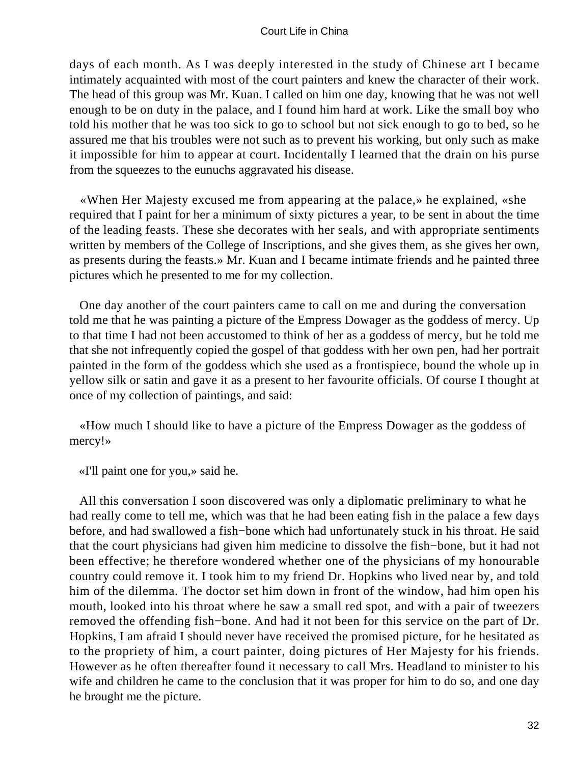days of each month. As I was deeply interested in the study of Chinese art I became intimately acquainted with most of the court painters and knew the character of their work. The head of this group was Mr. Kuan. I called on him one day, knowing that he was not well enough to be on duty in the palace, and I found him hard at work. Like the small boy who told his mother that he was too sick to go to school but not sick enough to go to bed, so he assured me that his troubles were not such as to prevent his working, but only such as make it impossible for him to appear at court. Incidentally I learned that the drain on his purse from the squeezes to the eunuchs aggravated his disease.

«When Her Majesty excused me from appearing at the palace,» he explained, «she required that I paint for her a minimum of sixty pictures a year, to be sent in about the time of the leading feasts. These she decorates with her seals, and with appropriate sentiments written by members of the College of Inscriptions, and she gives them, as she gives her own, as presents during the feasts.» Mr. Kuan and I became intimate friends and he painted three pictures which he presented to me for my collection.

One day another of the court painters came to call on me and during the conversation told me that he was painting a picture of the Empress Dowager as the goddess of mercy. Up to that time I had not been accustomed to think of her as a goddess of mercy, but he told me that she not infrequently copied the gospel of that goddess with her own pen, had her portrait painted in the form of the goddess which she used as a frontispiece, bound the whole up in yellow silk or satin and gave it as a present to her favourite officials. Of course I thought at once of my collection of paintings, and said:

«How much I should like to have a picture of the Empress Dowager as the goddess of mercy!»

«I'll paint one for you,» said he.

All this conversation I soon discovered was only a diplomatic preliminary to what he had really come to tell me, which was that he had been eating fish in the palace a few days before, and had swallowed a fish−bone which had unfortunately stuck in his throat. He said that the court physicians had given him medicine to dissolve the fish−bone, but it had not been effective; he therefore wondered whether one of the physicians of my honourable country could remove it. I took him to my friend Dr. Hopkins who lived near by, and told him of the dilemma. The doctor set him down in front of the window, had him open his mouth, looked into his throat where he saw a small red spot, and with a pair of tweezers removed the offending fish−bone. And had it not been for this service on the part of Dr. Hopkins, I am afraid I should never have received the promised picture, for he hesitated as to the propriety of him, a court painter, doing pictures of Her Majesty for his friends. However as he often thereafter found it necessary to call Mrs. Headland to minister to his wife and children he came to the conclusion that it was proper for him to do so, and one day he brought me the picture.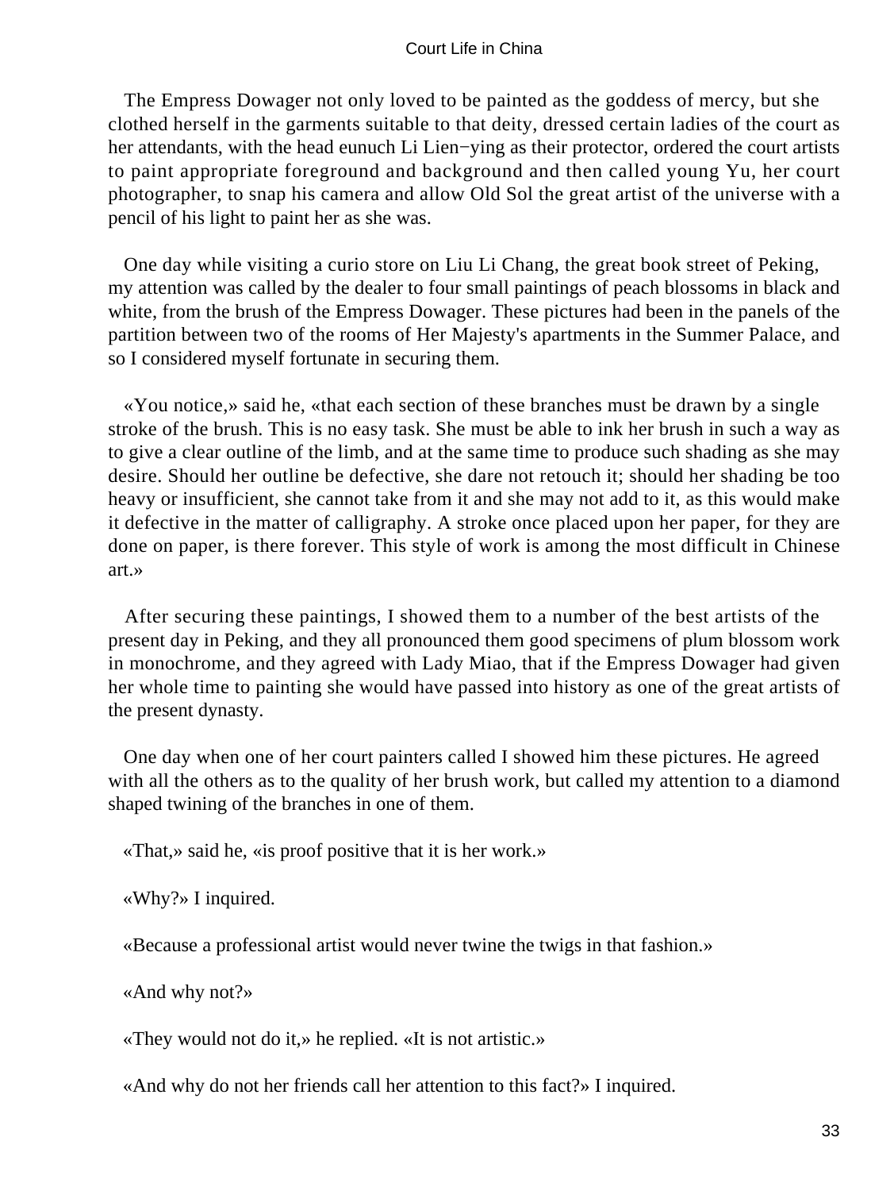The Empress Dowager not only loved to be painted as the goddess of mercy, but she clothed herself in the garments suitable to that deity, dressed certain ladies of the court as her attendants, with the head eunuch Li Lien−ying as their protector, ordered the court artists to paint appropriate foreground and background and then called young Yu, her court photographer, to snap his camera and allow Old Sol the great artist of the universe with a pencil of his light to paint her as she was.

One day while visiting a curio store on Liu Li Chang, the great book street of Peking, my attention was called by the dealer to four small paintings of peach blossoms in black and white, from the brush of the Empress Dowager. These pictures had been in the panels of the partition between two of the rooms of Her Majesty's apartments in the Summer Palace, and so I considered myself fortunate in securing them.

«You notice,» said he, «that each section of these branches must be drawn by a single stroke of the brush. This is no easy task. She must be able to ink her brush in such a way as to give a clear outline of the limb, and at the same time to produce such shading as she may desire. Should her outline be defective, she dare not retouch it; should her shading be too heavy or insufficient, she cannot take from it and she may not add to it, as this would make it defective in the matter of calligraphy. A stroke once placed upon her paper, for they are done on paper, is there forever. This style of work is among the most difficult in Chinese art.»

After securing these paintings, I showed them to a number of the best artists of the present day in Peking, and they all pronounced them good specimens of plum blossom work in monochrome, and they agreed with Lady Miao, that if the Empress Dowager had given her whole time to painting she would have passed into history as one of the great artists of the present dynasty.

One day when one of her court painters called I showed him these pictures. He agreed with all the others as to the quality of her brush work, but called my attention to a diamond shaped twining of the branches in one of them.

«That,» said he, «is proof positive that it is her work.»

«Why?» I inquired.

«Because a professional artist would never twine the twigs in that fashion.»

«And why not?»

«They would not do it,» he replied. «It is not artistic.»

«And why do not her friends call her attention to this fact?» I inquired.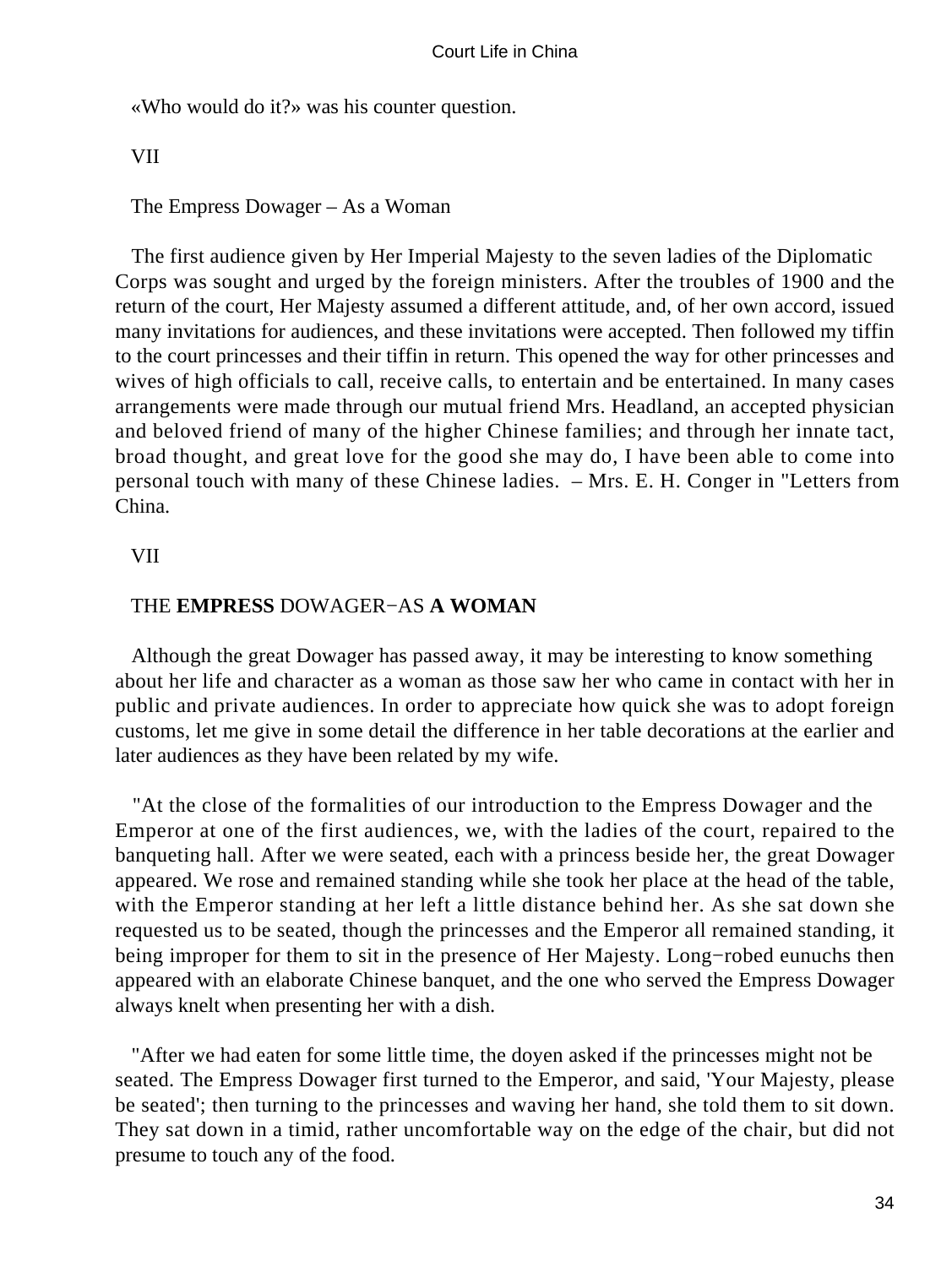«Who would do it?» was his counter question.

VII

The Empress Dowager – As a Woman

The first audience given by Her Imperial Majesty to the seven ladies of the Diplomatic Corps was sought and urged by the foreign ministers. After the troubles of 1900 and the return of the court, Her Majesty assumed a different attitude, and, of her own accord, issued many invitations for audiences, and these invitations were accepted. Then followed my tiffin to the court princesses and their tiffin in return. This opened the way for other princesses and wives of high officials to call, receive calls, to entertain and be entertained. In many cases arrangements were made through our mutual friend Mrs. Headland, an accepted physician and beloved friend of many of the higher Chinese families; and through her innate tact, broad thought, and great love for the good she may do, I have been able to come into personal touch with many of these Chinese ladies. – Mrs. E. H. Conger in "Letters from China.

VII

## THE **EMPRESS** DOWAGER−AS **A WOMAN**

Although the great Dowager has passed away, it may be interesting to know something about her life and character as a woman as those saw her who came in contact with her in public and private audiences. In order to appreciate how quick she was to adopt foreign customs, let me give in some detail the difference in her table decorations at the earlier and later audiences as they have been related by my wife.

"At the close of the formalities of our introduction to the Empress Dowager and the Emperor at one of the first audiences, we, with the ladies of the court, repaired to the banqueting hall. After we were seated, each with a princess beside her, the great Dowager appeared. We rose and remained standing while she took her place at the head of the table, with the Emperor standing at her left a little distance behind her. As she sat down she requested us to be seated, though the princesses and the Emperor all remained standing, it being improper for them to sit in the presence of Her Majesty. Long−robed eunuchs then appeared with an elaborate Chinese banquet, and the one who served the Empress Dowager always knelt when presenting her with a dish.

"After we had eaten for some little time, the doyen asked if the princesses might not be seated. The Empress Dowager first turned to the Emperor, and said, 'Your Majesty, please be seated'; then turning to the princesses and waving her hand, she told them to sit down. They sat down in a timid, rather uncomfortable way on the edge of the chair, but did not presume to touch any of the food.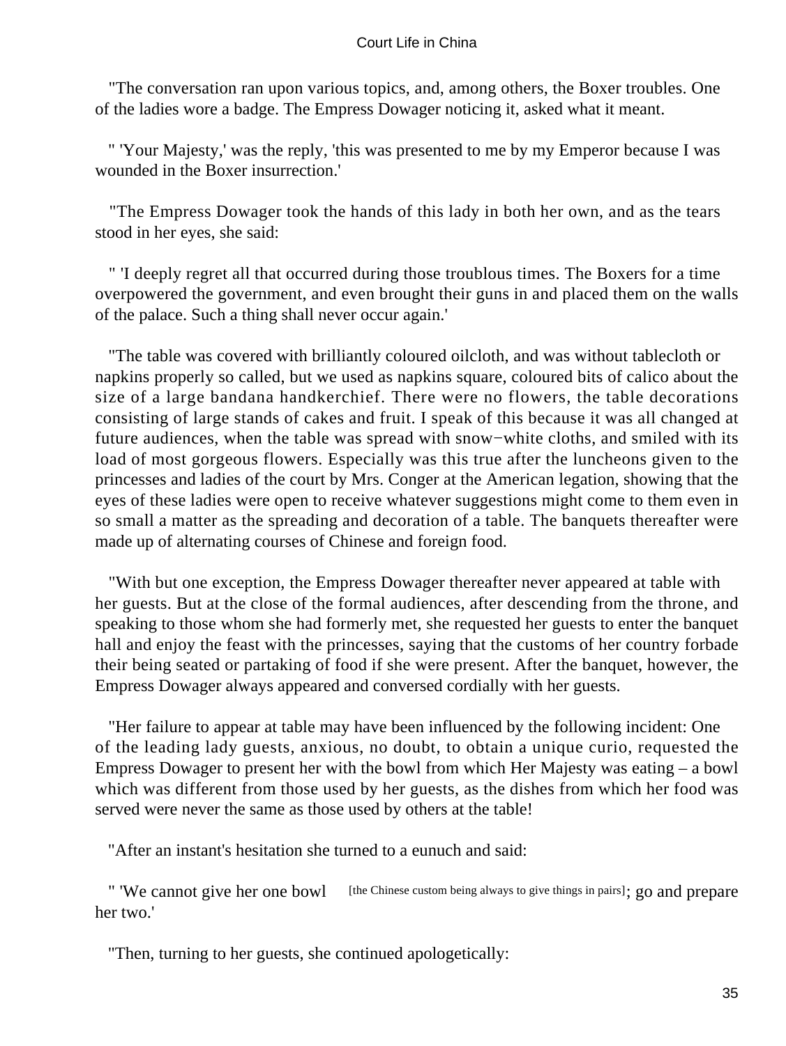"The conversation ran upon various topics, and, among others, the Boxer troubles. One of the ladies wore a badge. The Empress Dowager noticing it, asked what it meant.

" 'Your Majesty,' was the reply, 'this was presented to me by my Emperor because I was wounded in the Boxer insurrection.'

"The Empress Dowager took the hands of this lady in both her own, and as the tears stood in her eyes, she said:

" 'I deeply regret all that occurred during those troublous times. The Boxers for a time overpowered the government, and even brought their guns in and placed them on the walls of the palace. Such a thing shall never occur again.'

"The table was covered with brilliantly coloured oilcloth, and was without tablecloth or napkins properly so called, but we used as napkins square, coloured bits of calico about the size of a large bandana handkerchief. There were no flowers, the table decorations consisting of large stands of cakes and fruit. I speak of this because it was all changed at future audiences, when the table was spread with snow−white cloths, and smiled with its load of most gorgeous flowers. Especially was this true after the luncheons given to the princesses and ladies of the court by Mrs. Conger at the American legation, showing that the eyes of these ladies were open to receive whatever suggestions might come to them even in so small a matter as the spreading and decoration of a table. The banquets thereafter were made up of alternating courses of Chinese and foreign food.

"With but one exception, the Empress Dowager thereafter never appeared at table with her guests. But at the close of the formal audiences, after descending from the throne, and speaking to those whom she had formerly met, she requested her guests to enter the banquet hall and enjoy the feast with the princesses, saying that the customs of her country forbade their being seated or partaking of food if she were present. After the banquet, however, the Empress Dowager always appeared and conversed cordially with her guests.

"Her failure to appear at table may have been influenced by the following incident: One of the leading lady guests, anxious, no doubt, to obtain a unique curio, requested the Empress Dowager to present her with the bowl from which Her Majesty was eating – a bowl which was different from those used by her guests, as the dishes from which her food was served were never the same as those used by others at the table!

"After an instant's hesitation she turned to a eunuch and said:

" 'We cannot give her one bowl [the Chinese custom being always to give things in pairs]; go and prepare her two.'

"Then, turning to her guests, she continued apologetically: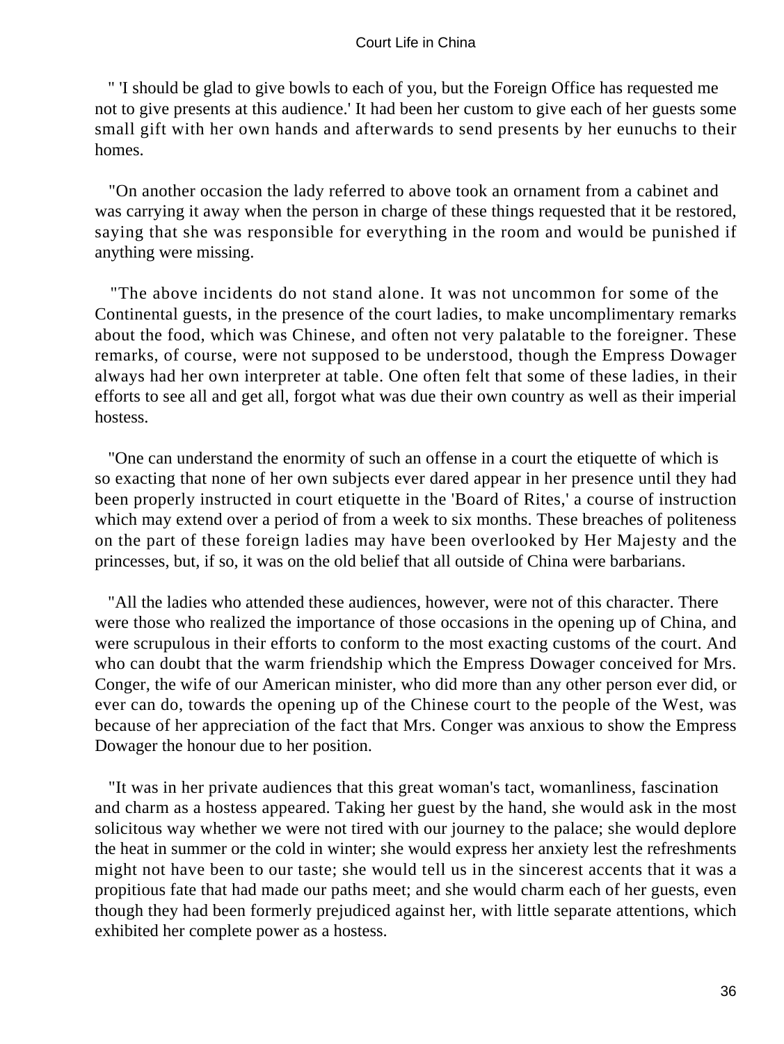" 'I should be glad to give bowls to each of you, but the Foreign Office has requested me not to give presents at this audience.' It had been her custom to give each of her guests some small gift with her own hands and afterwards to send presents by her eunuchs to their homes.

"On another occasion the lady referred to above took an ornament from a cabinet and was carrying it away when the person in charge of these things requested that it be restored, saying that she was responsible for everything in the room and would be punished if anything were missing.

"The above incidents do not stand alone. It was not uncommon for some of the Continental guests, in the presence of the court ladies, to make uncomplimentary remarks about the food, which was Chinese, and often not very palatable to the foreigner. These remarks, of course, were not supposed to be understood, though the Empress Dowager always had her own interpreter at table. One often felt that some of these ladies, in their efforts to see all and get all, forgot what was due their own country as well as their imperial hostess.

"One can understand the enormity of such an offense in a court the etiquette of which is so exacting that none of her own subjects ever dared appear in her presence until they had been properly instructed in court etiquette in the 'Board of Rites,' a course of instruction which may extend over a period of from a week to six months. These breaches of politeness on the part of these foreign ladies may have been overlooked by Her Majesty and the princesses, but, if so, it was on the old belief that all outside of China were barbarians.

"All the ladies who attended these audiences, however, were not of this character. There were those who realized the importance of those occasions in the opening up of China, and were scrupulous in their efforts to conform to the most exacting customs of the court. And who can doubt that the warm friendship which the Empress Dowager conceived for Mrs. Conger, the wife of our American minister, who did more than any other person ever did, or ever can do, towards the opening up of the Chinese court to the people of the West, was because of her appreciation of the fact that Mrs. Conger was anxious to show the Empress Dowager the honour due to her position.

"It was in her private audiences that this great woman's tact, womanliness, fascination and charm as a hostess appeared. Taking her guest by the hand, she would ask in the most solicitous way whether we were not tired with our journey to the palace; she would deplore the heat in summer or the cold in winter; she would express her anxiety lest the refreshments might not have been to our taste; she would tell us in the sincerest accents that it was a propitious fate that had made our paths meet; and she would charm each of her guests, even though they had been formerly prejudiced against her, with little separate attentions, which exhibited her complete power as a hostess.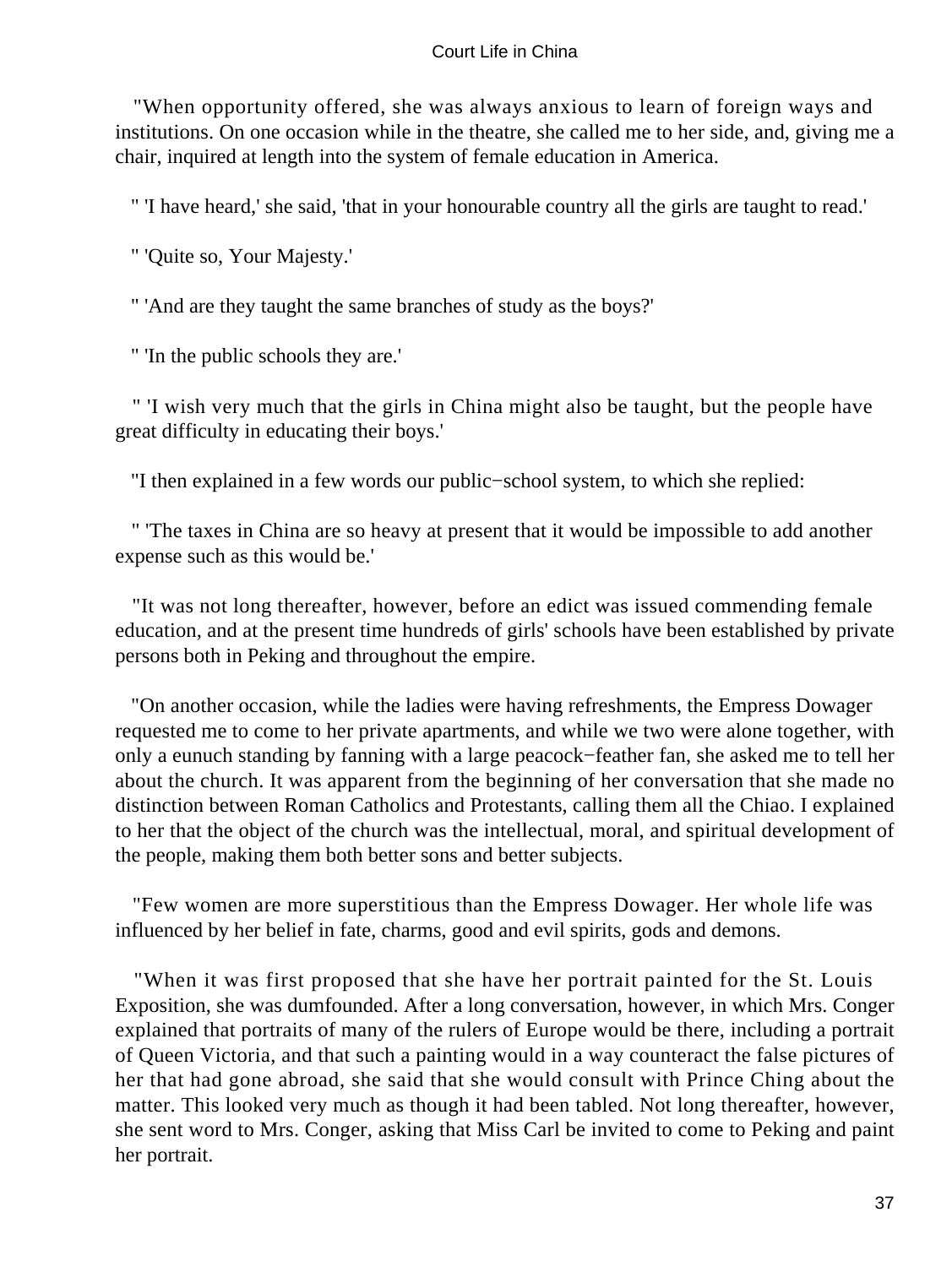"When opportunity offered, she was always anxious to learn of foreign ways and institutions. On one occasion while in the theatre, she called me to her side, and, giving me a chair, inquired at length into the system of female education in America.

" 'I have heard,' she said, 'that in your honourable country all the girls are taught to read.'

" 'Quite so, Your Majesty.'

" 'And are they taught the same branches of study as the boys?'

" 'In the public schools they are.'

" 'I wish very much that the girls in China might also be taught, but the people have great difficulty in educating their boys.'

"I then explained in a few words our public−school system, to which she replied:

" 'The taxes in China are so heavy at present that it would be impossible to add another expense such as this would be.'

"It was not long thereafter, however, before an edict was issued commending female education, and at the present time hundreds of girls' schools have been established by private persons both in Peking and throughout the empire.

"On another occasion, while the ladies were having refreshments, the Empress Dowager requested me to come to her private apartments, and while we two were alone together, with only a eunuch standing by fanning with a large peacock−feather fan, she asked me to tell her about the church. It was apparent from the beginning of her conversation that she made no distinction between Roman Catholics and Protestants, calling them all the Chiao. I explained to her that the object of the church was the intellectual, moral, and spiritual development of the people, making them both better sons and better subjects.

"Few women are more superstitious than the Empress Dowager. Her whole life was influenced by her belief in fate, charms, good and evil spirits, gods and demons.

"When it was first proposed that she have her portrait painted for the St. Louis Exposition, she was dumfounded. After a long conversation, however, in which Mrs. Conger explained that portraits of many of the rulers of Europe would be there, including a portrait of Queen Victoria, and that such a painting would in a way counteract the false pictures of her that had gone abroad, she said that she would consult with Prince Ching about the matter. This looked very much as though it had been tabled. Not long thereafter, however, she sent word to Mrs. Conger, asking that Miss Carl be invited to come to Peking and paint her portrait.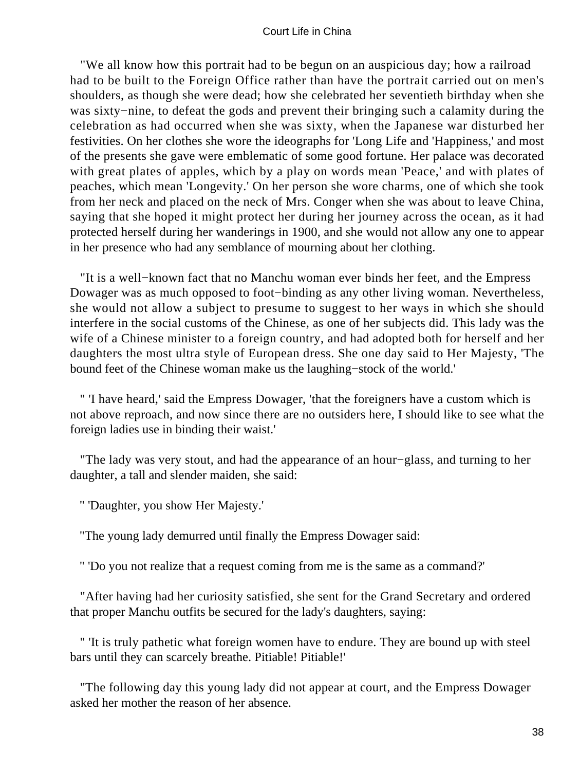"We all know how this portrait had to be begun on an auspicious day; how a railroad had to be built to the Foreign Office rather than have the portrait carried out on men's shoulders, as though she were dead; how she celebrated her seventieth birthday when she was sixty−nine, to defeat the gods and prevent their bringing such a calamity during the celebration as had occurred when she was sixty, when the Japanese war disturbed her festivities. On her clothes she wore the ideographs for 'Long Life and 'Happiness,' and most of the presents she gave were emblematic of some good fortune. Her palace was decorated with great plates of apples, which by a play on words mean 'Peace,' and with plates of peaches, which mean 'Longevity.' On her person she wore charms, one of which she took from her neck and placed on the neck of Mrs. Conger when she was about to leave China, saying that she hoped it might protect her during her journey across the ocean, as it had protected herself during her wanderings in 1900, and she would not allow any one to appear in her presence who had any semblance of mourning about her clothing.

"It is a well−known fact that no Manchu woman ever binds her feet, and the Empress Dowager was as much opposed to foot−binding as any other living woman. Nevertheless, she would not allow a subject to presume to suggest to her ways in which she should interfere in the social customs of the Chinese, as one of her subjects did. This lady was the wife of a Chinese minister to a foreign country, and had adopted both for herself and her daughters the most ultra style of European dress. She one day said to Her Majesty, 'The bound feet of the Chinese woman make us the laughing−stock of the world.'

" 'I have heard,' said the Empress Dowager, 'that the foreigners have a custom which is not above reproach, and now since there are no outsiders here, I should like to see what the foreign ladies use in binding their waist.'

"The lady was very stout, and had the appearance of an hour−glass, and turning to her daughter, a tall and slender maiden, she said:

" 'Daughter, you show Her Majesty.'

"The young lady demurred until finally the Empress Dowager said:

" 'Do you not realize that a request coming from me is the same as a command?'

"After having had her curiosity satisfied, she sent for the Grand Secretary and ordered that proper Manchu outfits be secured for the lady's daughters, saying:

" 'It is truly pathetic what foreign women have to endure. They are bound up with steel bars until they can scarcely breathe. Pitiable! Pitiable!'

"The following day this young lady did not appear at court, and the Empress Dowager asked her mother the reason of her absence.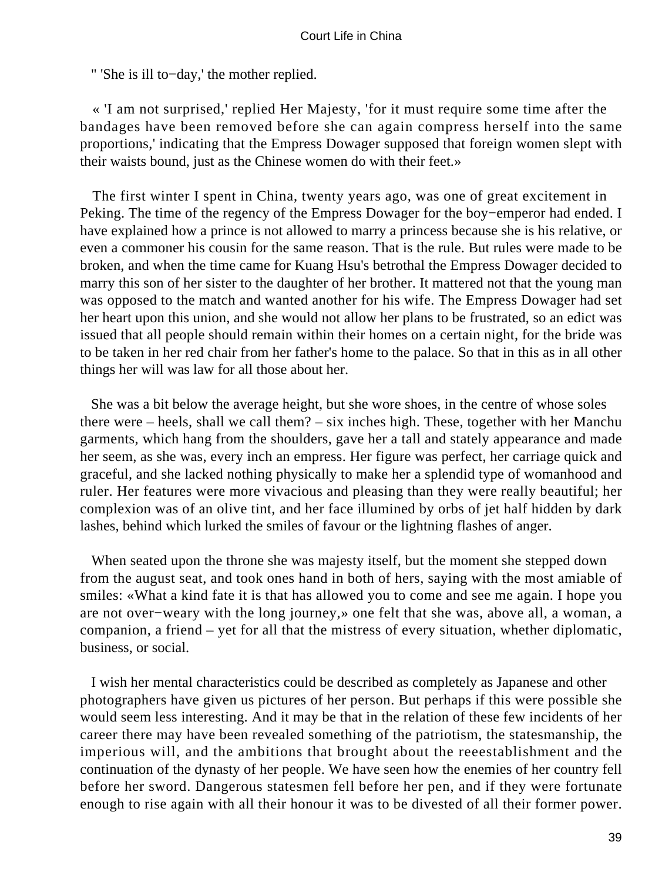" 'She is ill to−day,' the mother replied.

« 'I am not surprised,' replied Her Majesty, 'for it must require some time after the bandages have been removed before she can again compress herself into the same proportions,' indicating that the Empress Dowager supposed that foreign women slept with their waists bound, just as the Chinese women do with their feet.»

The first winter I spent in China, twenty years ago, was one of great excitement in Peking. The time of the regency of the Empress Dowager for the boy−emperor had ended. I have explained how a prince is not allowed to marry a princess because she is his relative, or even a commoner his cousin for the same reason. That is the rule. But rules were made to be broken, and when the time came for Kuang Hsu's betrothal the Empress Dowager decided to marry this son of her sister to the daughter of her brother. It mattered not that the young man was opposed to the match and wanted another for his wife. The Empress Dowager had set her heart upon this union, and she would not allow her plans to be frustrated, so an edict was issued that all people should remain within their homes on a certain night, for the bride was to be taken in her red chair from her father's home to the palace. So that in this as in all other things her will was law for all those about her.

She was a bit below the average height, but she wore shoes, in the centre of whose soles there were – heels, shall we call them? – six inches high. These, together with her Manchu garments, which hang from the shoulders, gave her a tall and stately appearance and made her seem, as she was, every inch an empress. Her figure was perfect, her carriage quick and graceful, and she lacked nothing physically to make her a splendid type of womanhood and ruler. Her features were more vivacious and pleasing than they were really beautiful; her complexion was of an olive tint, and her face illumined by orbs of jet half hidden by dark lashes, behind which lurked the smiles of favour or the lightning flashes of anger.

When seated upon the throne she was majesty itself, but the moment she stepped down from the august seat, and took ones hand in both of hers, saying with the most amiable of smiles: «What a kind fate it is that has allowed you to come and see me again. I hope you are not over−weary with the long journey,» one felt that she was, above all, a woman, a companion, a friend – yet for all that the mistress of every situation, whether diplomatic, business, or social.

I wish her mental characteristics could be described as completely as Japanese and other photographers have given us pictures of her person. But perhaps if this were possible she would seem less interesting. And it may be that in the relation of these few incidents of her career there may have been revealed something of the patriotism, the statesmanship, the imperious will, and the ambitions that brought about the reeestablishment and the continuation of the dynasty of her people. We have seen how the enemies of her country fell before her sword. Dangerous statesmen fell before her pen, and if they were fortunate enough to rise again with all their honour it was to be divested of all their former power.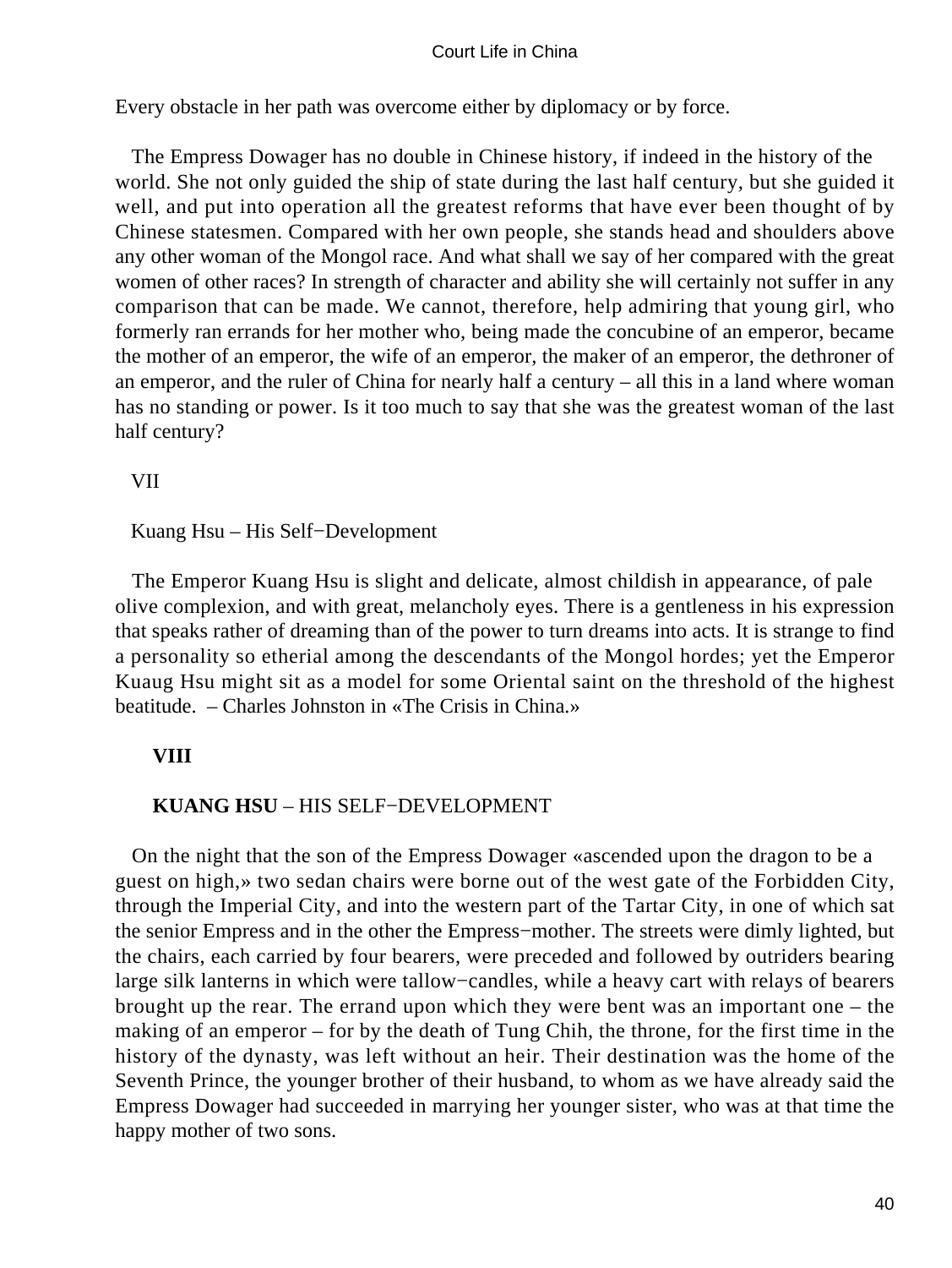Every obstacle in her path was overcome either by diplomacy or by force.

The Empress Dowager has no double in Chinese history, if indeed in the history of the world. She not only guided the ship of state during the last half century, but she guided it well, and put into operation all the greatest reforms that have ever been thought of by Chinese statesmen. Compared with her own people, she stands head and shoulders above any other woman of the Mongol race. And what shall we say of her compared with the great women of other races? In strength of character and ability she will certainly not suffer in any comparison that can be made. We cannot, therefore, help admiring that young girl, who formerly ran errands for her mother who, being made the concubine of an emperor, became the mother of an emperor, the wife of an emperor, the maker of an emperor, the dethroner of an emperor, and the ruler of China for nearly half a century – all this in a land where woman has no standing or power. Is it too much to say that she was the greatest woman of the last half century?

VII

Kuang Hsu – His Self−Development

The Emperor Kuang Hsu is slight and delicate, almost childish in appearance, of pale olive complexion, and with great, melancholy eyes. There is a gentleness in his expression that speaks rather of dreaming than of the power to turn dreams into acts. It is strange to find a personality so etherial among the descendants of the Mongol hordes; yet the Emperor Kuaug Hsu might sit as a model for some Oriental saint on the threshold of the highest beatitude. – Charles Johnston in «The Crisis in China.»

## VIII

## KUANG HSU – HIS SELF−DEVELOPMENT

On the night that the son of the Empress Dowager «ascended upon the dragon to be a guest on high,» two sedan chairs were borne out of the west gate of the Forbidden City, through the Imperial City, and into the western part of the Tartar City, in one of which sat the senior Empress and in the other the Empress−mother. The streets were dimly lighted, but the chairs, each carried by four bearers, were preceded and followed by outriders bearing large silk lanterns in which were tallow−candles, while a heavy cart with relays of bearers brought up the rear. The errand upon which they were bent was an important one – the making of an emperor – for by the death of Tung Chih, the throne, for the first time in the history of the dynasty, was left without an heir. Their destination was the home of the Seventh Prince, the younger brother of their husband, to whom as we have already said the Empress Dowager had succeeded in marrying her younger sister, who was at that time the happy mother of two sons.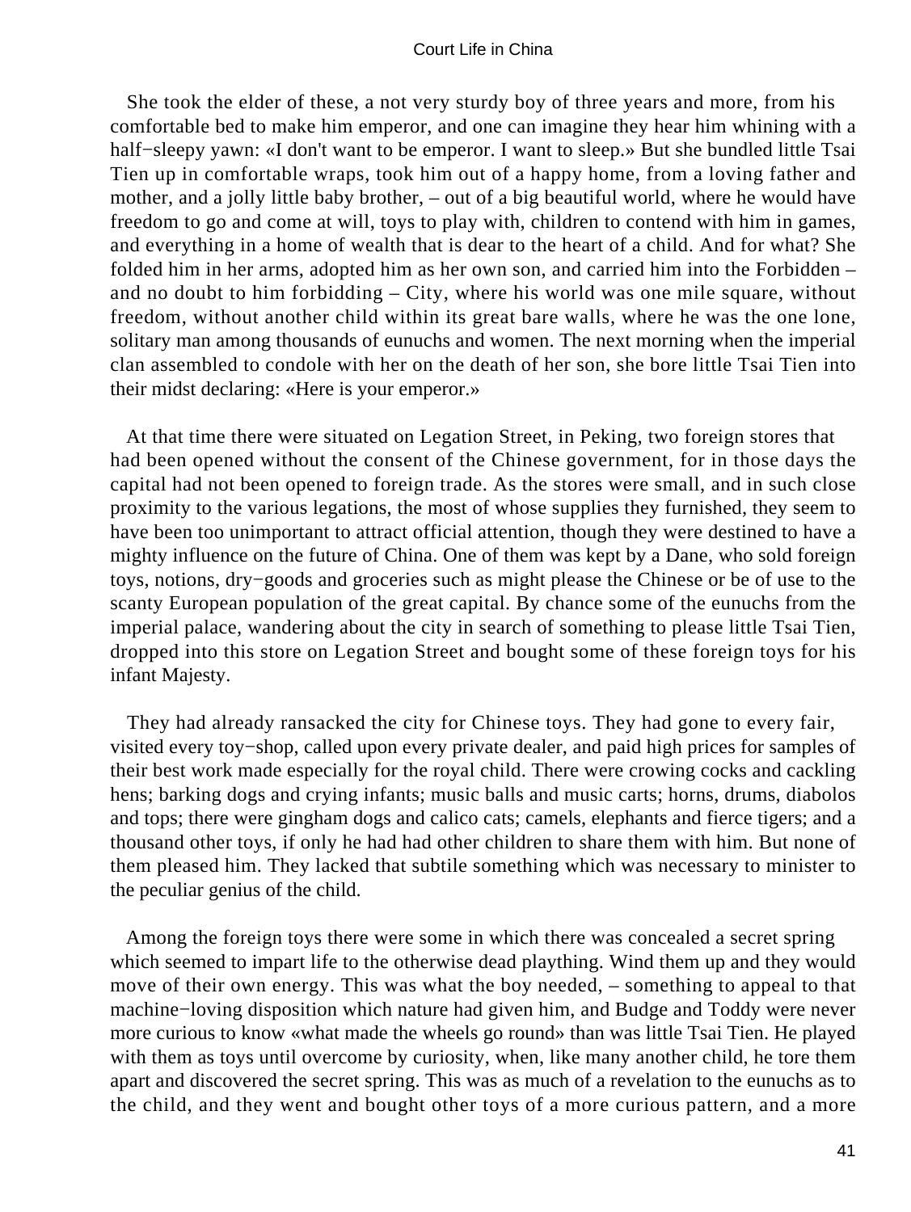She took the elder of these, a not very sturdy boy of three years and more, from his comfortable bed to make him emperor, and one can imagine they hear him whining with a half−sleepy yawn: «I don't want to be emperor. I want to sleep.» But she bundled little Tsai Tien up in comfortable wraps, took him out of a happy home, from a loving father and mother, and a jolly little baby brother, – out of a big beautiful world, where he would have freedom to go and come at will, toys to play with, children to contend with him in games, and everything in a home of wealth that is dear to the heart of a child. And for what? She folded him in her arms, adopted him as her own son, and carried him into the Forbidden – and no doubt to him forbidding – City, where his world was one mile square, without freedom, without another child within its great bare walls, where he was the one lone, solitary man among thousands of eunuchs and women. The next morning when the imperial clan assembled to condole with her on the death of her son, she bore little Tsai Tien into their midst declaring: «Here is your emperor.»

At that time there were situated on Legation Street, in Peking, two foreign stores that had been opened without the consent of the Chinese government, for in those days the capital had not been opened to foreign trade. As the stores were small, and in such close proximity to the various legations, the most of whose supplies they furnished, they seem to have been too unimportant to attract official attention, though they were destined to have a mighty influence on the future of China. One of them was kept by a Dane, who sold foreign toys, notions, dry−goods and groceries such as might please the Chinese or be of use to the scanty European population of the great capital. By chance some of the eunuchs from the imperial palace, wandering about the city in search of something to please little Tsai Tien, dropped into this store on Legation Street and bought some of these foreign toys for his infant Majesty.

They had already ransacked the city for Chinese toys. They had gone to every fair, visited every toy−shop, called upon every private dealer, and paid high prices for samples of their best work made especially for the royal child. There were crowing cocks and cackling hens; barking dogs and crying infants; music balls and music carts; horns, drums, diabolos and tops; there were gingham dogs and calico cats; camels, elephants and fierce tigers; and a thousand other toys, if only he had had other children to share them with him. But none of them pleased him. They lacked that subtile something which was necessary to minister to the peculiar genius of the child.

Among the foreign toys there were some in which there was concealed a secret spring which seemed to impart life to the otherwise dead plaything. Wind them up and they would move of their own energy. This was what the boy needed, – something to appeal to that machine−loving disposition which nature had given him, and Budge and Toddy were never more curious to know «what made the wheels go round» than was little Tsai Tien. He played with them as toys until overcome by curiosity, when, like many another child, he tore them apart and discovered the secret spring. This was as much of a revelation to the eunuchs as to the child, and they went and bought other toys of a more curious pattern, and a more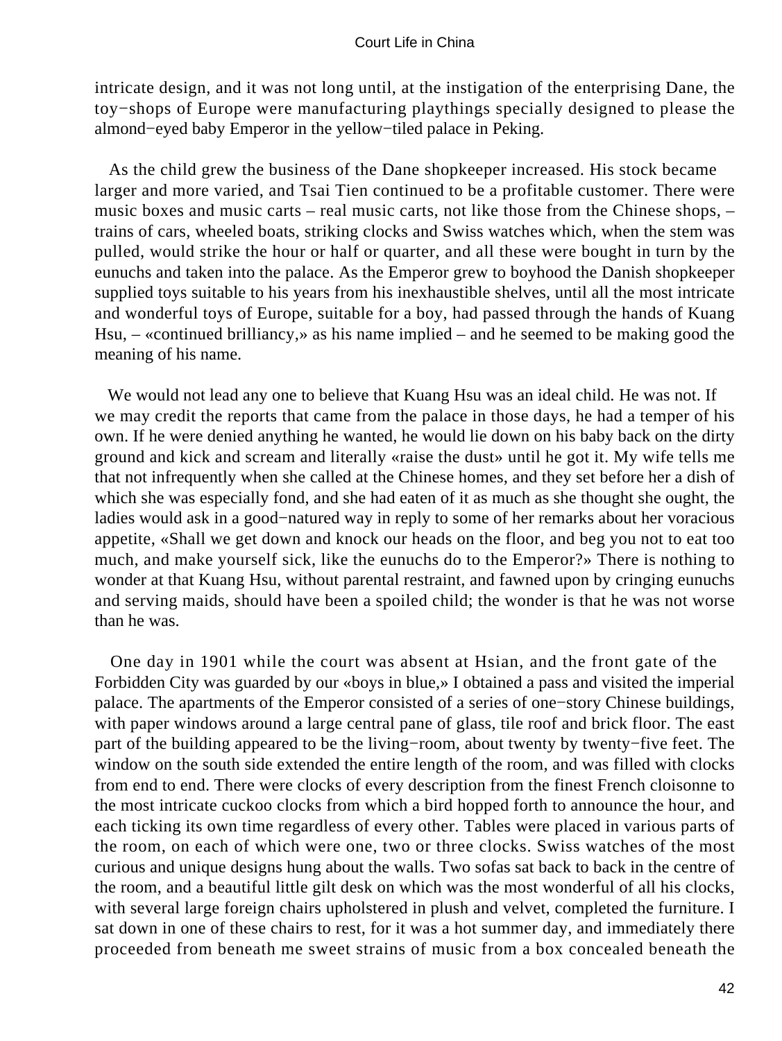intricate design, and it was not long until, at the instigation of the enterprising Dane, the toy−shops of Europe were manufacturing playthings specially designed to please the almond−eyed baby Emperor in the yellow−tiled palace in Peking.

As the child grew the business of the Dane shopkeeper increased. His stock became larger and more varied, and Tsai Tien continued to be a profitable customer. There were music boxes and music carts – real music carts, not like those from the Chinese shops, – trains of cars, wheeled boats, striking clocks and Swiss watches which, when the stem was pulled, would strike the hour or half or quarter, and all these were bought in turn by the eunuchs and taken into the palace. As the Emperor grew to boyhood the Danish shopkeeper supplied toys suitable to his years from his inexhaustible shelves, until all the most intricate and wonderful toys of Europe, suitable for a boy, had passed through the hands of Kuang Hsu, – «continued brilliancy,» as his name implied – and he seemed to be making good the meaning of his name.

We would not lead any one to believe that Kuang Hsu was an ideal child. He was not. If we may credit the reports that came from the palace in those days, he had a temper of his own. If he were denied anything he wanted, he would lie down on his baby back on the dirty ground and kick and scream and literally «raise the dust» until he got it. My wife tells me that not infrequently when she called at the Chinese homes, and they set before her a dish of which she was especially fond, and she had eaten of it as much as she thought she ought, the ladies would ask in a good−natured way in reply to some of her remarks about her voracious appetite, «Shall we get down and knock our heads on the floor, and beg you not to eat too much, and make yourself sick, like the eunuchs do to the Emperor?» There is nothing to wonder at that Kuang Hsu, without parental restraint, and fawned upon by cringing eunuchs and serving maids, should have been a spoiled child; the wonder is that he was not worse than he was.

One day in 1901 while the court was absent at Hsian, and the front gate of the Forbidden City was guarded by our «boys in blue,» I obtained a pass and visited the imperial palace. The apartments of the Emperor consisted of a series of one−story Chinese buildings, with paper windows around a large central pane of glass, tile roof and brick floor. The east part of the building appeared to be the living−room, about twenty by twenty−five feet. The window on the south side extended the entire length of the room, and was filled with clocks from end to end. There were clocks of every description from the finest French cloisonne to the most intricate cuckoo clocks from which a bird hopped forth to announce the hour, and each ticking its own time regardless of every other. Tables were placed in various parts of the room, on each of which were one, two or three clocks. Swiss watches of the most curious and unique designs hung about the walls. Two sofas sat back to back in the centre of the room, and a beautiful little gilt desk on which was the most wonderful of all his clocks, with several large foreign chairs upholstered in plush and velvet, completed the furniture. I sat down in one of these chairs to rest, for it was a hot summer day, and immediately there proceeded from beneath me sweet strains of music from a box concealed beneath the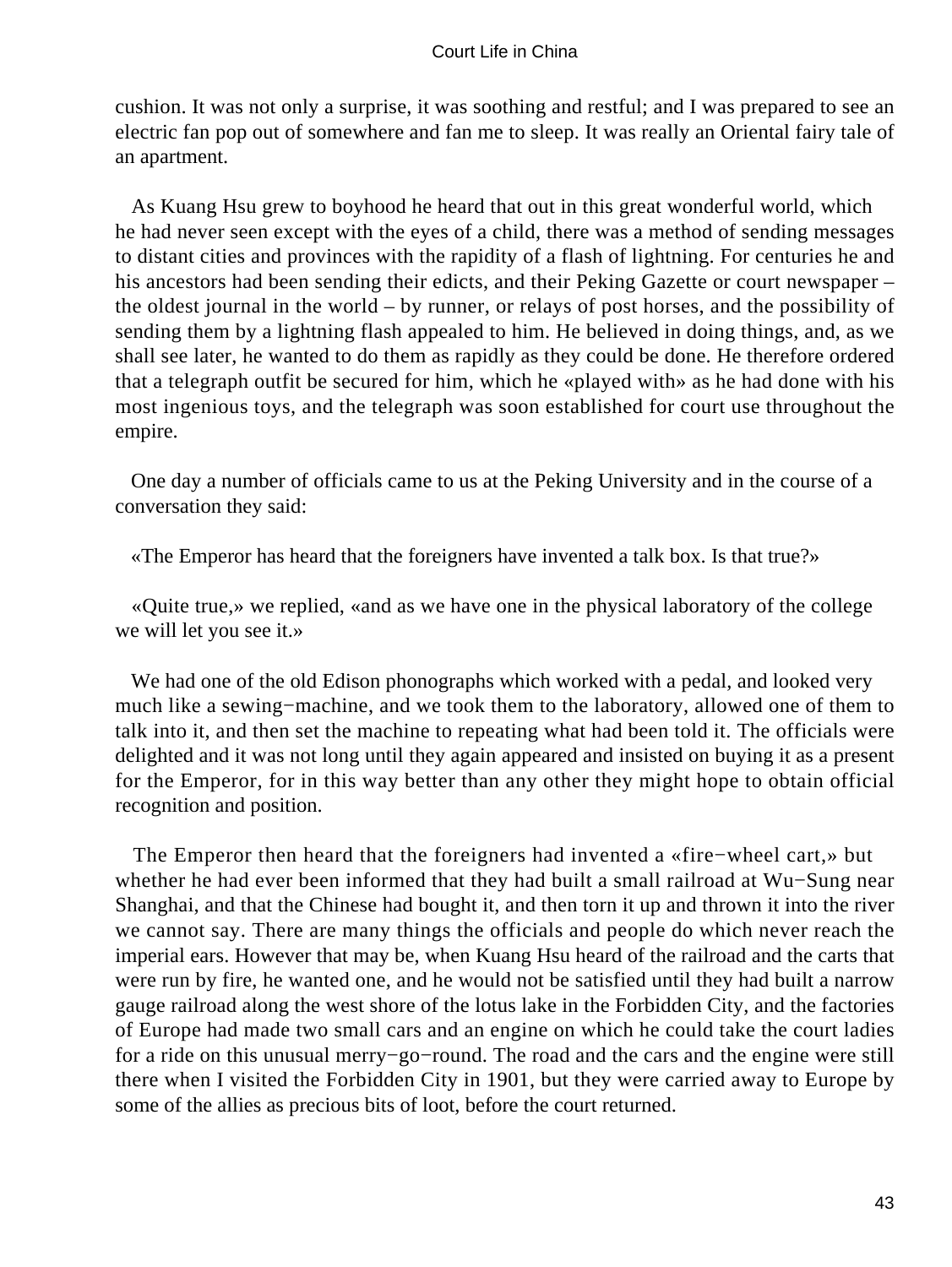cushion. It was not only a surprise, it was soothing and restful; and I was prepared to see an electric fan pop out of somewhere and fan me to sleep. It was really an Oriental fairy tale of an apartment.

As Kuang Hsu grew to boyhood he heard that out in this great wonderful world, which he had never seen except with the eyes of a child, there was a method of sending messages to distant cities and provinces with the rapidity of a flash of lightning. For centuries he and his ancestors had been sending their edicts, and their Peking Gazette or court newspaper – the oldest journal in the world – by runner, or relays of post horses, and the possibility of sending them by a lightning flash appealed to him. He believed in doing things, and, as we shall see later, he wanted to do them as rapidly as they could be done. He therefore ordered that a telegraph outfit be secured for him, which he «played with» as he had done with his most ingenious toys, and the telegraph was soon established for court use throughout the empire.

One day a number of officials came to us at the Peking University and in the course of a conversation they said:

«The Emperor has heard that the foreigners have invented a talk box. Is that true?»

«Quite true,» we replied, «and as we have one in the physical laboratory of the college we will let you see it.»

We had one of the old Edison phonographs which worked with a pedal, and looked very much like a sewing−machine, and we took them to the laboratory, allowed one of them to talk into it, and then set the machine to repeating what had been told it. The officials were delighted and it was not long until they again appeared and insisted on buying it as a present for the Emperor, for in this way better than any other they might hope to obtain official recognition and position.

The Emperor then heard that the foreigners had invented a «fire−wheel cart,» but whether he had ever been informed that they had built a small railroad at Wu−Sung near Shanghai, and that the Chinese had bought it, and then torn it up and thrown it into the river we cannot say. There are many things the officials and people do which never reach the imperial ears. However that may be, when Kuang Hsu heard of the railroad and the carts that were run by fire, he wanted one, and he would not be satisfied until they had built a narrow gauge railroad along the west shore of the lotus lake in the Forbidden City, and the factories of Europe had made two small cars and an engine on which he could take the court ladies for a ride on this unusual merry−go−round. The road and the cars and the engine were still there when I visited the Forbidden City in 1901, but they were carried away to Europe by some of the allies as precious bits of loot, before the court returned.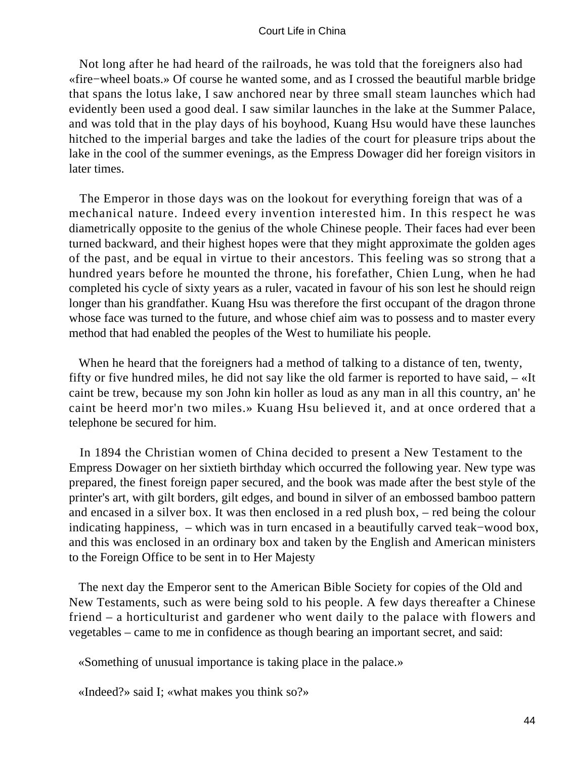Not long after he had heard of the railroads, he was told that the foreigners also had «fire−wheel boats.» Of course he wanted some, and as I crossed the beautiful marble bridge that spans the lotus lake, I saw anchored near by three small steam launches which had evidently been used a good deal. I saw similar launches in the lake at the Summer Palace, and was told that in the play days of his boyhood, Kuang Hsu would have these launches hitched to the imperial barges and take the ladies of the court for pleasure trips about the lake in the cool of the summer evenings, as the Empress Dowager did her foreign visitors in later times.

The Emperor in those days was on the lookout for everything foreign that was of a mechanical nature. Indeed every invention interested him. In this respect he was diametrically opposite to the genius of the whole Chinese people. Their faces had ever been turned backward, and their highest hopes were that they might approximate the golden ages of the past, and be equal in virtue to their ancestors. This feeling was so strong that a hundred years before he mounted the throne, his forefather, Chien Lung, when he had completed his cycle of sixty years as a ruler, vacated in favour of his son lest he should reign longer than his grandfather. Kuang Hsu was therefore the first occupant of the dragon throne whose face was turned to the future, and whose chief aim was to possess and to master every method that had enabled the peoples of the West to humiliate his people.

When he heard that the foreigners had a method of talking to a distance of ten, twenty, fifty or five hundred miles, he did not say like the old farmer is reported to have said, – «It caint be trew, because my son John kin holler as loud as any man in all this country, an' he caint be heerd mor'n two miles.» Kuang Hsu believed it, and at once ordered that a telephone be secured for him.

In 1894 the Christian women of China decided to present a New Testament to the Empress Dowager on her sixtieth birthday which occurred the following year. New type was prepared, the finest foreign paper secured, and the book was made after the best style of the printer's art, with gilt borders, gilt edges, and bound in silver of an embossed bamboo pattern and encased in a silver box. It was then enclosed in a red plush box, – red being the colour indicating happiness, – which was in turn encased in a beautifully carved teak−wood box, and this was enclosed in an ordinary box and taken by the English and American ministers to the Foreign Office to be sent in to Her Majesty

The next day the Emperor sent to the American Bible Society for copies of the Old and New Testaments, such as were being sold to his people. A few days thereafter a Chinese friend – a horticulturist and gardener who went daily to the palace with flowers and vegetables – came to me in confidence as though bearing an important secret, and said:

«Something of unusual importance is taking place in the palace.»

«Indeed?» said I; «what makes you think so?»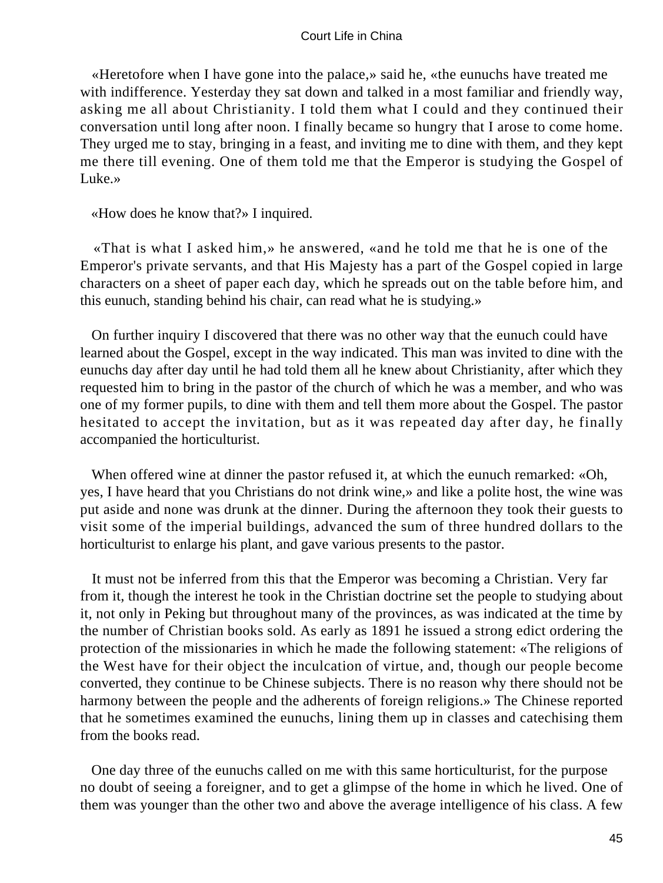«Heretofore when I have gone into the palace,» said he, «the eunuchs have treated me with indifference. Yesterday they sat down and talked in a most familiar and friendly way, asking me all about Christianity. I told them what I could and they continued their conversation until long after noon. I finally became so hungry that I arose to come home. They urged me to stay, bringing in a feast, and inviting me to dine with them, and they kept me there till evening. One of them told me that the Emperor is studying the Gospel of Luke.»

«How does he know that?» I inquired.

«That is what I asked him,» he answered, «and he told me that he is one of the Emperor's private servants, and that His Majesty has a part of the Gospel copied in large characters on a sheet of paper each day, which he spreads out on the table before him, and this eunuch, standing behind his chair, can read what he is studying.»

On further inquiry I discovered that there was no other way that the eunuch could have learned about the Gospel, except in the way indicated. This man was invited to dine with the eunuchs day after day until he had told them all he knew about Christianity, after which they requested him to bring in the pastor of the church of which he was a member, and who was one of my former pupils, to dine with them and tell them more about the Gospel. The pastor hesitated to accept the invitation, but as it was repeated day after day, he finally accompanied the horticulturist.

When offered wine at dinner the pastor refused it, at which the eunuch remarked: «Oh, yes, I have heard that you Christians do not drink wine,» and like a polite host, the wine was put aside and none was drunk at the dinner. During the afternoon they took their guests to visit some of the imperial buildings, advanced the sum of three hundred dollars to the horticulturist to enlarge his plant, and gave various presents to the pastor.

It must not be inferred from this that the Emperor was becoming a Christian. Very far from it, though the interest he took in the Christian doctrine set the people to studying about it, not only in Peking but throughout many of the provinces, as was indicated at the time by the number of Christian books sold. As early as 1891 he issued a strong edict ordering the protection of the missionaries in which he made the following statement: «The religions of the West have for their object the inculcation of virtue, and, though our people become converted, they continue to be Chinese subjects. There is no reason why there should not be harmony between the people and the adherents of foreign religions.» The Chinese reported that he sometimes examined the eunuchs, lining them up in classes and catechising them from the books read.

One day three of the eunuchs called on me with this same horticulturist, for the purpose no doubt of seeing a foreigner, and to get a glimpse of the home in which he lived. One of them was younger than the other two and above the average intelligence of his class. A few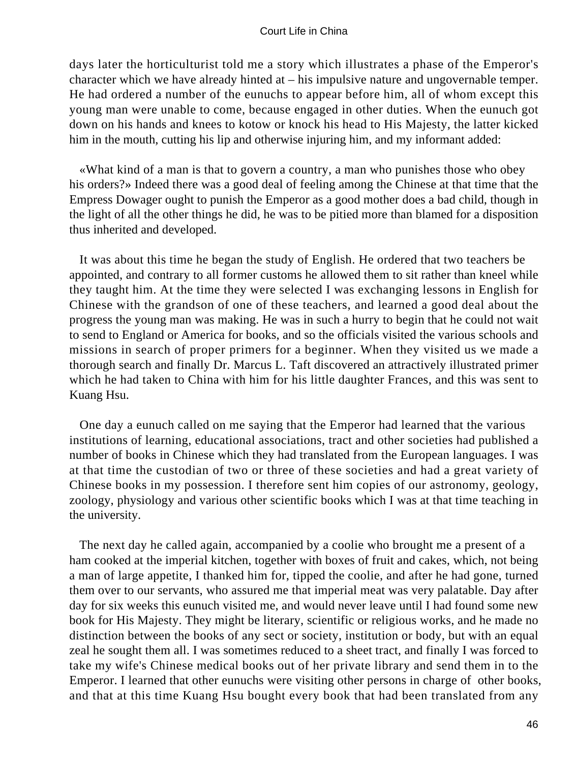days later the horticulturist told me a story which illustrates a phase of the Emperor's character which we have already hinted at – his impulsive nature and ungovernable temper. He had ordered a number of the eunuchs to appear before him, all of whom except this young man were unable to come, because engaged in other duties. When the eunuch got down on his hands and knees to kotow or knock his head to His Majesty, the latter kicked him in the mouth, cutting his lip and otherwise injuring him, and my informant added:

«What kind of a man is that to govern a country, a man who punishes those who obey his orders?» Indeed there was a good deal of feeling among the Chinese at that time that the Empress Dowager ought to punish the Emperor as a good mother does a bad child, though in the light of all the other things he did, he was to be pitied more than blamed for a disposition thus inherited and developed.

It was about this time he began the study of English. He ordered that two teachers be appointed, and contrary to all former customs he allowed them to sit rather than kneel while they taught him. At the time they were selected I was exchanging lessons in English for Chinese with the grandson of one of these teachers, and learned a good deal about the progress the young man was making. He was in such a hurry to begin that he could not wait to send to England or America for books, and so the officials visited the various schools and missions in search of proper primers for a beginner. When they visited us we made a thorough search and finally Dr. Marcus L. Taft discovered an attractively illustrated primer which he had taken to China with him for his little daughter Frances, and this was sent to Kuang Hsu.

One day a eunuch called on me saying that the Emperor had learned that the various institutions of learning, educational associations, tract and other societies had published a number of books in Chinese which they had translated from the European languages. I was at that time the custodian of two or three of these societies and had a great variety of Chinese books in my possession. I therefore sent him copies of our astronomy, geology, zoology, physiology and various other scientific books which I was at that time teaching in the university.

The next day he called again, accompanied by a coolie who brought me a present of a ham cooked at the imperial kitchen, together with boxes of fruit and cakes, which, not being a man of large appetite, I thanked him for, tipped the coolie, and after he had gone, turned them over to our servants, who assured me that imperial meat was very palatable. Day after day for six weeks this eunuch visited me, and would never leave until I had found some new book for His Majesty. They might be literary, scientific or religious works, and he made no distinction between the books of any sect or society, institution or body, but with an equal zeal he sought them all. I was sometimes reduced to a sheet tract, and finally I was forced to take my wife's Chinese medical books out of her private library and send them in to the Emperor. I learned that other eunuchs were visiting other persons in charge of other books, and that at this time Kuang Hsu bought every book that had been translated from any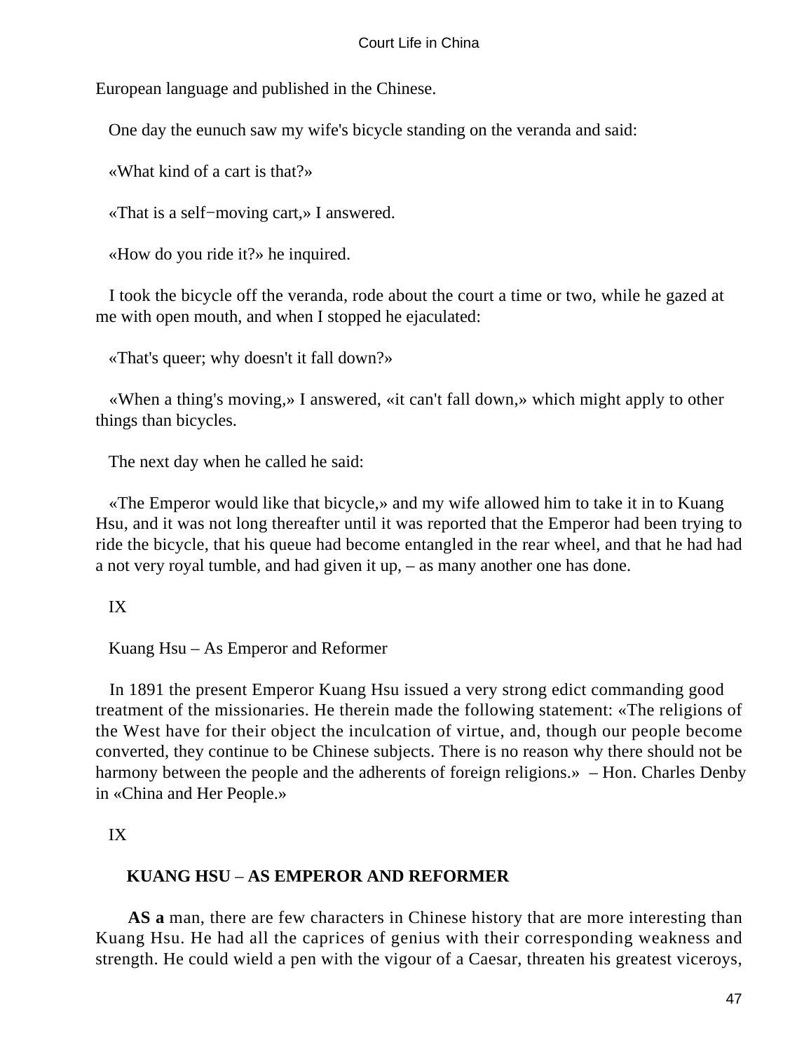European language and published in the Chinese.

One day the eunuch saw my wife's bicycle standing on the veranda and said:

«What kind of a cart is that?»

«That is a self−moving cart,» I answered.

«How do you ride it?» he inquired.

I took the bicycle off the veranda, rode about the court a time or two, while he gazed at me with open mouth, and when I stopped he ejaculated:

«That's queer; why doesn't it fall down?»

«When a thing's moving,» I answered, «it can't fall down,» which might apply to other things than bicycles.

The next day when he called he said:

«The Emperor would like that bicycle,» and my wife allowed him to take it in to Kuang Hsu, and it was not long thereafter until it was reported that the Emperor had been trying to ride the bicycle, that his queue had become entangled in the rear wheel, and that he had had a not very royal tumble, and had given it up, – as many another one has done.

IX

Kuang Hsu – As Emperor and Reformer

In 1891 the present Emperor Kuang Hsu issued a very strong edict commanding good treatment of the missionaries. He therein made the following statement: «The religions of the West have for their object the inculcation of virtue, and, though our people become converted, they continue to be Chinese subjects. There is no reason why there should not be harmony between the people and the adherents of foreign religions.» – Hon. Charles Denby in «China and Her People.»

## IX

## KUANG HSU – AS EMPEROR AND REFORMER

**AS a** man, there are few characters in Chinese history that are more interesting than Kuang Hsu. He had all the caprices of genius with their corresponding weakness and strength. He could wield a pen with the vigour of a Caesar, threaten his greatest viceroys,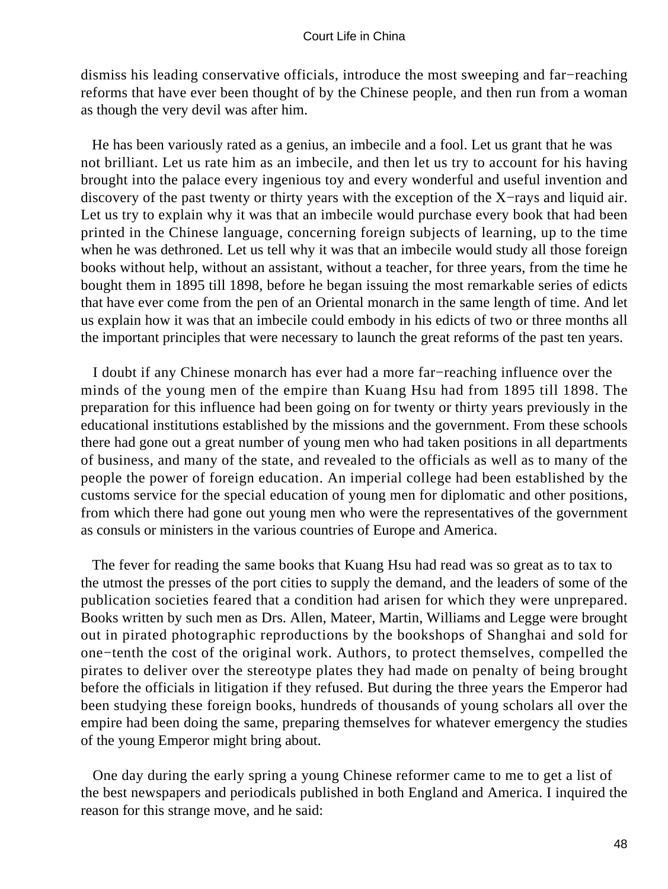dismiss his leading conservative officials, introduce the most sweeping and far−reaching reforms that have ever been thought of by the Chinese people, and then run from a woman as though the very devil was after him.

He has been variously rated as a genius, an imbecile and a fool. Let us grant that he was not brilliant. Let us rate him as an imbecile, and then let us try to account for his having brought into the palace every ingenious toy and every wonderful and useful invention and discovery of the past twenty or thirty years with the exception of the X−rays and liquid air. Let us try to explain why it was that an imbecile would purchase every book that had been printed in the Chinese language, concerning foreign subjects of learning, up to the time when he was dethroned. Let us tell why it was that an imbecile would study all those foreign books without help, without an assistant, without a teacher, for three years, from the time he bought them in 1895 till 1898, before he began issuing the most remarkable series of edicts that have ever come from the pen of an Oriental monarch in the same length of time. And let us explain how it was that an imbecile could embody in his edicts of two or three months all the important principles that were necessary to launch the great reforms of the past ten years.

I doubt if any Chinese monarch has ever had a more far−reaching influence over the minds of the young men of the empire than Kuang Hsu had from 1895 till 1898. The preparation for this influence had been going on for twenty or thirty years previously in the educational institutions established by the missions and the government. From these schools there had gone out a great number of young men who had taken positions in all departments of business, and many of the state, and revealed to the officials as well as to many of the people the power of foreign education. An imperial college had been established by the customs service for the special education of young men for diplomatic and other positions, from which there had gone out young men who were the representatives of the government as consuls or ministers in the various countries of Europe and America.

The fever for reading the same books that Kuang Hsu had read was so great as to tax to the utmost the presses of the port cities to supply the demand, and the leaders of some of the publication societies feared that a condition had arisen for which they were unprepared. Books written by such men as Drs. Allen, Mateer, Martin, Williams and Legge were brought out in pirated photographic reproductions by the bookshops of Shanghai and sold for one−tenth the cost of the original work. Authors, to protect themselves, compelled the pirates to deliver over the stereotype plates they had made on penalty of being brought before the officials in litigation if they refused. But during the three years the Emperor had been studying these foreign books, hundreds of thousands of young scholars all over the empire had been doing the same, preparing themselves for whatever emergency the studies of the young Emperor might bring about.

One day during the early spring a young Chinese reformer came to me to get a list of the best newspapers and periodicals published in both England and America. I inquired the reason for this strange move, and he said: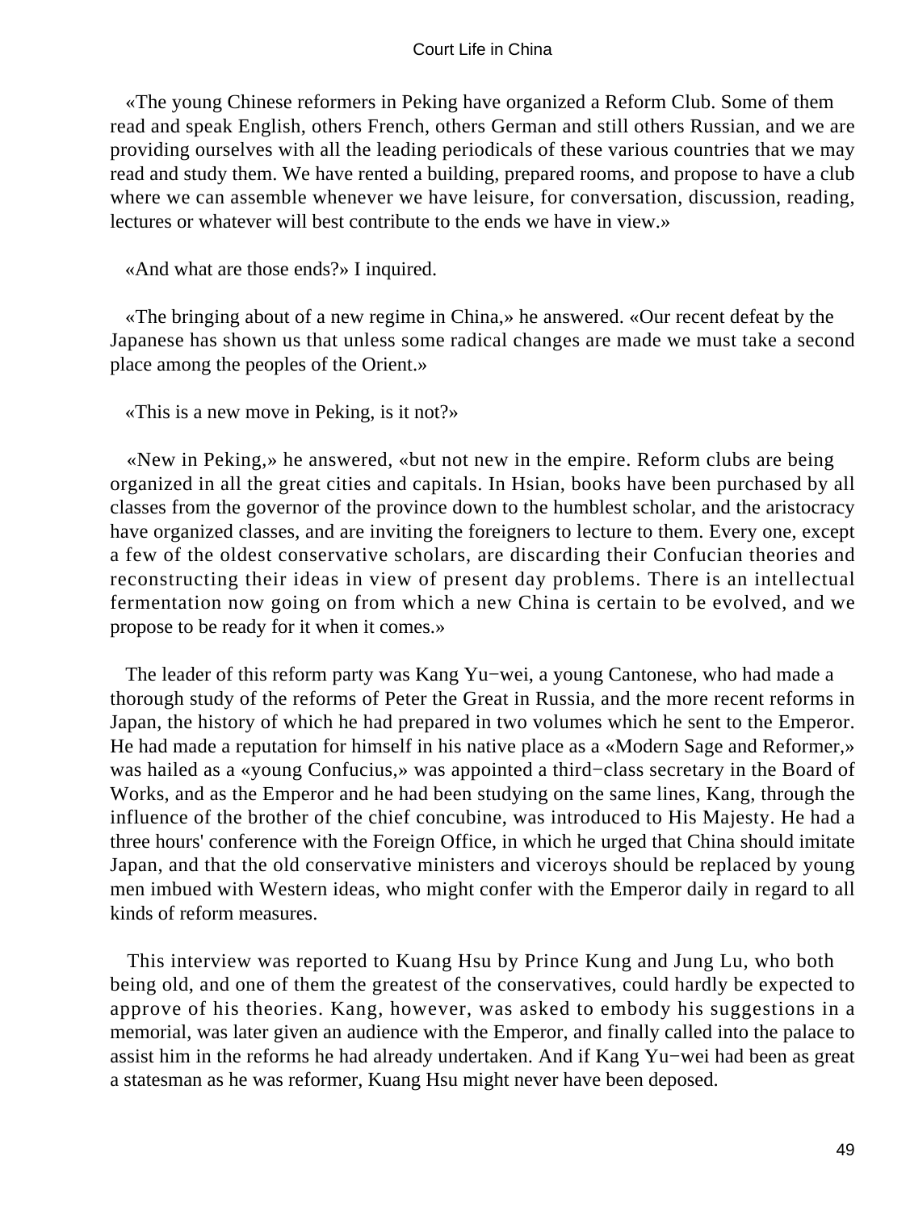«The young Chinese reformers in Peking have organized a Reform Club. Some of them read and speak English, others French, others German and still others Russian, and we are providing ourselves with all the leading periodicals of these various countries that we may read and study them. We have rented a building, prepared rooms, and propose to have a club where we can assemble whenever we have leisure, for conversation, discussion, reading, lectures or whatever will best contribute to the ends we have in view.»

«And what are those ends?» I inquired.

«The bringing about of a new regime in China,» he answered. «Our recent defeat by the Japanese has shown us that unless some radical changes are made we must take a second place among the peoples of the Orient.»

«This is a new move in Peking, is it not?»

«New in Peking,» he answered, «but not new in the empire. Reform clubs are being organized in all the great cities and capitals. In Hsian, books have been purchased by all classes from the governor of the province down to the humblest scholar, and the aristocracy have organized classes, and are inviting the foreigners to lecture to them. Every one, except a few of the oldest conservative scholars, are discarding their Confucian theories and reconstructing their ideas in view of present day problems. There is an intellectual fermentation now going on from which a new China is certain to be evolved, and we propose to be ready for it when it comes.»

The leader of this reform party was Kang Yu−wei, a young Cantonese, who had made a thorough study of the reforms of Peter the Great in Russia, and the more recent reforms in Japan, the history of which he had prepared in two volumes which he sent to the Emperor. He had made a reputation for himself in his native place as a «Modern Sage and Reformer,» was hailed as a «young Confucius,» was appointed a third−class secretary in the Board of Works, and as the Emperor and he had been studying on the same lines, Kang, through the influence of the brother of the chief concubine, was introduced to His Majesty. He had a three hours' conference with the Foreign Office, in which he urged that China should imitate Japan, and that the old conservative ministers and viceroys should be replaced by young men imbued with Western ideas, who might confer with the Emperor daily in regard to all kinds of reform measures.

This interview was reported to Kuang Hsu by Prince Kung and Jung Lu, who both being old, and one of them the greatest of the conservatives, could hardly be expected to approve of his theories. Kang, however, was asked to embody his suggestions in a memorial, was later given an audience with the Emperor, and finally called into the palace to assist him in the reforms he had already undertaken. And if Kang Yu−wei had been as great a statesman as he was reformer, Kuang Hsu might never have been deposed.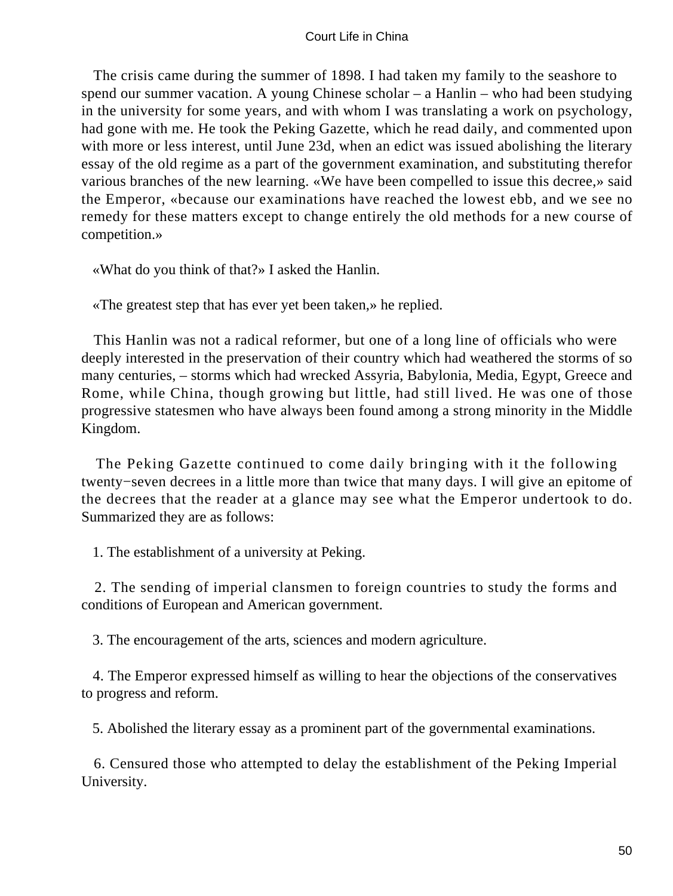The crisis came during the summer of 1898. I had taken my family to the seashore to spend our summer vacation. A young Chinese scholar – a Hanlin – who had been studying in the university for some years, and with whom I was translating a work on psychology, had gone with me. He took the Peking Gazette, which he read daily, and commented upon with more or less interest, until June 23d, when an edict was issued abolishing the literary essay of the old regime as a part of the government examination, and substituting therefor various branches of the new learning. «We have been compelled to issue this decree,» said the Emperor, «because our examinations have reached the lowest ebb, and we see no remedy for these matters except to change entirely the old methods for a new course of competition.»

«What do you think of that?» I asked the Hanlin.

«The greatest step that has ever yet been taken,» he replied.

This Hanlin was not a radical reformer, but one of a long line of officials who were deeply interested in the preservation of their country which had weathered the storms of so many centuries, – storms which had wrecked Assyria, Babylonia, Media, Egypt, Greece and Rome, while China, though growing but little, had still lived. He was one of those progressive statesmen who have always been found among a strong minority in the Middle Kingdom.

The Peking Gazette continued to come daily bringing with it the following twenty−seven decrees in a little more than twice that many days. I will give an epitome of the decrees that the reader at a glance may see what the Emperor undertook to do. Summarized they are as follows:

1. The establishment of a university at Peking.

2. The sending of imperial clansmen to foreign countries to study the forms and conditions of European and American government.

3. The encouragement of the arts, sciences and modern agriculture.

4. The Emperor expressed himself as willing to hear the objections of the conservatives to progress and reform.

5. Abolished the literary essay as a prominent part of the governmental examinations.

6. Censured those who attempted to delay the establishment of the Peking Imperial University.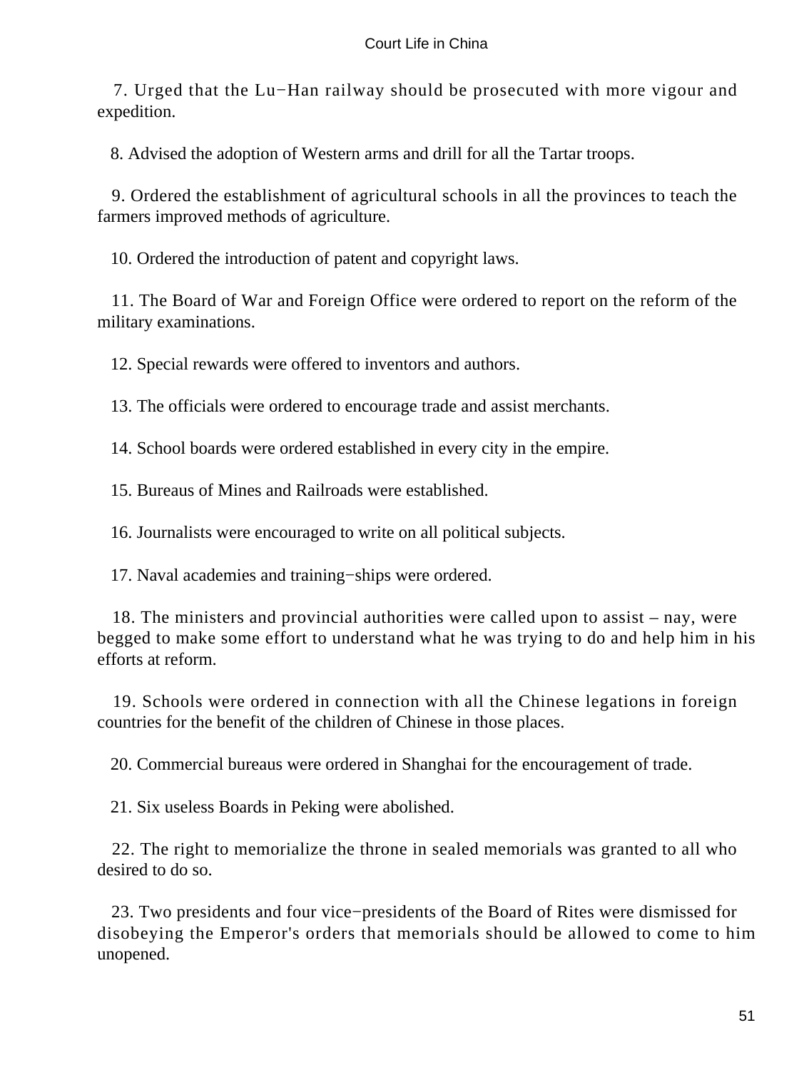7. Urged that the Lu−Han railway should be prosecuted with more vigour and expedition.

8. Advised the adoption of Western arms and drill for all the Tartar troops.

9. Ordered the establishment of agricultural schools in all the provinces to teach the farmers improved methods of agriculture.

10. Ordered the introduction of patent and copyright laws.

11. The Board of War and Foreign Office were ordered to report on the reform of the military examinations.

12. Special rewards were offered to inventors and authors.

13. The officials were ordered to encourage trade and assist merchants.

14. School boards were ordered established in every city in the empire.

15. Bureaus of Mines and Railroads were established.

16. Journalists were encouraged to write on all political subjects.

17. Naval academies and training−ships were ordered.

18. The ministers and provincial authorities were called upon to assist – nay, were begged to make some effort to understand what he was trying to do and help him in his efforts at reform.

19. Schools were ordered in connection with all the Chinese legations in foreign countries for the benefit of the children of Chinese in those places.

20. Commercial bureaus were ordered in Shanghai for the encouragement of trade.

21. Six useless Boards in Peking were abolished.

22. The right to memorialize the throne in sealed memorials was granted to all who desired to do so.

23. Two presidents and four vice−presidents of the Board of Rites were dismissed for disobeying the Emperor's orders that memorials should be allowed to come to him unopened.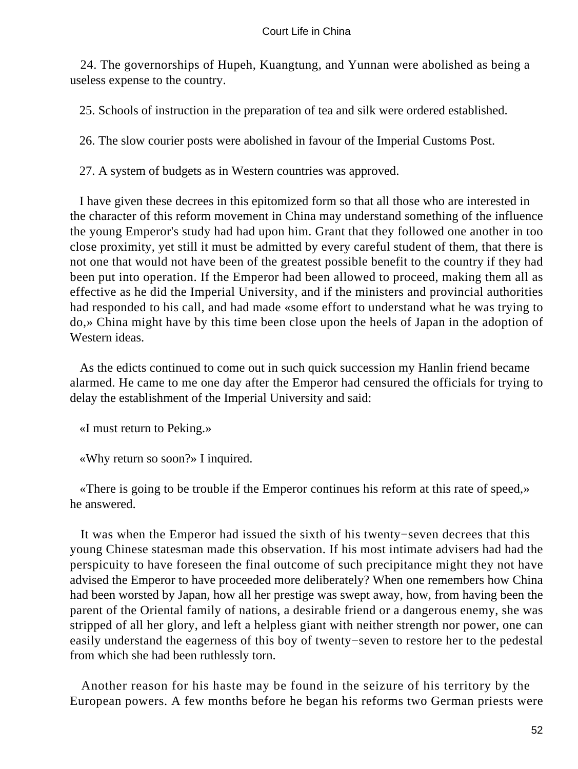24. The governorships of Hupeh, Kuangtung, and Yunnan were abolished as being a useless expense to the country.

25. Schools of instruction in the preparation of tea and silk were ordered established.

26. The slow courier posts were abolished in favour of the Imperial Customs Post.

27. A system of budgets as in Western countries was approved.

I have given these decrees in this epitomized form so that all those who are interested in the character of this reform movement in China may understand something of the influence the young Emperor's study had had upon him. Grant that they followed one another in too close proximity, yet still it must be admitted by every careful student of them, that there is not one that would not have been of the greatest possible benefit to the country if they had been put into operation. If the Emperor had been allowed to proceed, making them all as effective as he did the Imperial University, and if the ministers and provincial authorities had responded to his call, and had made «some effort to understand what he was trying to do,» China might have by this time been close upon the heels of Japan in the adoption of Western ideas.

As the edicts continued to come out in such quick succession my Hanlin friend became alarmed. He came to me one day after the Emperor had censured the officials for trying to delay the establishment of the Imperial University and said:

«I must return to Peking.»

«Why return so soon?» I inquired.

«There is going to be trouble if the Emperor continues his reform at this rate of speed,» he answered.

It was when the Emperor had issued the sixth of his twenty−seven decrees that this young Chinese statesman made this observation. If his most intimate advisers had had the perspicuity to have foreseen the final outcome of such precipitance might they not have advised the Emperor to have proceeded more deliberately? When one remembers how China had been worsted by Japan, how all her prestige was swept away, how, from having been the parent of the Oriental family of nations, a desirable friend or a dangerous enemy, she was stripped of all her glory, and left a helpless giant with neither strength nor power, one can easily understand the eagerness of this boy of twenty−seven to restore her to the pedestal from which she had been ruthlessly torn.

Another reason for his haste may be found in the seizure of his territory by the European powers. A few months before he began his reforms two German priests were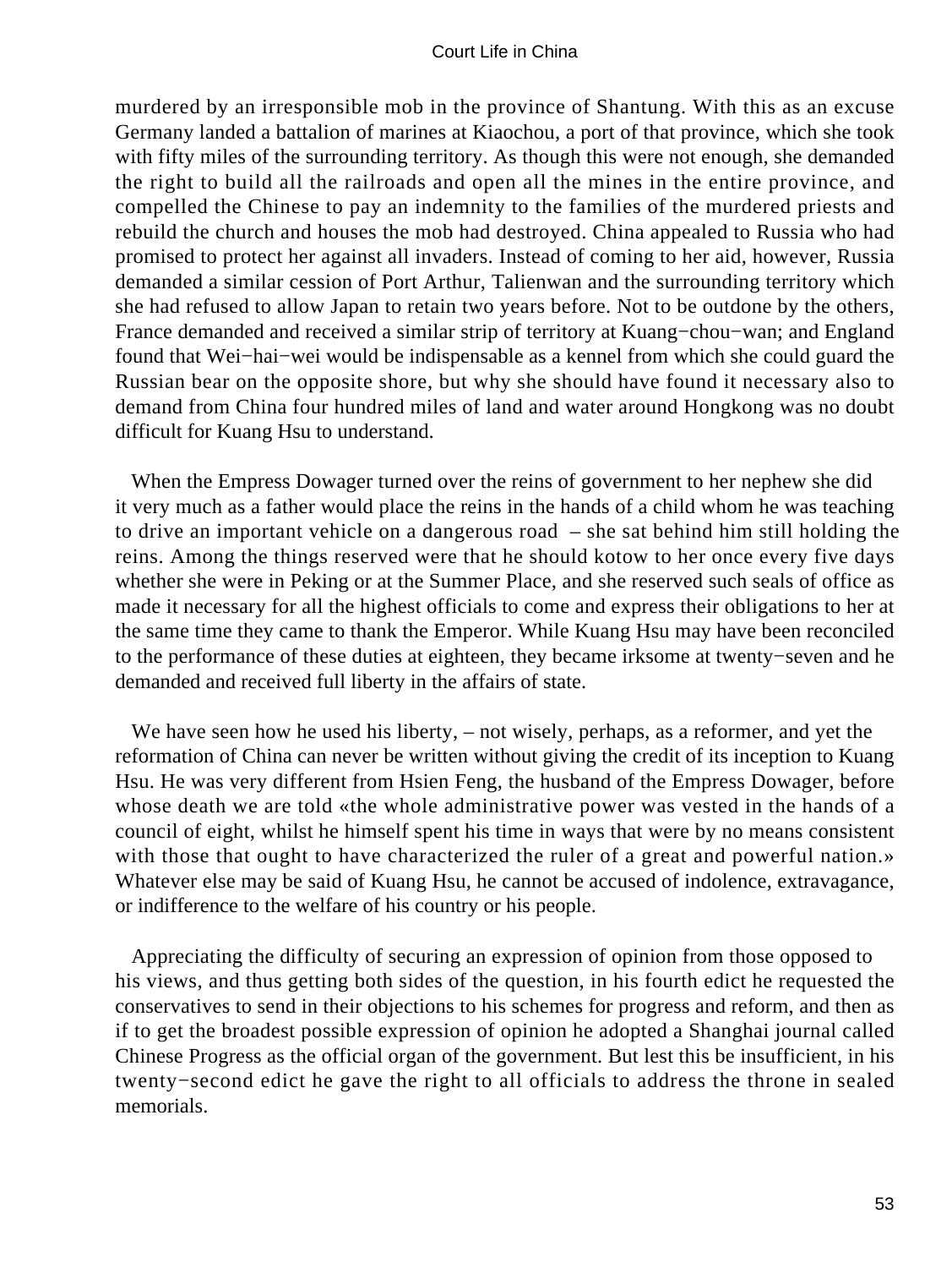murdered by an irresponsible mob in the province of Shantung. With this as an excuse Germany landed a battalion of marines at Kiaochou, a port of that province, which she took with fifty miles of the surrounding territory. As though this were not enough, she demanded the right to build all the railroads and open all the mines in the entire province, and compelled the Chinese to pay an indemnity to the families of the murdered priests and rebuild the church and houses the mob had destroyed. China appealed to Russia who had promised to protect her against all invaders. Instead of coming to her aid, however, Russia demanded a similar cession of Port Arthur, Talienwan and the surrounding territory which she had refused to allow Japan to retain two years before. Not to be outdone by the others, France demanded and received a similar strip of territory at Kuang−chou−wan; and England found that Wei−hai−wei would be indispensable as a kennel from which she could guard the Russian bear on the opposite shore, but why she should have found it necessary also to demand from China four hundred miles of land and water around Hongkong was no doubt difficult for Kuang Hsu to understand.

When the Empress Dowager turned over the reins of government to her nephew she did it very much as a father would place the reins in the hands of a child whom he was teaching to drive an important vehicle on a dangerous road – she sat behind him still holding the reins. Among the things reserved were that he should kotow to her once every five days whether she were in Peking or at the Summer Place, and she reserved such seals of office as made it necessary for all the highest officials to come and express their obligations to her at the same time they came to thank the Emperor. While Kuang Hsu may have been reconciled to the performance of these duties at eighteen, they became irksome at twenty−seven and he demanded and received full liberty in the affairs of state.

We have seen how he used his liberty, – not wisely, perhaps, as a reformer, and yet the reformation of China can never be written without giving the credit of its inception to Kuang Hsu. He was very different from Hsien Feng, the husband of the Empress Dowager, before whose death we are told «the whole administrative power was vested in the hands of a council of eight, whilst he himself spent his time in ways that were by no means consistent with those that ought to have characterized the ruler of a great and powerful nation.» Whatever else may be said of Kuang Hsu, he cannot be accused of indolence, extravagance, or indifference to the welfare of his country or his people.

Appreciating the difficulty of securing an expression of opinion from those opposed to his views, and thus getting both sides of the question, in his fourth edict he requested the conservatives to send in their objections to his schemes for progress and reform, and then as if to get the broadest possible expression of opinion he adopted a Shanghai journal called Chinese Progress as the official organ of the government. But lest this be insufficient, in his twenty−second edict he gave the right to all officials to address the throne in sealed memorials.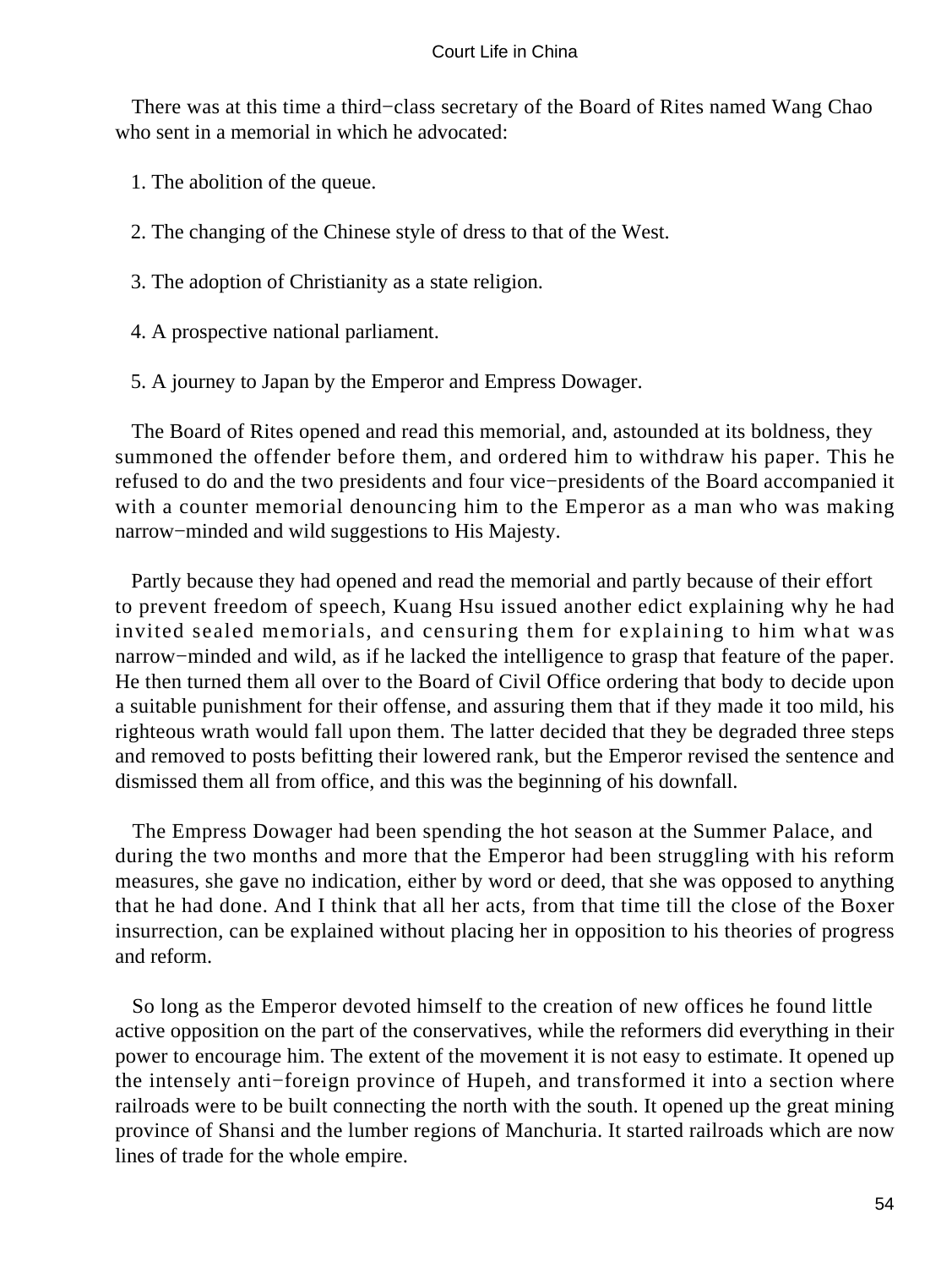There was at this time a third−class secretary of the Board of Rites named Wang Chao who sent in a memorial in which he advocated:

1. The abolition of the queue.

2. The changing of the Chinese style of dress to that of the West.

3. The adoption of Christianity as a state religion.

4. A prospective national parliament.

5. A journey to Japan by the Emperor and Empress Dowager.

The Board of Rites opened and read this memorial, and, astounded at its boldness, they summoned the offender before them, and ordered him to withdraw his paper. This he refused to do and the two presidents and four vice−presidents of the Board accompanied it with a counter memorial denouncing him to the Emperor as a man who was making narrow−minded and wild suggestions to His Majesty.

Partly because they had opened and read the memorial and partly because of their effort to prevent freedom of speech, Kuang Hsu issued another edict explaining why he had invited sealed memorials, and censuring them for explaining to him what was narrow−minded and wild, as if he lacked the intelligence to grasp that feature of the paper. He then turned them all over to the Board of Civil Office ordering that body to decide upon a suitable punishment for their offense, and assuring them that if they made it too mild, his righteous wrath would fall upon them. The latter decided that they be degraded three steps and removed to posts befitting their lowered rank, but the Emperor revised the sentence and dismissed them all from office, and this was the beginning of his downfall.

The Empress Dowager had been spending the hot season at the Summer Palace, and during the two months and more that the Emperor had been struggling with his reform measures, she gave no indication, either by word or deed, that she was opposed to anything that he had done. And I think that all her acts, from that time till the close of the Boxer insurrection, can be explained without placing her in opposition to his theories of progress and reform.

So long as the Emperor devoted himself to the creation of new offices he found little active opposition on the part of the conservatives, while the reformers did everything in their power to encourage him. The extent of the movement it is not easy to estimate. It opened up the intensely anti−foreign province of Hupeh, and transformed it into a section where railroads were to be built connecting the north with the south. It opened up the great mining province of Shansi and the lumber regions of Manchuria. It started railroads which are now lines of trade for the whole empire.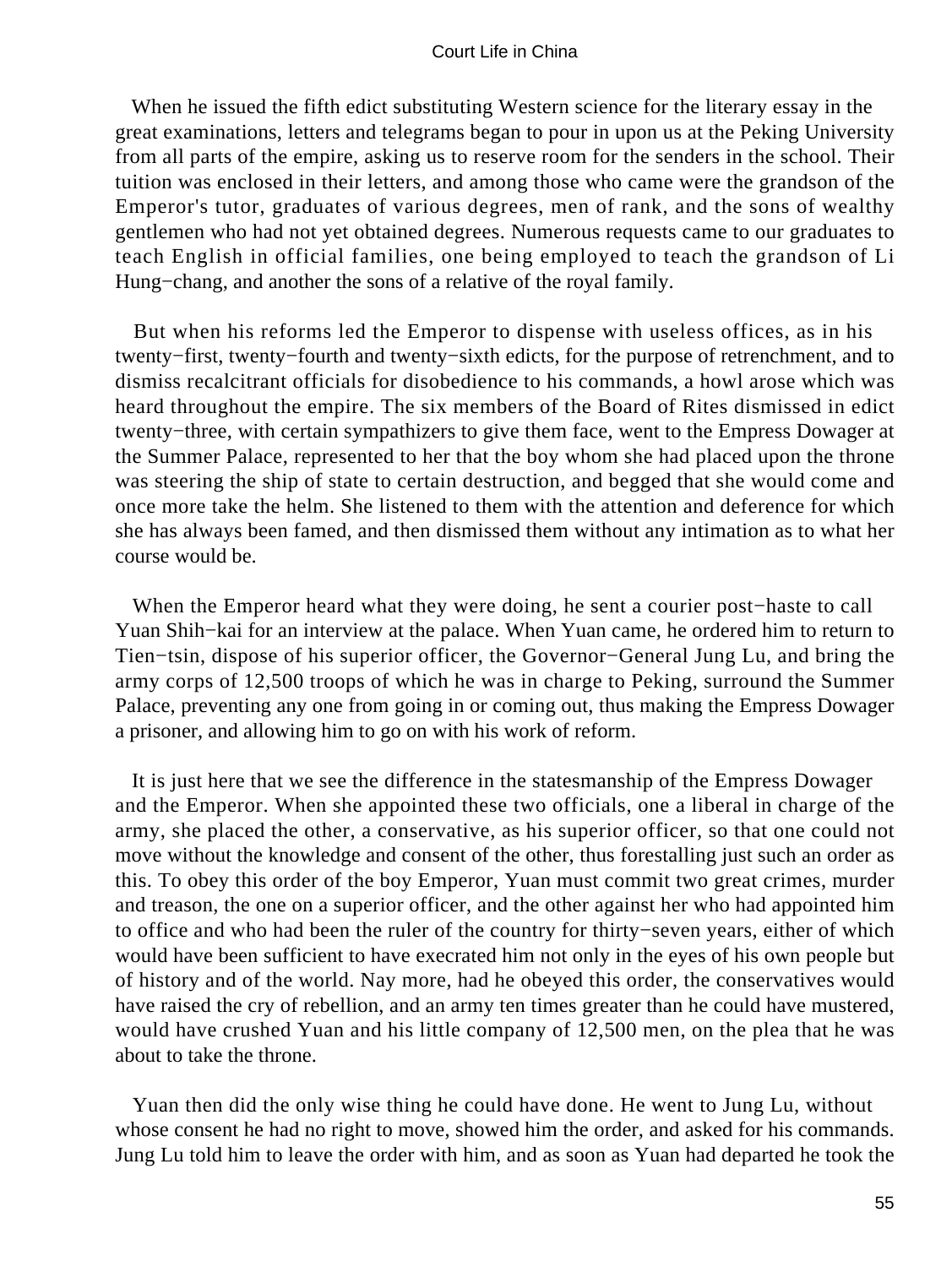When he issued the fifth edict substituting Western science for the literary essay in the great examinations, letters and telegrams began to pour in upon us at the Peking University from all parts of the empire, asking us to reserve room for the senders in the school. Their tuition was enclosed in their letters, and among those who came were the grandson of the Emperor's tutor, graduates of various degrees, men of rank, and the sons of wealthy gentlemen who had not yet obtained degrees. Numerous requests came to our graduates to teach English in official families, one being employed to teach the grandson of Li Hung−chang, and another the sons of a relative of the royal family.

But when his reforms led the Emperor to dispense with useless offices, as in his twenty−first, twenty−fourth and twenty−sixth edicts, for the purpose of retrenchment, and to dismiss recalcitrant officials for disobedience to his commands, a howl arose which was heard throughout the empire. The six members of the Board of Rites dismissed in edict twenty−three, with certain sympathizers to give them face, went to the Empress Dowager at the Summer Palace, represented to her that the boy whom she had placed upon the throne was steering the ship of state to certain destruction, and begged that she would come and once more take the helm. She listened to them with the attention and deference for which she has always been famed, and then dismissed them without any intimation as to what her course would be.

When the Emperor heard what they were doing, he sent a courier post−haste to call Yuan Shih−kai for an interview at the palace. When Yuan came, he ordered him to return to Tien−tsin, dispose of his superior officer, the Governor−General Jung Lu, and bring the army corps of 12,500 troops of which he was in charge to Peking, surround the Summer Palace, preventing any one from going in or coming out, thus making the Empress Dowager a prisoner, and allowing him to go on with his work of reform.

It is just here that we see the difference in the statesmanship of the Empress Dowager and the Emperor. When she appointed these two officials, one a liberal in charge of the army, she placed the other, a conservative, as his superior officer, so that one could not move without the knowledge and consent of the other, thus forestalling just such an order as this. To obey this order of the boy Emperor, Yuan must commit two great crimes, murder and treason, the one on a superior officer, and the other against her who had appointed him to office and who had been the ruler of the country for thirty−seven years, either of which would have been sufficient to have execrated him not only in the eyes of his own people but of history and of the world. Nay more, had he obeyed this order, the conservatives would have raised the cry of rebellion, and an army ten times greater than he could have mustered, would have crushed Yuan and his little company of 12,500 men, on the plea that he was about to take the throne.

Yuan then did the only wise thing he could have done. He went to Jung Lu, without whose consent he had no right to move, showed him the order, and asked for his commands. Jung Lu told him to leave the order with him, and as soon as Yuan had departed he took the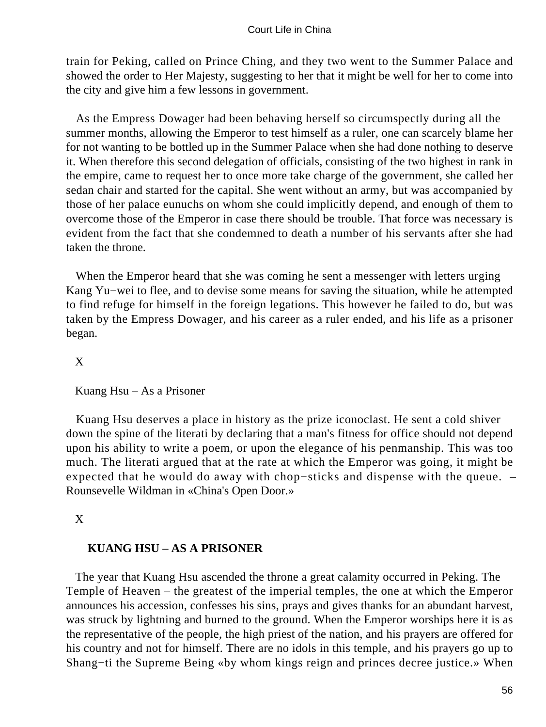train for Peking, called on Prince Ching, and they two went to the Summer Palace and showed the order to Her Majesty, suggesting to her that it might be well for her to come into the city and give him a few lessons in government.

As the Empress Dowager had been behaving herself so circumspectly during all the summer months, allowing the Emperor to test himself as a ruler, one can scarcely blame her for not wanting to be bottled up in the Summer Palace when she had done nothing to deserve it. When therefore this second delegation of officials, consisting of the two highest in rank in the empire, came to request her to once more take charge of the government, she called her sedan chair and started for the capital. She went without an army, but was accompanied by those of her palace eunuchs on whom she could implicitly depend, and enough of them to overcome those of the Emperor in case there should be trouble. That force was necessary is evident from the fact that she condemned to death a number of his servants after she had taken the throne.

When the Emperor heard that she was coming he sent a messenger with letters urging Kang Yu−wei to flee, and to devise some means for saving the situation, while he attempted to find refuge for himself in the foreign legations. This however he failed to do, but was taken by the Empress Dowager, and his career as a ruler ended, and his life as a prisoner began.

X

Kuang Hsu – As a Prisoner

Kuang Hsu deserves a place in history as the prize iconoclast. He sent a cold shiver down the spine of the literati by declaring that a man's fitness for office should not depend upon his ability to write a poem, or upon the elegance of his penmanship. This was too much. The literati argued that at the rate at which the Emperor was going, it might be expected that he would do away with chop−sticks and dispense with the queue. – Rounsevelle Wildman in «China's Open Door.»

## X

## KUANG HSU – AS A PRISONER

The year that Kuang Hsu ascended the throne a great calamity occurred in Peking. The Temple of Heaven – the greatest of the imperial temples, the one at which the Emperor announces his accession, confesses his sins, prays and gives thanks for an abundant harvest, was struck by lightning and burned to the ground. When the Emperor worships here it is as the representative of the people, the high priest of the nation, and his prayers are offered for his country and not for himself. There are no idols in this temple, and his prayers go up to Shang−ti the Supreme Being «by whom kings reign and princes decree justice.» When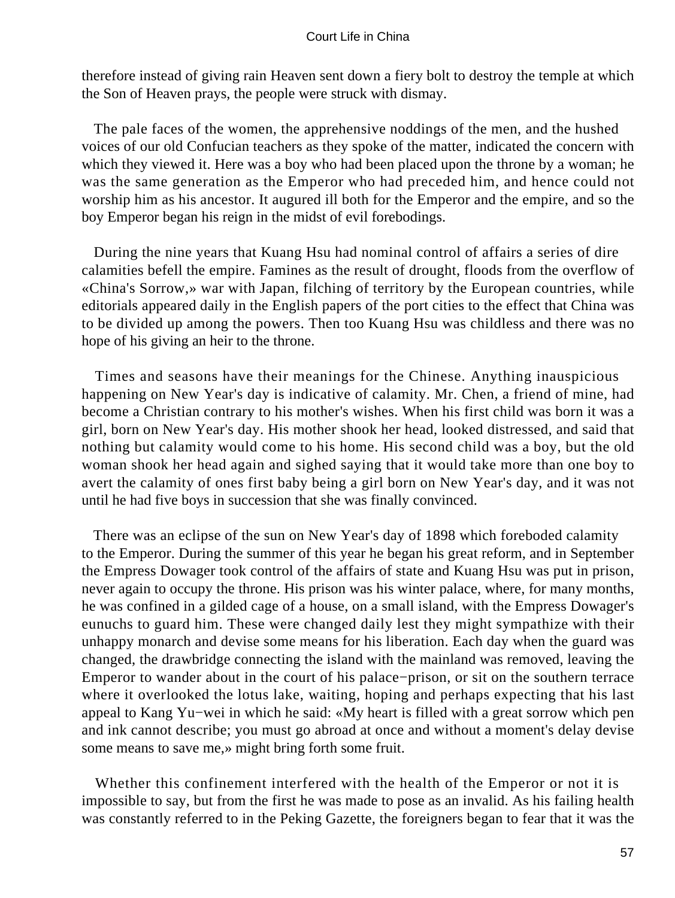therefore instead of giving rain Heaven sent down a fiery bolt to destroy the temple at which the Son of Heaven prays, the people were struck with dismay.

The pale faces of the women, the apprehensive noddings of the men, and the hushed voices of our old Confucian teachers as they spoke of the matter, indicated the concern with which they viewed it. Here was a boy who had been placed upon the throne by a woman; he was the same generation as the Emperor who had preceded him, and hence could not worship him as his ancestor. It augured ill both for the Emperor and the empire, and so the boy Emperor began his reign in the midst of evil forebodings.

During the nine years that Kuang Hsu had nominal control of affairs a series of dire calamities befell the empire. Famines as the result of drought, floods from the overflow of «China's Sorrow,» war with Japan, filching of territory by the European countries, while editorials appeared daily in the English papers of the port cities to the effect that China was to be divided up among the powers. Then too Kuang Hsu was childless and there was no hope of his giving an heir to the throne.

Times and seasons have their meanings for the Chinese. Anything inauspicious happening on New Year's day is indicative of calamity. Mr. Chen, a friend of mine, had become a Christian contrary to his mother's wishes. When his first child was born it was a girl, born on New Year's day. His mother shook her head, looked distressed, and said that nothing but calamity would come to his home. His second child was a boy, but the old woman shook her head again and sighed saying that it would take more than one boy to avert the calamity of ones first baby being a girl born on New Year's day, and it was not until he had five boys in succession that she was finally convinced.

There was an eclipse of the sun on New Year's day of 1898 which foreboded calamity to the Emperor. During the summer of this year he began his great reform, and in September the Empress Dowager took control of the affairs of state and Kuang Hsu was put in prison, never again to occupy the throne. His prison was his winter palace, where, for many months, he was confined in a gilded cage of a house, on a small island, with the Empress Dowager's eunuchs to guard him. These were changed daily lest they might sympathize with their unhappy monarch and devise some means for his liberation. Each day when the guard was changed, the drawbridge connecting the island with the mainland was removed, leaving the Emperor to wander about in the court of his palace−prison, or sit on the southern terrace where it overlooked the lotus lake, waiting, hoping and perhaps expecting that his last appeal to Kang Yu−wei in which he said: «My heart is filled with a great sorrow which pen and ink cannot describe; you must go abroad at once and without a moment's delay devise some means to save me,» might bring forth some fruit.

Whether this confinement interfered with the health of the Emperor or not it is impossible to say, but from the first he was made to pose as an invalid. As his failing health was constantly referred to in the Peking Gazette, the foreigners began to fear that it was the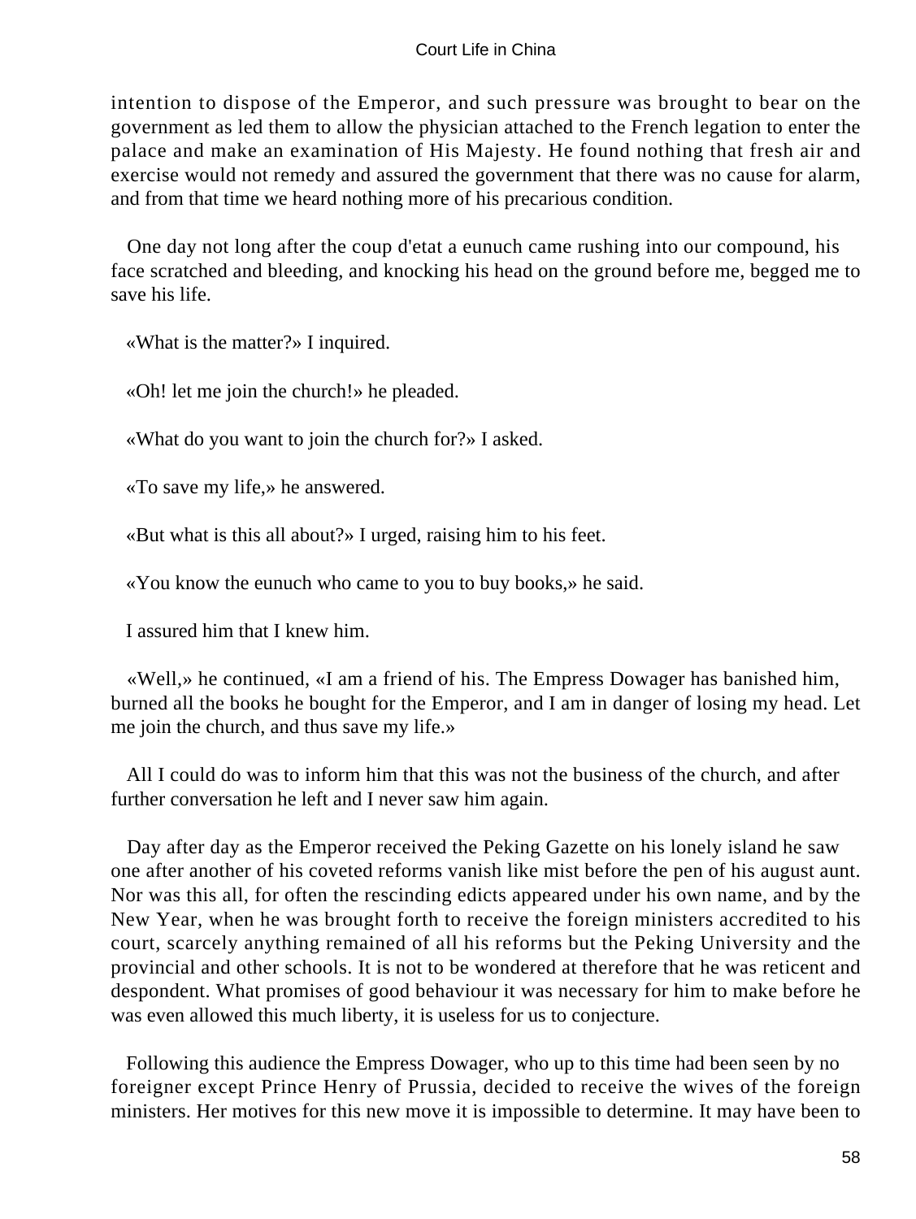intention to dispose of the Emperor, and such pressure was brought to bear on the government as led them to allow the physician attached to the French legation to enter the palace and make an examination of His Majesty. He found nothing that fresh air and exercise would not remedy and assured the government that there was no cause for alarm, and from that time we heard nothing more of his precarious condition.

One day not long after the coup d'etat a eunuch came rushing into our compound, his face scratched and bleeding, and knocking his head on the ground before me, begged me to save his life.

«What is the matter?» I inquired.

«Oh! let me join the church!» he pleaded.

«What do you want to join the church for?» I asked.

«To save my life,» he answered.

«But what is this all about?» I urged, raising him to his feet.

«You know the eunuch who came to you to buy books,» he said.

I assured him that I knew him.

«Well,» he continued, «I am a friend of his. The Empress Dowager has banished him, burned all the books he bought for the Emperor, and I am in danger of losing my head. Let me join the church, and thus save my life.»

All I could do was to inform him that this was not the business of the church, and after further conversation he left and I never saw him again.

Day after day as the Emperor received the Peking Gazette on his lonely island he saw one after another of his coveted reforms vanish like mist before the pen of his august aunt. Nor was this all, for often the rescinding edicts appeared under his own name, and by the New Year, when he was brought forth to receive the foreign ministers accredited to his court, scarcely anything remained of all his reforms but the Peking University and the provincial and other schools. It is not to be wondered at therefore that he was reticent and despondent. What promises of good behaviour it was necessary for him to make before he was even allowed this much liberty, it is useless for us to conjecture.

Following this audience the Empress Dowager, who up to this time had been seen by no foreigner except Prince Henry of Prussia, decided to receive the wives of the foreign ministers. Her motives for this new move it is impossible to determine. It may have been to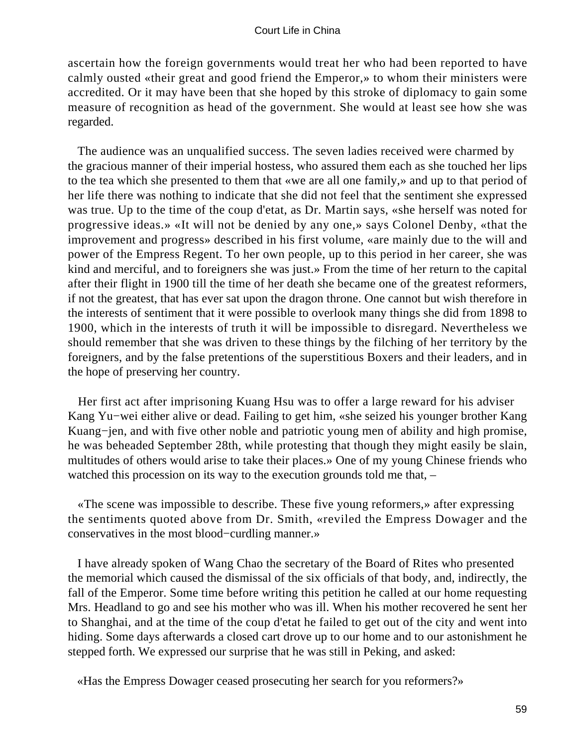ascertain how the foreign governments would treat her who had been reported to have calmly ousted «their great and good friend the Emperor,» to whom their ministers were accredited. Or it may have been that she hoped by this stroke of diplomacy to gain some measure of recognition as head of the government. She would at least see how she was regarded.

The audience was an unqualified success. The seven ladies received were charmed by the gracious manner of their imperial hostess, who assured them each as she touched her lips to the tea which she presented to them that «we are all one family,» and up to that period of her life there was nothing to indicate that she did not feel that the sentiment she expressed was true. Up to the time of the coup d'etat, as Dr. Martin says, «she herself was noted for progressive ideas.» «It will not be denied by any one,» says Colonel Denby, «that the improvement and progress» described in his first volume, «are mainly due to the will and power of the Empress Regent. To her own people, up to this period in her career, she was kind and merciful, and to foreigners she was just.» From the time of her return to the capital after their flight in 1900 till the time of her death she became one of the greatest reformers, if not the greatest, that has ever sat upon the dragon throne. One cannot but wish therefore in the interests of sentiment that it were possible to overlook many things she did from 1898 to 1900, which in the interests of truth it will be impossible to disregard. Nevertheless we should remember that she was driven to these things by the filching of her territory by the foreigners, and by the false pretentions of the superstitious Boxers and their leaders, and in the hope of preserving her country.

Her first act after imprisoning Kuang Hsu was to offer a large reward for his adviser Kang Yu−wei either alive or dead. Failing to get him, «she seized his younger brother Kang Kuang−jen, and with five other noble and patriotic young men of ability and high promise, he was beheaded September 28th, while protesting that though they might easily be slain, multitudes of others would arise to take their places.» One of my young Chinese friends who watched this procession on its way to the execution grounds told me that, –

«The scene was impossible to describe. These five young reformers,» after expressing the sentiments quoted above from Dr. Smith, «reviled the Empress Dowager and the conservatives in the most blood−curdling manner.»

I have already spoken of Wang Chao the secretary of the Board of Rites who presented the memorial which caused the dismissal of the six officials of that body, and, indirectly, the fall of the Emperor. Some time before writing this petition he called at our home requesting Mrs. Headland to go and see his mother who was ill. When his mother recovered he sent her to Shanghai, and at the time of the coup d'etat he failed to get out of the city and went into hiding. Some days afterwards a closed cart drove up to our home and to our astonishment he stepped forth. We expressed our surprise that he was still in Peking, and asked:

«Has the Empress Dowager ceased prosecuting her search for you reformers?»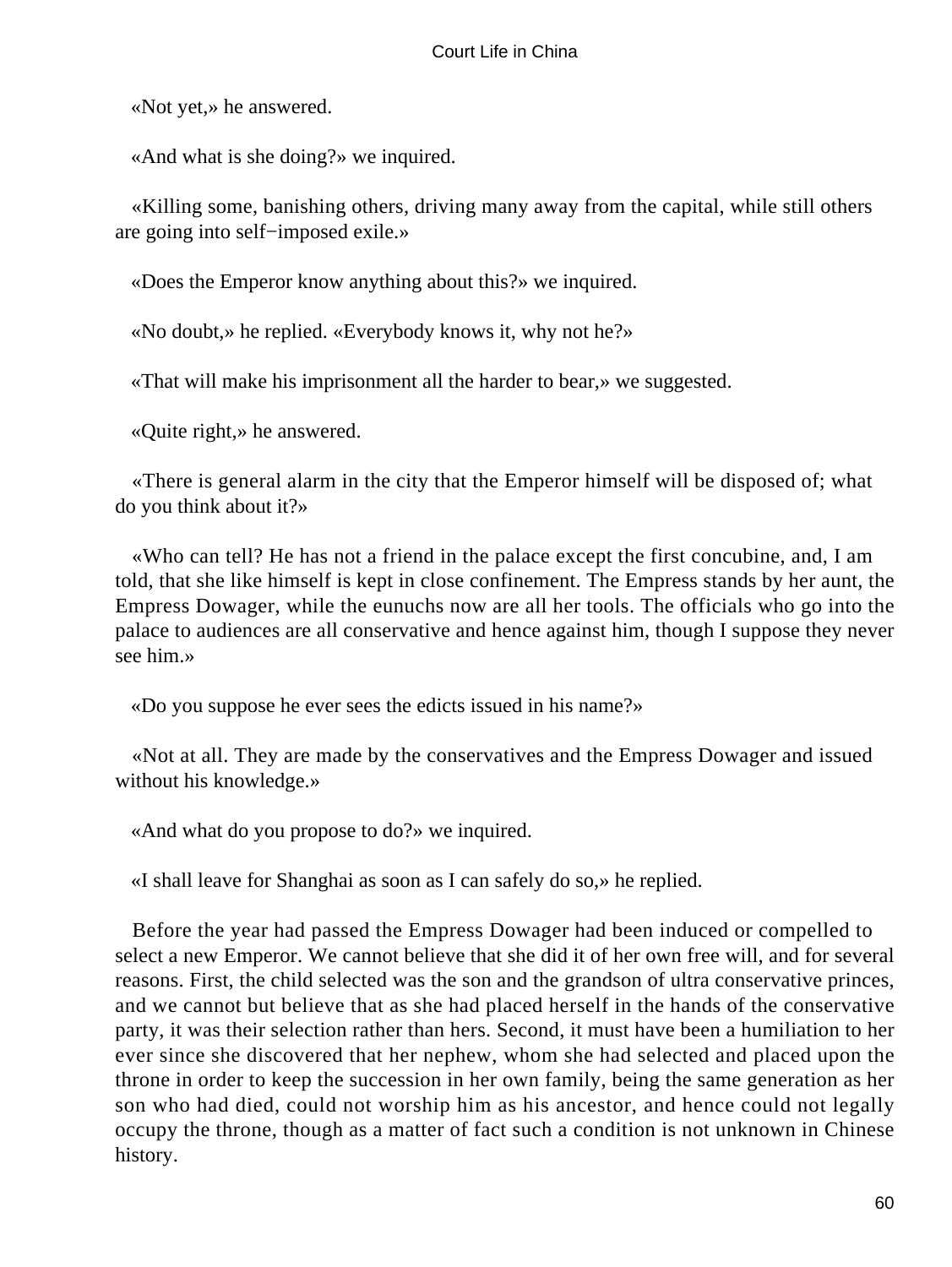«Not yet,» he answered.

«And what is she doing?» we inquired.

«Killing some, banishing others, driving many away from the capital, while still others are going into self−imposed exile.»

«Does the Emperor know anything about this?» we inquired.

«No doubt,» he replied. «Everybody knows it, why not he?»

«That will make his imprisonment all the harder to bear,» we suggested.

«Quite right,» he answered.

«There is general alarm in the city that the Emperor himself will be disposed of; what do you think about it?»

«Who can tell? He has not a friend in the palace except the first concubine, and, I am told, that she like himself is kept in close confinement. The Empress stands by her aunt, the Empress Dowager, while the eunuchs now are all her tools. The officials who go into the palace to audiences are all conservative and hence against him, though I suppose they never see him.»

«Do you suppose he ever sees the edicts issued in his name?»

«Not at all. They are made by the conservatives and the Empress Dowager and issued without his knowledge.»

«And what do you propose to do?» we inquired.

«I shall leave for Shanghai as soon as I can safely do so,» he replied.

Before the year had passed the Empress Dowager had been induced or compelled to select a new Emperor. We cannot believe that she did it of her own free will, and for several reasons. First, the child selected was the son and the grandson of ultra conservative princes, and we cannot but believe that as she had placed herself in the hands of the conservative party, it was their selection rather than hers. Second, it must have been a humiliation to her ever since she discovered that her nephew, whom she had selected and placed upon the throne in order to keep the succession in her own family, being the same generation as her son who had died, could not worship him as his ancestor, and hence could not legally occupy the throne, though as a matter of fact such a condition is not unknown in Chinese history.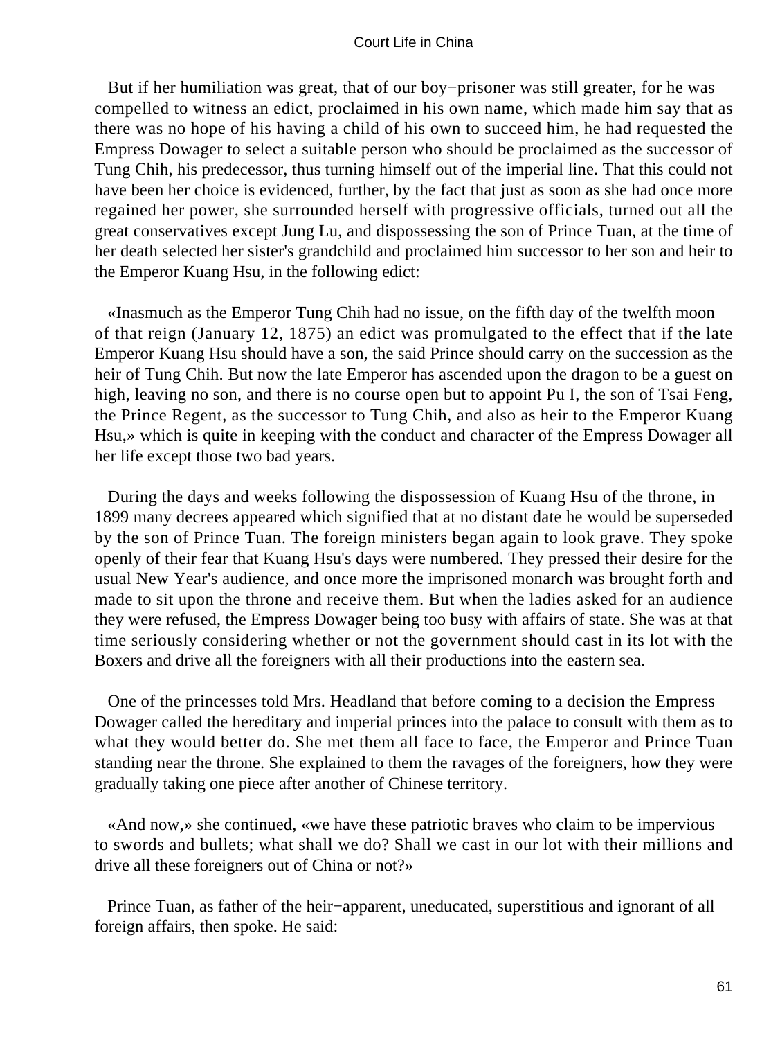But if her humiliation was great, that of our boy−prisoner was still greater, for he was compelled to witness an edict, proclaimed in his own name, which made him say that as there was no hope of his having a child of his own to succeed him, he had requested the Empress Dowager to select a suitable person who should be proclaimed as the successor of Tung Chih, his predecessor, thus turning himself out of the imperial line. That this could not have been her choice is evidenced, further, by the fact that just as soon as she had once more regained her power, she surrounded herself with progressive officials, turned out all the great conservatives except Jung Lu, and dispossessing the son of Prince Tuan, at the time of her death selected her sister's grandchild and proclaimed him successor to her son and heir to the Emperor Kuang Hsu, in the following edict:

«Inasmuch as the Emperor Tung Chih had no issue, on the fifth day of the twelfth moon of that reign (January 12, 1875) an edict was promulgated to the effect that if the late Emperor Kuang Hsu should have a son, the said Prince should carry on the succession as the heir of Tung Chih. But now the late Emperor has ascended upon the dragon to be a guest on high, leaving no son, and there is no course open but to appoint Pu I, the son of Tsai Feng, the Prince Regent, as the successor to Tung Chih, and also as heir to the Emperor Kuang Hsu,» which is quite in keeping with the conduct and character of the Empress Dowager all her life except those two bad years.

During the days and weeks following the dispossession of Kuang Hsu of the throne, in 1899 many decrees appeared which signified that at no distant date he would be superseded by the son of Prince Tuan. The foreign ministers began again to look grave. They spoke openly of their fear that Kuang Hsu's days were numbered. They pressed their desire for the usual New Year's audience, and once more the imprisoned monarch was brought forth and made to sit upon the throne and receive them. But when the ladies asked for an audience they were refused, the Empress Dowager being too busy with affairs of state. She was at that time seriously considering whether or not the government should cast in its lot with the Boxers and drive all the foreigners with all their productions into the eastern sea.

One of the princesses told Mrs. Headland that before coming to a decision the Empress Dowager called the hereditary and imperial princes into the palace to consult with them as to what they would better do. She met them all face to face, the Emperor and Prince Tuan standing near the throne. She explained to them the ravages of the foreigners, how they were gradually taking one piece after another of Chinese territory.

«And now,» she continued, «we have these patriotic braves who claim to be impervious to swords and bullets; what shall we do? Shall we cast in our lot with their millions and drive all these foreigners out of China or not?»

Prince Tuan, as father of the heir−apparent, uneducated, superstitious and ignorant of all foreign affairs, then spoke. He said: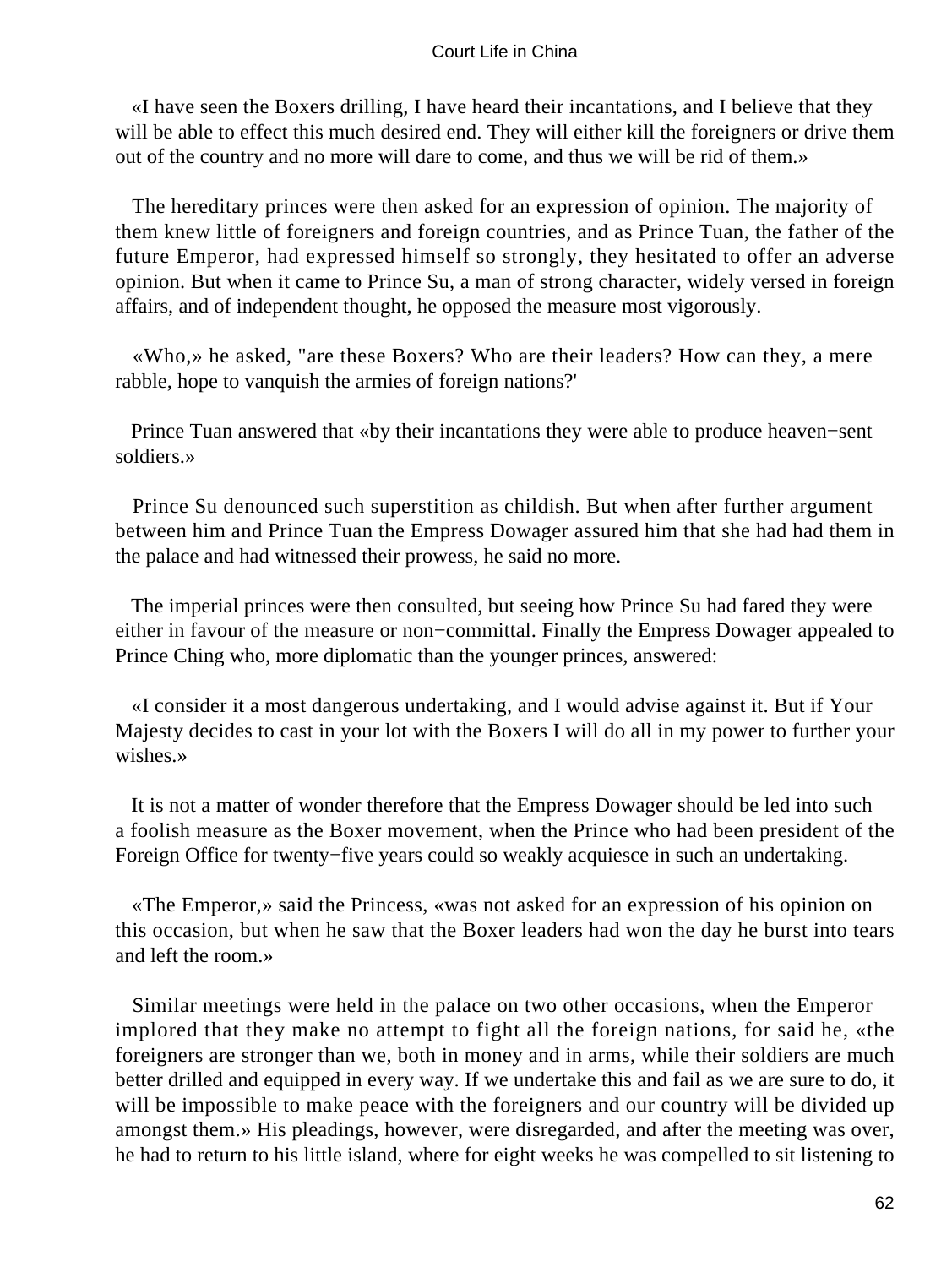«I have seen the Boxers drilling, I have heard their incantations, and I believe that they will be able to effect this much desired end. They will either kill the foreigners or drive them out of the country and no more will dare to come, and thus we will be rid of them.»

The hereditary princes were then asked for an expression of opinion. The majority of them knew little of foreigners and foreign countries, and as Prince Tuan, the father of the future Emperor, had expressed himself so strongly, they hesitated to offer an adverse opinion. But when it came to Prince Su, a man of strong character, widely versed in foreign affairs, and of independent thought, he opposed the measure most vigorously.

«Who,» he asked, "are these Boxers? Who are their leaders? How can they, a mere rabble, hope to vanquish the armies of foreign nations?'

Prince Tuan answered that «by their incantations they were able to produce heaven−sent soldiers.»

Prince Su denounced such superstition as childish. But when after further argument between him and Prince Tuan the Empress Dowager assured him that she had had them in the palace and had witnessed their prowess, he said no more.

The imperial princes were then consulted, but seeing how Prince Su had fared they were either in favour of the measure or non−committal. Finally the Empress Dowager appealed to Prince Ching who, more diplomatic than the younger princes, answered:

«I consider it a most dangerous undertaking, and I would advise against it. But if Your Majesty decides to cast in your lot with the Boxers I will do all in my power to further your wishes.»

It is not a matter of wonder therefore that the Empress Dowager should be led into such a foolish measure as the Boxer movement, when the Prince who had been president of the Foreign Office for twenty−five years could so weakly acquiesce in such an undertaking.

«The Emperor,» said the Princess, «was not asked for an expression of his opinion on this occasion, but when he saw that the Boxer leaders had won the day he burst into tears and left the room.»

Similar meetings were held in the palace on two other occasions, when the Emperor implored that they make no attempt to fight all the foreign nations, for said he, «the foreigners are stronger than we, both in money and in arms, while their soldiers are much better drilled and equipped in every way. If we undertake this and fail as we are sure to do, it will be impossible to make peace with the foreigners and our country will be divided up amongst them.» His pleadings, however, were disregarded, and after the meeting was over, he had to return to his little island, where for eight weeks he was compelled to sit listening to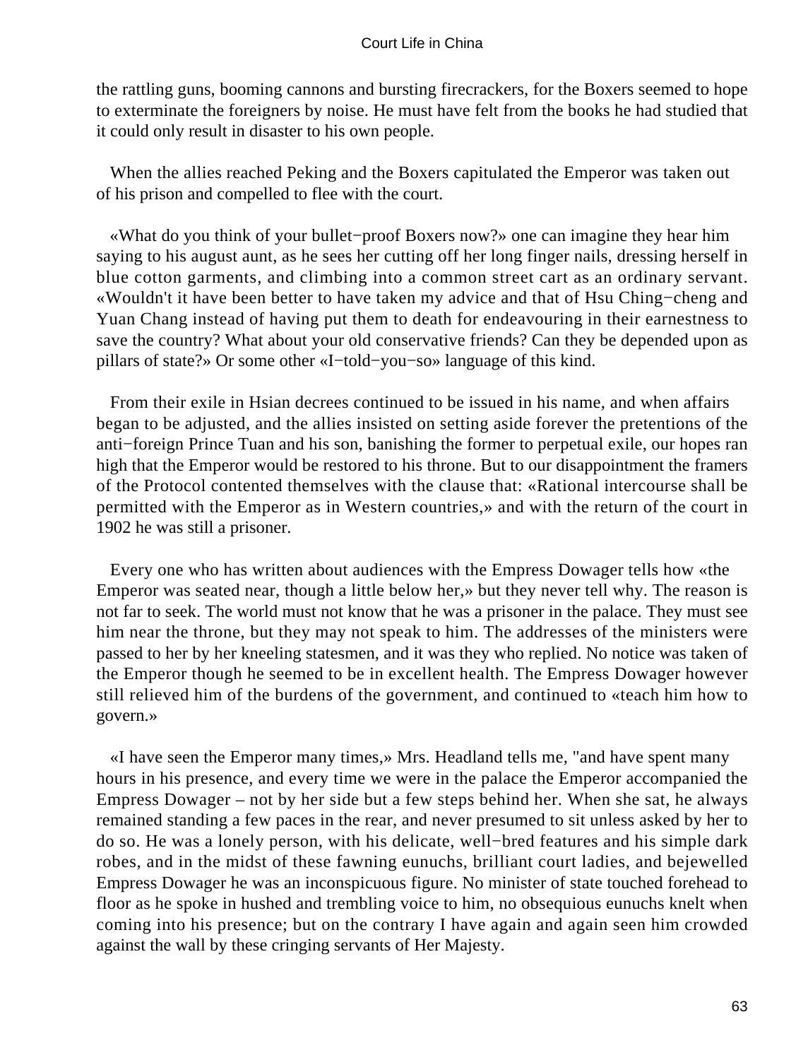the rattling guns, booming cannons and bursting firecrackers, for the Boxers seemed to hope to exterminate the foreigners by noise. He must have felt from the books he had studied that it could only result in disaster to his own people.

When the allies reached Peking and the Boxers capitulated the Emperor was taken out of his prison and compelled to flee with the court.

«What do you think of your bullet−proof Boxers now?» one can imagine they hear him saying to his august aunt, as he sees her cutting off her long finger nails, dressing herself in blue cotton garments, and climbing into a common street cart as an ordinary servant. «Wouldn't it have been better to have taken my advice and that of Hsu Ching−cheng and Yuan Chang instead of having put them to death for endeavouring in their earnestness to save the country? What about your old conservative friends? Can they be depended upon as pillars of state?» Or some other «I−told−you−so» language of this kind.

From their exile in Hsian decrees continued to be issued in his name, and when affairs began to be adjusted, and the allies insisted on setting aside forever the pretentions of the anti−foreign Prince Tuan and his son, banishing the former to perpetual exile, our hopes ran high that the Emperor would be restored to his throne. But to our disappointment the framers of the Protocol contented themselves with the clause that: «Rational intercourse shall be permitted with the Emperor as in Western countries,» and with the return of the court in 1902 he was still a prisoner.

Every one who has written about audiences with the Empress Dowager tells how «the Emperor was seated near, though a little below her,» but they never tell why. The reason is not far to seek. The world must not know that he was a prisoner in the palace. They must see him near the throne, but they may not speak to him. The addresses of the ministers were passed to her by her kneeling statesmen, and it was they who replied. No notice was taken of the Emperor though he seemed to be in excellent health. The Empress Dowager however still relieved him of the burdens of the government, and continued to «teach him how to govern.»

«I have seen the Emperor many times,» Mrs. Headland tells me, "and have spent many hours in his presence, and every time we were in the palace the Emperor accompanied the Empress Dowager – not by her side but a few steps behind her. When she sat, he always remained standing a few paces in the rear, and never presumed to sit unless asked by her to do so. He was a lonely person, with his delicate, well−bred features and his simple dark robes, and in the midst of these fawning eunuchs, brilliant court ladies, and bejewelled Empress Dowager he was an inconspicuous figure. No minister of state touched forehead to floor as he spoke in hushed and trembling voice to him, no obsequious eunuchs knelt when coming into his presence; but on the contrary I have again and again seen him crowded against the wall by these cringing servants of Her Majesty.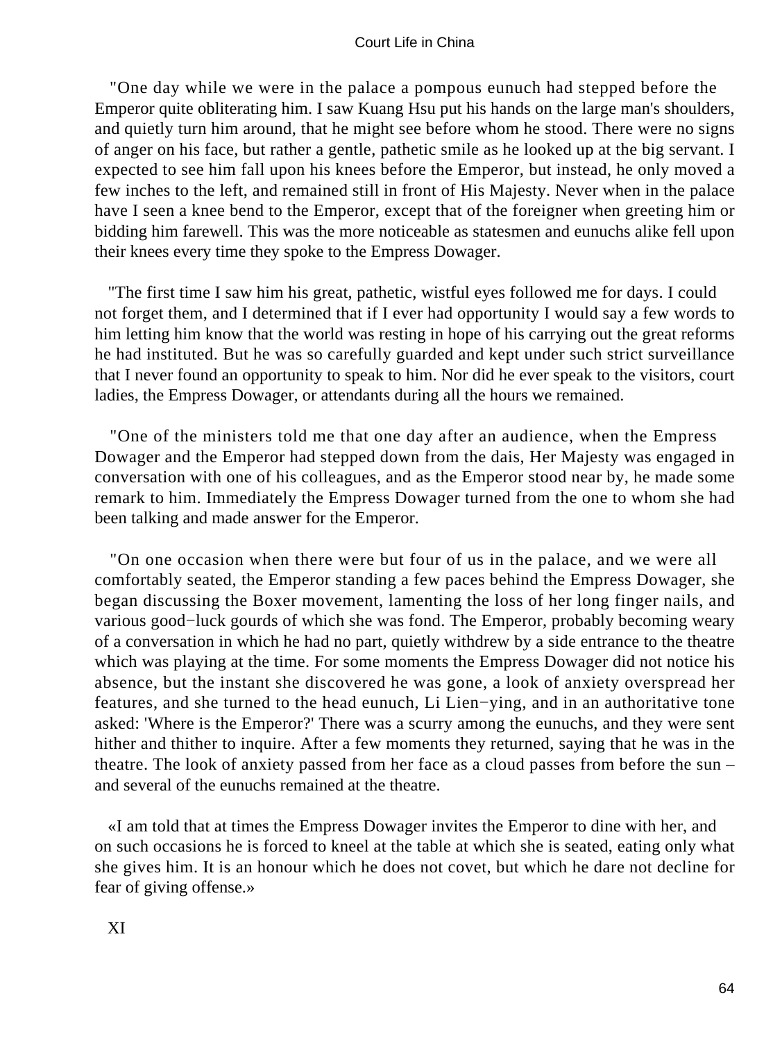"One day while we were in the palace a pompous eunuch had stepped before the Emperor quite obliterating him. I saw Kuang Hsu put his hands on the large man's shoulders, and quietly turn him around, that he might see before whom he stood. There were no signs of anger on his face, but rather a gentle, pathetic smile as he looked up at the big servant. I expected to see him fall upon his knees before the Emperor, but instead, he only moved a few inches to the left, and remained still in front of His Majesty. Never when in the palace have I seen a knee bend to the Emperor, except that of the foreigner when greeting him or bidding him farewell. This was the more noticeable as statesmen and eunuchs alike fell upon their knees every time they spoke to the Empress Dowager.

"The first time I saw him his great, pathetic, wistful eyes followed me for days. I could not forget them, and I determined that if I ever had opportunity I would say a few words to him letting him know that the world was resting in hope of his carrying out the great reforms he had instituted. But he was so carefully guarded and kept under such strict surveillance that I never found an opportunity to speak to him. Nor did he ever speak to the visitors, court ladies, the Empress Dowager, or attendants during all the hours we remained.

"One of the ministers told me that one day after an audience, when the Empress Dowager and the Emperor had stepped down from the dais, Her Majesty was engaged in conversation with one of his colleagues, and as the Emperor stood near by, he made some remark to him. Immediately the Empress Dowager turned from the one to whom she had been talking and made answer for the Emperor.

"On one occasion when there were but four of us in the palace, and we were all comfortably seated, the Emperor standing a few paces behind the Empress Dowager, she began discussing the Boxer movement, lamenting the loss of her long finger nails, and various good−luck gourds of which she was fond. The Emperor, probably becoming weary of a conversation in which he had no part, quietly withdrew by a side entrance to the theatre which was playing at the time. For some moments the Empress Dowager did not notice his absence, but the instant she discovered he was gone, a look of anxiety overspread her features, and she turned to the head eunuch, Li Lien−ying, and in an authoritative tone asked: 'Where is the Emperor?' There was a scurry among the eunuchs, and they were sent hither and thither to inquire. After a few moments they returned, saying that he was in the theatre. The look of anxiety passed from her face as a cloud passes from before the sun – and several of the eunuchs remained at the theatre.

«I am told that at times the Empress Dowager invites the Emperor to dine with her, and on such occasions he is forced to kneel at the table at which she is seated, eating only what she gives him. It is an honour which he does not covet, but which he dare not decline for fear of giving offense.»

## XI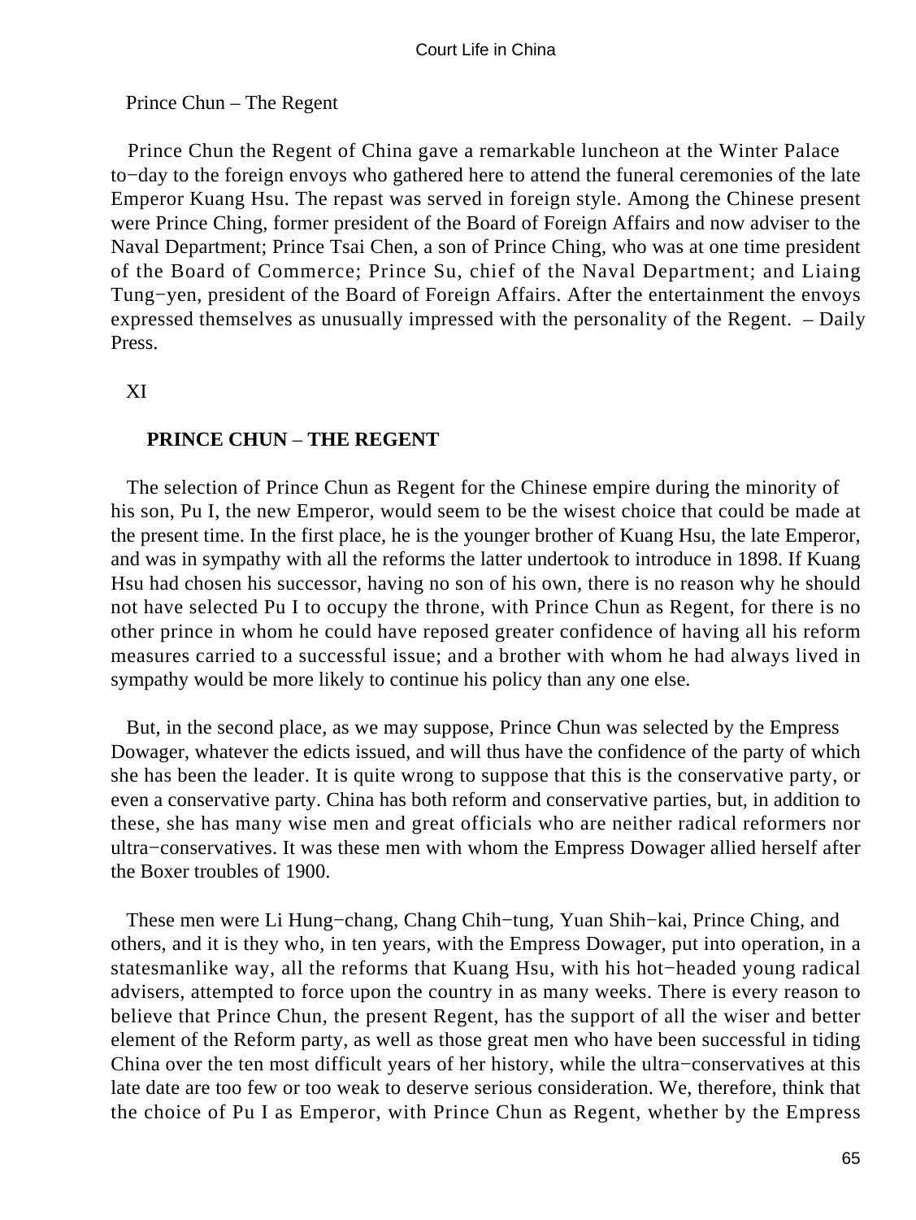Prince Chun – The Regent

Prince Chun the Regent of China gave a remarkable luncheon at the Winter Palace to−day to the foreign envoys who gathered here to attend the funeral ceremonies of the late Emperor Kuang Hsu. The repast was served in foreign style. Among the Chinese present were Prince Ching, former president of the Board of Foreign Affairs and now adviser to the Naval Department; Prince Tsai Chen, a son of Prince Ching, who was at one time president of the Board of Commerce; Prince Su, chief of the Naval Department; and Liaing Tung−yen, president of the Board of Foreign Affairs. After the entertainment the envoys expressed themselves as unusually impressed with the personality of the Regent. – Daily Press.

XI

## PRINCE CHUN – THE REGENT

The selection of Prince Chun as Regent for the Chinese empire during the minority of his son, Pu I, the new Emperor, would seem to be the wisest choice that could be made at the present time. In the first place, he is the younger brother of Kuang Hsu, the late Emperor, and was in sympathy with all the reforms the latter undertook to introduce in 1898. If Kuang Hsu had chosen his successor, having no son of his own, there is no reason why he should not have selected Pu I to occupy the throne, with Prince Chun as Regent, for there is no other prince in whom he could have reposed greater confidence of having all his reform measures carried to a successful issue; and a brother with whom he had always lived in sympathy would be more likely to continue his policy than any one else.

But, in the second place, as we may suppose, Prince Chun was selected by the Empress Dowager, whatever the edicts issued, and will thus have the confidence of the party of which she has been the leader. It is quite wrong to suppose that this is the conservative party, or even a conservative party. China has both reform and conservative parties, but, in addition to these, she has many wise men and great officials who are neither radical reformers nor ultra−conservatives. It was these men with whom the Empress Dowager allied herself after the Boxer troubles of 1900.

These men were Li Hung−chang, Chang Chih−tung, Yuan Shih−kai, Prince Ching, and others, and it is they who, in ten years, with the Empress Dowager, put into operation, in a statesmanlike way, all the reforms that Kuang Hsu, with his hot−headed young radical advisers, attempted to force upon the country in as many weeks. There is every reason to believe that Prince Chun, the present Regent, has the support of all the wiser and better element of the Reform party, as well as those great men who have been successful in tiding China over the ten most difficult years of her history, while the ultra−conservatives at this late date are too few or too weak to deserve serious consideration. We, therefore, think that the choice of Pu I as Emperor, with Prince Chun as Regent, whether by the Empress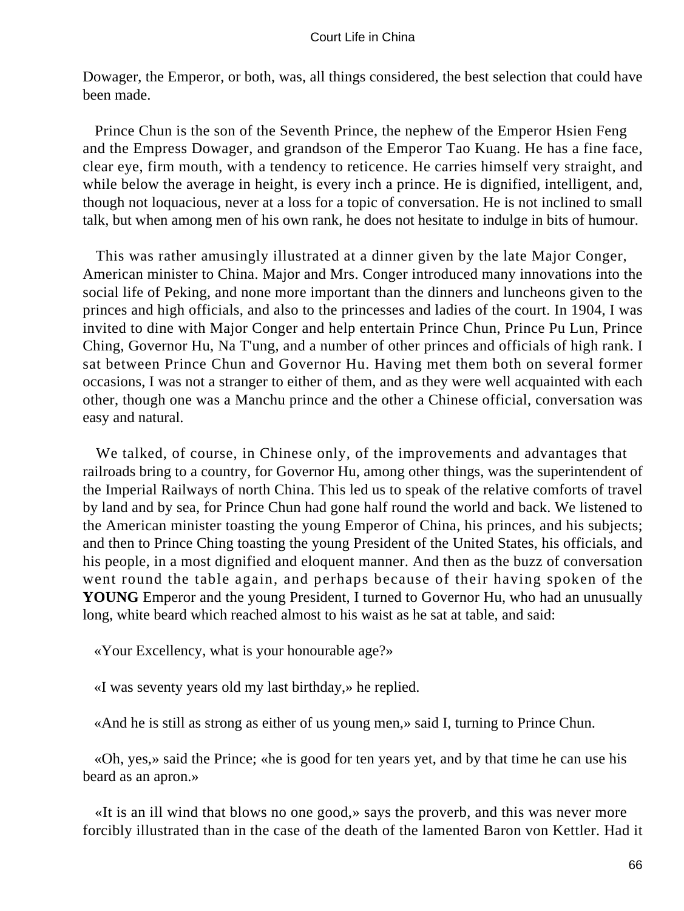Dowager, the Emperor, or both, was, all things considered, the best selection that could have been made.

Prince Chun is the son of the Seventh Prince, the nephew of the Emperor Hsien Feng and the Empress Dowager, and grandson of the Emperor Tao Kuang. He has a fine face, clear eye, firm mouth, with a tendency to reticence. He carries himself very straight, and while below the average in height, is every inch a prince. He is dignified, intelligent, and, though not loquacious, never at a loss for a topic of conversation. He is not inclined to small talk, but when among men of his own rank, he does not hesitate to indulge in bits of humour.

This was rather amusingly illustrated at a dinner given by the late Major Conger, American minister to China. Major and Mrs. Conger introduced many innovations into the social life of Peking, and none more important than the dinners and luncheons given to the princes and high officials, and also to the princesses and ladies of the court. In 1904, I was invited to dine with Major Conger and help entertain Prince Chun, Prince Pu Lun, Prince Ching, Governor Hu, Na T'ung, and a number of other princes and officials of high rank. I sat between Prince Chun and Governor Hu. Having met them both on several former occasions, I was not a stranger to either of them, and as they were well acquainted with each other, though one was a Manchu prince and the other a Chinese official, conversation was easy and natural.

We talked, of course, in Chinese only, of the improvements and advantages that railroads bring to a country, for Governor Hu, among other things, was the superintendent of the Imperial Railways of north China. This led us to speak of the relative comforts of travel by land and by sea, for Prince Chun had gone half round the world and back. We listened to the American minister toasting the young Emperor of China, his princes, and his subjects; and then to Prince Ching toasting the young President of the United States, his officials, and his people, in a most dignified and eloquent manner. And then as the buzz of conversation went round the table again, and perhaps because of their having spoken of the **YOUNG** Emperor and the young President, I turned to Governor Hu, who had an unusually long, white beard which reached almost to his waist as he sat at table, and said:

«Your Excellency, what is your honourable age?»

«I was seventy years old my last birthday,» he replied.

«And he is still as strong as either of us young men,» said I, turning to Prince Chun.

«Oh, yes,» said the Prince; «he is good for ten years yet, and by that time he can use his beard as an apron.»

«It is an ill wind that blows no one good,» says the proverb, and this was never more forcibly illustrated than in the case of the death of the lamented Baron von Kettler. Had it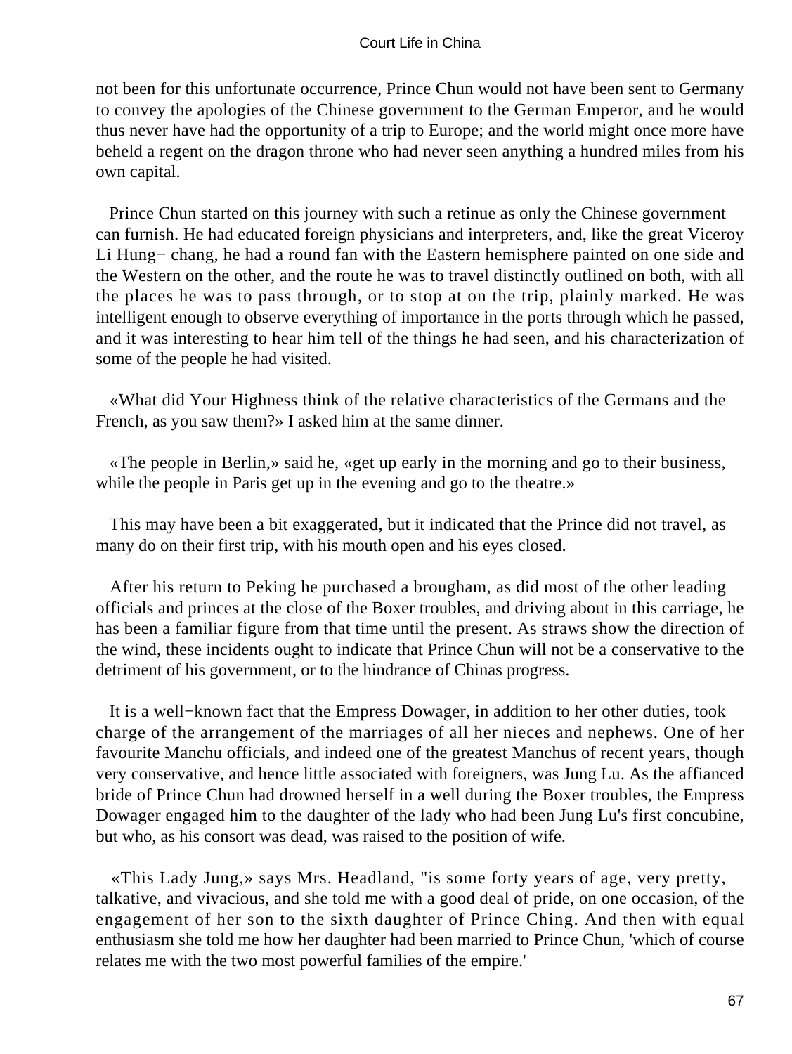not been for this unfortunate occurrence, Prince Chun would not have been sent to Germany to convey the apologies of the Chinese government to the German Emperor, and he would thus never have had the opportunity of a trip to Europe; and the world might once more have beheld a regent on the dragon throne who had never seen anything a hundred miles from his own capital.

Prince Chun started on this journey with such a retinue as only the Chinese government can furnish. He had educated foreign physicians and interpreters, and, like the great Viceroy Li Hung− chang, he had a round fan with the Eastern hemisphere painted on one side and the Western on the other, and the route he was to travel distinctly outlined on both, with all the places he was to pass through, or to stop at on the trip, plainly marked. He was intelligent enough to observe everything of importance in the ports through which he passed, and it was interesting to hear him tell of the things he had seen, and his characterization of some of the people he had visited.

«What did Your Highness think of the relative characteristics of the Germans and the French, as you saw them?» I asked him at the same dinner.

«The people in Berlin,» said he, «get up early in the morning and go to their business, while the people in Paris get up in the evening and go to the theatre.»

This may have been a bit exaggerated, but it indicated that the Prince did not travel, as many do on their first trip, with his mouth open and his eyes closed.

After his return to Peking he purchased a brougham, as did most of the other leading officials and princes at the close of the Boxer troubles, and driving about in this carriage, he has been a familiar figure from that time until the present. As straws show the direction of the wind, these incidents ought to indicate that Prince Chun will not be a conservative to the detriment of his government, or to the hindrance of Chinas progress.

It is a well−known fact that the Empress Dowager, in addition to her other duties, took charge of the arrangement of the marriages of all her nieces and nephews. One of her favourite Manchu officials, and indeed one of the greatest Manchus of recent years, though very conservative, and hence little associated with foreigners, was Jung Lu. As the affianced bride of Prince Chun had drowned herself in a well during the Boxer troubles, the Empress Dowager engaged him to the daughter of the lady who had been Jung Lu's first concubine, but who, as his consort was dead, was raised to the position of wife.

«This Lady Jung,» says Mrs. Headland, "is some forty years of age, very pretty, talkative, and vivacious, and she told me with a good deal of pride, on one occasion, of the engagement of her son to the sixth daughter of Prince Ching. And then with equal enthusiasm she told me how her daughter had been married to Prince Chun, 'which of course relates me with the two most powerful families of the empire.'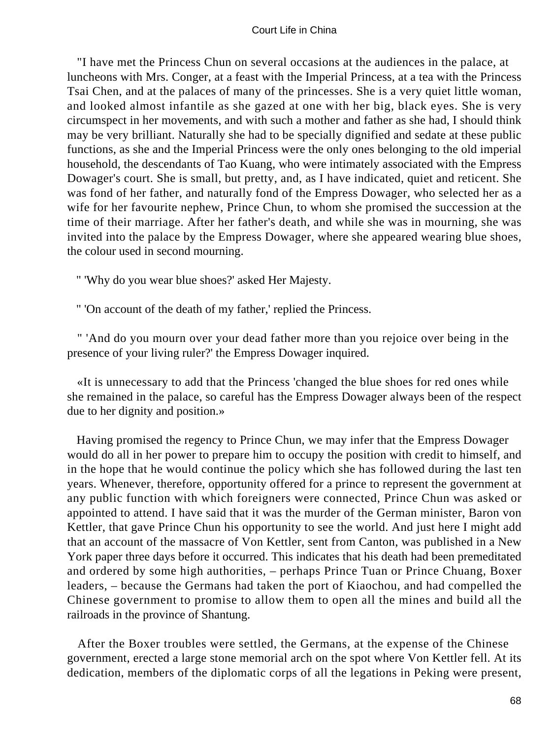"I have met the Princess Chun on several occasions at the audiences in the palace, at luncheons with Mrs. Conger, at a feast with the Imperial Princess, at a tea with the Princess Tsai Chen, and at the palaces of many of the princesses. She is a very quiet little woman, and looked almost infantile as she gazed at one with her big, black eyes. She is very circumspect in her movements, and with such a mother and father as she had, I should think may be very brilliant. Naturally she had to be specially dignified and sedate at these public functions, as she and the Imperial Princess were the only ones belonging to the old imperial household, the descendants of Tao Kuang, who were intimately associated with the Empress Dowager's court. She is small, but pretty, and, as I have indicated, quiet and reticent. She was fond of her father, and naturally fond of the Empress Dowager, who selected her as a wife for her favourite nephew, Prince Chun, to whom she promised the succession at the time of their marriage. After her father's death, and while she was in mourning, she was invited into the palace by the Empress Dowager, where she appeared wearing blue shoes, the colour used in second mourning.

" 'Why do you wear blue shoes?' asked Her Majesty.

" 'On account of the death of my father,' replied the Princess.

" 'And do you mourn over your dead father more than you rejoice over being in the presence of your living ruler?' the Empress Dowager inquired.

«It is unnecessary to add that the Princess 'changed the blue shoes for red ones while she remained in the palace, so careful has the Empress Dowager always been of the respect due to her dignity and position.»

Having promised the regency to Prince Chun, we may infer that the Empress Dowager would do all in her power to prepare him to occupy the position with credit to himself, and in the hope that he would continue the policy which she has followed during the last ten years. Whenever, therefore, opportunity offered for a prince to represent the government at any public function with which foreigners were connected, Prince Chun was asked or appointed to attend. I have said that it was the murder of the German minister, Baron von Kettler, that gave Prince Chun his opportunity to see the world. And just here I might add that an account of the massacre of Von Kettler, sent from Canton, was published in a New York paper three days before it occurred. This indicates that his death had been premeditated and ordered by some high authorities, – perhaps Prince Tuan or Prince Chuang, Boxer leaders, – because the Germans had taken the port of Kiaochou, and had compelled the Chinese government to promise to allow them to open all the mines and build all the railroads in the province of Shantung.

After the Boxer troubles were settled, the Germans, at the expense of the Chinese government, erected a large stone memorial arch on the spot where Von Kettler fell. At its dedication, members of the diplomatic corps of all the legations in Peking were present,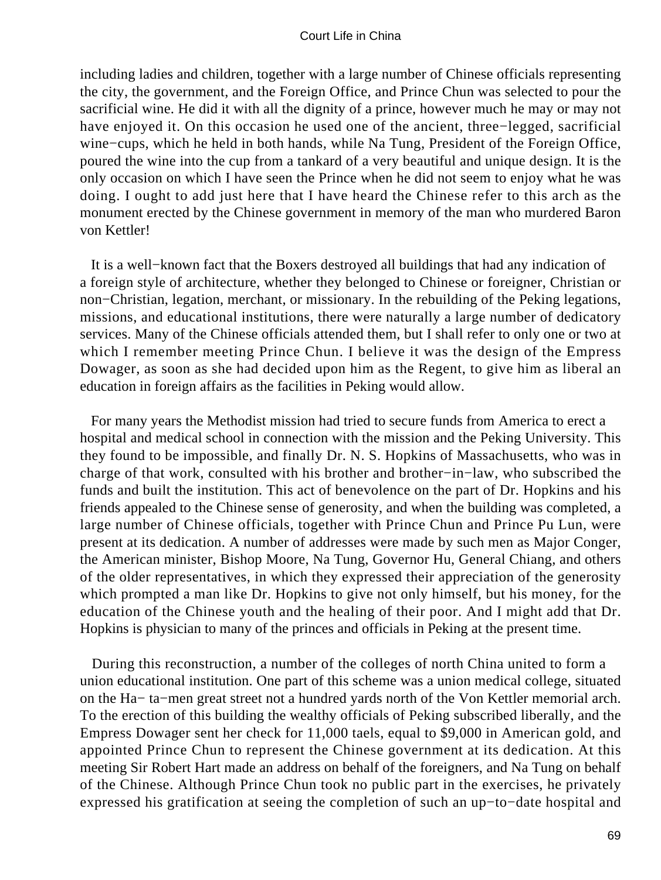including ladies and children, together with a large number of Chinese officials representing the city, the government, and the Foreign Office, and Prince Chun was selected to pour the sacrificial wine. He did it with all the dignity of a prince, however much he may or may not have enjoyed it. On this occasion he used one of the ancient, three−legged, sacrificial wine−cups, which he held in both hands, while Na Tung, President of the Foreign Office, poured the wine into the cup from a tankard of a very beautiful and unique design. It is the only occasion on which I have seen the Prince when he did not seem to enjoy what he was doing. I ought to add just here that I have heard the Chinese refer to this arch as the monument erected by the Chinese government in memory of the man who murdered Baron von Kettler!

It is a well−known fact that the Boxers destroyed all buildings that had any indication of a foreign style of architecture, whether they belonged to Chinese or foreigner, Christian or non−Christian, legation, merchant, or missionary. In the rebuilding of the Peking legations, missions, and educational institutions, there were naturally a large number of dedicatory services. Many of the Chinese officials attended them, but I shall refer to only one or two at which I remember meeting Prince Chun. I believe it was the design of the Empress Dowager, as soon as she had decided upon him as the Regent, to give him as liberal an education in foreign affairs as the facilities in Peking would allow.

For many years the Methodist mission had tried to secure funds from America to erect a hospital and medical school in connection with the mission and the Peking University. This they found to be impossible, and finally Dr. N. S. Hopkins of Massachusetts, who was in charge of that work, consulted with his brother and brother−in−law, who subscribed the funds and built the institution. This act of benevolence on the part of Dr. Hopkins and his friends appealed to the Chinese sense of generosity, and when the building was completed, a large number of Chinese officials, together with Prince Chun and Prince Pu Lun, were present at its dedication. A number of addresses were made by such men as Major Conger, the American minister, Bishop Moore, Na Tung, Governor Hu, General Chiang, and others of the older representatives, in which they expressed their appreciation of the generosity which prompted a man like Dr. Hopkins to give not only himself, but his money, for the education of the Chinese youth and the healing of their poor. And I might add that Dr. Hopkins is physician to many of the princes and officials in Peking at the present time.

During this reconstruction, a number of the colleges of north China united to form a union educational institution. One part of this scheme was a union medical college, situated on the Ha− ta−men great street not a hundred yards north of the Von Kettler memorial arch. To the erection of this building the wealthy officials of Peking subscribed liberally, and the Empress Dowager sent her check for 11,000 taels, equal to $9,000 in American gold, and appointed Prince Chun to represent the Chinese government at its dedication. At this meeting Sir Robert Hart made an address on behalf of the foreigners, and Na Tung on behalf of the Chinese. Although Prince Chun took no public part in the exercises, he privately expressed his gratification at seeing the completion of such an up−to−date hospital and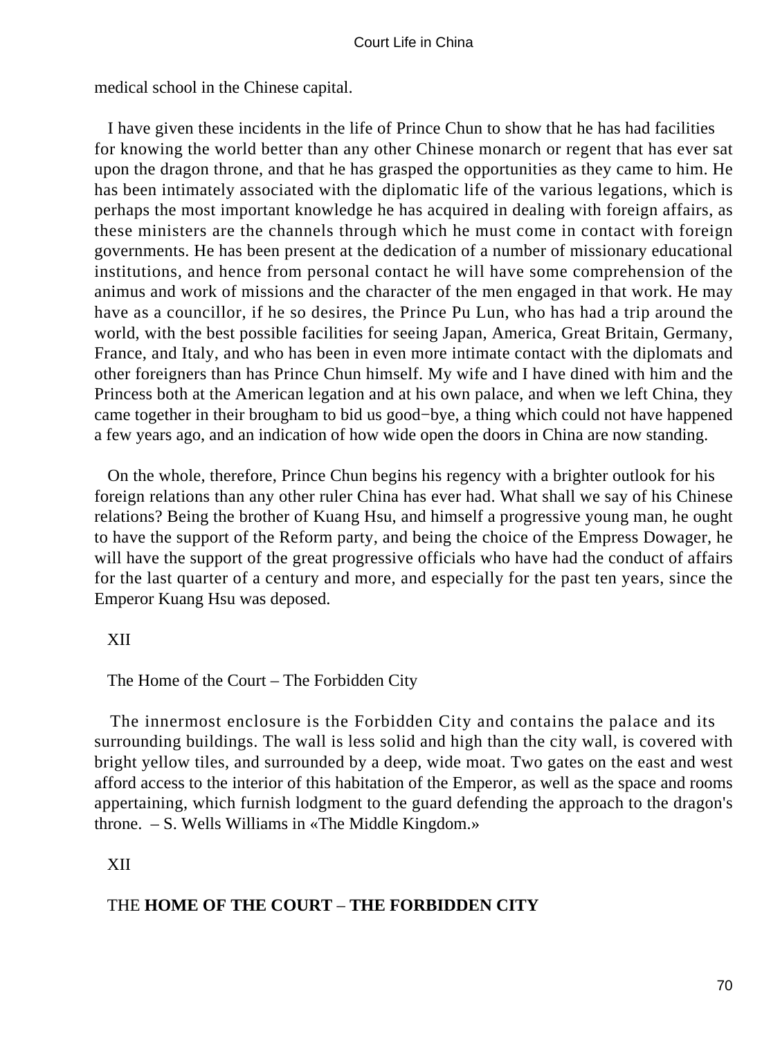medical school in the Chinese capital.

I have given these incidents in the life of Prince Chun to show that he has had facilities for knowing the world better than any other Chinese monarch or regent that has ever sat upon the dragon throne, and that he has grasped the opportunities as they came to him. He has been intimately associated with the diplomatic life of the various legations, which is perhaps the most important knowledge he has acquired in dealing with foreign affairs, as these ministers are the channels through which he must come in contact with foreign governments. He has been present at the dedication of a number of missionary educational institutions, and hence from personal contact he will have some comprehension of the animus and work of missions and the character of the men engaged in that work. He may have as a councillor, if he so desires, the Prince Pu Lun, who has had a trip around the world, with the best possible facilities for seeing Japan, America, Great Britain, Germany, France, and Italy, and who has been in even more intimate contact with the diplomats and other foreigners than has Prince Chun himself. My wife and I have dined with him and the Princess both at the American legation and at his own palace, and when we left China, they came together in their brougham to bid us good−bye, a thing which could not have happened a few years ago, and an indication of how wide open the doors in China are now standing.

On the whole, therefore, Prince Chun begins his regency with a brighter outlook for his foreign relations than any other ruler China has ever had. What shall we say of his Chinese relations? Being the brother of Kuang Hsu, and himself a progressive young man, he ought to have the support of the Reform party, and being the choice of the Empress Dowager, he will have the support of the great progressive officials who have had the conduct of affairs for the last quarter of a century and more, and especially for the past ten years, since the Emperor Kuang Hsu was deposed.

XII

The Home of the Court – The Forbidden City

The innermost enclosure is the Forbidden City and contains the palace and its surrounding buildings. The wall is less solid and high than the city wall, is covered with bright yellow tiles, and surrounded by a deep, wide moat. Two gates on the east and west afford access to the interior of this habitation of the Emperor, as well as the space and rooms appertaining, which furnish lodgment to the guard defending the approach to the dragon's throne. – S. Wells Williams in «The Middle Kingdom.»

## XII

## THE HOME OF THE COURT – THE FORBIDDEN CITY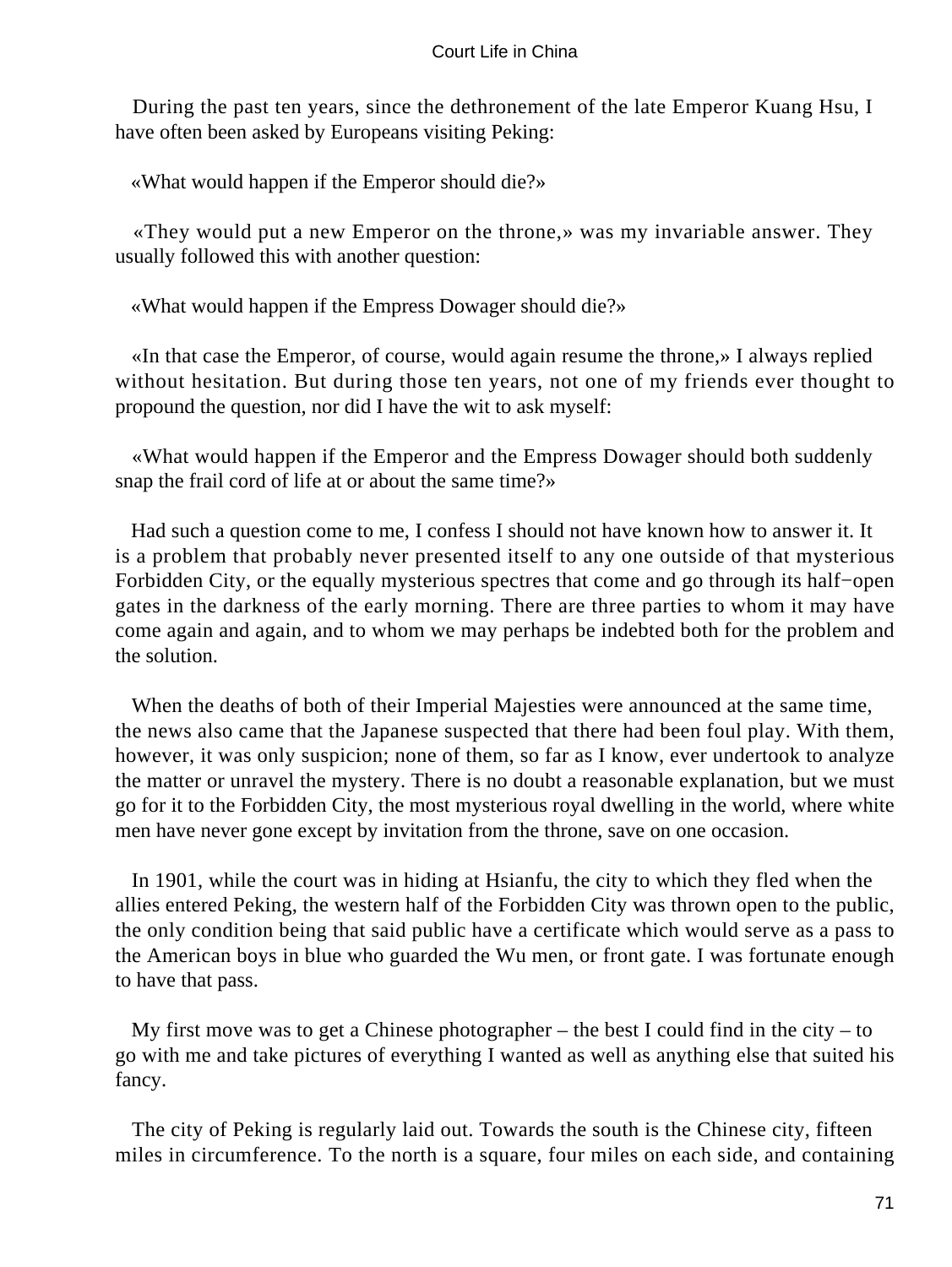During the past ten years, since the dethronement of the late Emperor Kuang Hsu, I have often been asked by Europeans visiting Peking:

«What would happen if the Emperor should die?»

«They would put a new Emperor on the throne,» was my invariable answer. They usually followed this with another question:

«What would happen if the Empress Dowager should die?»

«In that case the Emperor, of course, would again resume the throne,» I always replied without hesitation. But during those ten years, not one of my friends ever thought to propound the question, nor did I have the wit to ask myself:

«What would happen if the Emperor and the Empress Dowager should both suddenly snap the frail cord of life at or about the same time?»

Had such a question come to me, I confess I should not have known how to answer it. It is a problem that probably never presented itself to any one outside of that mysterious Forbidden City, or the equally mysterious spectres that come and go through its half−open gates in the darkness of the early morning. There are three parties to whom it may have come again and again, and to whom we may perhaps be indebted both for the problem and the solution.

When the deaths of both of their Imperial Majesties were announced at the same time, the news also came that the Japanese suspected that there had been foul play. With them, however, it was only suspicion; none of them, so far as I know, ever undertook to analyze the matter or unravel the mystery. There is no doubt a reasonable explanation, but we must go for it to the Forbidden City, the most mysterious royal dwelling in the world, where white men have never gone except by invitation from the throne, save on one occasion.

In 1901, while the court was in hiding at Hsianfu, the city to which they fled when the allies entered Peking, the western half of the Forbidden City was thrown open to the public, the only condition being that said public have a certificate which would serve as a pass to the American boys in blue who guarded the Wu men, or front gate. I was fortunate enough to have that pass.

My first move was to get a Chinese photographer – the best I could find in the city – to go with me and take pictures of everything I wanted as well as anything else that suited his fancy.

The city of Peking is regularly laid out. Towards the south is the Chinese city, fifteen miles in circumference. To the north is a square, four miles on each side, and containing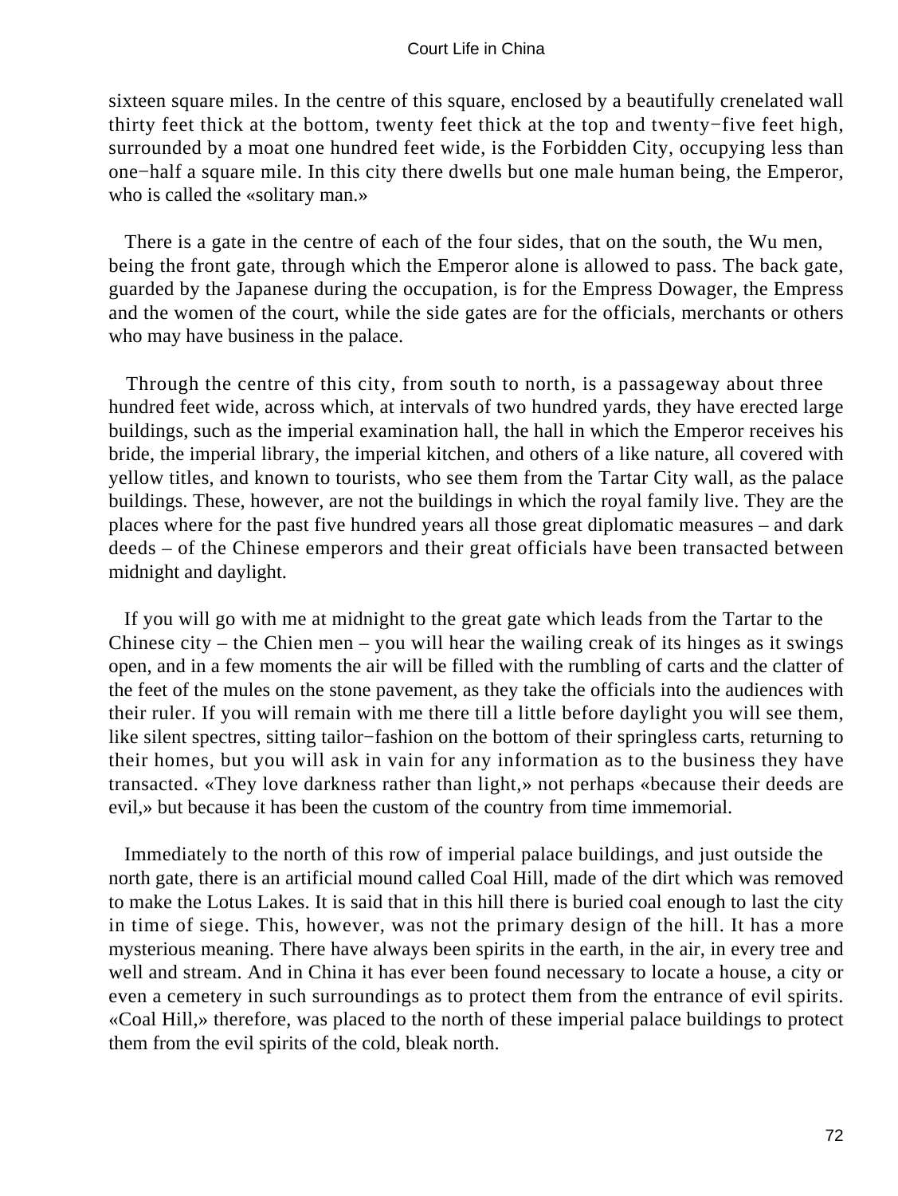sixteen square miles. In the centre of this square, enclosed by a beautifully crenelated wall thirty feet thick at the bottom, twenty feet thick at the top and twenty−five feet high, surrounded by a moat one hundred feet wide, is the Forbidden City, occupying less than one−half a square mile. In this city there dwells but one male human being, the Emperor, who is called the «solitary man.»

There is a gate in the centre of each of the four sides, that on the south, the Wu men, being the front gate, through which the Emperor alone is allowed to pass. The back gate, guarded by the Japanese during the occupation, is for the Empress Dowager, the Empress and the women of the court, while the side gates are for the officials, merchants or others who may have business in the palace.

Through the centre of this city, from south to north, is a passageway about three hundred feet wide, across which, at intervals of two hundred yards, they have erected large buildings, such as the imperial examination hall, the hall in which the Emperor receives his bride, the imperial library, the imperial kitchen, and others of a like nature, all covered with yellow titles, and known to tourists, who see them from the Tartar City wall, as the palace buildings. These, however, are not the buildings in which the royal family live. They are the places where for the past five hundred years all those great diplomatic measures – and dark deeds – of the Chinese emperors and their great officials have been transacted between midnight and daylight.

If you will go with me at midnight to the great gate which leads from the Tartar to the Chinese city – the Chien men – you will hear the wailing creak of its hinges as it swings open, and in a few moments the air will be filled with the rumbling of carts and the clatter of the feet of the mules on the stone pavement, as they take the officials into the audiences with their ruler. If you will remain with me there till a little before daylight you will see them, like silent spectres, sitting tailor−fashion on the bottom of their springless carts, returning to their homes, but you will ask in vain for any information as to the business they have transacted. «They love darkness rather than light,» not perhaps «because their deeds are evil,» but because it has been the custom of the country from time immemorial.

Immediately to the north of this row of imperial palace buildings, and just outside the north gate, there is an artificial mound called Coal Hill, made of the dirt which was removed to make the Lotus Lakes. It is said that in this hill there is buried coal enough to last the city in time of siege. This, however, was not the primary design of the hill. It has a more mysterious meaning. There have always been spirits in the earth, in the air, in every tree and well and stream. And in China it has ever been found necessary to locate a house, a city or even a cemetery in such surroundings as to protect them from the entrance of evil spirits. «Coal Hill,» therefore, was placed to the north of these imperial palace buildings to protect them from the evil spirits of the cold, bleak north.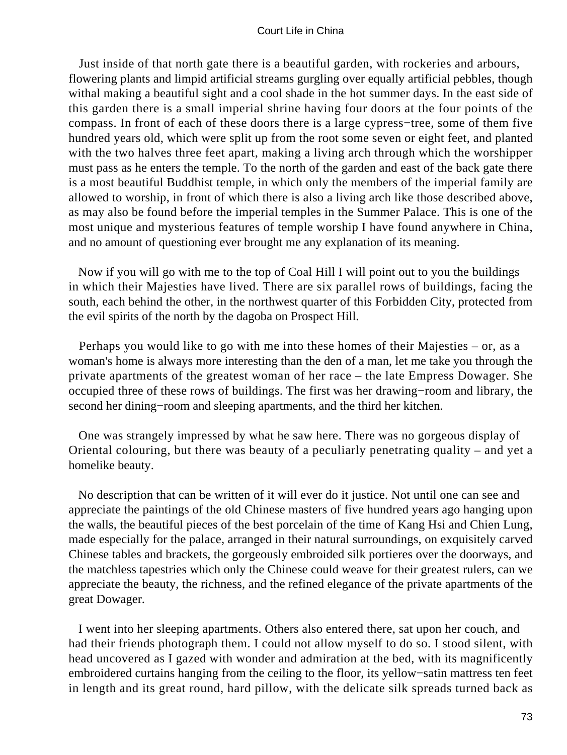Just inside of that north gate there is a beautiful garden, with rockeries and arbours, flowering plants and limpid artificial streams gurgling over equally artificial pebbles, though withal making a beautiful sight and a cool shade in the hot summer days. In the east side of this garden there is a small imperial shrine having four doors at the four points of the compass. In front of each of these doors there is a large cypress−tree, some of them five hundred years old, which were split up from the root some seven or eight feet, and planted with the two halves three feet apart, making a living arch through which the worshipper must pass as he enters the temple. To the north of the garden and east of the back gate there is a most beautiful Buddhist temple, in which only the members of the imperial family are allowed to worship, in front of which there is also a living arch like those described above, as may also be found before the imperial temples in the Summer Palace. This is one of the most unique and mysterious features of temple worship I have found anywhere in China, and no amount of questioning ever brought me any explanation of its meaning.

Now if you will go with me to the top of Coal Hill I will point out to you the buildings in which their Majesties have lived. There are six parallel rows of buildings, facing the south, each behind the other, in the northwest quarter of this Forbidden City, protected from the evil spirits of the north by the dagoba on Prospect Hill.

Perhaps you would like to go with me into these homes of their Majesties – or, as a woman's home is always more interesting than the den of a man, let me take you through the private apartments of the greatest woman of her race – the late Empress Dowager. She occupied three of these rows of buildings. The first was her drawing−room and library, the second her dining−room and sleeping apartments, and the third her kitchen.

One was strangely impressed by what he saw here. There was no gorgeous display of Oriental colouring, but there was beauty of a peculiarly penetrating quality – and yet a homelike beauty.

No description that can be written of it will ever do it justice. Not until one can see and appreciate the paintings of the old Chinese masters of five hundred years ago hanging upon the walls, the beautiful pieces of the best porcelain of the time of Kang Hsi and Chien Lung, made especially for the palace, arranged in their natural surroundings, on exquisitely carved Chinese tables and brackets, the gorgeously embroided silk portieres over the doorways, and the matchless tapestries which only the Chinese could weave for their greatest rulers, can we appreciate the beauty, the richness, and the refined elegance of the private apartments of the great Dowager.

I went into her sleeping apartments. Others also entered there, sat upon her couch, and had their friends photograph them. I could not allow myself to do so. I stood silent, with head uncovered as I gazed with wonder and admiration at the bed, with its magnificently embroidered curtains hanging from the ceiling to the floor, its yellow−satin mattress ten feet in length and its great round, hard pillow, with the delicate silk spreads turned back as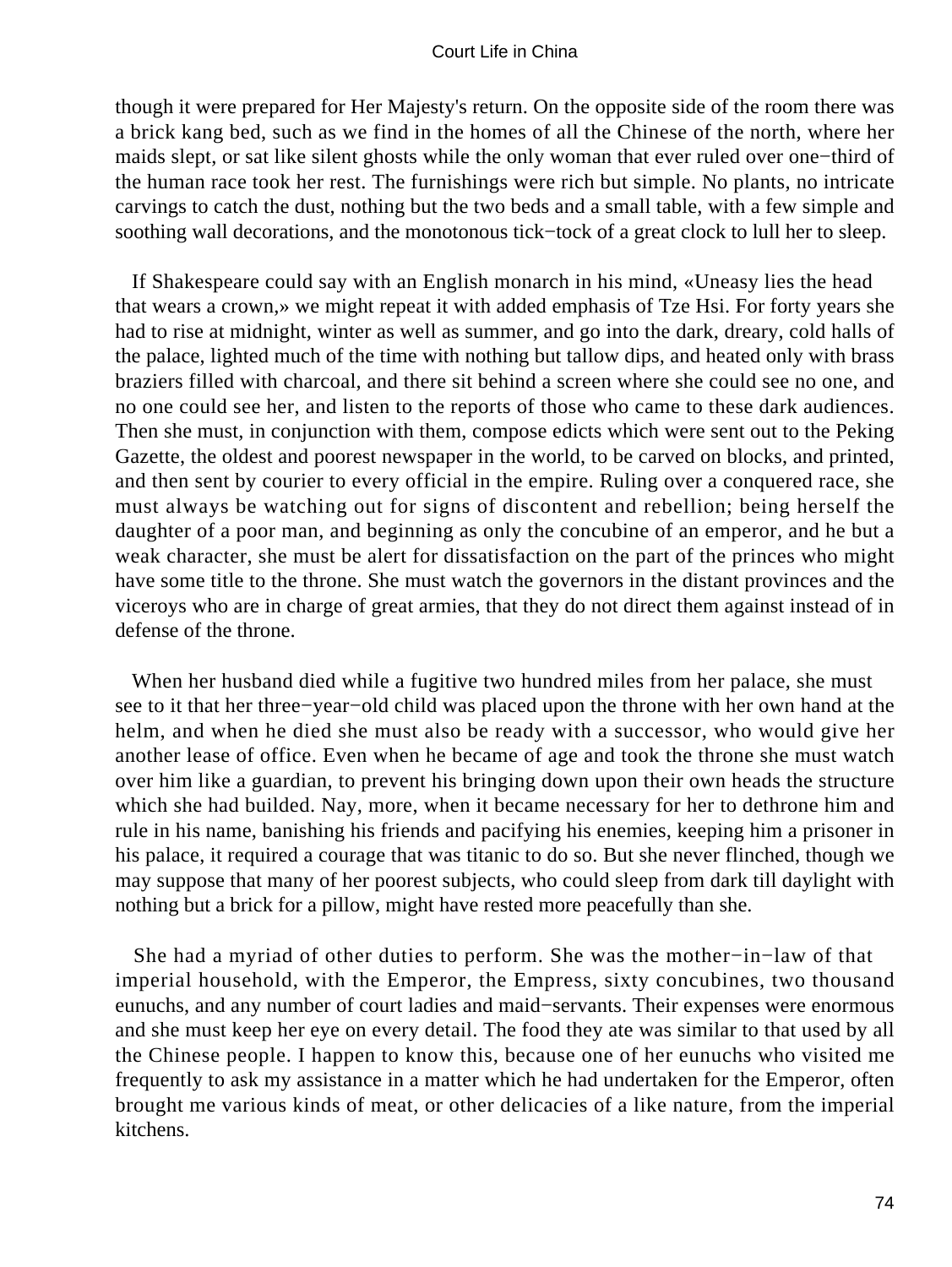though it were prepared for Her Majesty's return. On the opposite side of the room there was a brick kang bed, such as we find in the homes of all the Chinese of the north, where her maids slept, or sat like silent ghosts while the only woman that ever ruled over one−third of the human race took her rest. The furnishings were rich but simple. No plants, no intricate carvings to catch the dust, nothing but the two beds and a small table, with a few simple and soothing wall decorations, and the monotonous tick−tock of a great clock to lull her to sleep.

If Shakespeare could say with an English monarch in his mind, «Uneasy lies the head that wears a crown,» we might repeat it with added emphasis of Tze Hsi. For forty years she had to rise at midnight, winter as well as summer, and go into the dark, dreary, cold halls of the palace, lighted much of the time with nothing but tallow dips, and heated only with brass braziers filled with charcoal, and there sit behind a screen where she could see no one, and no one could see her, and listen to the reports of those who came to these dark audiences. Then she must, in conjunction with them, compose edicts which were sent out to the Peking Gazette, the oldest and poorest newspaper in the world, to be carved on blocks, and printed, and then sent by courier to every official in the empire. Ruling over a conquered race, she must always be watching out for signs of discontent and rebellion; being herself the daughter of a poor man, and beginning as only the concubine of an emperor, and he but a weak character, she must be alert for dissatisfaction on the part of the princes who might have some title to the throne. She must watch the governors in the distant provinces and the viceroys who are in charge of great armies, that they do not direct them against instead of in defense of the throne.

When her husband died while a fugitive two hundred miles from her palace, she must see to it that her three−year−old child was placed upon the throne with her own hand at the helm, and when he died she must also be ready with a successor, who would give her another lease of office. Even when he became of age and took the throne she must watch over him like a guardian, to prevent his bringing down upon their own heads the structure which she had builded. Nay, more, when it became necessary for her to dethrone him and rule in his name, banishing his friends and pacifying his enemies, keeping him a prisoner in his palace, it required a courage that was titanic to do so. But she never flinched, though we may suppose that many of her poorest subjects, who could sleep from dark till daylight with nothing but a brick for a pillow, might have rested more peacefully than she.

She had a myriad of other duties to perform. She was the mother−in−law of that imperial household, with the Emperor, the Empress, sixty concubines, two thousand eunuchs, and any number of court ladies and maid−servants. Their expenses were enormous and she must keep her eye on every detail. The food they ate was similar to that used by all the Chinese people. I happen to know this, because one of her eunuchs who visited me frequently to ask my assistance in a matter which he had undertaken for the Emperor, often brought me various kinds of meat, or other delicacies of a like nature, from the imperial kitchens.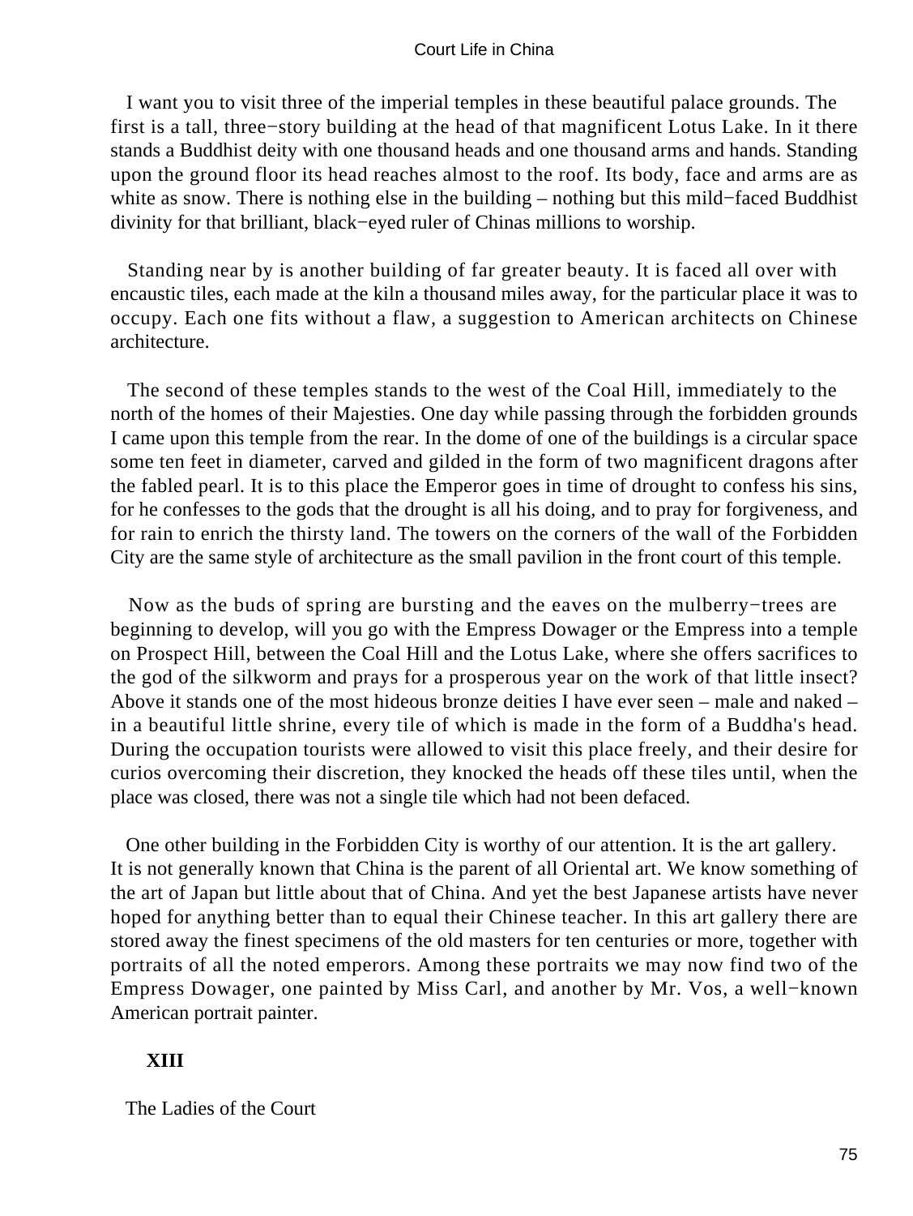I want you to visit three of the imperial temples in these beautiful palace grounds. The first is a tall, three−story building at the head of that magnificent Lotus Lake. In it there stands a Buddhist deity with one thousand heads and one thousand arms and hands. Standing upon the ground floor its head reaches almost to the roof. Its body, face and arms are as white as snow. There is nothing else in the building – nothing but this mild−faced Buddhist divinity for that brilliant, black−eyed ruler of Chinas millions to worship.

Standing near by is another building of far greater beauty. It is faced all over with encaustic tiles, each made at the kiln a thousand miles away, for the particular place it was to occupy. Each one fits without a flaw, a suggestion to American architects on Chinese architecture.

The second of these temples stands to the west of the Coal Hill, immediately to the north of the homes of their Majesties. One day while passing through the forbidden grounds I came upon this temple from the rear. In the dome of one of the buildings is a circular space some ten feet in diameter, carved and gilded in the form of two magnificent dragons after the fabled pearl. It is to this place the Emperor goes in time of drought to confess his sins, for he confesses to the gods that the drought is all his doing, and to pray for forgiveness, and for rain to enrich the thirsty land. The towers on the corners of the wall of the Forbidden City are the same style of architecture as the small pavilion in the front court of this temple.

Now as the buds of spring are bursting and the eaves on the mulberry−trees are beginning to develop, will you go with the Empress Dowager or the Empress into a temple on Prospect Hill, between the Coal Hill and the Lotus Lake, where she offers sacrifices to the god of the silkworm and prays for a prosperous year on the work of that little insect? Above it stands one of the most hideous bronze deities I have ever seen – male and naked – in a beautiful little shrine, every tile of which is made in the form of a Buddha's head. During the occupation tourists were allowed to visit this place freely, and their desire for curios overcoming their discretion, they knocked the heads off these tiles until, when the place was closed, there was not a single tile which had not been defaced.

One other building in the Forbidden City is worthy of our attention. It is the art gallery. It is not generally known that China is the parent of all Oriental art. We know something of the art of Japan but little about that of China. And yet the best Japanese artists have never hoped for anything better than to equal their Chinese teacher. In this art gallery there are stored away the finest specimens of the old masters for ten centuries or more, together with portraits of all the noted emperors. Among these portraits we may now find two of the Empress Dowager, one painted by Miss Carl, and another by Mr. Vos, a well−known American portrait painter.

## XIII

The Ladies of the Court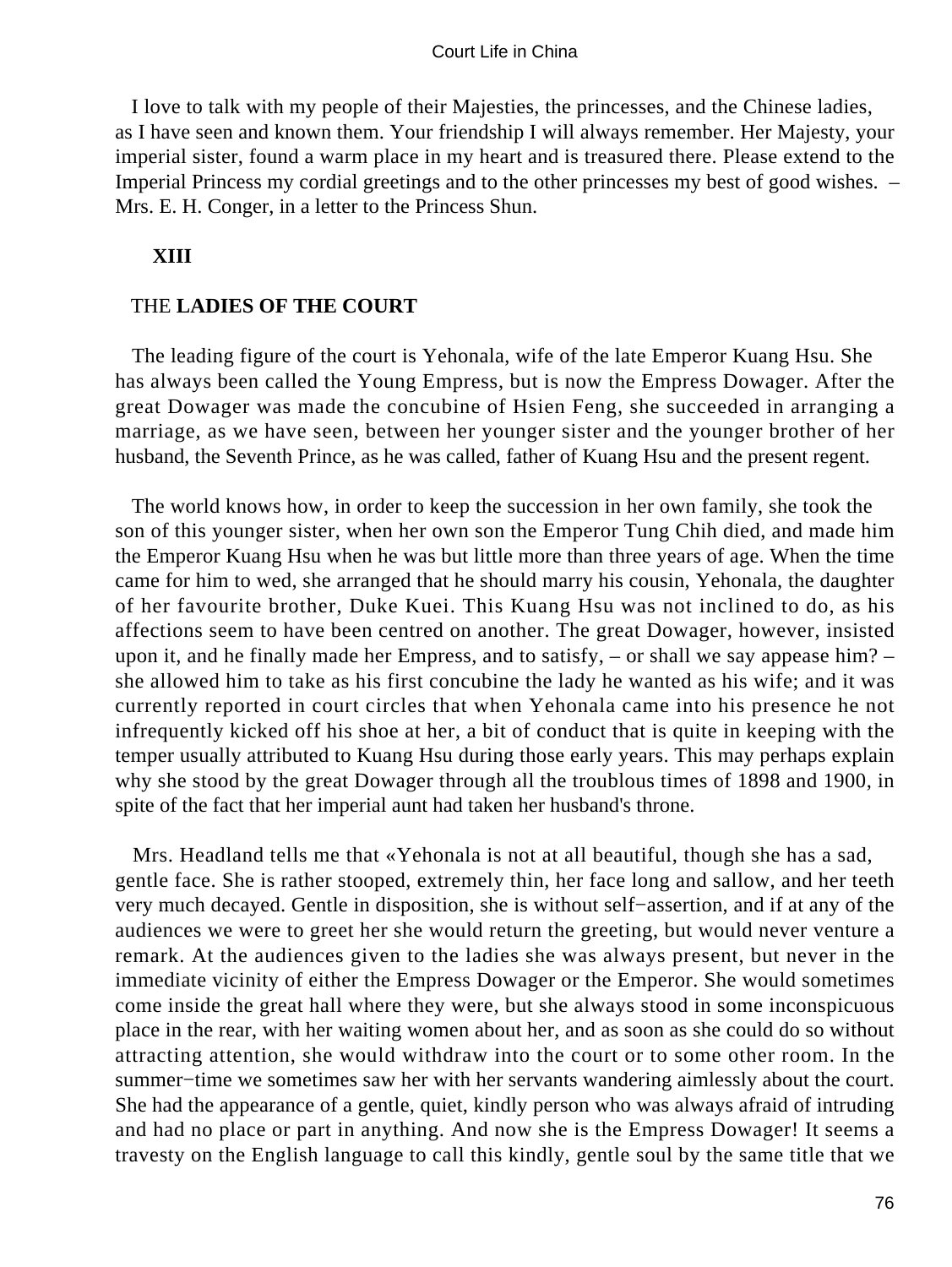I love to talk with my people of their Majesties, the princesses, and the Chinese ladies, as I have seen and known them. Your friendship I will always remember. Her Majesty, your imperial sister, found a warm place in my heart and is treasured there. Please extend to the Imperial Princess my cordial greetings and to the other princesses my best of good wishes. – Mrs. E. H. Conger, in a letter to the Princess Shun.

## XIII

## THE LADIES OF THE COURT

The leading figure of the court is Yehonala, wife of the late Emperor Kuang Hsu. She has always been called the Young Empress, but is now the Empress Dowager. After the great Dowager was made the concubine of Hsien Feng, she succeeded in arranging a marriage, as we have seen, between her younger sister and the younger brother of her husband, the Seventh Prince, as he was called, father of Kuang Hsu and the present regent.

The world knows how, in order to keep the succession in her own family, she took the son of this younger sister, when her own son the Emperor Tung Chih died, and made him the Emperor Kuang Hsu when he was but little more than three years of age. When the time came for him to wed, she arranged that he should marry his cousin, Yehonala, the daughter of her favourite brother, Duke Kuei. This Kuang Hsu was not inclined to do, as his affections seem to have been centred on another. The great Dowager, however, insisted upon it, and he finally made her Empress, and to satisfy, – or shall we say appease him? – she allowed him to take as his first concubine the lady he wanted as his wife; and it was currently reported in court circles that when Yehonala came into his presence he not infrequently kicked off his shoe at her, a bit of conduct that is quite in keeping with the temper usually attributed to Kuang Hsu during those early years. This may perhaps explain why she stood by the great Dowager through all the troublous times of 1898 and 1900, in spite of the fact that her imperial aunt had taken her husband's throne.

Mrs. Headland tells me that «Yehonala is not at all beautiful, though she has a sad, gentle face. She is rather stooped, extremely thin, her face long and sallow, and her teeth very much decayed. Gentle in disposition, she is without self−assertion, and if at any of the audiences we were to greet her she would return the greeting, but would never venture a remark. At the audiences given to the ladies she was always present, but never in the immediate vicinity of either the Empress Dowager or the Emperor. She would sometimes come inside the great hall where they were, but she always stood in some inconspicuous place in the rear, with her waiting women about her, and as soon as she could do so without attracting attention, she would withdraw into the court or to some other room. In the summer−time we sometimes saw her with her servants wandering aimlessly about the court. She had the appearance of a gentle, quiet, kindly person who was always afraid of intruding and had no place or part in anything. And now she is the Empress Dowager! It seems a travesty on the English language to call this kindly, gentle soul by the same title that we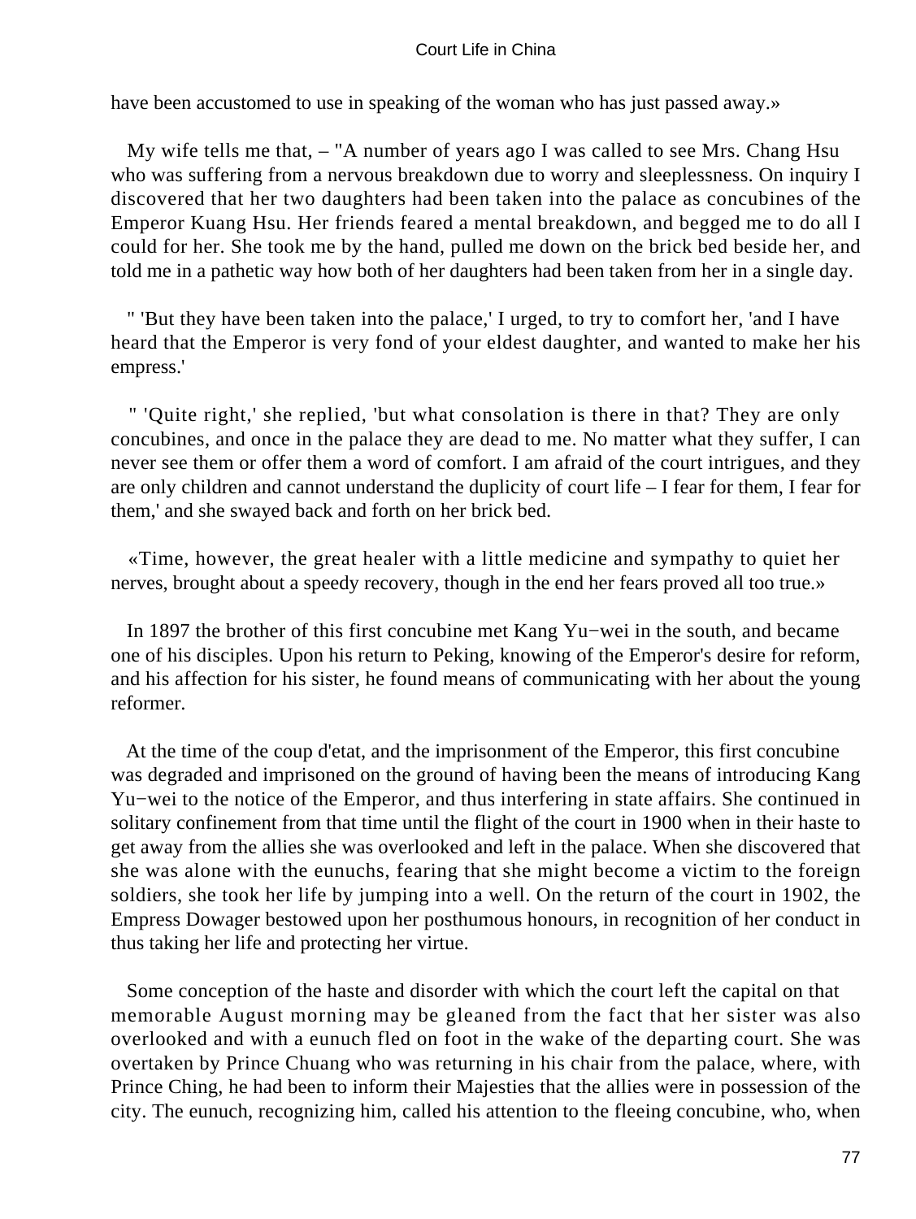have been accustomed to use in speaking of the woman who has just passed away.»

My wife tells me that, – "A number of years ago I was called to see Mrs. Chang Hsu who was suffering from a nervous breakdown due to worry and sleeplessness. On inquiry I discovered that her two daughters had been taken into the palace as concubines of the Emperor Kuang Hsu. Her friends feared a mental breakdown, and begged me to do all I could for her. She took me by the hand, pulled me down on the brick bed beside her, and told me in a pathetic way how both of her daughters had been taken from her in a single day.

" 'But they have been taken into the palace,' I urged, to try to comfort her, 'and I have heard that the Emperor is very fond of your eldest daughter, and wanted to make her his empress.'

" 'Quite right,' she replied, 'but what consolation is there in that? They are only concubines, and once in the palace they are dead to me. No matter what they suffer, I can never see them or offer them a word of comfort. I am afraid of the court intrigues, and they are only children and cannot understand the duplicity of court life – I fear for them, I fear for them,' and she swayed back and forth on her brick bed.

«Time, however, the great healer with a little medicine and sympathy to quiet her nerves, brought about a speedy recovery, though in the end her fears proved all too true.»

In 1897 the brother of this first concubine met Kang Yu−wei in the south, and became one of his disciples. Upon his return to Peking, knowing of the Emperor's desire for reform, and his affection for his sister, he found means of communicating with her about the young reformer.

At the time of the coup d'etat, and the imprisonment of the Emperor, this first concubine was degraded and imprisoned on the ground of having been the means of introducing Kang Yu−wei to the notice of the Emperor, and thus interfering in state affairs. She continued in solitary confinement from that time until the flight of the court in 1900 when in their haste to get away from the allies she was overlooked and left in the palace. When she discovered that she was alone with the eunuchs, fearing that she might become a victim to the foreign soldiers, she took her life by jumping into a well. On the return of the court in 1902, the Empress Dowager bestowed upon her posthumous honours, in recognition of her conduct in thus taking her life and protecting her virtue.

Some conception of the haste and disorder with which the court left the capital on that memorable August morning may be gleaned from the fact that her sister was also overlooked and with a eunuch fled on foot in the wake of the departing court. She was overtaken by Prince Chuang who was returning in his chair from the palace, where, with Prince Ching, he had been to inform their Majesties that the allies were in possession of the city. The eunuch, recognizing him, called his attention to the fleeing concubine, who, when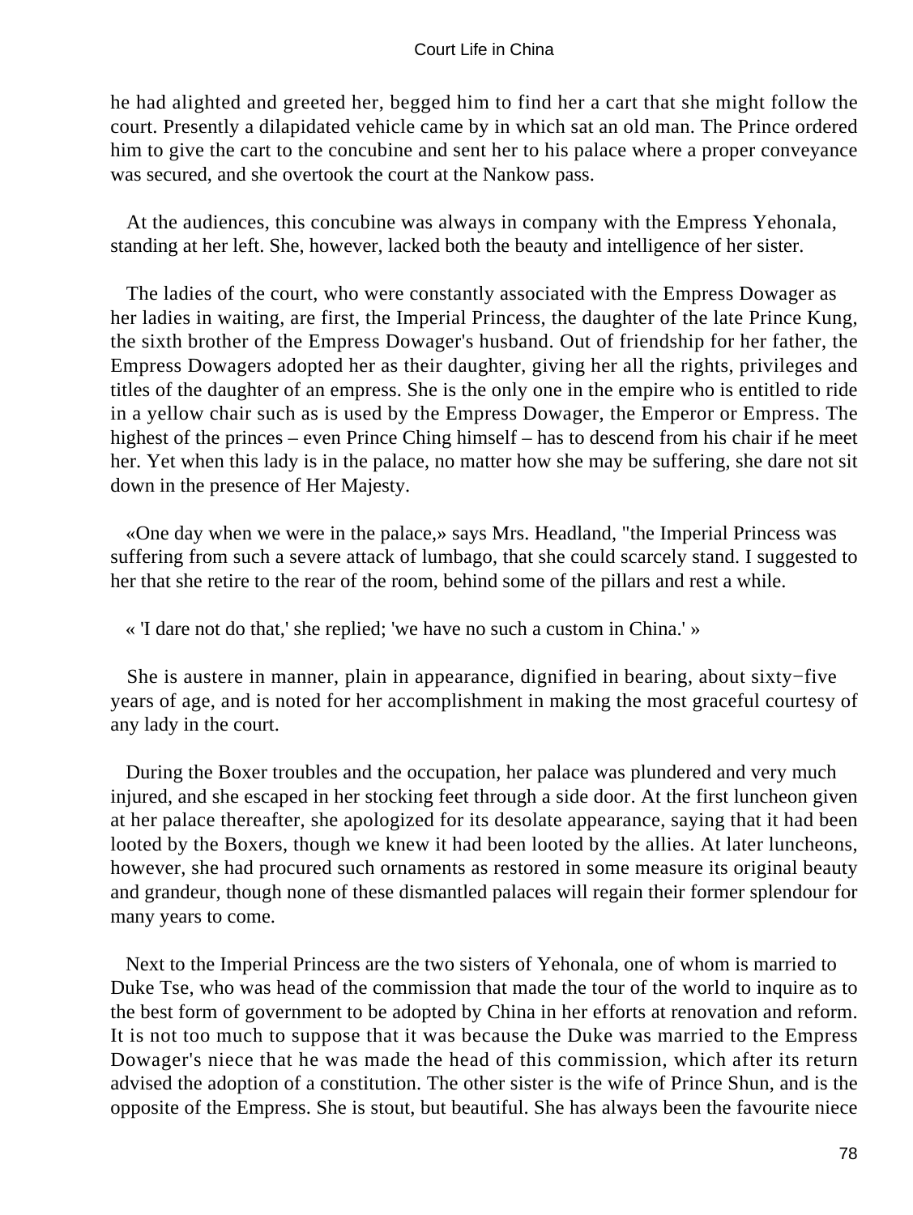he had alighted and greeted her, begged him to find her a cart that she might follow the court. Presently a dilapidated vehicle came by in which sat an old man. The Prince ordered him to give the cart to the concubine and sent her to his palace where a proper conveyance was secured, and she overtook the court at the Nankow pass.

At the audiences, this concubine was always in company with the Empress Yehonala, standing at her left. She, however, lacked both the beauty and intelligence of her sister.

The ladies of the court, who were constantly associated with the Empress Dowager as her ladies in waiting, are first, the Imperial Princess, the daughter of the late Prince Kung, the sixth brother of the Empress Dowager's husband. Out of friendship for her father, the Empress Dowagers adopted her as their daughter, giving her all the rights, privileges and titles of the daughter of an empress. She is the only one in the empire who is entitled to ride in a yellow chair such as is used by the Empress Dowager, the Emperor or Empress. The highest of the princes – even Prince Ching himself – has to descend from his chair if he meet her. Yet when this lady is in the palace, no matter how she may be suffering, she dare not sit down in the presence of Her Majesty.

«One day when we were in the palace,» says Mrs. Headland, "the Imperial Princess was suffering from such a severe attack of lumbago, that she could scarcely stand. I suggested to her that she retire to the rear of the room, behind some of the pillars and rest a while.

« 'I dare not do that,' she replied; 'we have no such a custom in China.' »

She is austere in manner, plain in appearance, dignified in bearing, about sixty−five years of age, and is noted for her accomplishment in making the most graceful courtesy of any lady in the court.

During the Boxer troubles and the occupation, her palace was plundered and very much injured, and she escaped in her stocking feet through a side door. At the first luncheon given at her palace thereafter, she apologized for its desolate appearance, saying that it had been looted by the Boxers, though we knew it had been looted by the allies. At later luncheons, however, she had procured such ornaments as restored in some measure its original beauty and grandeur, though none of these dismantled palaces will regain their former splendour for many years to come.

Next to the Imperial Princess are the two sisters of Yehonala, one of whom is married to Duke Tse, who was head of the commission that made the tour of the world to inquire as to the best form of government to be adopted by China in her efforts at renovation and reform. It is not too much to suppose that it was because the Duke was married to the Empress Dowager's niece that he was made the head of this commission, which after its return advised the adoption of a constitution. The other sister is the wife of Prince Shun, and is the opposite of the Empress. She is stout, but beautiful. She has always been the favourite niece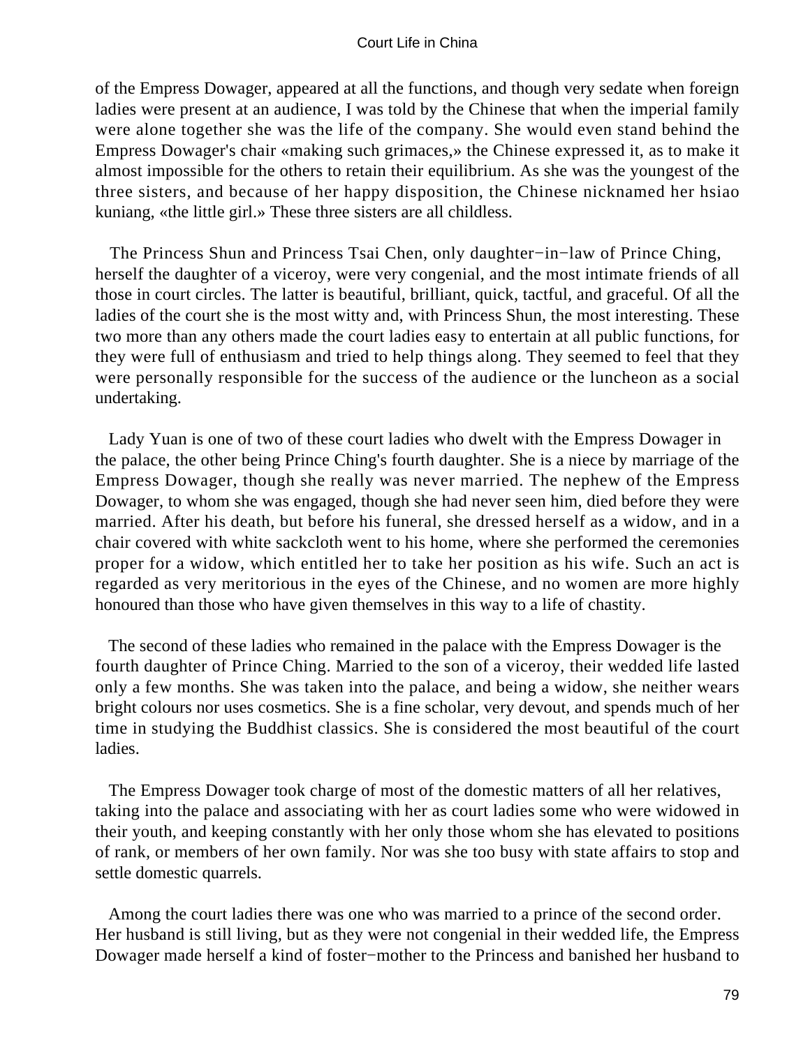of the Empress Dowager, appeared at all the functions, and though very sedate when foreign ladies were present at an audience, I was told by the Chinese that when the imperial family were alone together she was the life of the company. She would even stand behind the Empress Dowager's chair «making such grimaces,» the Chinese expressed it, as to make it almost impossible for the others to retain their equilibrium. As she was the youngest of the three sisters, and because of her happy disposition, the Chinese nicknamed her hsiao kuniang, «the little girl.» These three sisters are all childless.

The Princess Shun and Princess Tsai Chen, only daughter−in−law of Prince Ching, herself the daughter of a viceroy, were very congenial, and the most intimate friends of all those in court circles. The latter is beautiful, brilliant, quick, tactful, and graceful. Of all the ladies of the court she is the most witty and, with Princess Shun, the most interesting. These two more than any others made the court ladies easy to entertain at all public functions, for they were full of enthusiasm and tried to help things along. They seemed to feel that they were personally responsible for the success of the audience or the luncheon as a social undertaking.

Lady Yuan is one of two of these court ladies who dwelt with the Empress Dowager in the palace, the other being Prince Ching's fourth daughter. She is a niece by marriage of the Empress Dowager, though she really was never married. The nephew of the Empress Dowager, to whom she was engaged, though she had never seen him, died before they were married. After his death, but before his funeral, she dressed herself as a widow, and in a chair covered with white sackcloth went to his home, where she performed the ceremonies proper for a widow, which entitled her to take her position as his wife. Such an act is regarded as very meritorious in the eyes of the Chinese, and no women are more highly honoured than those who have given themselves in this way to a life of chastity.

The second of these ladies who remained in the palace with the Empress Dowager is the fourth daughter of Prince Ching. Married to the son of a viceroy, their wedded life lasted only a few months. She was taken into the palace, and being a widow, she neither wears bright colours nor uses cosmetics. She is a fine scholar, very devout, and spends much of her time in studying the Buddhist classics. She is considered the most beautiful of the court ladies.

The Empress Dowager took charge of most of the domestic matters of all her relatives, taking into the palace and associating with her as court ladies some who were widowed in their youth, and keeping constantly with her only those whom she has elevated to positions of rank, or members of her own family. Nor was she too busy with state affairs to stop and settle domestic quarrels.

Among the court ladies there was one who was married to a prince of the second order. Her husband is still living, but as they were not congenial in their wedded life, the Empress Dowager made herself a kind of foster−mother to the Princess and banished her husband to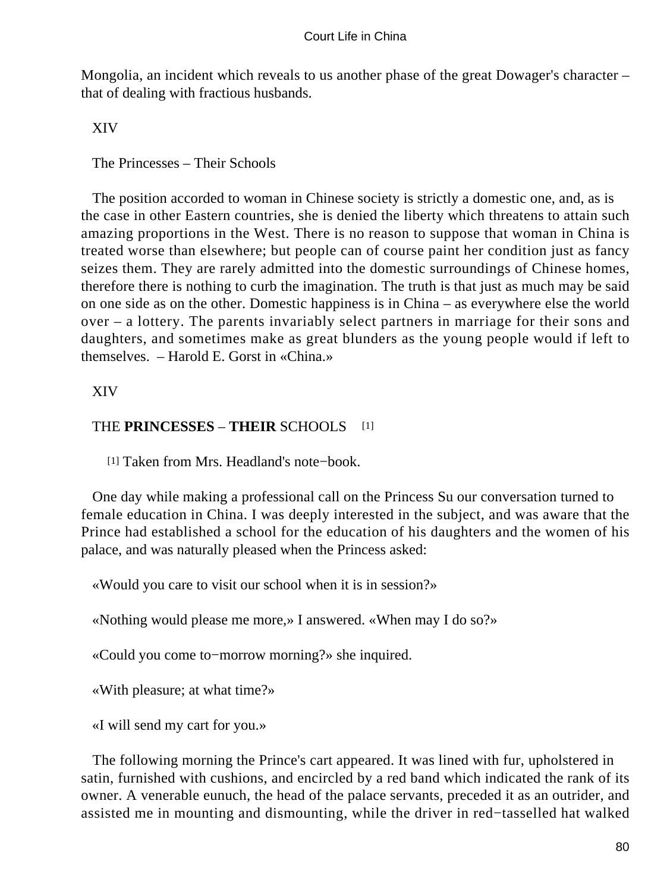Mongolia, an incident which reveals to us another phase of the great Dowager's character – that of dealing with fractious husbands.

XIV

The Princesses – Their Schools

The position accorded to woman in Chinese society is strictly a domestic one, and, as is the case in other Eastern countries, she is denied the liberty which threatens to attain such amazing proportions in the West. There is no reason to suppose that woman in China is treated worse than elsewhere; but people can of course paint her condition just as fancy seizes them. They are rarely admitted into the domestic surroundings of Chinese homes, therefore there is nothing to curb the imagination. The truth is that just as much may be said on one side as on the other. Domestic happiness is in China – as everywhere else the world over – a lottery. The parents invariably select partners in marriage for their sons and daughters, and sometimes make as great blunders as the young people would if left to themselves. – Harold E. Gorst in «China.»

## XIV

## THE **PRINCESSES** – **THEIR** SCHOOLS [1]

[1] Taken from Mrs. Headland's note−book.

One day while making a professional call on the Princess Su our conversation turned to female education in China. I was deeply interested in the subject, and was aware that the Prince had established a school for the education of his daughters and the women of his palace, and was naturally pleased when the Princess asked:

«Would you care to visit our school when it is in session?»

«Nothing would please me more,» I answered. «When may I do so?»

«Could you come to−morrow morning?» she inquired.

«With pleasure; at what time?»

«I will send my cart for you.»

The following morning the Prince's cart appeared. It was lined with fur, upholstered in satin, furnished with cushions, and encircled by a red band which indicated the rank of its owner. A venerable eunuch, the head of the palace servants, preceded it as an outrider, and assisted me in mounting and dismounting, while the driver in red−tasselled hat walked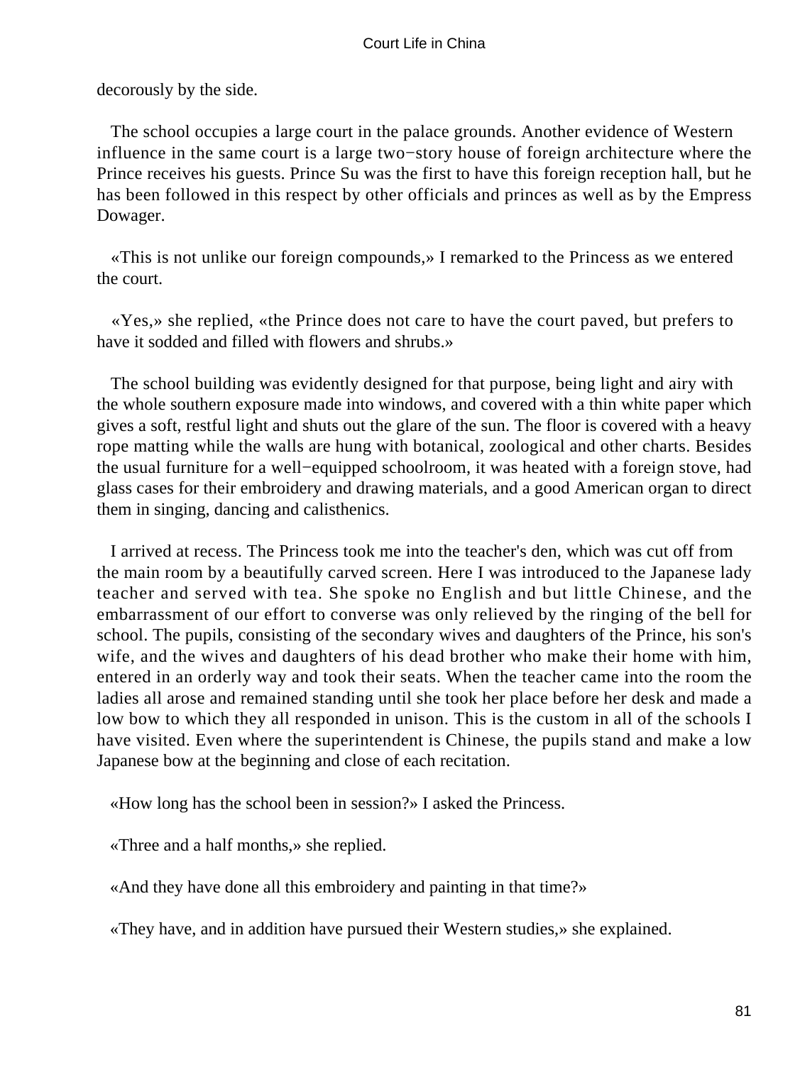decorously by the side.

The school occupies a large court in the palace grounds. Another evidence of Western influence in the same court is a large two−story house of foreign architecture where the Prince receives his guests. Prince Su was the first to have this foreign reception hall, but he has been followed in this respect by other officials and princes as well as by the Empress Dowager.

«This is not unlike our foreign compounds,» I remarked to the Princess as we entered the court.

«Yes,» she replied, «the Prince does not care to have the court paved, but prefers to have it sodded and filled with flowers and shrubs.»

The school building was evidently designed for that purpose, being light and airy with the whole southern exposure made into windows, and covered with a thin white paper which gives a soft, restful light and shuts out the glare of the sun. The floor is covered with a heavy rope matting while the walls are hung with botanical, zoological and other charts. Besides the usual furniture for a well−equipped schoolroom, it was heated with a foreign stove, had glass cases for their embroidery and drawing materials, and a good American organ to direct them in singing, dancing and calisthenics.

I arrived at recess. The Princess took me into the teacher's den, which was cut off from the main room by a beautifully carved screen. Here I was introduced to the Japanese lady teacher and served with tea. She spoke no English and but little Chinese, and the embarrassment of our effort to converse was only relieved by the ringing of the bell for school. The pupils, consisting of the secondary wives and daughters of the Prince, his son's wife, and the wives and daughters of his dead brother who make their home with him, entered in an orderly way and took their seats. When the teacher came into the room the ladies all arose and remained standing until she took her place before her desk and made a low bow to which they all responded in unison. This is the custom in all of the schools I have visited. Even where the superintendent is Chinese, the pupils stand and make a low Japanese bow at the beginning and close of each recitation.

«How long has the school been in session?» I asked the Princess.

«Three and a half months,» she replied.

«And they have done all this embroidery and painting in that time?»

«They have, and in addition have pursued their Western studies,» she explained.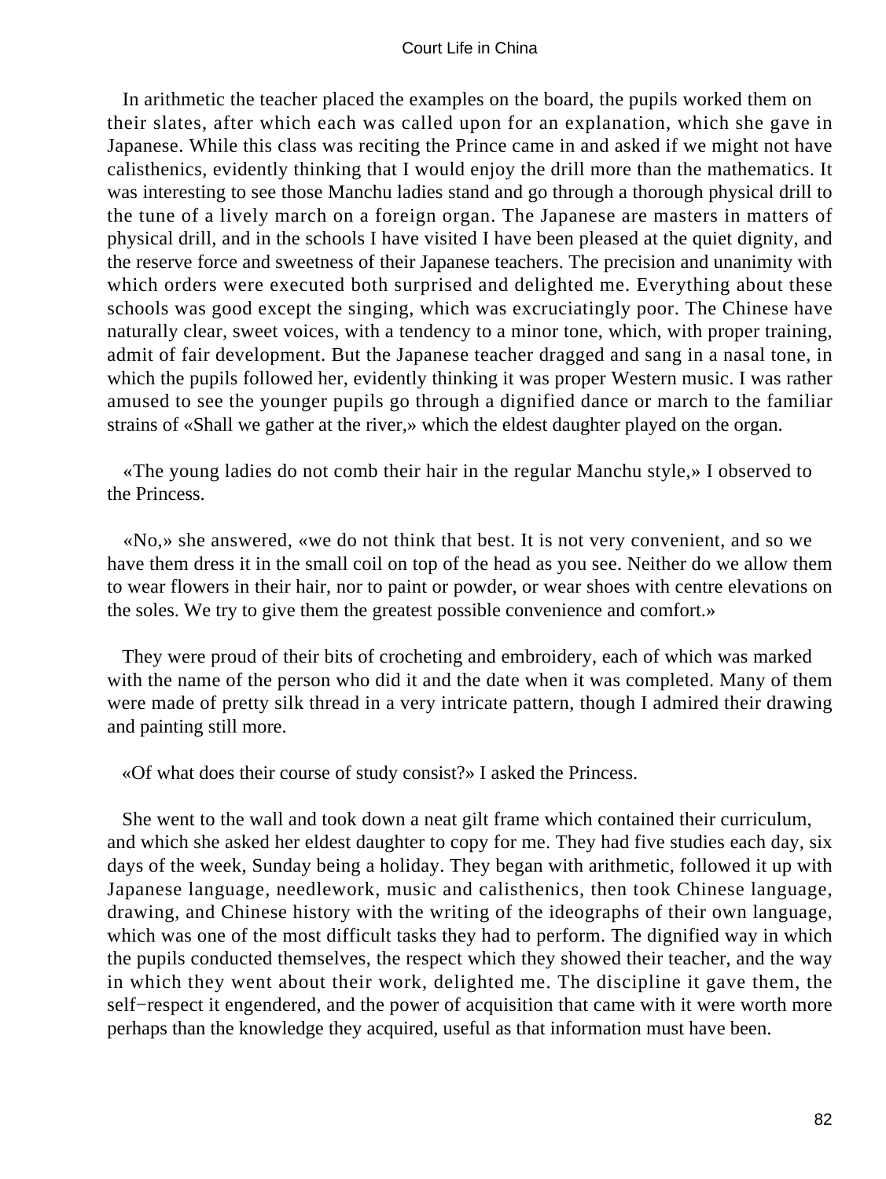In arithmetic the teacher placed the examples on the board, the pupils worked them on their slates, after which each was called upon for an explanation, which she gave in Japanese. While this class was reciting the Prince came in and asked if we might not have calisthenics, evidently thinking that I would enjoy the drill more than the mathematics. It was interesting to see those Manchu ladies stand and go through a thorough physical drill to the tune of a lively march on a foreign organ. The Japanese are masters in matters of physical drill, and in the schools I have visited I have been pleased at the quiet dignity, and the reserve force and sweetness of their Japanese teachers. The precision and unanimity with which orders were executed both surprised and delighted me. Everything about these schools was good except the singing, which was excruciatingly poor. The Chinese have naturally clear, sweet voices, with a tendency to a minor tone, which, with proper training, admit of fair development. But the Japanese teacher dragged and sang in a nasal tone, in which the pupils followed her, evidently thinking it was proper Western music. I was rather amused to see the younger pupils go through a dignified dance or march to the familiar strains of «Shall we gather at the river,» which the eldest daughter played on the organ.

«The young ladies do not comb their hair in the regular Manchu style,» I observed to the Princess.

«No,» she answered, «we do not think that best. It is not very convenient, and so we have them dress it in the small coil on top of the head as you see. Neither do we allow them to wear flowers in their hair, nor to paint or powder, or wear shoes with centre elevations on the soles. We try to give them the greatest possible convenience and comfort.»

They were proud of their bits of crocheting and embroidery, each of which was marked with the name of the person who did it and the date when it was completed. Many of them were made of pretty silk thread in a very intricate pattern, though I admired their drawing and painting still more.

«Of what does their course of study consist?» I asked the Princess.

She went to the wall and took down a neat gilt frame which contained their curriculum, and which she asked her eldest daughter to copy for me. They had five studies each day, six days of the week, Sunday being a holiday. They began with arithmetic, followed it up with Japanese language, needlework, music and calisthenics, then took Chinese language, drawing, and Chinese history with the writing of the ideographs of their own language, which was one of the most difficult tasks they had to perform. The dignified way in which the pupils conducted themselves, the respect which they showed their teacher, and the way in which they went about their work, delighted me. The discipline it gave them, the self−respect it engendered, and the power of acquisition that came with it were worth more perhaps than the knowledge they acquired, useful as that information must have been.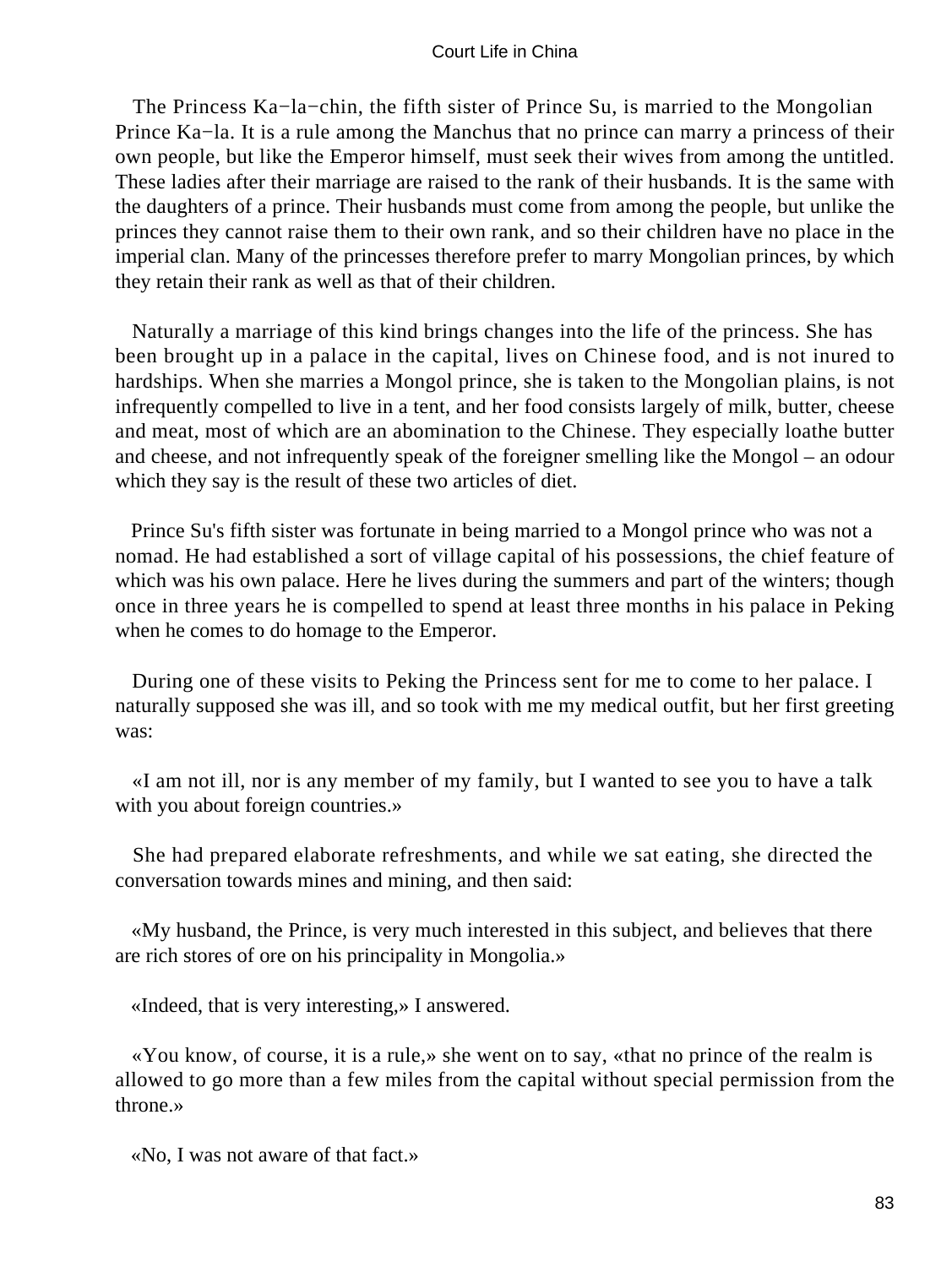The Princess Ka−la−chin, the fifth sister of Prince Su, is married to the Mongolian Prince Ka−la. It is a rule among the Manchus that no prince can marry a princess of their own people, but like the Emperor himself, must seek their wives from among the untitled. These ladies after their marriage are raised to the rank of their husbands. It is the same with the daughters of a prince. Their husbands must come from among the people, but unlike the princes they cannot raise them to their own rank, and so their children have no place in the imperial clan. Many of the princesses therefore prefer to marry Mongolian princes, by which they retain their rank as well as that of their children.

Naturally a marriage of this kind brings changes into the life of the princess. She has been brought up in a palace in the capital, lives on Chinese food, and is not inured to hardships. When she marries a Mongol prince, she is taken to the Mongolian plains, is not infrequently compelled to live in a tent, and her food consists largely of milk, butter, cheese and meat, most of which are an abomination to the Chinese. They especially loathe butter and cheese, and not infrequently speak of the foreigner smelling like the Mongol – an odour which they say is the result of these two articles of diet.

Prince Su's fifth sister was fortunate in being married to a Mongol prince who was not a nomad. He had established a sort of village capital of his possessions, the chief feature of which was his own palace. Here he lives during the summers and part of the winters; though once in three years he is compelled to spend at least three months in his palace in Peking when he comes to do homage to the Emperor.

During one of these visits to Peking the Princess sent for me to come to her palace. I naturally supposed she was ill, and so took with me my medical outfit, but her first greeting was:

«I am not ill, nor is any member of my family, but I wanted to see you to have a talk with you about foreign countries.»

She had prepared elaborate refreshments, and while we sat eating, she directed the conversation towards mines and mining, and then said:

«My husband, the Prince, is very much interested in this subject, and believes that there are rich stores of ore on his principality in Mongolia.»

«Indeed, that is very interesting,» I answered.

«You know, of course, it is a rule,» she went on to say, «that no prince of the realm is allowed to go more than a few miles from the capital without special permission from the throne.»

«No, I was not aware of that fact.»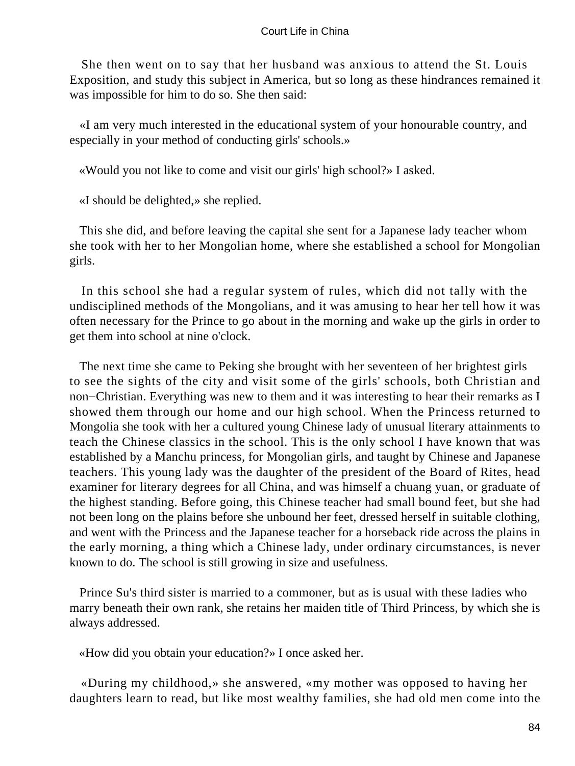She then went on to say that her husband was anxious to attend the St. Louis Exposition, and study this subject in America, but so long as these hindrances remained it was impossible for him to do so. She then said:

«I am very much interested in the educational system of your honourable country, and especially in your method of conducting girls' schools.»

«Would you not like to come and visit our girls' high school?» I asked.

«I should be delighted,» she replied.

This she did, and before leaving the capital she sent for a Japanese lady teacher whom she took with her to her Mongolian home, where she established a school for Mongolian girls.

In this school she had a regular system of rules, which did not tally with the undisciplined methods of the Mongolians, and it was amusing to hear her tell how it was often necessary for the Prince to go about in the morning and wake up the girls in order to get them into school at nine o'clock.

The next time she came to Peking she brought with her seventeen of her brightest girls to see the sights of the city and visit some of the girls' schools, both Christian and non−Christian. Everything was new to them and it was interesting to hear their remarks as I showed them through our home and our high school. When the Princess returned to Mongolia she took with her a cultured young Chinese lady of unusual literary attainments to teach the Chinese classics in the school. This is the only school I have known that was established by a Manchu princess, for Mongolian girls, and taught by Chinese and Japanese teachers. This young lady was the daughter of the president of the Board of Rites, head examiner for literary degrees for all China, and was himself a chuang yuan, or graduate of the highest standing. Before going, this Chinese teacher had small bound feet, but she had not been long on the plains before she unbound her feet, dressed herself in suitable clothing, and went with the Princess and the Japanese teacher for a horseback ride across the plains in the early morning, a thing which a Chinese lady, under ordinary circumstances, is never known to do. The school is still growing in size and usefulness.

Prince Su's third sister is married to a commoner, but as is usual with these ladies who marry beneath their own rank, she retains her maiden title of Third Princess, by which she is always addressed.

«How did you obtain your education?» I once asked her.

«During my childhood,» she answered, «my mother was opposed to having her daughters learn to read, but like most wealthy families, she had old men come into the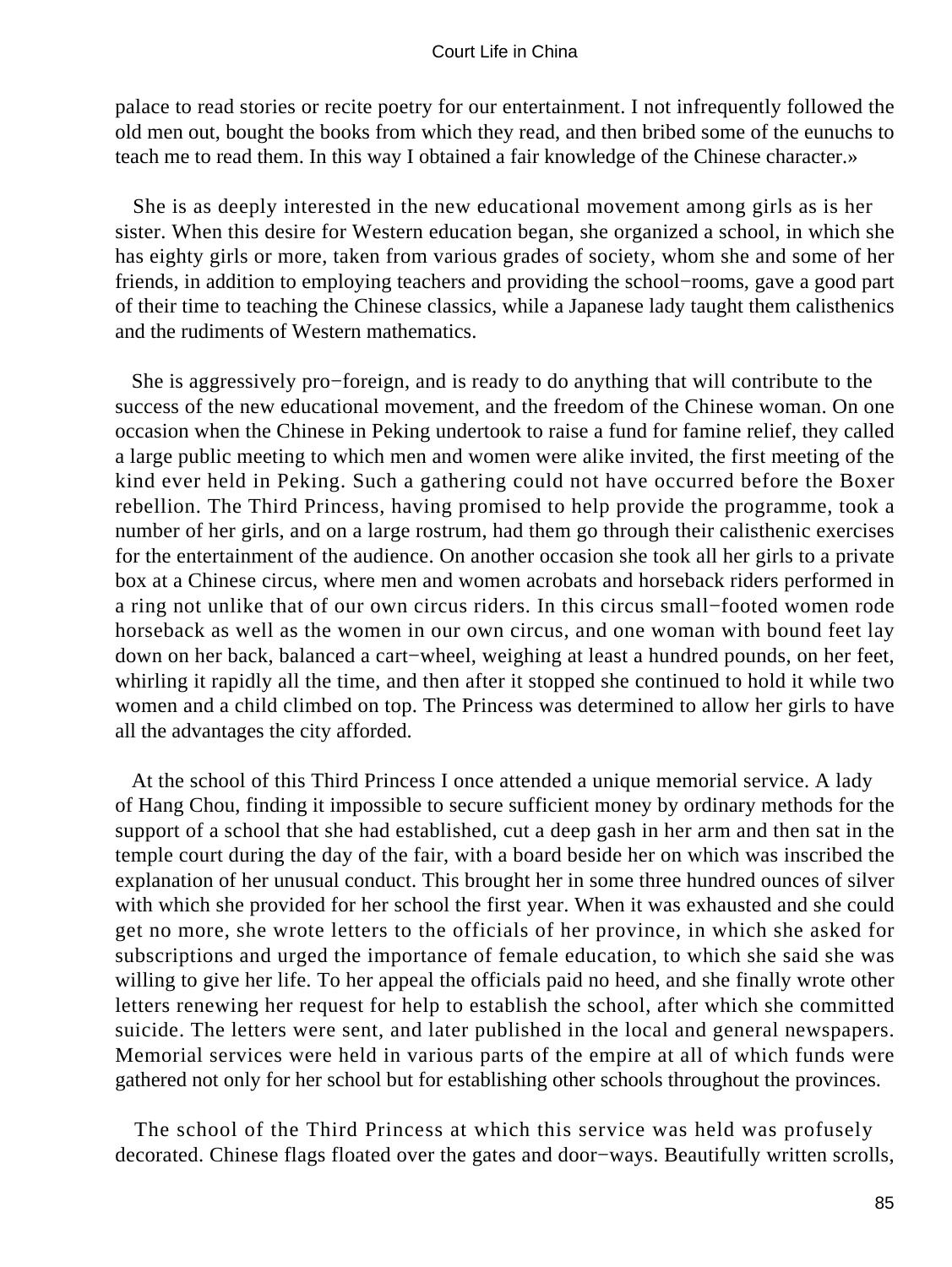palace to read stories or recite poetry for our entertainment. I not infrequently followed the old men out, bought the books from which they read, and then bribed some of the eunuchs to teach me to read them. In this way I obtained a fair knowledge of the Chinese character.»

She is as deeply interested in the new educational movement among girls as is her sister. When this desire for Western education began, she organized a school, in which she has eighty girls or more, taken from various grades of society, whom she and some of her friends, in addition to employing teachers and providing the school−rooms, gave a good part of their time to teaching the Chinese classics, while a Japanese lady taught them calisthenics and the rudiments of Western mathematics.

She is aggressively pro−foreign, and is ready to do anything that will contribute to the success of the new educational movement, and the freedom of the Chinese woman. On one occasion when the Chinese in Peking undertook to raise a fund for famine relief, they called a large public meeting to which men and women were alike invited, the first meeting of the kind ever held in Peking. Such a gathering could not have occurred before the Boxer rebellion. The Third Princess, having promised to help provide the programme, took a number of her girls, and on a large rostrum, had them go through their calisthenic exercises for the entertainment of the audience. On another occasion she took all her girls to a private box at a Chinese circus, where men and women acrobats and horseback riders performed in a ring not unlike that of our own circus riders. In this circus small−footed women rode horseback as well as the women in our own circus, and one woman with bound feet lay down on her back, balanced a cart−wheel, weighing at least a hundred pounds, on her feet, whirling it rapidly all the time, and then after it stopped she continued to hold it while two women and a child climbed on top. The Princess was determined to allow her girls to have all the advantages the city afforded.

At the school of this Third Princess I once attended a unique memorial service. A lady of Hang Chou, finding it impossible to secure sufficient money by ordinary methods for the support of a school that she had established, cut a deep gash in her arm and then sat in the temple court during the day of the fair, with a board beside her on which was inscribed the explanation of her unusual conduct. This brought her in some three hundred ounces of silver with which she provided for her school the first year. When it was exhausted and she could get no more, she wrote letters to the officials of her province, in which she asked for subscriptions and urged the importance of female education, to which she said she was willing to give her life. To her appeal the officials paid no heed, and she finally wrote other letters renewing her request for help to establish the school, after which she committed suicide. The letters were sent, and later published in the local and general newspapers. Memorial services were held in various parts of the empire at all of which funds were gathered not only for her school but for establishing other schools throughout the provinces.

The school of the Third Princess at which this service was held was profusely decorated. Chinese flags floated over the gates and door−ways. Beautifully written scrolls,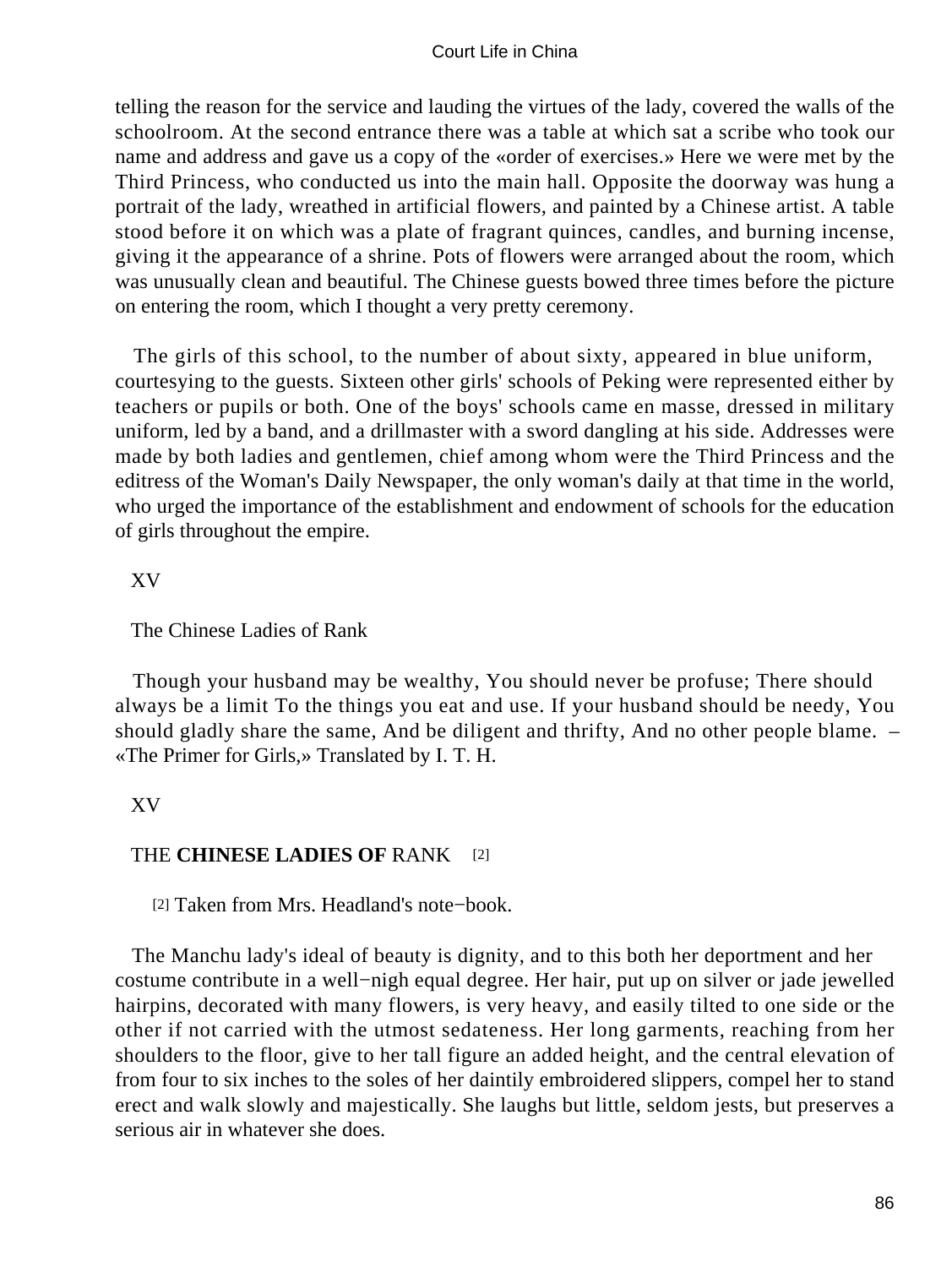telling the reason for the service and lauding the virtues of the lady, covered the walls of the schoolroom. At the second entrance there was a table at which sat a scribe who took our name and address and gave us a copy of the «order of exercises.» Here we were met by the Third Princess, who conducted us into the main hall. Opposite the doorway was hung a portrait of the lady, wreathed in artificial flowers, and painted by a Chinese artist. A table stood before it on which was a plate of fragrant quinces, candles, and burning incense, giving it the appearance of a shrine. Pots of flowers were arranged about the room, which was unusually clean and beautiful. The Chinese guests bowed three times before the picture on entering the room, which I thought a very pretty ceremony.

The girls of this school, to the number of about sixty, appeared in blue uniform, courtesying to the guests. Sixteen other girls' schools of Peking were represented either by teachers or pupils or both. One of the boys' schools came en masse, dressed in military uniform, led by a band, and a drillmaster with a sword dangling at his side. Addresses were made by both ladies and gentlemen, chief among whom were the Third Princess and the editress of the Woman's Daily Newspaper, the only woman's daily at that time in the world, who urged the importance of the establishment and endowment of schools for the education of girls throughout the empire.

XV

The Chinese Ladies of Rank

Though your husband may be wealthy, You should never be profuse; There should always be a limit To the things you eat and use. If your husband should be needy, You should gladly share the same, And be diligent and thrifty, And no other people blame. – «The Primer for Girls,» Translated by I. T. H.

## XV

## THE CHINESE LADIES OF RANK [2]

[2] Taken from Mrs. Headland's note−book.

The Manchu lady's ideal of beauty is dignity, and to this both her deportment and her costume contribute in a well−nigh equal degree. Her hair, put up on silver or jade jewelled hairpins, decorated with many flowers, is very heavy, and easily tilted to one side or the other if not carried with the utmost sedateness. Her long garments, reaching from her shoulders to the floor, give to her tall figure an added height, and the central elevation of from four to six inches to the soles of her daintily embroidered slippers, compel her to stand erect and walk slowly and majestically. She laughs but little, seldom jests, but preserves a serious air in whatever she does.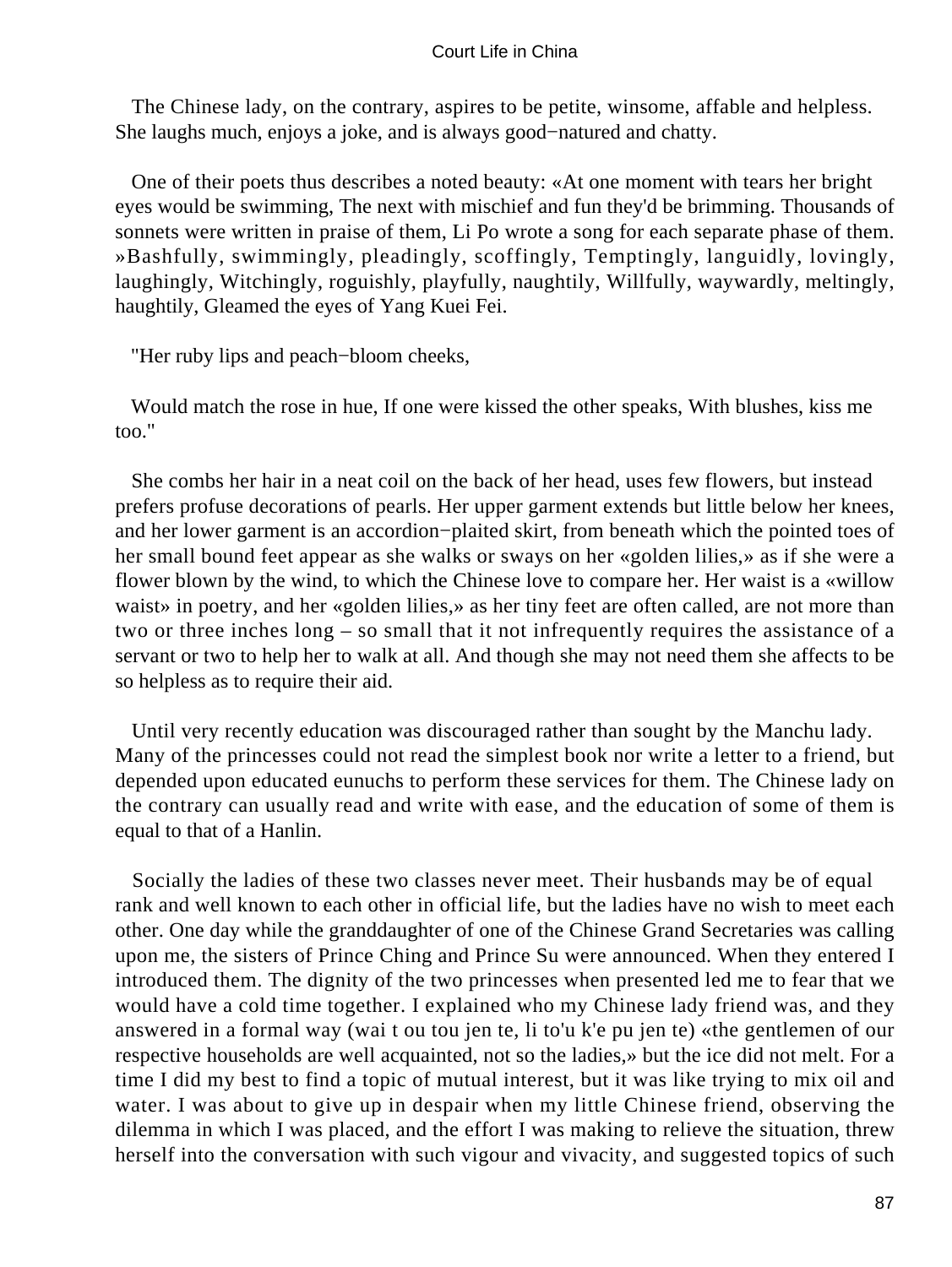The Chinese lady, on the contrary, aspires to be petite, winsome, affable and helpless. She laughs much, enjoys a joke, and is always good−natured and chatty.

One of their poets thus describes a noted beauty: «At one moment with tears her bright eyes would be swimming, The next with mischief and fun they'd be brimming. Thousands of sonnets were written in praise of them, Li Po wrote a song for each separate phase of them. »Bashfully, swimmingly, pleadingly, scoffingly, Temptingly, languidly, lovingly, laughingly, Witchingly, roguishly, playfully, naughtily, Willfully, waywardly, meltingly, haughtily, Gleamed the eyes of Yang Kuei Fei.

"Her ruby lips and peach−bloom cheeks,

Would match the rose in hue, If one were kissed the other speaks, With blushes, kiss me too."

She combs her hair in a neat coil on the back of her head, uses few flowers, but instead prefers profuse decorations of pearls. Her upper garment extends but little below her knees, and her lower garment is an accordion−plaited skirt, from beneath which the pointed toes of her small bound feet appear as she walks or sways on her «golden lilies,» as if she were a flower blown by the wind, to which the Chinese love to compare her. Her waist is a «willow waist» in poetry, and her «golden lilies,» as her tiny feet are often called, are not more than two or three inches long – so small that it not infrequently requires the assistance of a servant or two to help her to walk at all. And though she may not need them she affects to be so helpless as to require their aid.

Until very recently education was discouraged rather than sought by the Manchu lady. Many of the princesses could not read the simplest book nor write a letter to a friend, but depended upon educated eunuchs to perform these services for them. The Chinese lady on the contrary can usually read and write with ease, and the education of some of them is equal to that of a Hanlin.

Socially the ladies of these two classes never meet. Their husbands may be of equal rank and well known to each other in official life, but the ladies have no wish to meet each other. One day while the granddaughter of one of the Chinese Grand Secretaries was calling upon me, the sisters of Prince Ching and Prince Su were announced. When they entered I introduced them. The dignity of the two princesses when presented led me to fear that we would have a cold time together. I explained who my Chinese lady friend was, and they answered in a formal way (wai t ou tou jen te, li to'u k'e pu jen te) «the gentlemen of our respective households are well acquainted, not so the ladies,» but the ice did not melt. For a time I did my best to find a topic of mutual interest, but it was like trying to mix oil and water. I was about to give up in despair when my little Chinese friend, observing the dilemma in which I was placed, and the effort I was making to relieve the situation, threw herself into the conversation with such vigour and vivacity, and suggested topics of such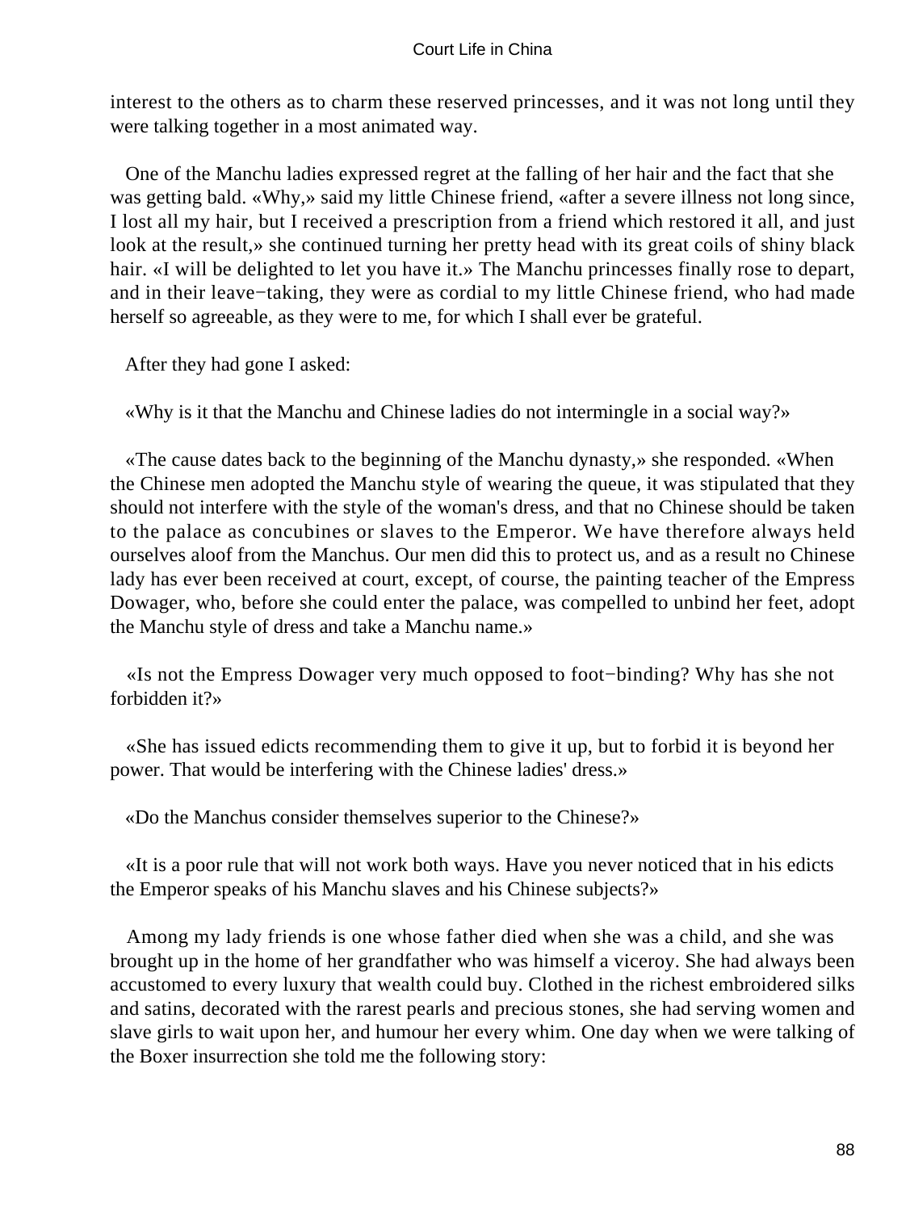interest to the others as to charm these reserved princesses, and it was not long until they were talking together in a most animated way.

One of the Manchu ladies expressed regret at the falling of her hair and the fact that she was getting bald. «Why,» said my little Chinese friend, «after a severe illness not long since, I lost all my hair, but I received a prescription from a friend which restored it all, and just look at the result,» she continued turning her pretty head with its great coils of shiny black hair. «I will be delighted to let you have it.» The Manchu princesses finally rose to depart, and in their leave−taking, they were as cordial to my little Chinese friend, who had made herself so agreeable, as they were to me, for which I shall ever be grateful.

After they had gone I asked:

«Why is it that the Manchu and Chinese ladies do not intermingle in a social way?»

«The cause dates back to the beginning of the Manchu dynasty,» she responded. «When the Chinese men adopted the Manchu style of wearing the queue, it was stipulated that they should not interfere with the style of the woman's dress, and that no Chinese should be taken to the palace as concubines or slaves to the Emperor. We have therefore always held ourselves aloof from the Manchus. Our men did this to protect us, and as a result no Chinese lady has ever been received at court, except, of course, the painting teacher of the Empress Dowager, who, before she could enter the palace, was compelled to unbind her feet, adopt the Manchu style of dress and take a Manchu name.»

«Is not the Empress Dowager very much opposed to foot−binding? Why has she not forbidden it?»

«She has issued edicts recommending them to give it up, but to forbid it is beyond her power. That would be interfering with the Chinese ladies' dress.»

«Do the Manchus consider themselves superior to the Chinese?»

«It is a poor rule that will not work both ways. Have you never noticed that in his edicts the Emperor speaks of his Manchu slaves and his Chinese subjects?»

Among my lady friends is one whose father died when she was a child, and she was brought up in the home of her grandfather who was himself a viceroy. She had always been accustomed to every luxury that wealth could buy. Clothed in the richest embroidered silks and satins, decorated with the rarest pearls and precious stones, she had serving women and slave girls to wait upon her, and humour her every whim. One day when we were talking of the Boxer insurrection she told me the following story: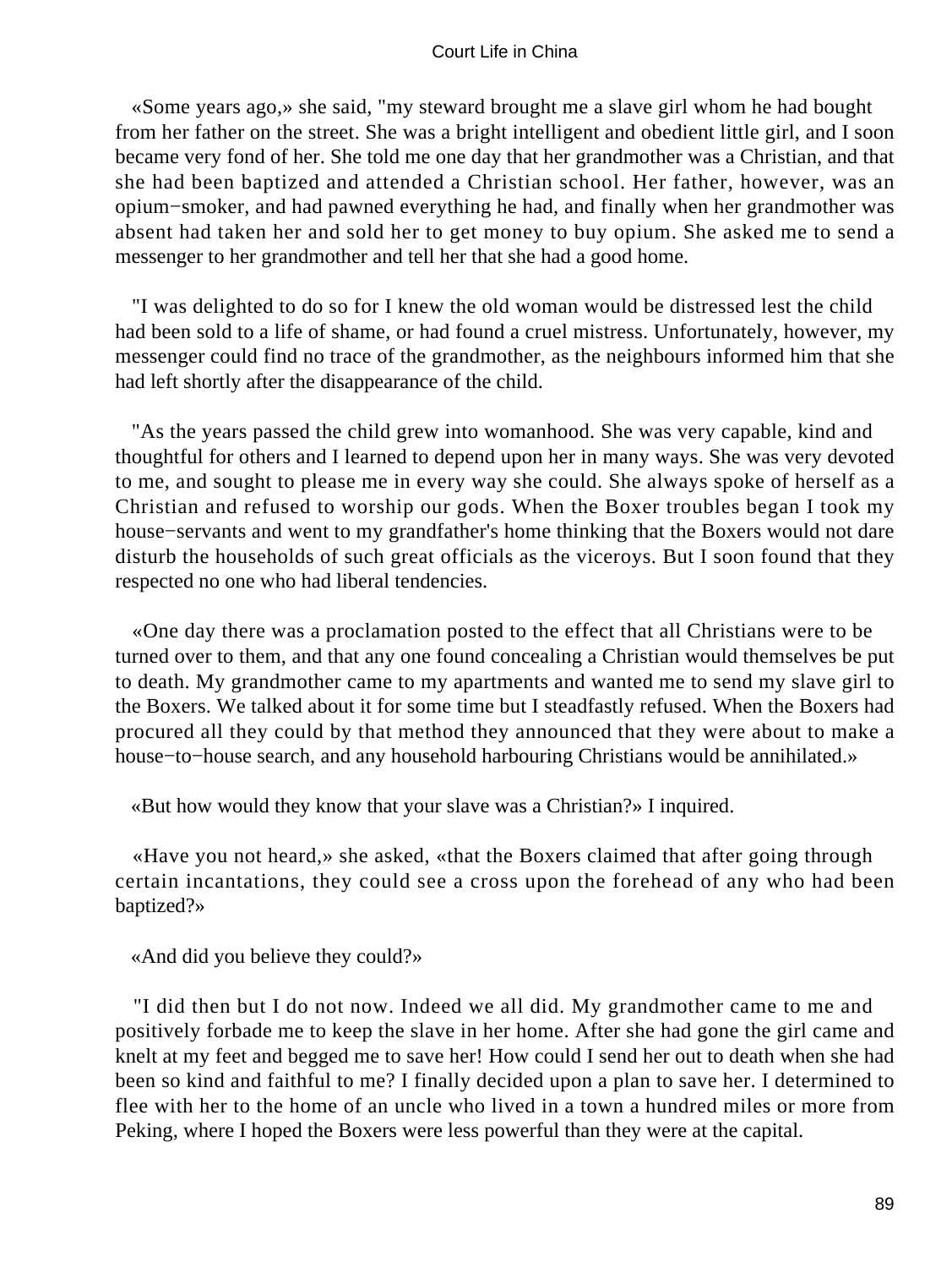«Some years ago,» she said, "my steward brought me a slave girl whom he had bought from her father on the street. She was a bright intelligent and obedient little girl, and I soon became very fond of her. She told me one day that her grandmother was a Christian, and that she had been baptized and attended a Christian school. Her father, however, was an opium−smoker, and had pawned everything he had, and finally when her grandmother was absent had taken her and sold her to get money to buy opium. She asked me to send a messenger to her grandmother and tell her that she had a good home.

"I was delighted to do so for I knew the old woman would be distressed lest the child had been sold to a life of shame, or had found a cruel mistress. Unfortunately, however, my messenger could find no trace of the grandmother, as the neighbours informed him that she had left shortly after the disappearance of the child.

"As the years passed the child grew into womanhood. She was very capable, kind and thoughtful for others and I learned to depend upon her in many ways. She was very devoted to me, and sought to please me in every way she could. She always spoke of herself as a Christian and refused to worship our gods. When the Boxer troubles began I took my house−servants and went to my grandfather's home thinking that the Boxers would not dare disturb the households of such great officials as the viceroys. But I soon found that they respected no one who had liberal tendencies.

«One day there was a proclamation posted to the effect that all Christians were to be turned over to them, and that any one found concealing a Christian would themselves be put to death. My grandmother came to my apartments and wanted me to send my slave girl to the Boxers. We talked about it for some time but I steadfastly refused. When the Boxers had procured all they could by that method they announced that they were about to make a house−to−house search, and any household harbouring Christians would be annihilated.»

«But how would they know that your slave was a Christian?» I inquired.

«Have you not heard,» she asked, «that the Boxers claimed that after going through certain incantations, they could see a cross upon the forehead of any who had been baptized?»

«And did you believe they could?»

"I did then but I do not now. Indeed we all did. My grandmother came to me and positively forbade me to keep the slave in her home. After she had gone the girl came and knelt at my feet and begged me to save her! How could I send her out to death when she had been so kind and faithful to me? I finally decided upon a plan to save her. I determined to flee with her to the home of an uncle who lived in a town a hundred miles or more from Peking, where I hoped the Boxers were less powerful than they were at the capital.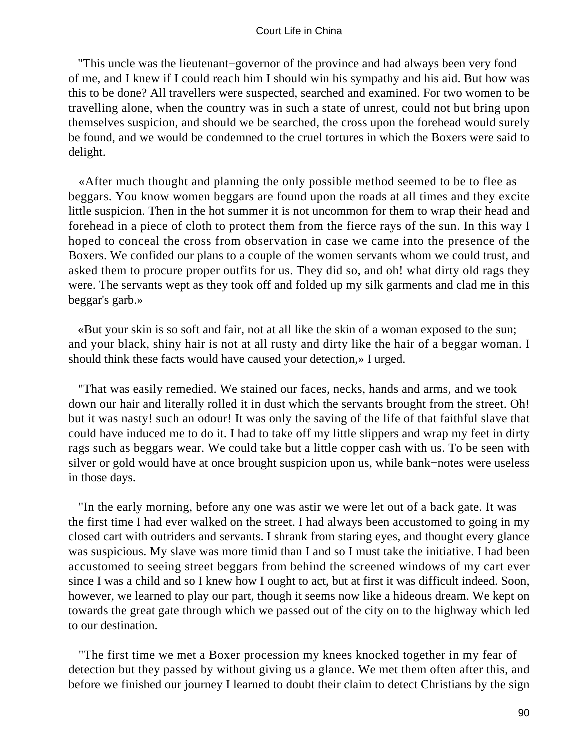"This uncle was the lieutenant−governor of the province and had always been very fond of me, and I knew if I could reach him I should win his sympathy and his aid. But how was this to be done? All travellers were suspected, searched and examined. For two women to be travelling alone, when the country was in such a state of unrest, could not but bring upon themselves suspicion, and should we be searched, the cross upon the forehead would surely be found, and we would be condemned to the cruel tortures in which the Boxers were said to delight.

«After much thought and planning the only possible method seemed to be to flee as beggars. You know women beggars are found upon the roads at all times and they excite little suspicion. Then in the hot summer it is not uncommon for them to wrap their head and forehead in a piece of cloth to protect them from the fierce rays of the sun. In this way I hoped to conceal the cross from observation in case we came into the presence of the Boxers. We confided our plans to a couple of the women servants whom we could trust, and asked them to procure proper outfits for us. They did so, and oh! what dirty old rags they were. The servants wept as they took off and folded up my silk garments and clad me in this beggar's garb.»

«But your skin is so soft and fair, not at all like the skin of a woman exposed to the sun; and your black, shiny hair is not at all rusty and dirty like the hair of a beggar woman. I should think these facts would have caused your detection,» I urged.

"That was easily remedied. We stained our faces, necks, hands and arms, and we took down our hair and literally rolled it in dust which the servants brought from the street. Oh! but it was nasty! such an odour! It was only the saving of the life of that faithful slave that could have induced me to do it. I had to take off my little slippers and wrap my feet in dirty rags such as beggars wear. We could take but a little copper cash with us. To be seen with silver or gold would have at once brought suspicion upon us, while bank−notes were useless in those days.

"In the early morning, before any one was astir we were let out of a back gate. It was the first time I had ever walked on the street. I had always been accustomed to going in my closed cart with outriders and servants. I shrank from staring eyes, and thought every glance was suspicious. My slave was more timid than I and so I must take the initiative. I had been accustomed to seeing street beggars from behind the screened windows of my cart ever since I was a child and so I knew how I ought to act, but at first it was difficult indeed. Soon, however, we learned to play our part, though it seems now like a hideous dream. We kept on towards the great gate through which we passed out of the city on to the highway which led to our destination.

"The first time we met a Boxer procession my knees knocked together in my fear of detection but they passed by without giving us a glance. We met them often after this, and before we finished our journey I learned to doubt their claim to detect Christians by the sign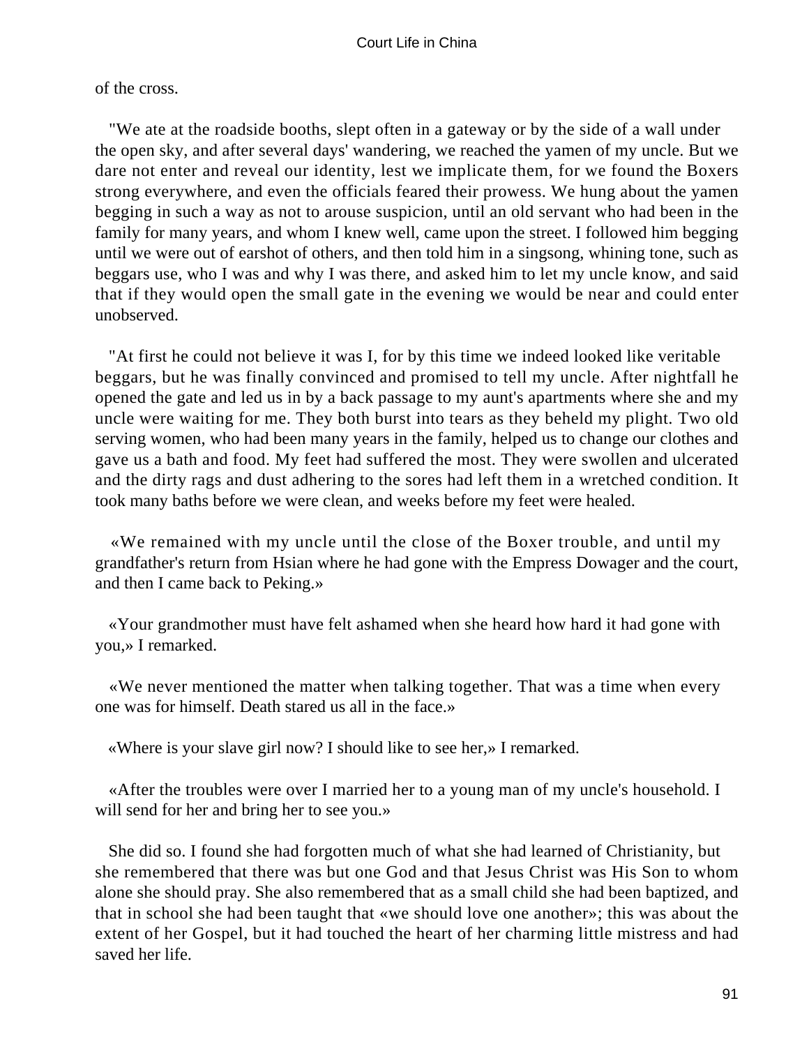of the cross.

"We ate at the roadside booths, slept often in a gateway or by the side of a wall under the open sky, and after several days' wandering, we reached the yamen of my uncle. But we dare not enter and reveal our identity, lest we implicate them, for we found the Boxers strong everywhere, and even the officials feared their prowess. We hung about the yamen begging in such a way as not to arouse suspicion, until an old servant who had been in the family for many years, and whom I knew well, came upon the street. I followed him begging until we were out of earshot of others, and then told him in a singsong, whining tone, such as beggars use, who I was and why I was there, and asked him to let my uncle know, and said that if they would open the small gate in the evening we would be near and could enter unobserved.

"At first he could not believe it was I, for by this time we indeed looked like veritable beggars, but he was finally convinced and promised to tell my uncle. After nightfall he opened the gate and led us in by a back passage to my aunt's apartments where she and my uncle were waiting for me. They both burst into tears as they beheld my plight. Two old serving women, who had been many years in the family, helped us to change our clothes and gave us a bath and food. My feet had suffered the most. They were swollen and ulcerated and the dirty rags and dust adhering to the sores had left them in a wretched condition. It took many baths before we were clean, and weeks before my feet were healed.

«We remained with my uncle until the close of the Boxer trouble, and until my grandfather's return from Hsian where he had gone with the Empress Dowager and the court, and then I came back to Peking.»

«Your grandmother must have felt ashamed when she heard how hard it had gone with you,» I remarked.

«We never mentioned the matter when talking together. That was a time when every one was for himself. Death stared us all in the face.»

«Where is your slave girl now? I should like to see her,» I remarked.

«After the troubles were over I married her to a young man of my uncle's household. I will send for her and bring her to see you.»

She did so. I found she had forgotten much of what she had learned of Christianity, but she remembered that there was but one God and that Jesus Christ was His Son to whom alone she should pray. She also remembered that as a small child she had been baptized, and that in school she had been taught that «we should love one another»; this was about the extent of her Gospel, but it had touched the heart of her charming little mistress and had saved her life.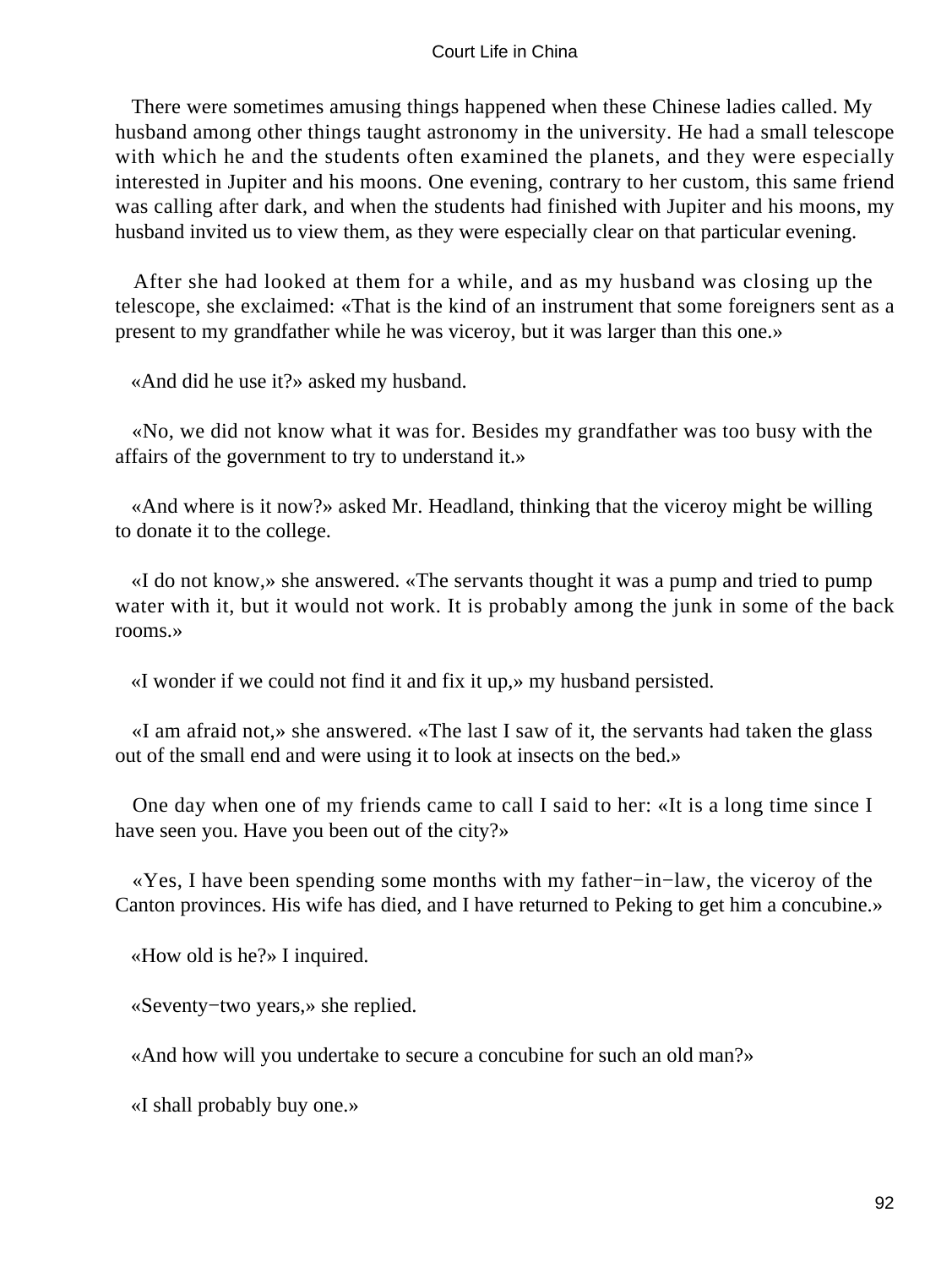There were sometimes amusing things happened when these Chinese ladies called. My husband among other things taught astronomy in the university. He had a small telescope with which he and the students often examined the planets, and they were especially interested in Jupiter and his moons. One evening, contrary to her custom, this same friend was calling after dark, and when the students had finished with Jupiter and his moons, my husband invited us to view them, as they were especially clear on that particular evening.

After she had looked at them for a while, and as my husband was closing up the telescope, she exclaimed: «That is the kind of an instrument that some foreigners sent as a present to my grandfather while he was viceroy, but it was larger than this one.»

«And did he use it?» asked my husband.

«No, we did not know what it was for. Besides my grandfather was too busy with the affairs of the government to try to understand it.»

«And where is it now?» asked Mr. Headland, thinking that the viceroy might be willing to donate it to the college.

«I do not know,» she answered. «The servants thought it was a pump and tried to pump water with it, but it would not work. It is probably among the junk in some of the back rooms.»

«I wonder if we could not find it and fix it up,» my husband persisted.

«I am afraid not,» she answered. «The last I saw of it, the servants had taken the glass out of the small end and were using it to look at insects on the bed.»

One day when one of my friends came to call I said to her: «It is a long time since I have seen you. Have you been out of the city?»

«Yes, I have been spending some months with my father−in−law, the viceroy of the Canton provinces. His wife has died, and I have returned to Peking to get him a concubine.»

«How old is he?» I inquired.

«Seventy−two years,» she replied.

«And how will you undertake to secure a concubine for such an old man?»

«I shall probably buy one.»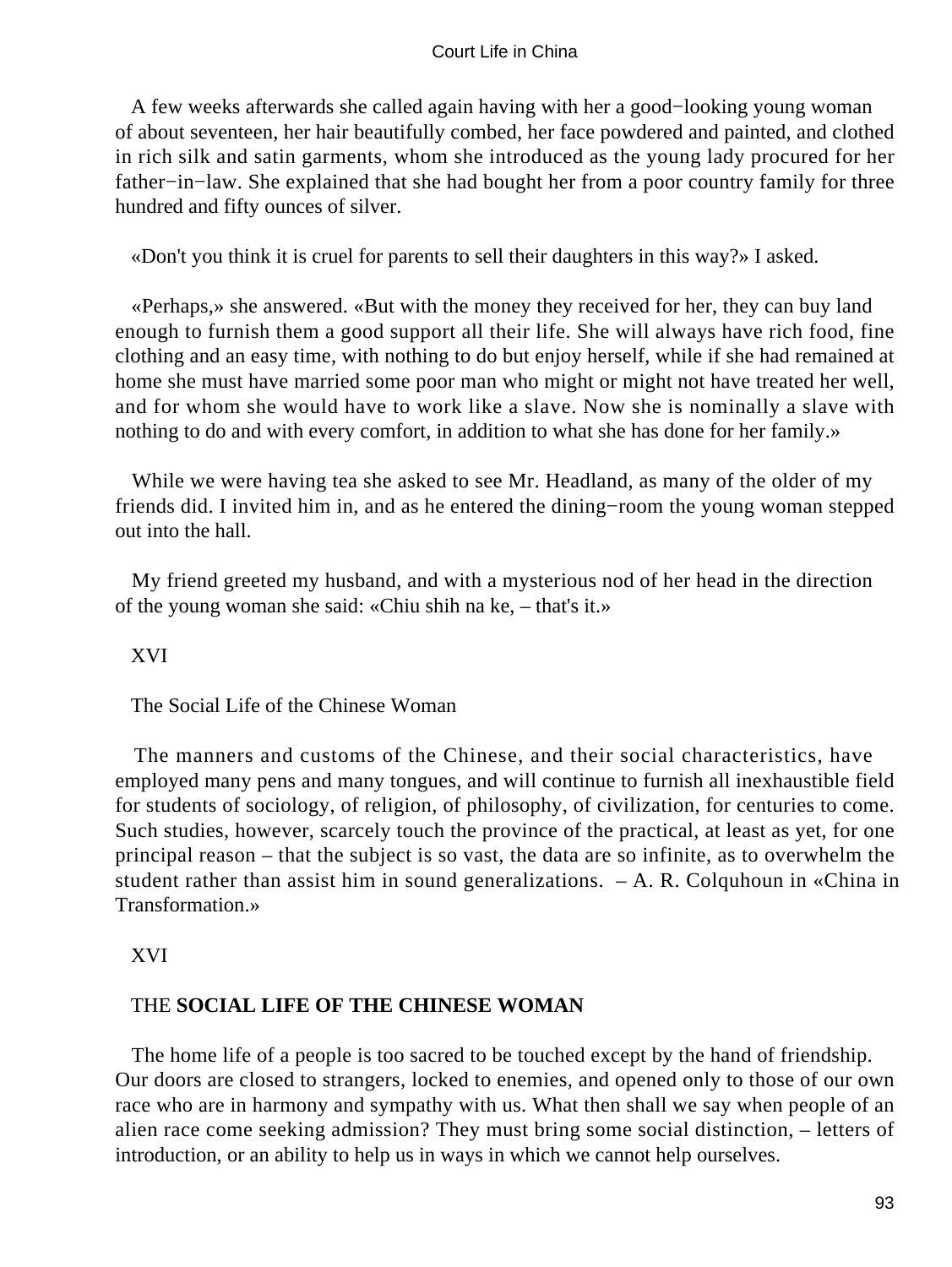A few weeks afterwards she called again having with her a good−looking young woman of about seventeen, her hair beautifully combed, her face powdered and painted, and clothed in rich silk and satin garments, whom she introduced as the young lady procured for her father−in−law. She explained that she had bought her from a poor country family for three hundred and fifty ounces of silver.

«Don't you think it is cruel for parents to sell their daughters in this way?» I asked.

«Perhaps,» she answered. «But with the money they received for her, they can buy land enough to furnish them a good support all their life. She will always have rich food, fine clothing and an easy time, with nothing to do but enjoy herself, while if she had remained at home she must have married some poor man who might or might not have treated her well, and for whom she would have to work like a slave. Now she is nominally a slave with nothing to do and with every comfort, in addition to what she has done for her family.»

While we were having tea she asked to see Mr. Headland, as many of the older of my friends did. I invited him in, and as he entered the dining−room the young woman stepped out into the hall.

My friend greeted my husband, and with a mysterious nod of her head in the direction of the young woman she said: «Chiu shih na ke, – that's it.»

XVI

The Social Life of the Chinese Woman

The manners and customs of the Chinese, and their social characteristics, have employed many pens and many tongues, and will continue to furnish all inexhaustible field for students of sociology, of religion, of philosophy, of civilization, for centuries to come. Such studies, however, scarcely touch the province of the practical, at least as yet, for one principal reason – that the subject is so vast, the data are so infinite, as to overwhelm the student rather than assist him in sound generalizations. – A. R. Colquhoun in «China in Transformation.»

# XVI

## THE **SOCIAL LIFE OF THE CHINESE WOMAN**

The home life of a people is too sacred to be touched except by the hand of friendship. Our doors are closed to strangers, locked to enemies, and opened only to those of our own race who are in harmony and sympathy with us. What then shall we say when people of an alien race come seeking admission? They must bring some social distinction, – letters of introduction, or an ability to help us in ways in which we cannot help ourselves.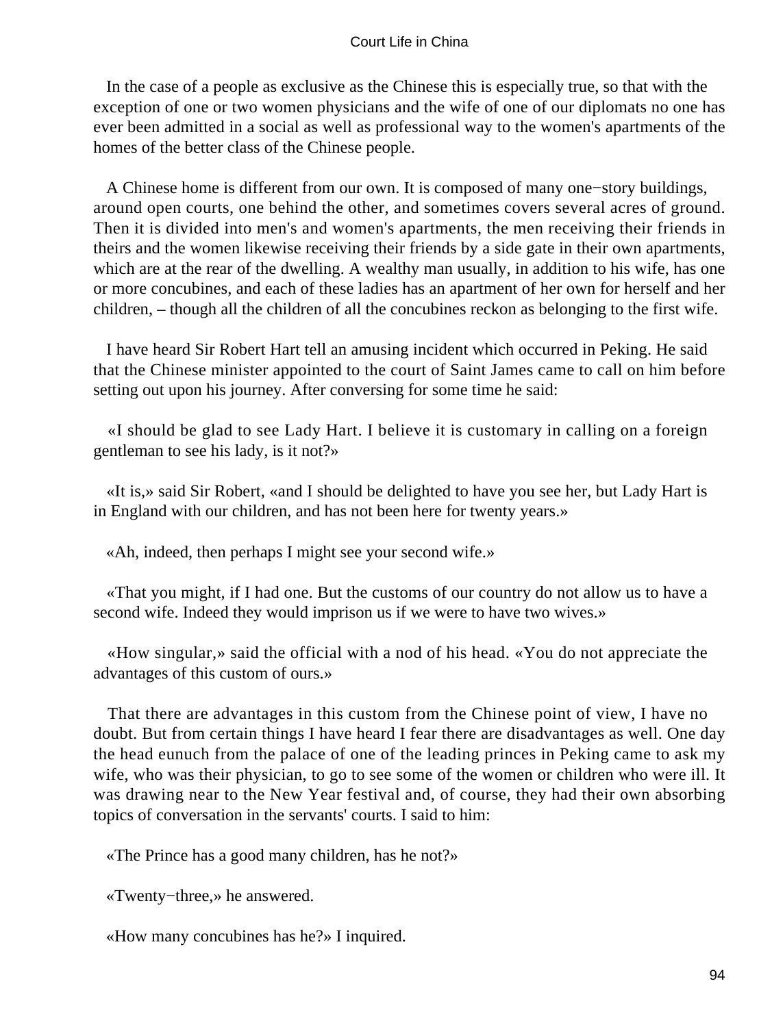In the case of a people as exclusive as the Chinese this is especially true, so that with the exception of one or two women physicians and the wife of one of our diplomats no one has ever been admitted in a social as well as professional way to the women's apartments of the homes of the better class of the Chinese people.

A Chinese home is different from our own. It is composed of many one−story buildings, around open courts, one behind the other, and sometimes covers several acres of ground. Then it is divided into men's and women's apartments, the men receiving their friends in theirs and the women likewise receiving their friends by a side gate in their own apartments, which are at the rear of the dwelling. A wealthy man usually, in addition to his wife, has one or more concubines, and each of these ladies has an apartment of her own for herself and her children, – though all the children of all the concubines reckon as belonging to the first wife.

I have heard Sir Robert Hart tell an amusing incident which occurred in Peking. He said that the Chinese minister appointed to the court of Saint James came to call on him before setting out upon his journey. After conversing for some time he said:

«I should be glad to see Lady Hart. I believe it is customary in calling on a foreign gentleman to see his lady, is it not?»

«It is,» said Sir Robert, «and I should be delighted to have you see her, but Lady Hart is in England with our children, and has not been here for twenty years.»

«Ah, indeed, then perhaps I might see your second wife.»

«That you might, if I had one. But the customs of our country do not allow us to have a second wife. Indeed they would imprison us if we were to have two wives.»

«How singular,» said the official with a nod of his head. «You do not appreciate the advantages of this custom of ours.»

That there are advantages in this custom from the Chinese point of view, I have no doubt. But from certain things I have heard I fear there are disadvantages as well. One day the head eunuch from the palace of one of the leading princes in Peking came to ask my wife, who was their physician, to go to see some of the women or children who were ill. It was drawing near to the New Year festival and, of course, they had their own absorbing topics of conversation in the servants' courts. I said to him:

«The Prince has a good many children, has he not?»

«Twenty−three,» he answered.

«How many concubines has he?» I inquired.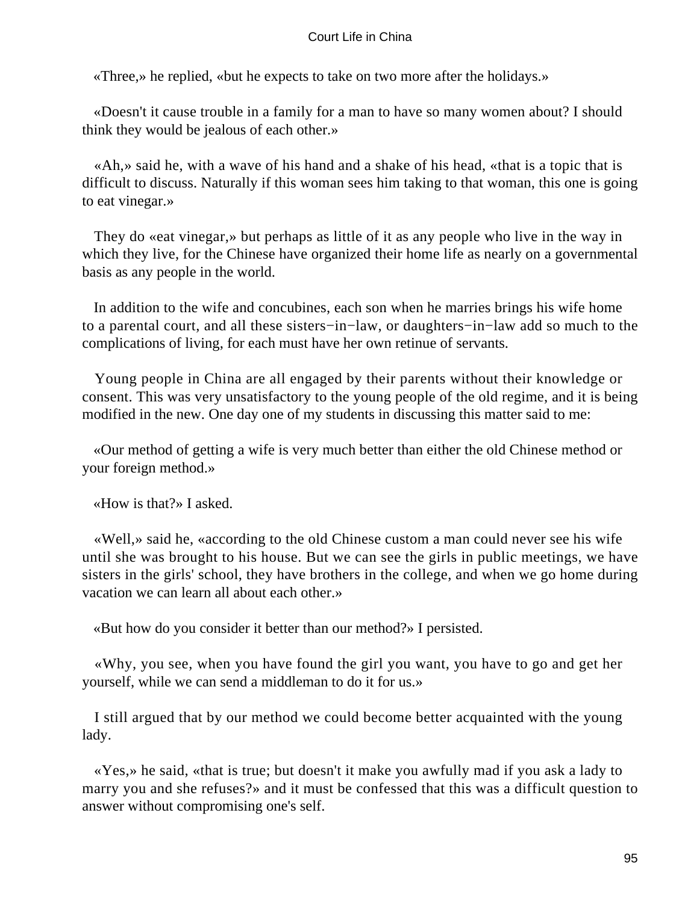«Three,» he replied, «but he expects to take on two more after the holidays.»

«Doesn't it cause trouble in a family for a man to have so many women about? I should think they would be jealous of each other.»

«Ah,» said he, with a wave of his hand and a shake of his head, «that is a topic that is difficult to discuss. Naturally if this woman sees him taking to that woman, this one is going to eat vinegar.»

They do «eat vinegar,» but perhaps as little of it as any people who live in the way in which they live, for the Chinese have organized their home life as nearly on a governmental basis as any people in the world.

In addition to the wife and concubines, each son when he marries brings his wife home to a parental court, and all these sisters−in−law, or daughters−in−law add so much to the complications of living, for each must have her own retinue of servants.

Young people in China are all engaged by their parents without their knowledge or consent. This was very unsatisfactory to the young people of the old regime, and it is being modified in the new. One day one of my students in discussing this matter said to me:

«Our method of getting a wife is very much better than either the old Chinese method or your foreign method.»

«How is that?» I asked.

«Well,» said he, «according to the old Chinese custom a man could never see his wife until she was brought to his house. But we can see the girls in public meetings, we have sisters in the girls' school, they have brothers in the college, and when we go home during vacation we can learn all about each other.»

«But how do you consider it better than our method?» I persisted.

«Why, you see, when you have found the girl you want, you have to go and get her yourself, while we can send a middleman to do it for us.»

I still argued that by our method we could become better acquainted with the young lady.

«Yes,» he said, «that is true; but doesn't it make you awfully mad if you ask a lady to marry you and she refuses?» and it must be confessed that this was a difficult question to answer without compromising one's self.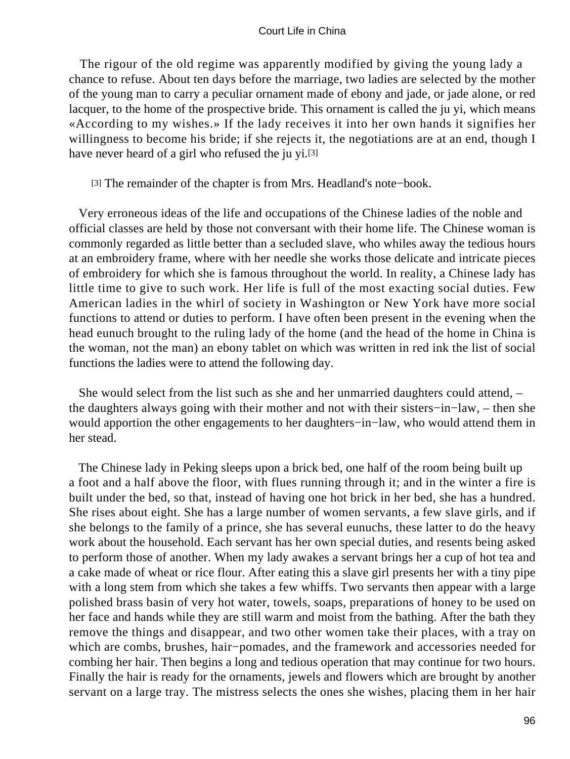The rigour of the old regime was apparently modified by giving the young lady a chance to refuse. About ten days before the marriage, two ladies are selected by the mother of the young man to carry a peculiar ornament made of ebony and jade, or jade alone, or red lacquer, to the home of the prospective bride. This ornament is called the ju yi, which means «According to my wishes.» If the lady receives it into her own hands it signifies her willingness to become his bride; if she rejects it, the negotiations are at an end, though I have never heard of a girl who refused the ju yi.[3]

[3] The remainder of the chapter is from Mrs. Headland's note−book.

Very erroneous ideas of the life and occupations of the Chinese ladies of the noble and official classes are held by those not conversant with their home life. The Chinese woman is commonly regarded as little better than a secluded slave, who whiles away the tedious hours at an embroidery frame, where with her needle she works those delicate and intricate pieces of embroidery for which she is famous throughout the world. In reality, a Chinese lady has little time to give to such work. Her life is full of the most exacting social duties. Few American ladies in the whirl of society in Washington or New York have more social functions to attend or duties to perform. I have often been present in the evening when the head eunuch brought to the ruling lady of the home (and the head of the home in China is the woman, not the man) an ebony tablet on which was written in red ink the list of social functions the ladies were to attend the following day.

She would select from the list such as she and her unmarried daughters could attend, – the daughters always going with their mother and not with their sisters−in−law, – then she would apportion the other engagements to her daughters−in−law, who would attend them in her stead.

The Chinese lady in Peking sleeps upon a brick bed, one half of the room being built up a foot and a half above the floor, with flues running through it; and in the winter a fire is built under the bed, so that, instead of having one hot brick in her bed, she has a hundred. She rises about eight. She has a large number of women servants, a few slave girls, and if she belongs to the family of a prince, she has several eunuchs, these latter to do the heavy work about the household. Each servant has her own special duties, and resents being asked to perform those of another. When my lady awakes a servant brings her a cup of hot tea and a cake made of wheat or rice flour. After eating this a slave girl presents her with a tiny pipe with a long stem from which she takes a few whiffs. Two servants then appear with a large polished brass basin of very hot water, towels, soaps, preparations of honey to be used on her face and hands while they are still warm and moist from the bathing. After the bath they remove the things and disappear, and two other women take their places, with a tray on which are combs, brushes, hair−pomades, and the framework and accessories needed for combing her hair. Then begins a long and tedious operation that may continue for two hours. Finally the hair is ready for the ornaments, jewels and flowers which are brought by another servant on a large tray. The mistress selects the ones she wishes, placing them in her hair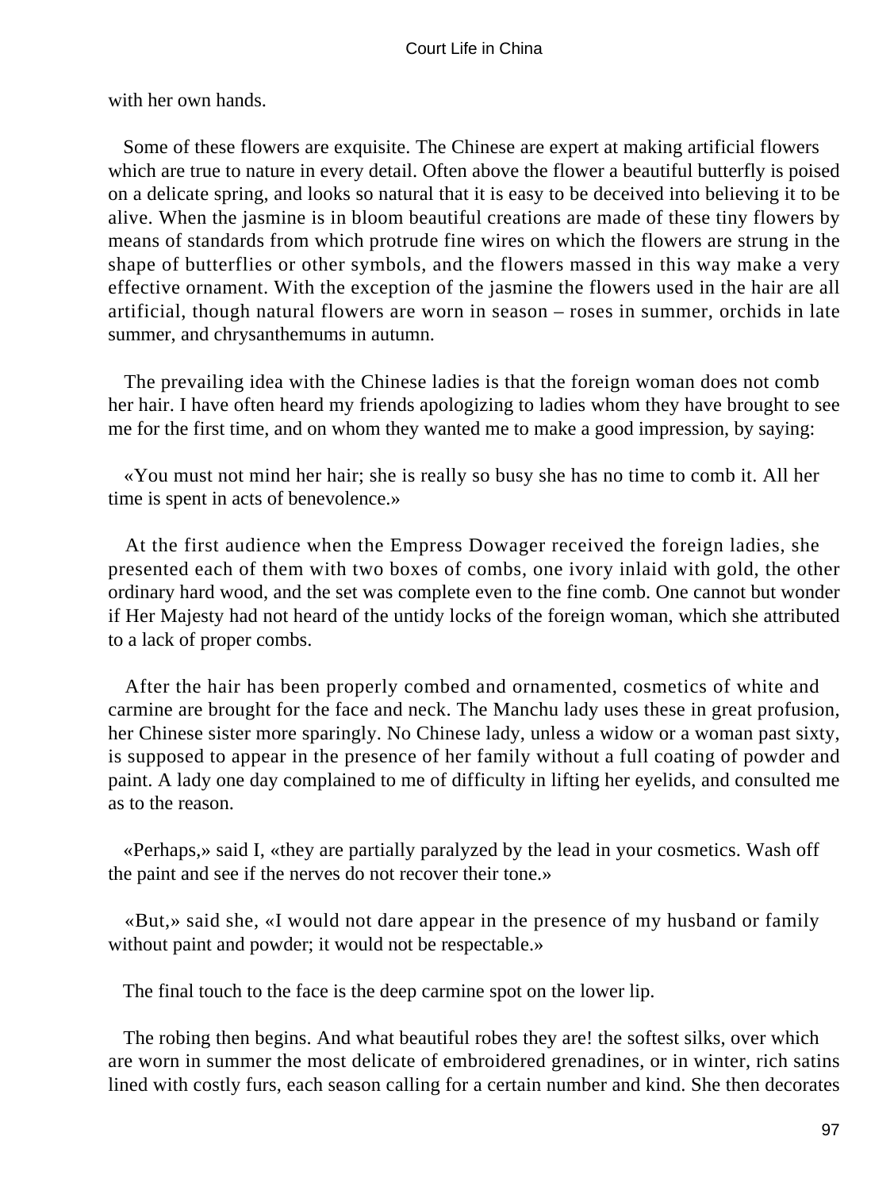with her own hands.

Some of these flowers are exquisite. The Chinese are expert at making artificial flowers which are true to nature in every detail. Often above the flower a beautiful butterfly is poised on a delicate spring, and looks so natural that it is easy to be deceived into believing it to be alive. When the jasmine is in bloom beautiful creations are made of these tiny flowers by means of standards from which protrude fine wires on which the flowers are strung in the shape of butterflies or other symbols, and the flowers massed in this way make a very effective ornament. With the exception of the jasmine the flowers used in the hair are all artificial, though natural flowers are worn in season – roses in summer, orchids in late summer, and chrysanthemums in autumn.

The prevailing idea with the Chinese ladies is that the foreign woman does not comb her hair. I have often heard my friends apologizing to ladies whom they have brought to see me for the first time, and on whom they wanted me to make a good impression, by saying:

«You must not mind her hair; she is really so busy she has no time to comb it. All her time is spent in acts of benevolence.»

At the first audience when the Empress Dowager received the foreign ladies, she presented each of them with two boxes of combs, one ivory inlaid with gold, the other ordinary hard wood, and the set was complete even to the fine comb. One cannot but wonder if Her Majesty had not heard of the untidy locks of the foreign woman, which she attributed to a lack of proper combs.

After the hair has been properly combed and ornamented, cosmetics of white and carmine are brought for the face and neck. The Manchu lady uses these in great profusion, her Chinese sister more sparingly. No Chinese lady, unless a widow or a woman past sixty, is supposed to appear in the presence of her family without a full coating of powder and paint. A lady one day complained to me of difficulty in lifting her eyelids, and consulted me as to the reason.

«Perhaps,» said I, «they are partially paralyzed by the lead in your cosmetics. Wash off the paint and see if the nerves do not recover their tone.»

«But,» said she, «I would not dare appear in the presence of my husband or family without paint and powder; it would not be respectable.»

The final touch to the face is the deep carmine spot on the lower lip.

The robing then begins. And what beautiful robes they are! the softest silks, over which are worn in summer the most delicate of embroidered grenadines, or in winter, rich satins lined with costly furs, each season calling for a certain number and kind. She then decorates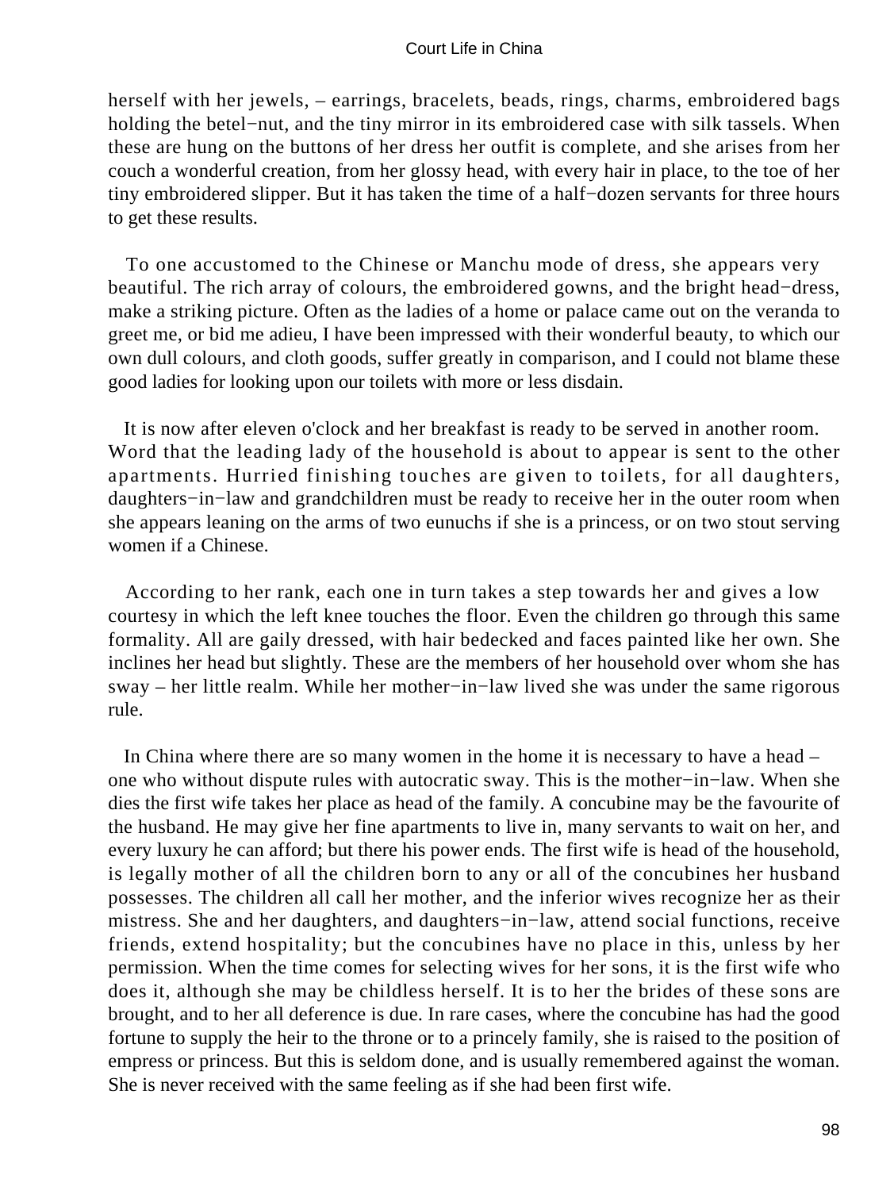herself with her jewels, – earrings, bracelets, beads, rings, charms, embroidered bags holding the betel−nut, and the tiny mirror in its embroidered case with silk tassels. When these are hung on the buttons of her dress her outfit is complete, and she arises from her couch a wonderful creation, from her glossy head, with every hair in place, to the toe of her tiny embroidered slipper. But it has taken the time of a half−dozen servants for three hours to get these results.

To one accustomed to the Chinese or Manchu mode of dress, she appears very beautiful. The rich array of colours, the embroidered gowns, and the bright head−dress, make a striking picture. Often as the ladies of a home or palace came out on the veranda to greet me, or bid me adieu, I have been impressed with their wonderful beauty, to which our own dull colours, and cloth goods, suffer greatly in comparison, and I could not blame these good ladies for looking upon our toilets with more or less disdain.

It is now after eleven o'clock and her breakfast is ready to be served in another room. Word that the leading lady of the household is about to appear is sent to the other apartments. Hurried finishing touches are given to toilets, for all daughters, daughters−in−law and grandchildren must be ready to receive her in the outer room when she appears leaning on the arms of two eunuchs if she is a princess, or on two stout serving women if a Chinese.

According to her rank, each one in turn takes a step towards her and gives a low courtesy in which the left knee touches the floor. Even the children go through this same formality. All are gaily dressed, with hair bedecked and faces painted like her own. She inclines her head but slightly. These are the members of her household over whom she has sway – her little realm. While her mother−in−law lived she was under the same rigorous rule.

In China where there are so many women in the home it is necessary to have a head – one who without dispute rules with autocratic sway. This is the mother−in−law. When she dies the first wife takes her place as head of the family. A concubine may be the favourite of the husband. He may give her fine apartments to live in, many servants to wait on her, and every luxury he can afford; but there his power ends. The first wife is head of the household, is legally mother of all the children born to any or all of the concubines her husband possesses. The children all call her mother, and the inferior wives recognize her as their mistress. She and her daughters, and daughters−in−law, attend social functions, receive friends, extend hospitality; but the concubines have no place in this, unless by her permission. When the time comes for selecting wives for her sons, it is the first wife who does it, although she may be childless herself. It is to her the brides of these sons are brought, and to her all deference is due. In rare cases, where the concubine has had the good fortune to supply the heir to the throne or to a princely family, she is raised to the position of empress or princess. But this is seldom done, and is usually remembered against the woman. She is never received with the same feeling as if she had been first wife.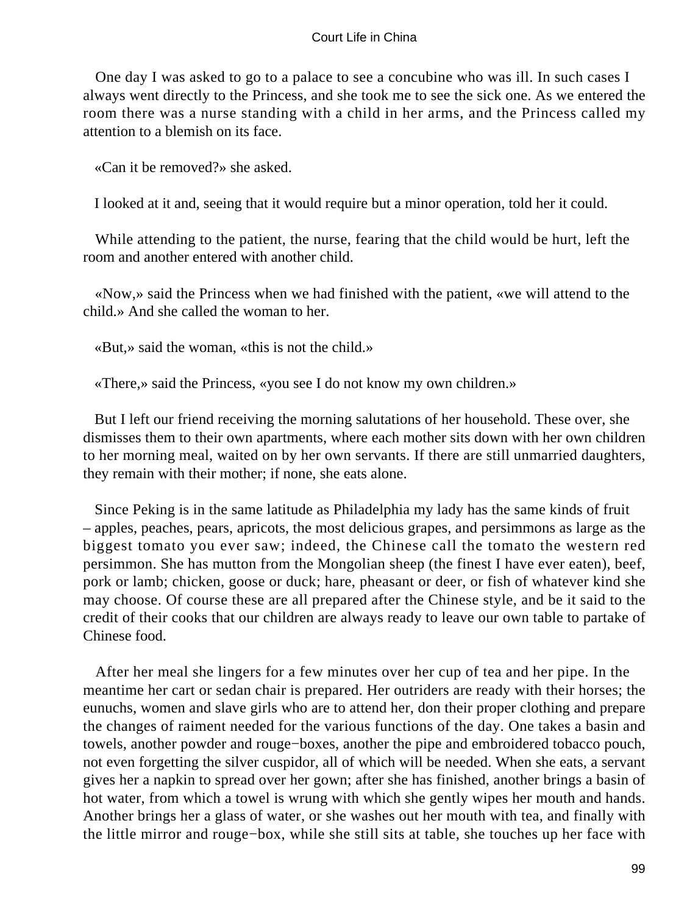One day I was asked to go to a palace to see a concubine who was ill. In such cases I always went directly to the Princess, and she took me to see the sick one. As we entered the room there was a nurse standing with a child in her arms, and the Princess called my attention to a blemish on its face.

«Can it be removed?» she asked.

I looked at it and, seeing that it would require but a minor operation, told her it could.

While attending to the patient, the nurse, fearing that the child would be hurt, left the room and another entered with another child.

«Now,» said the Princess when we had finished with the patient, «we will attend to the child.» And she called the woman to her.

«But,» said the woman, «this is not the child.»

«There,» said the Princess, «you see I do not know my own children.»

But I left our friend receiving the morning salutations of her household. These over, she dismisses them to their own apartments, where each mother sits down with her own children to her morning meal, waited on by her own servants. If there are still unmarried daughters, they remain with their mother; if none, she eats alone.

Since Peking is in the same latitude as Philadelphia my lady has the same kinds of fruit – apples, peaches, pears, apricots, the most delicious grapes, and persimmons as large as the biggest tomato you ever saw; indeed, the Chinese call the tomato the western red persimmon. She has mutton from the Mongolian sheep (the finest I have ever eaten), beef, pork or lamb; chicken, goose or duck; hare, pheasant or deer, or fish of whatever kind she may choose. Of course these are all prepared after the Chinese style, and be it said to the credit of their cooks that our children are always ready to leave our own table to partake of Chinese food.

After her meal she lingers for a few minutes over her cup of tea and her pipe. In the meantime her cart or sedan chair is prepared. Her outriders are ready with their horses; the eunuchs, women and slave girls who are to attend her, don their proper clothing and prepare the changes of raiment needed for the various functions of the day. One takes a basin and towels, another powder and rouge−boxes, another the pipe and embroidered tobacco pouch, not even forgetting the silver cuspidor, all of which will be needed. When she eats, a servant gives her a napkin to spread over her gown; after she has finished, another brings a basin of hot water, from which a towel is wrung with which she gently wipes her mouth and hands. Another brings her a glass of water, or she washes out her mouth with tea, and finally with the little mirror and rouge−box, while she still sits at table, she touches up her face with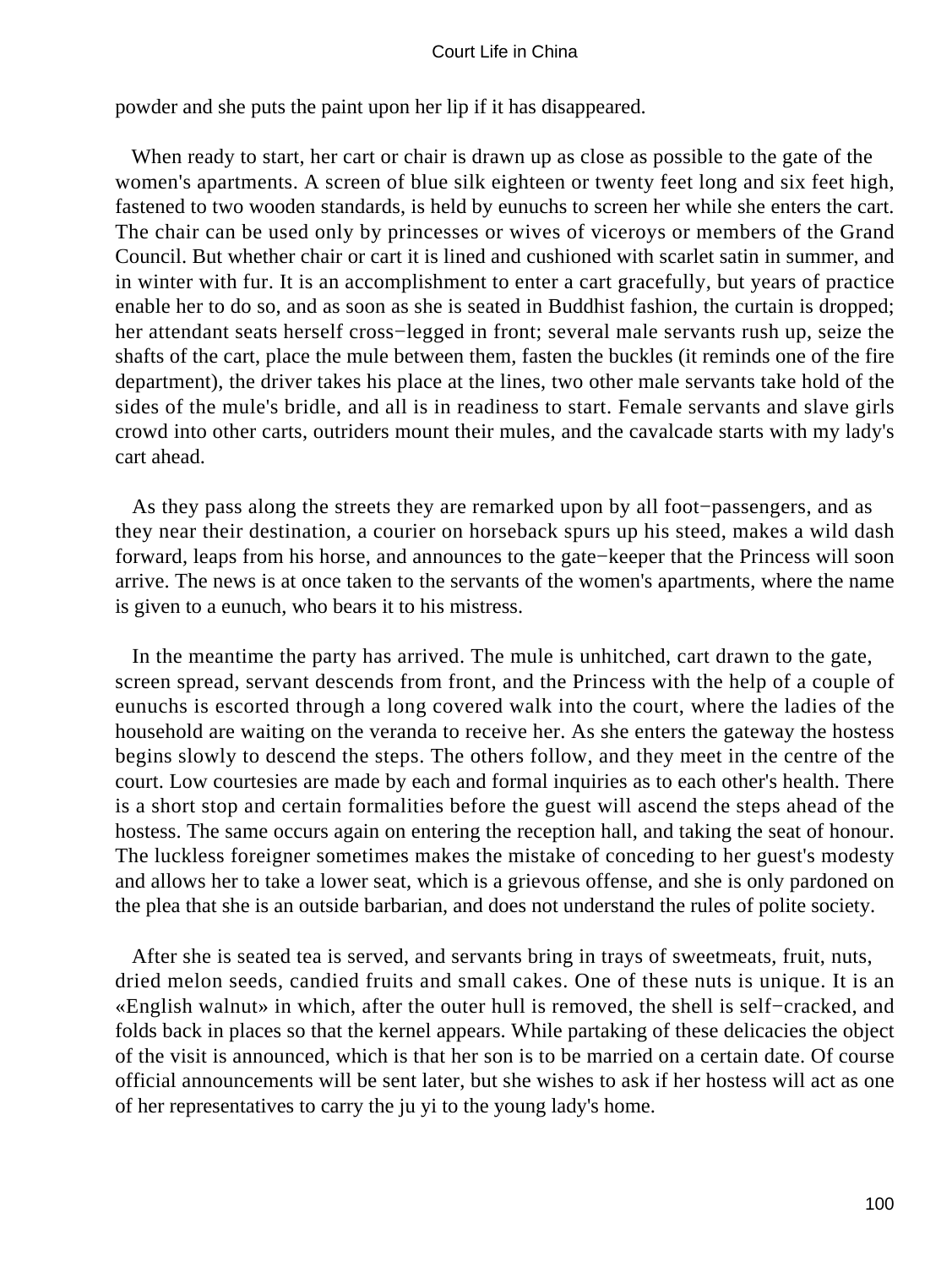powder and she puts the paint upon her lip if it has disappeared.

When ready to start, her cart or chair is drawn up as close as possible to the gate of the women's apartments. A screen of blue silk eighteen or twenty feet long and six feet high, fastened to two wooden standards, is held by eunuchs to screen her while she enters the cart. The chair can be used only by princesses or wives of viceroys or members of the Grand Council. But whether chair or cart it is lined and cushioned with scarlet satin in summer, and in winter with fur. It is an accomplishment to enter a cart gracefully, but years of practice enable her to do so, and as soon as she is seated in Buddhist fashion, the curtain is dropped; her attendant seats herself cross−legged in front; several male servants rush up, seize the shafts of the cart, place the mule between them, fasten the buckles (it reminds one of the fire department), the driver takes his place at the lines, two other male servants take hold of the sides of the mule's bridle, and all is in readiness to start. Female servants and slave girls crowd into other carts, outriders mount their mules, and the cavalcade starts with my lady's cart ahead.

As they pass along the streets they are remarked upon by all foot−passengers, and as they near their destination, a courier on horseback spurs up his steed, makes a wild dash forward, leaps from his horse, and announces to the gate−keeper that the Princess will soon arrive. The news is at once taken to the servants of the women's apartments, where the name is given to a eunuch, who bears it to his mistress.

In the meantime the party has arrived. The mule is unhitched, cart drawn to the gate, screen spread, servant descends from front, and the Princess with the help of a couple of eunuchs is escorted through a long covered walk into the court, where the ladies of the household are waiting on the veranda to receive her. As she enters the gateway the hostess begins slowly to descend the steps. The others follow, and they meet in the centre of the court. Low courtesies are made by each and formal inquiries as to each other's health. There is a short stop and certain formalities before the guest will ascend the steps ahead of the hostess. The same occurs again on entering the reception hall, and taking the seat of honour. The luckless foreigner sometimes makes the mistake of conceding to her guest's modesty and allows her to take a lower seat, which is a grievous offense, and she is only pardoned on the plea that she is an outside barbarian, and does not understand the rules of polite society.

After she is seated tea is served, and servants bring in trays of sweetmeats, fruit, nuts, dried melon seeds, candied fruits and small cakes. One of these nuts is unique. It is an «English walnut» in which, after the outer hull is removed, the shell is self−cracked, and folds back in places so that the kernel appears. While partaking of these delicacies the object of the visit is announced, which is that her son is to be married on a certain date. Of course official announcements will be sent later, but she wishes to ask if her hostess will act as one of her representatives to carry the ju yi to the young lady's home.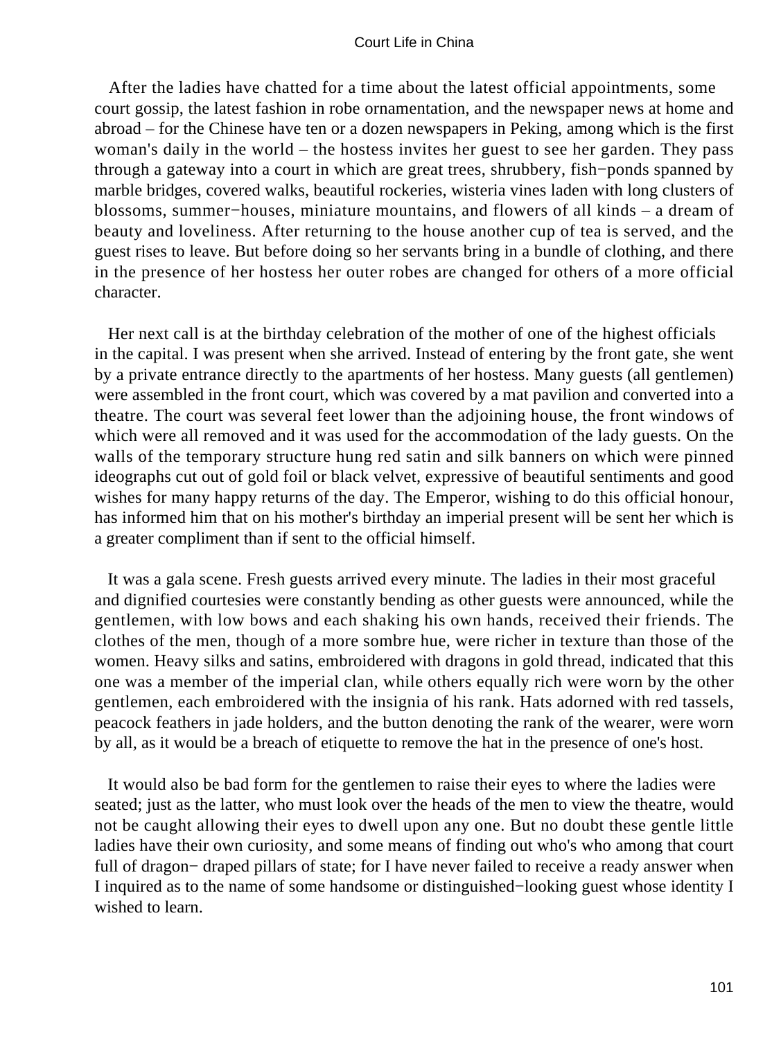After the ladies have chatted for a time about the latest official appointments, some court gossip, the latest fashion in robe ornamentation, and the newspaper news at home and abroad – for the Chinese have ten or a dozen newspapers in Peking, among which is the first woman's daily in the world – the hostess invites her guest to see her garden. They pass through a gateway into a court in which are great trees, shrubbery, fish−ponds spanned by marble bridges, covered walks, beautiful rockeries, wisteria vines laden with long clusters of blossoms, summer−houses, miniature mountains, and flowers of all kinds – a dream of beauty and loveliness. After returning to the house another cup of tea is served, and the guest rises to leave. But before doing so her servants bring in a bundle of clothing, and there in the presence of her hostess her outer robes are changed for others of a more official character.

Her next call is at the birthday celebration of the mother of one of the highest officials in the capital. I was present when she arrived. Instead of entering by the front gate, she went by a private entrance directly to the apartments of her hostess. Many guests (all gentlemen) were assembled in the front court, which was covered by a mat pavilion and converted into a theatre. The court was several feet lower than the adjoining house, the front windows of which were all removed and it was used for the accommodation of the lady guests. On the walls of the temporary structure hung red satin and silk banners on which were pinned ideographs cut out of gold foil or black velvet, expressive of beautiful sentiments and good wishes for many happy returns of the day. The Emperor, wishing to do this official honour, has informed him that on his mother's birthday an imperial present will be sent her which is a greater compliment than if sent to the official himself.

It was a gala scene. Fresh guests arrived every minute. The ladies in their most graceful and dignified courtesies were constantly bending as other guests were announced, while the gentlemen, with low bows and each shaking his own hands, received their friends. The clothes of the men, though of a more sombre hue, were richer in texture than those of the women. Heavy silks and satins, embroidered with dragons in gold thread, indicated that this one was a member of the imperial clan, while others equally rich were worn by the other gentlemen, each embroidered with the insignia of his rank. Hats adorned with red tassels, peacock feathers in jade holders, and the button denoting the rank of the wearer, were worn by all, as it would be a breach of etiquette to remove the hat in the presence of one's host.

It would also be bad form for the gentlemen to raise their eyes to where the ladies were seated; just as the latter, who must look over the heads of the men to view the theatre, would not be caught allowing their eyes to dwell upon any one. But no doubt these gentle little ladies have their own curiosity, and some means of finding out who's who among that court full of dragon− draped pillars of state; for I have never failed to receive a ready answer when I inquired as to the name of some handsome or distinguished−looking guest whose identity I wished to learn.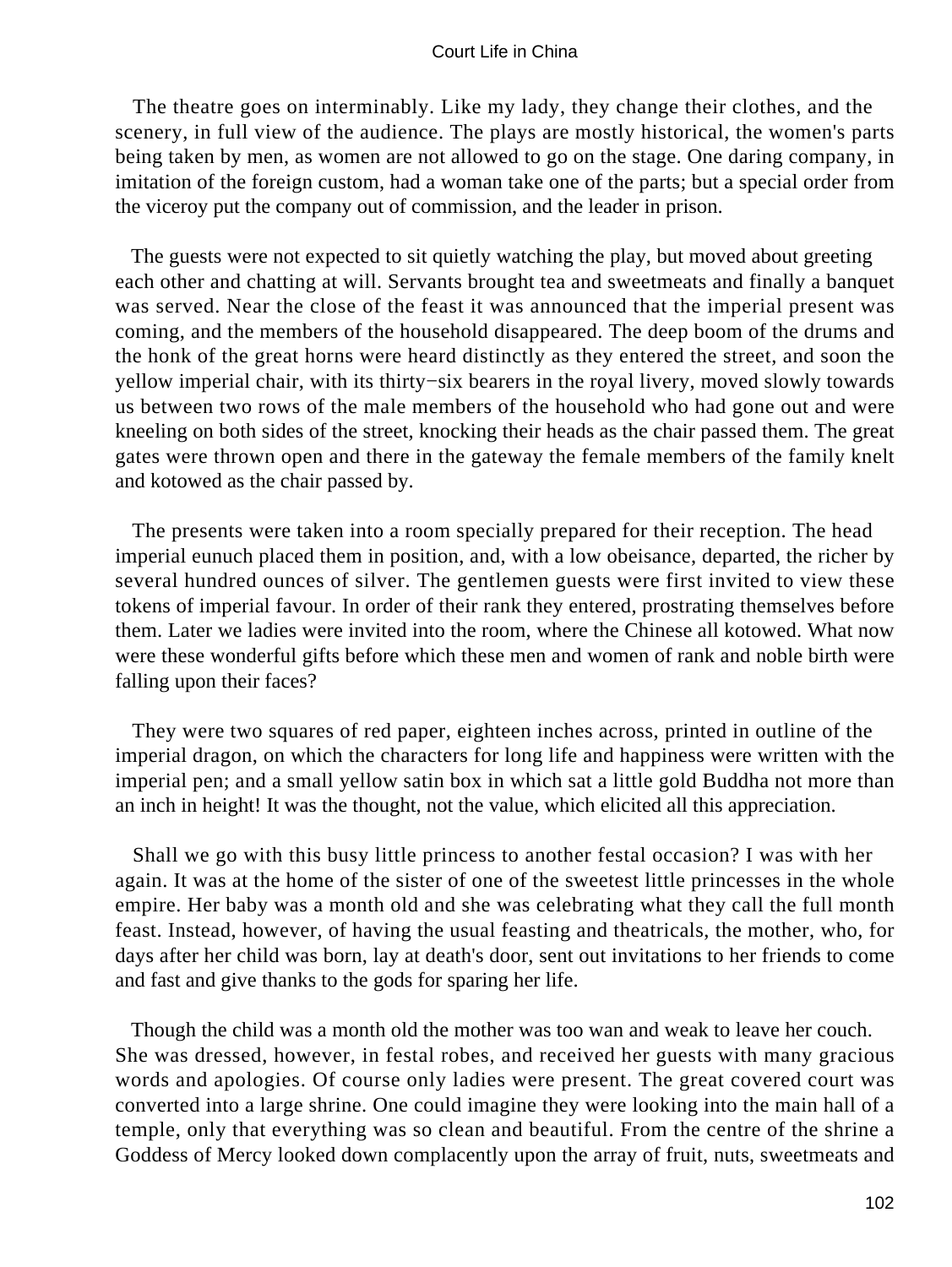The theatre goes on interminably. Like my lady, they change their clothes, and the scenery, in full view of the audience. The plays are mostly historical, the women's parts being taken by men, as women are not allowed to go on the stage. One daring company, in imitation of the foreign custom, had a woman take one of the parts; but a special order from the viceroy put the company out of commission, and the leader in prison.

The guests were not expected to sit quietly watching the play, but moved about greeting each other and chatting at will. Servants brought tea and sweetmeats and finally a banquet was served. Near the close of the feast it was announced that the imperial present was coming, and the members of the household disappeared. The deep boom of the drums and the honk of the great horns were heard distinctly as they entered the street, and soon the yellow imperial chair, with its thirty−six bearers in the royal livery, moved slowly towards us between two rows of the male members of the household who had gone out and were kneeling on both sides of the street, knocking their heads as the chair passed them. The great gates were thrown open and there in the gateway the female members of the family knelt and kotowed as the chair passed by.

The presents were taken into a room specially prepared for their reception. The head imperial eunuch placed them in position, and, with a low obeisance, departed, the richer by several hundred ounces of silver. The gentlemen guests were first invited to view these tokens of imperial favour. In order of their rank they entered, prostrating themselves before them. Later we ladies were invited into the room, where the Chinese all kotowed. What now were these wonderful gifts before which these men and women of rank and noble birth were falling upon their faces?

They were two squares of red paper, eighteen inches across, printed in outline of the imperial dragon, on which the characters for long life and happiness were written with the imperial pen; and a small yellow satin box in which sat a little gold Buddha not more than an inch in height! It was the thought, not the value, which elicited all this appreciation.

Shall we go with this busy little princess to another festal occasion? I was with her again. It was at the home of the sister of one of the sweetest little princesses in the whole empire. Her baby was a month old and she was celebrating what they call the full month feast. Instead, however, of having the usual feasting and theatricals, the mother, who, for days after her child was born, lay at death's door, sent out invitations to her friends to come and fast and give thanks to the gods for sparing her life.

Though the child was a month old the mother was too wan and weak to leave her couch. She was dressed, however, in festal robes, and received her guests with many gracious words and apologies. Of course only ladies were present. The great covered court was converted into a large shrine. One could imagine they were looking into the main hall of a temple, only that everything was so clean and beautiful. From the centre of the shrine a Goddess of Mercy looked down complacently upon the array of fruit, nuts, sweetmeats and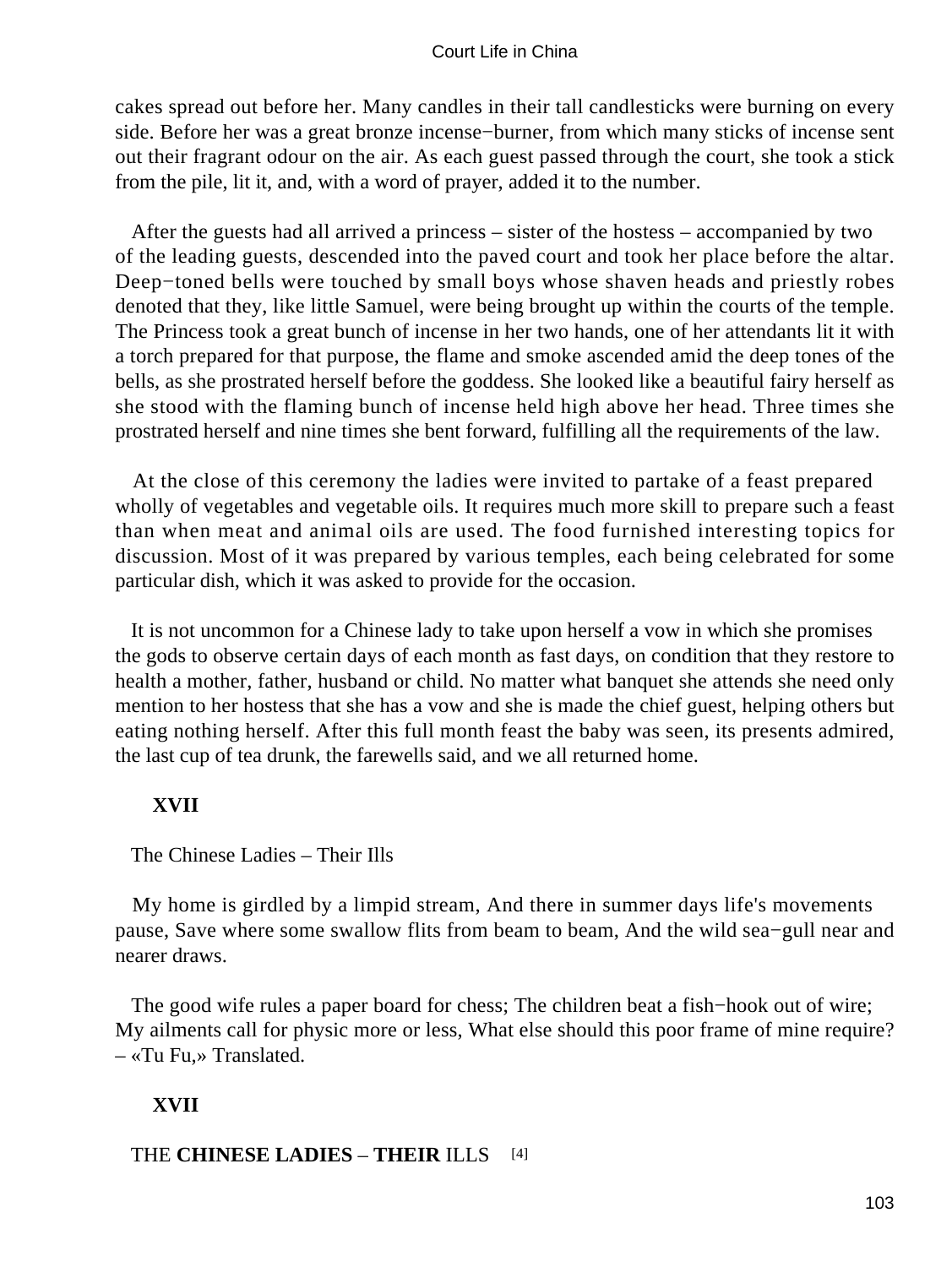cakes spread out before her. Many candles in their tall candlesticks were burning on every side. Before her was a great bronze incense−burner, from which many sticks of incense sent out their fragrant odour on the air. As each guest passed through the court, she took a stick from the pile, lit it, and, with a word of prayer, added it to the number.

After the guests had all arrived a princess – sister of the hostess – accompanied by two of the leading guests, descended into the paved court and took her place before the altar. Deep−toned bells were touched by small boys whose shaven heads and priestly robes denoted that they, like little Samuel, were being brought up within the courts of the temple. The Princess took a great bunch of incense in her two hands, one of her attendants lit it with a torch prepared for that purpose, the flame and smoke ascended amid the deep tones of the bells, as she prostrated herself before the goddess. She looked like a beautiful fairy herself as she stood with the flaming bunch of incense held high above her head. Three times she prostrated herself and nine times she bent forward, fulfilling all the requirements of the law.

At the close of this ceremony the ladies were invited to partake of a feast prepared wholly of vegetables and vegetable oils. It requires much more skill to prepare such a feast than when meat and animal oils are used. The food furnished interesting topics for discussion. Most of it was prepared by various temples, each being celebrated for some particular dish, which it was asked to provide for the occasion.

It is not uncommon for a Chinese lady to take upon herself a vow in which she promises the gods to observe certain days of each month as fast days, on condition that they restore to health a mother, father, husband or child. No matter what banquet she attends she need only mention to her hostess that she has a vow and she is made the chief guest, helping others but eating nothing herself. After this full month feast the baby was seen, its presents admired, the last cup of tea drunk, the farewells said, and we all returned home.

## XVII

The Chinese Ladies – Their Ills

My home is girdled by a limpid stream, And there in summer days life's movements pause, Save where some swallow flits from beam to beam, And the wild sea−gull near and nearer draws.

The good wife rules a paper board for chess; The children beat a fish−hook out of wire; My ailments call for physic more or less, What else should this poor frame of mine require? – «Tu Fu,» Translated.

## XVII

THE **CHINESE LADIES** – **THEIR** ILLS [4]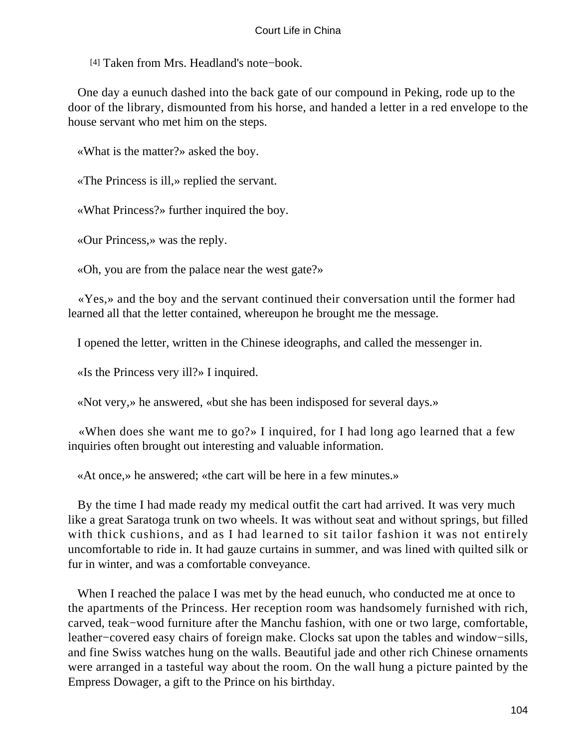[4] Taken from Mrs. Headland's note−book.

One day a eunuch dashed into the back gate of our compound in Peking, rode up to the door of the library, dismounted from his horse, and handed a letter in a red envelope to the house servant who met him on the steps.

«What is the matter?» asked the boy.

«The Princess is ill,» replied the servant.

«What Princess?» further inquired the boy.

«Our Princess,» was the reply.

«Oh, you are from the palace near the west gate?»

«Yes,» and the boy and the servant continued their conversation until the former had learned all that the letter contained, whereupon he brought me the message.

I opened the letter, written in the Chinese ideographs, and called the messenger in.

«Is the Princess very ill?» I inquired.

«Not very,» he answered, «but she has been indisposed for several days.»

«When does she want me to go?» I inquired, for I had long ago learned that a few inquiries often brought out interesting and valuable information.

«At once,» he answered; «the cart will be here in a few minutes.»

By the time I had made ready my medical outfit the cart had arrived. It was very much like a great Saratoga trunk on two wheels. It was without seat and without springs, but filled with thick cushions, and as I had learned to sit tailor fashion it was not entirely uncomfortable to ride in. It had gauze curtains in summer, and was lined with quilted silk or fur in winter, and was a comfortable conveyance.

When I reached the palace I was met by the head eunuch, who conducted me at once to the apartments of the Princess. Her reception room was handsomely furnished with rich, carved, teak−wood furniture after the Manchu fashion, with one or two large, comfortable, leather−covered easy chairs of foreign make. Clocks sat upon the tables and window−sills, and fine Swiss watches hung on the walls. Beautiful jade and other rich Chinese ornaments were arranged in a tasteful way about the room. On the wall hung a picture painted by the Empress Dowager, a gift to the Prince on his birthday.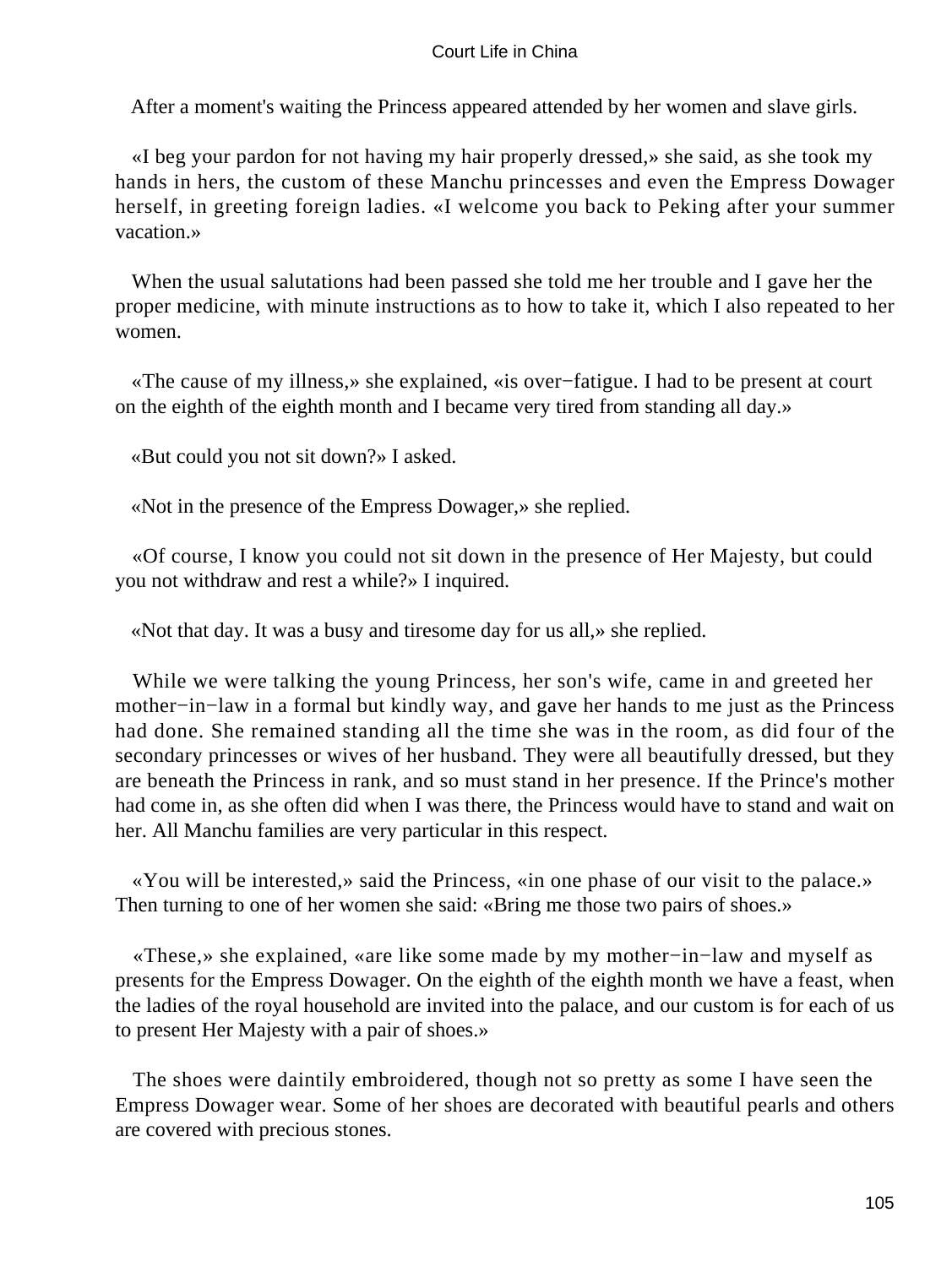After a moment's waiting the Princess appeared attended by her women and slave girls.

«I beg your pardon for not having my hair properly dressed,» she said, as she took my hands in hers, the custom of these Manchu princesses and even the Empress Dowager herself, in greeting foreign ladies. «I welcome you back to Peking after your summer vacation.»

When the usual salutations had been passed she told me her trouble and I gave her the proper medicine, with minute instructions as to how to take it, which I also repeated to her women.

«The cause of my illness,» she explained, «is over−fatigue. I had to be present at court on the eighth of the eighth month and I became very tired from standing all day.»

«But could you not sit down?» I asked.

«Not in the presence of the Empress Dowager,» she replied.

«Of course, I know you could not sit down in the presence of Her Majesty, but could you not withdraw and rest a while?» I inquired.

«Not that day. It was a busy and tiresome day for us all,» she replied.

While we were talking the young Princess, her son's wife, came in and greeted her mother−in−law in a formal but kindly way, and gave her hands to me just as the Princess had done. She remained standing all the time she was in the room, as did four of the secondary princesses or wives of her husband. They were all beautifully dressed, but they are beneath the Princess in rank, and so must stand in her presence. If the Prince's mother had come in, as she often did when I was there, the Princess would have to stand and wait on her. All Manchu families are very particular in this respect.

«You will be interested,» said the Princess, «in one phase of our visit to the palace.» Then turning to one of her women she said: «Bring me those two pairs of shoes.»

«These,» she explained, «are like some made by my mother−in−law and myself as presents for the Empress Dowager. On the eighth of the eighth month we have a feast, when the ladies of the royal household are invited into the palace, and our custom is for each of us to present Her Majesty with a pair of shoes.»

The shoes were daintily embroidered, though not so pretty as some I have seen the Empress Dowager wear. Some of her shoes are decorated with beautiful pearls and others are covered with precious stones.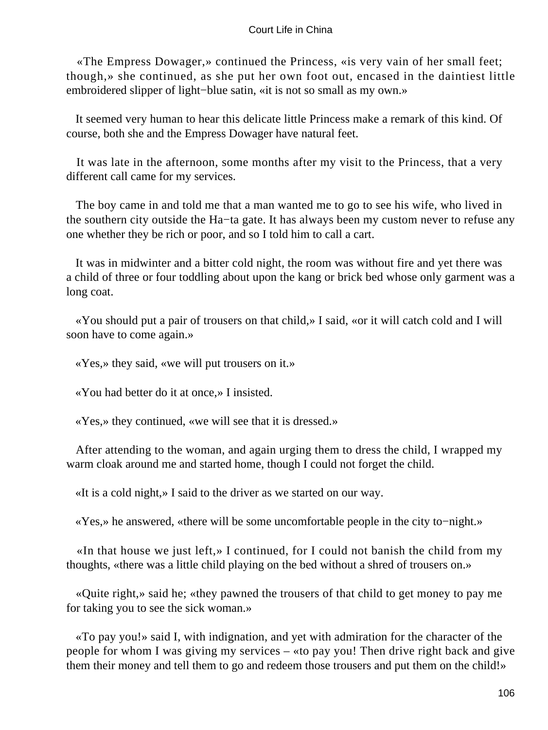«The Empress Dowager,» continued the Princess, «is very vain of her small feet; though,» she continued, as she put her own foot out, encased in the daintiest little embroidered slipper of light−blue satin, «it is not so small as my own.»

It seemed very human to hear this delicate little Princess make a remark of this kind. Of course, both she and the Empress Dowager have natural feet.

It was late in the afternoon, some months after my visit to the Princess, that a very different call came for my services.

The boy came in and told me that a man wanted me to go to see his wife, who lived in the southern city outside the Ha−ta gate. It has always been my custom never to refuse any one whether they be rich or poor, and so I told him to call a cart.

It was in midwinter and a bitter cold night, the room was without fire and yet there was a child of three or four toddling about upon the kang or brick bed whose only garment was a long coat.

«You should put a pair of trousers on that child,» I said, «or it will catch cold and I will soon have to come again.»

«Yes,» they said, «we will put trousers on it.»

«You had better do it at once,» I insisted.

«Yes,» they continued, «we will see that it is dressed.»

After attending to the woman, and again urging them to dress the child, I wrapped my warm cloak around me and started home, though I could not forget the child.

«It is a cold night,» I said to the driver as we started on our way.

«Yes,» he answered, «there will be some uncomfortable people in the city to−night.»

«In that house we just left,» I continued, for I could not banish the child from my thoughts, «there was a little child playing on the bed without a shred of trousers on.»

«Quite right,» said he; «they pawned the trousers of that child to get money to pay me for taking you to see the sick woman.»

«To pay you!» said I, with indignation, and yet with admiration for the character of the people for whom I was giving my services – «to pay you! Then drive right back and give them their money and tell them to go and redeem those trousers and put them on the child!»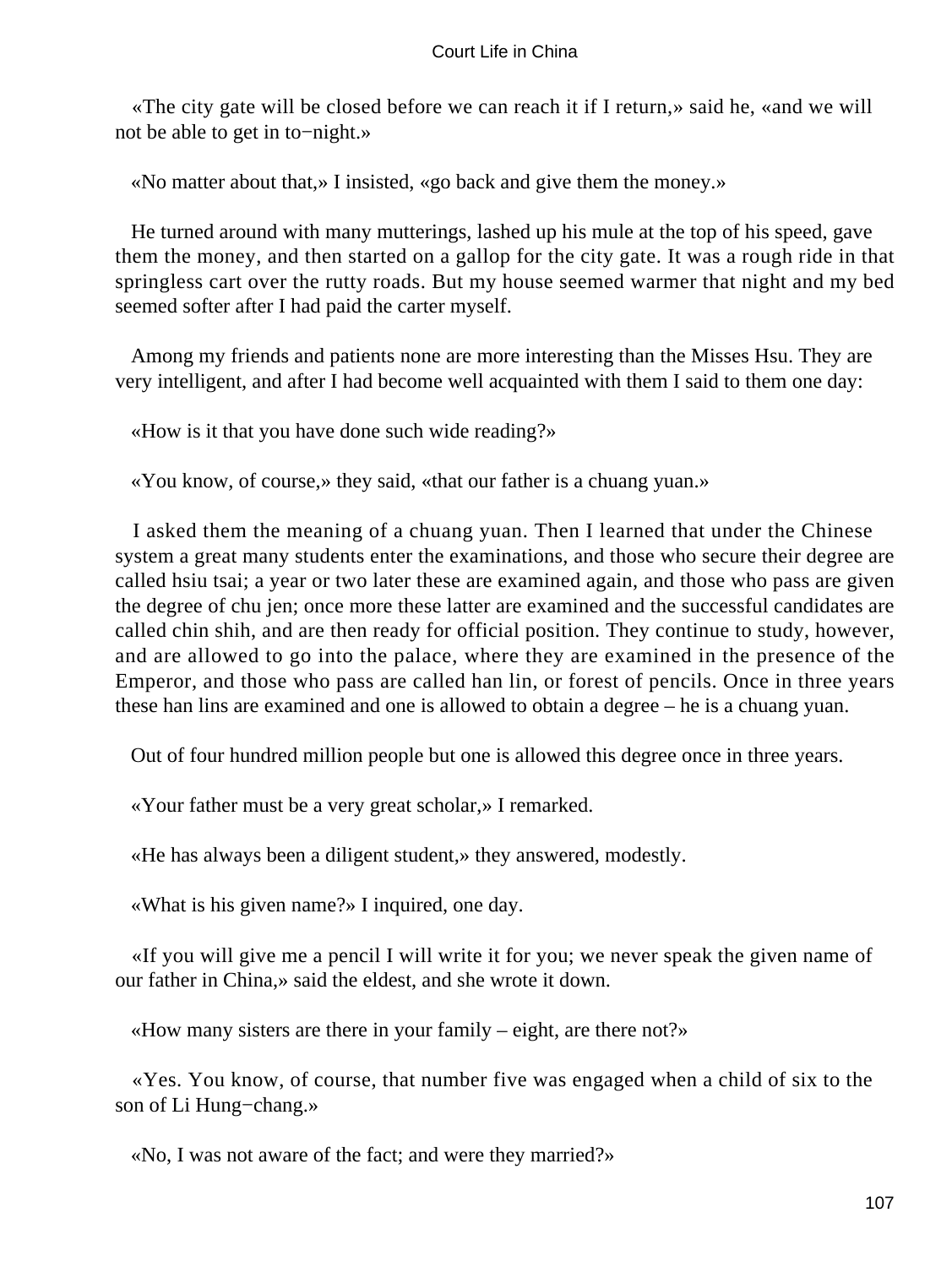«The city gate will be closed before we can reach it if I return,» said he, «and we will not be able to get in to−night.»

«No matter about that,» I insisted, «go back and give them the money.»

He turned around with many mutterings, lashed up his mule at the top of his speed, gave them the money, and then started on a gallop for the city gate. It was a rough ride in that springless cart over the rutty roads. But my house seemed warmer that night and my bed seemed softer after I had paid the carter myself.

Among my friends and patients none are more interesting than the Misses Hsu. They are very intelligent, and after I had become well acquainted with them I said to them one day:

«How is it that you have done such wide reading?»

«You know, of course,» they said, «that our father is a chuang yuan.»

I asked them the meaning of a chuang yuan. Then I learned that under the Chinese system a great many students enter the examinations, and those who secure their degree are called hsiu tsai; a year or two later these are examined again, and those who pass are given the degree of chu jen; once more these latter are examined and the successful candidates are called chin shih, and are then ready for official position. They continue to study, however, and are allowed to go into the palace, where they are examined in the presence of the Emperor, and those who pass are called han lin, or forest of pencils. Once in three years these han lins are examined and one is allowed to obtain a degree – he is a chuang yuan.

Out of four hundred million people but one is allowed this degree once in three years.

«Your father must be a very great scholar,» I remarked.

«He has always been a diligent student,» they answered, modestly.

«What is his given name?» I inquired, one day.

«If you will give me a pencil I will write it for you; we never speak the given name of our father in China,» said the eldest, and she wrote it down.

«How many sisters are there in your family – eight, are there not?»

«Yes. You know, of course, that number five was engaged when a child of six to the son of Li Hung−chang.»

«No, I was not aware of the fact; and were they married?»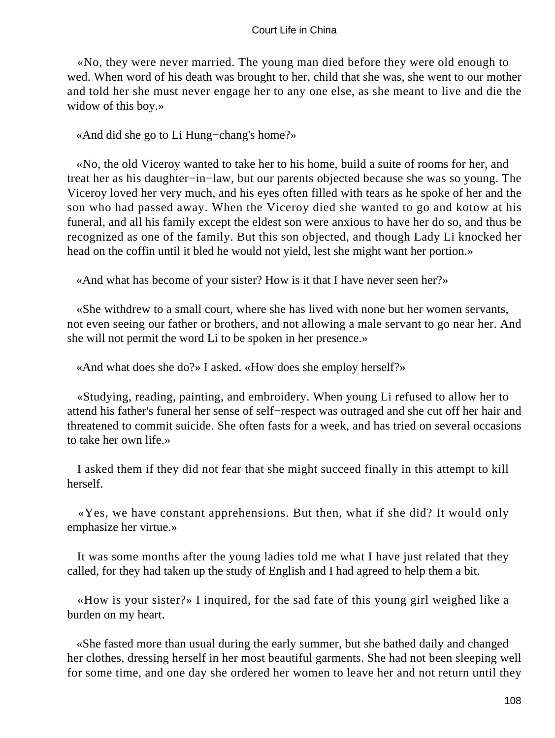«No, they were never married. The young man died before they were old enough to wed. When word of his death was brought to her, child that she was, she went to our mother and told her she must never engage her to any one else, as she meant to live and die the widow of this boy.»

«And did she go to Li Hung−chang's home?»

«No, the old Viceroy wanted to take her to his home, build a suite of rooms for her, and treat her as his daughter−in−law, but our parents objected because she was so young. The Viceroy loved her very much, and his eyes often filled with tears as he spoke of her and the son who had passed away. When the Viceroy died she wanted to go and kotow at his funeral, and all his family except the eldest son were anxious to have her do so, and thus be recognized as one of the family. But this son objected, and though Lady Li knocked her head on the coffin until it bled he would not yield, lest she might want her portion.»

«And what has become of your sister? How is it that I have never seen her?»

«She withdrew to a small court, where she has lived with none but her women servants, not even seeing our father or brothers, and not allowing a male servant to go near her. And she will not permit the word Li to be spoken in her presence.»

«And what does she do?» I asked. «How does she employ herself?»

«Studying, reading, painting, and embroidery. When young Li refused to allow her to attend his father's funeral her sense of self−respect was outraged and she cut off her hair and threatened to commit suicide. She often fasts for a week, and has tried on several occasions to take her own life.»

I asked them if they did not fear that she might succeed finally in this attempt to kill herself.

«Yes, we have constant apprehensions. But then, what if she did? It would only emphasize her virtue.»

It was some months after the young ladies told me what I have just related that they called, for they had taken up the study of English and I had agreed to help them a bit.

«How is your sister?» I inquired, for the sad fate of this young girl weighed like a burden on my heart.

«She fasted more than usual during the early summer, but she bathed daily and changed her clothes, dressing herself in her most beautiful garments. She had not been sleeping well for some time, and one day she ordered her women to leave her and not return until they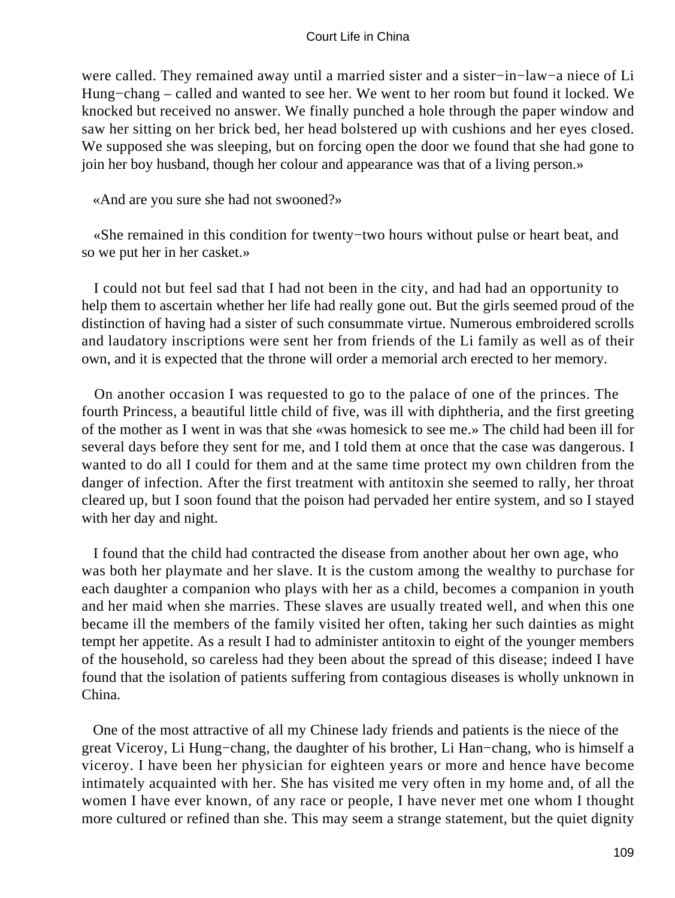were called. They remained away until a married sister and a sister−in−law−a niece of Li Hung−chang – called and wanted to see her. We went to her room but found it locked. We knocked but received no answer. We finally punched a hole through the paper window and saw her sitting on her brick bed, her head bolstered up with cushions and her eyes closed. We supposed she was sleeping, but on forcing open the door we found that she had gone to join her boy husband, though her colour and appearance was that of a living person.»

«And are you sure she had not swooned?»

«She remained in this condition for twenty−two hours without pulse or heart beat, and so we put her in her casket.»

I could not but feel sad that I had not been in the city, and had had an opportunity to help them to ascertain whether her life had really gone out. But the girls seemed proud of the distinction of having had a sister of such consummate virtue. Numerous embroidered scrolls and laudatory inscriptions were sent her from friends of the Li family as well as of their own, and it is expected that the throne will order a memorial arch erected to her memory.

On another occasion I was requested to go to the palace of one of the princes. The fourth Princess, a beautiful little child of five, was ill with diphtheria, and the first greeting of the mother as I went in was that she «was homesick to see me.» The child had been ill for several days before they sent for me, and I told them at once that the case was dangerous. I wanted to do all I could for them and at the same time protect my own children from the danger of infection. After the first treatment with antitoxin she seemed to rally, her throat cleared up, but I soon found that the poison had pervaded her entire system, and so I stayed with her day and night.

I found that the child had contracted the disease from another about her own age, who was both her playmate and her slave. It is the custom among the wealthy to purchase for each daughter a companion who plays with her as a child, becomes a companion in youth and her maid when she marries. These slaves are usually treated well, and when this one became ill the members of the family visited her often, taking her such dainties as might tempt her appetite. As a result I had to administer antitoxin to eight of the younger members of the household, so careless had they been about the spread of this disease; indeed I have found that the isolation of patients suffering from contagious diseases is wholly unknown in China.

One of the most attractive of all my Chinese lady friends and patients is the niece of the great Viceroy, Li Hung−chang, the daughter of his brother, Li Han−chang, who is himself a viceroy. I have been her physician for eighteen years or more and hence have become intimately acquainted with her. She has visited me very often in my home and, of all the women I have ever known, of any race or people, I have never met one whom I thought more cultured or refined than she. This may seem a strange statement, but the quiet dignity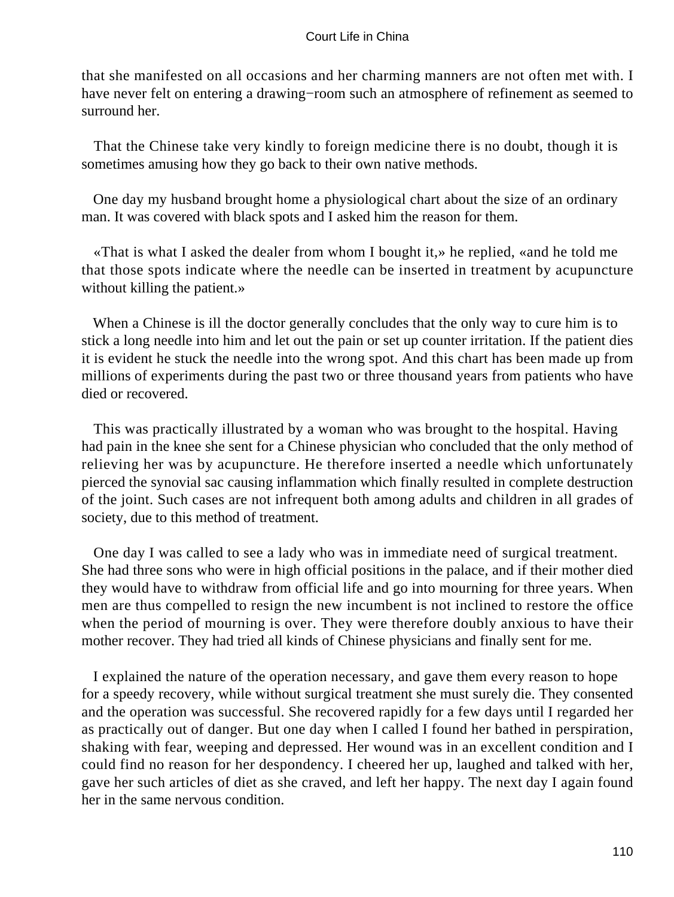that she manifested on all occasions and her charming manners are not often met with. I have never felt on entering a drawing−room such an atmosphere of refinement as seemed to surround her.

That the Chinese take very kindly to foreign medicine there is no doubt, though it is sometimes amusing how they go back to their own native methods.

One day my husband brought home a physiological chart about the size of an ordinary man. It was covered with black spots and I asked him the reason for them.

«That is what I asked the dealer from whom I bought it,» he replied, «and he told me that those spots indicate where the needle can be inserted in treatment by acupuncture without killing the patient.»

When a Chinese is ill the doctor generally concludes that the only way to cure him is to stick a long needle into him and let out the pain or set up counter irritation. If the patient dies it is evident he stuck the needle into the wrong spot. And this chart has been made up from millions of experiments during the past two or three thousand years from patients who have died or recovered.

This was practically illustrated by a woman who was brought to the hospital. Having had pain in the knee she sent for a Chinese physician who concluded that the only method of relieving her was by acupuncture. He therefore inserted a needle which unfortunately pierced the synovial sac causing inflammation which finally resulted in complete destruction of the joint. Such cases are not infrequent both among adults and children in all grades of society, due to this method of treatment.

One day I was called to see a lady who was in immediate need of surgical treatment. She had three sons who were in high official positions in the palace, and if their mother died they would have to withdraw from official life and go into mourning for three years. When men are thus compelled to resign the new incumbent is not inclined to restore the office when the period of mourning is over. They were therefore doubly anxious to have their mother recover. They had tried all kinds of Chinese physicians and finally sent for me.

I explained the nature of the operation necessary, and gave them every reason to hope for a speedy recovery, while without surgical treatment she must surely die. They consented and the operation was successful. She recovered rapidly for a few days until I regarded her as practically out of danger. But one day when I called I found her bathed in perspiration, shaking with fear, weeping and depressed. Her wound was in an excellent condition and I could find no reason for her despondency. I cheered her up, laughed and talked with her, gave her such articles of diet as she craved, and left her happy. The next day I again found her in the same nervous condition.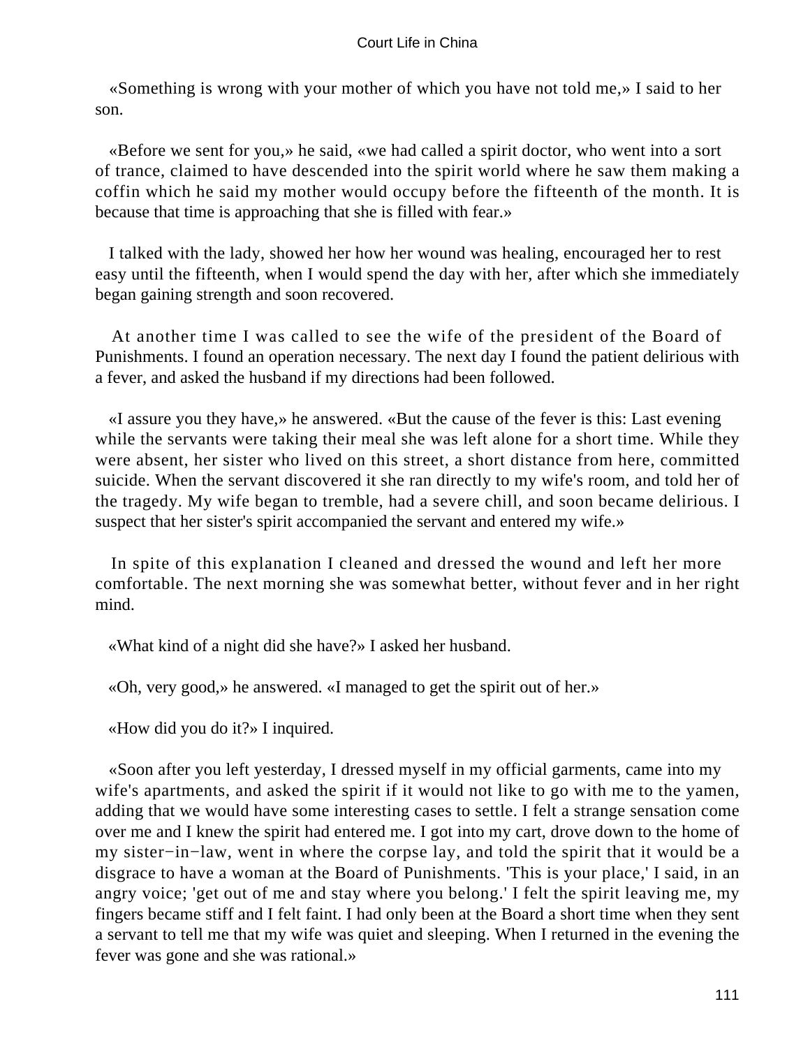«Something is wrong with your mother of which you have not told me,» I said to her son.

«Before we sent for you,» he said, «we had called a spirit doctor, who went into a sort of trance, claimed to have descended into the spirit world where he saw them making a coffin which he said my mother would occupy before the fifteenth of the month. It is because that time is approaching that she is filled with fear.»

I talked with the lady, showed her how her wound was healing, encouraged her to rest easy until the fifteenth, when I would spend the day with her, after which she immediately began gaining strength and soon recovered.

At another time I was called to see the wife of the president of the Board of Punishments. I found an operation necessary. The next day I found the patient delirious with a fever, and asked the husband if my directions had been followed.

«I assure you they have,» he answered. «But the cause of the fever is this: Last evening while the servants were taking their meal she was left alone for a short time. While they were absent, her sister who lived on this street, a short distance from here, committed suicide. When the servant discovered it she ran directly to my wife's room, and told her of the tragedy. My wife began to tremble, had a severe chill, and soon became delirious. I suspect that her sister's spirit accompanied the servant and entered my wife.»

In spite of this explanation I cleaned and dressed the wound and left her more comfortable. The next morning she was somewhat better, without fever and in her right mind.

«What kind of a night did she have?» I asked her husband.

«Oh, very good,» he answered. «I managed to get the spirit out of her.»

«How did you do it?» I inquired.

«Soon after you left yesterday, I dressed myself in my official garments, came into my wife's apartments, and asked the spirit if it would not like to go with me to the yamen, adding that we would have some interesting cases to settle. I felt a strange sensation come over me and I knew the spirit had entered me. I got into my cart, drove down to the home of my sister−in−law, went in where the corpse lay, and told the spirit that it would be a disgrace to have a woman at the Board of Punishments. 'This is your place,' I said, in an angry voice; 'get out of me and stay where you belong.' I felt the spirit leaving me, my fingers became stiff and I felt faint. I had only been at the Board a short time when they sent a servant to tell me that my wife was quiet and sleeping. When I returned in the evening the fever was gone and she was rational.»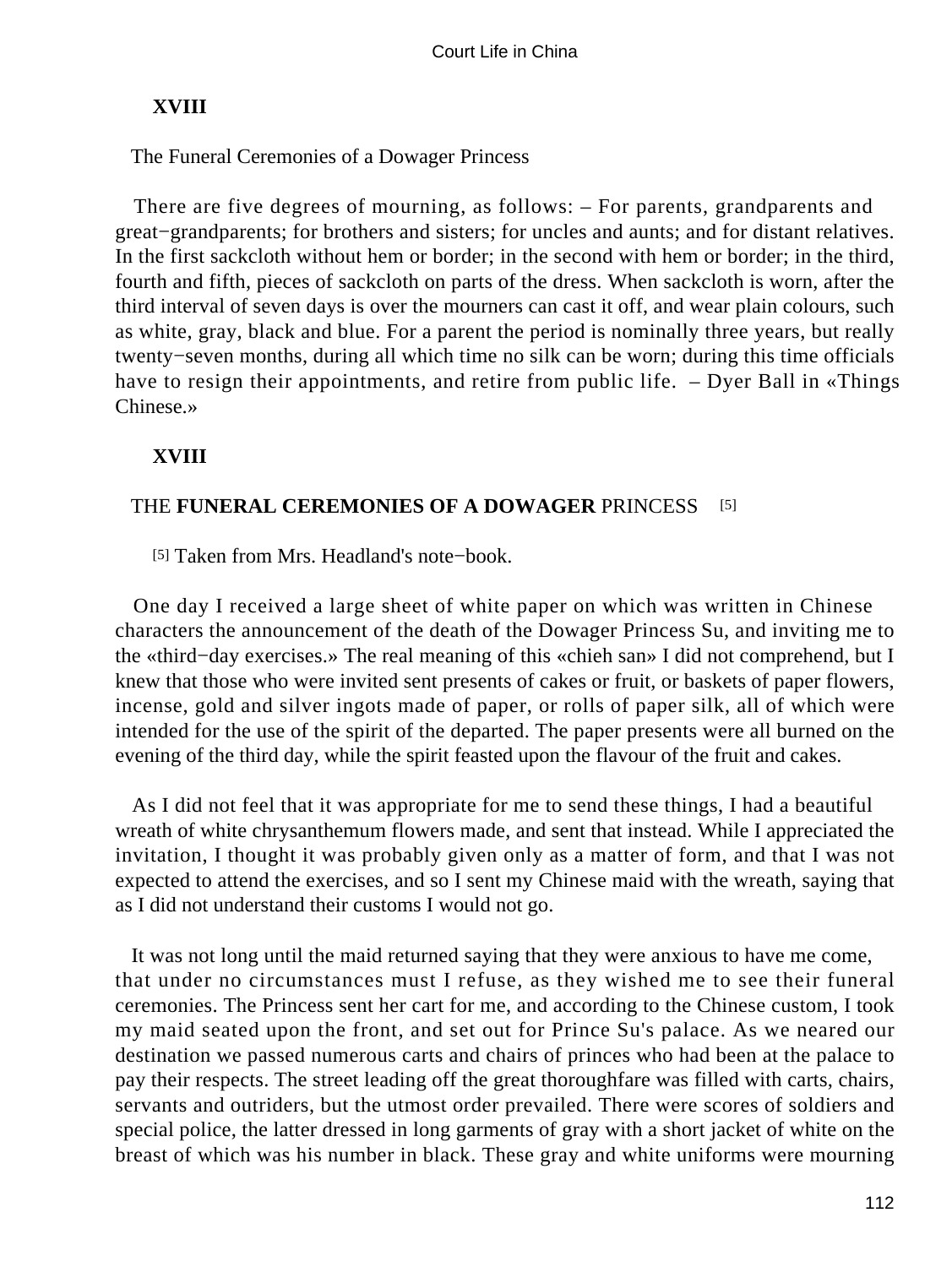## XVIII

The Funeral Ceremonies of a Dowager Princess

There are five degrees of mourning, as follows: – For parents, grandparents and great−grandparents; for brothers and sisters; for uncles and aunts; and for distant relatives. In the first sackcloth without hem or border; in the second with hem or border; in the third, fourth and fifth, pieces of sackcloth on parts of the dress. When sackcloth is worn, after the third interval of seven days is over the mourners can cast it off, and wear plain colours, such as white, gray, black and blue. For a parent the period is nominally three years, but really twenty−seven months, during all which time no silk can be worn; during this time officials have to resign their appointments, and retire from public life. – Dyer Ball in «Things Chinese.»

## XVIII

### THE **FUNERAL CEREMONIES OF A DOWAGER** PRINCESS [5]

[5] Taken from Mrs. Headland's note−book.

One day I received a large sheet of white paper on which was written in Chinese characters the announcement of the death of the Dowager Princess Su, and inviting me to the «third−day exercises.» The real meaning of this «chieh san» I did not comprehend, but I knew that those who were invited sent presents of cakes or fruit, or baskets of paper flowers, incense, gold and silver ingots made of paper, or rolls of paper silk, all of which were intended for the use of the spirit of the departed. The paper presents were all burned on the evening of the third day, while the spirit feasted upon the flavour of the fruit and cakes.

As I did not feel that it was appropriate for me to send these things, I had a beautiful wreath of white chrysanthemum flowers made, and sent that instead. While I appreciated the invitation, I thought it was probably given only as a matter of form, and that I was not expected to attend the exercises, and so I sent my Chinese maid with the wreath, saying that as I did not understand their customs I would not go.

It was not long until the maid returned saying that they were anxious to have me come, that under no circumstances must I refuse, as they wished me to see their funeral ceremonies. The Princess sent her cart for me, and according to the Chinese custom, I took my maid seated upon the front, and set out for Prince Su's palace. As we neared our destination we passed numerous carts and chairs of princes who had been at the palace to pay their respects. The street leading off the great thoroughfare was filled with carts, chairs, servants and outriders, but the utmost order prevailed. There were scores of soldiers and special police, the latter dressed in long garments of gray with a short jacket of white on the breast of which was his number in black. These gray and white uniforms were mourning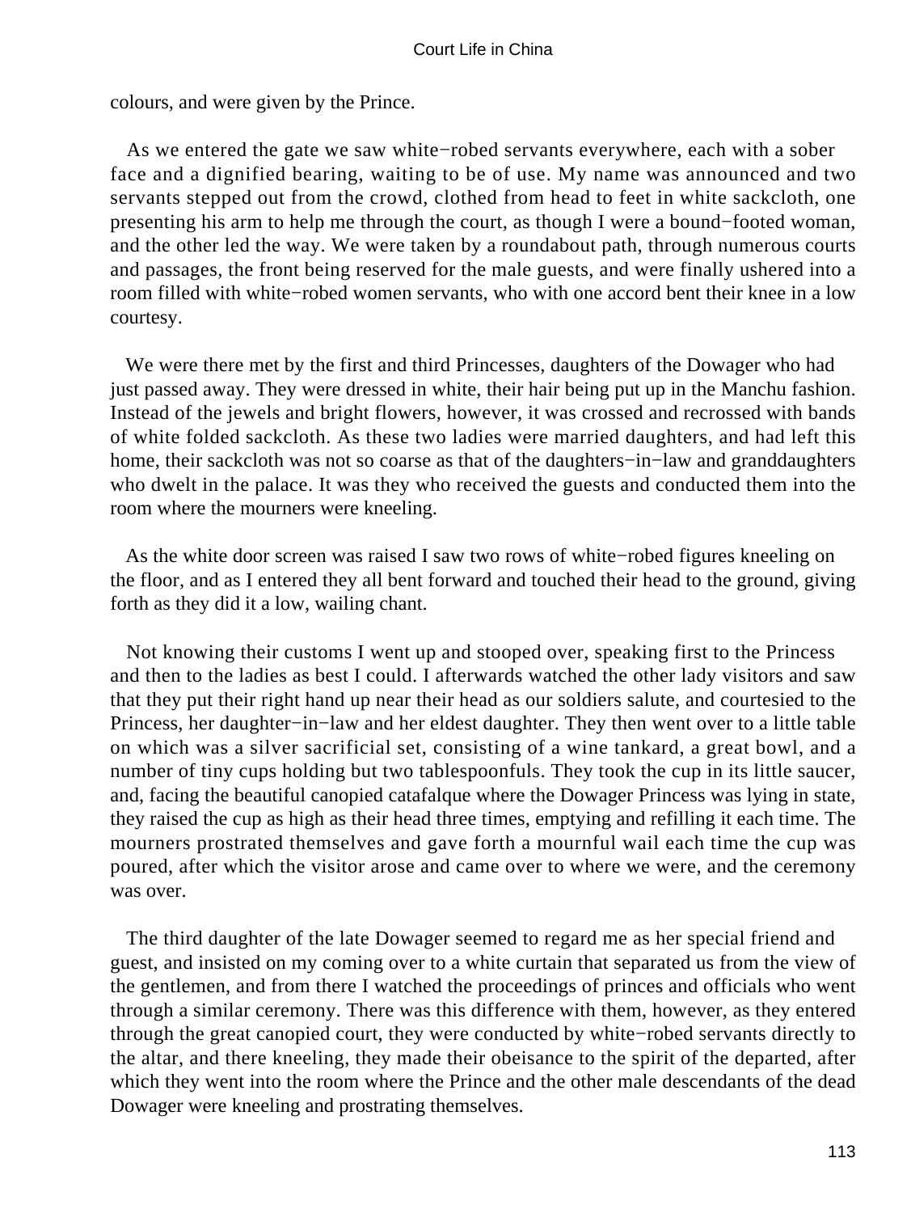colours, and were given by the Prince.

As we entered the gate we saw white−robed servants everywhere, each with a sober face and a dignified bearing, waiting to be of use. My name was announced and two servants stepped out from the crowd, clothed from head to feet in white sackcloth, one presenting his arm to help me through the court, as though I were a bound−footed woman, and the other led the way. We were taken by a roundabout path, through numerous courts and passages, the front being reserved for the male guests, and were finally ushered into a room filled with white−robed women servants, who with one accord bent their knee in a low courtesy.

We were there met by the first and third Princesses, daughters of the Dowager who had just passed away. They were dressed in white, their hair being put up in the Manchu fashion. Instead of the jewels and bright flowers, however, it was crossed and recrossed with bands of white folded sackcloth. As these two ladies were married daughters, and had left this home, their sackcloth was not so coarse as that of the daughters−in−law and granddaughters who dwelt in the palace. It was they who received the guests and conducted them into the room where the mourners were kneeling.

As the white door screen was raised I saw two rows of white−robed figures kneeling on the floor, and as I entered they all bent forward and touched their head to the ground, giving forth as they did it a low, wailing chant.

Not knowing their customs I went up and stooped over, speaking first to the Princess and then to the ladies as best I could. I afterwards watched the other lady visitors and saw that they put their right hand up near their head as our soldiers salute, and courtesied to the Princess, her daughter−in−law and her eldest daughter. They then went over to a little table on which was a silver sacrificial set, consisting of a wine tankard, a great bowl, and a number of tiny cups holding but two tablespoonfuls. They took the cup in its little saucer, and, facing the beautiful canopied catafalque where the Dowager Princess was lying in state, they raised the cup as high as their head three times, emptying and refilling it each time. The mourners prostrated themselves and gave forth a mournful wail each time the cup was poured, after which the visitor arose and came over to where we were, and the ceremony was over.

The third daughter of the late Dowager seemed to regard me as her special friend and guest, and insisted on my coming over to a white curtain that separated us from the view of the gentlemen, and from there I watched the proceedings of princes and officials who went through a similar ceremony. There was this difference with them, however, as they entered through the great canopied court, they were conducted by white−robed servants directly to the altar, and there kneeling, they made their obeisance to the spirit of the departed, after which they went into the room where the Prince and the other male descendants of the dead Dowager were kneeling and prostrating themselves.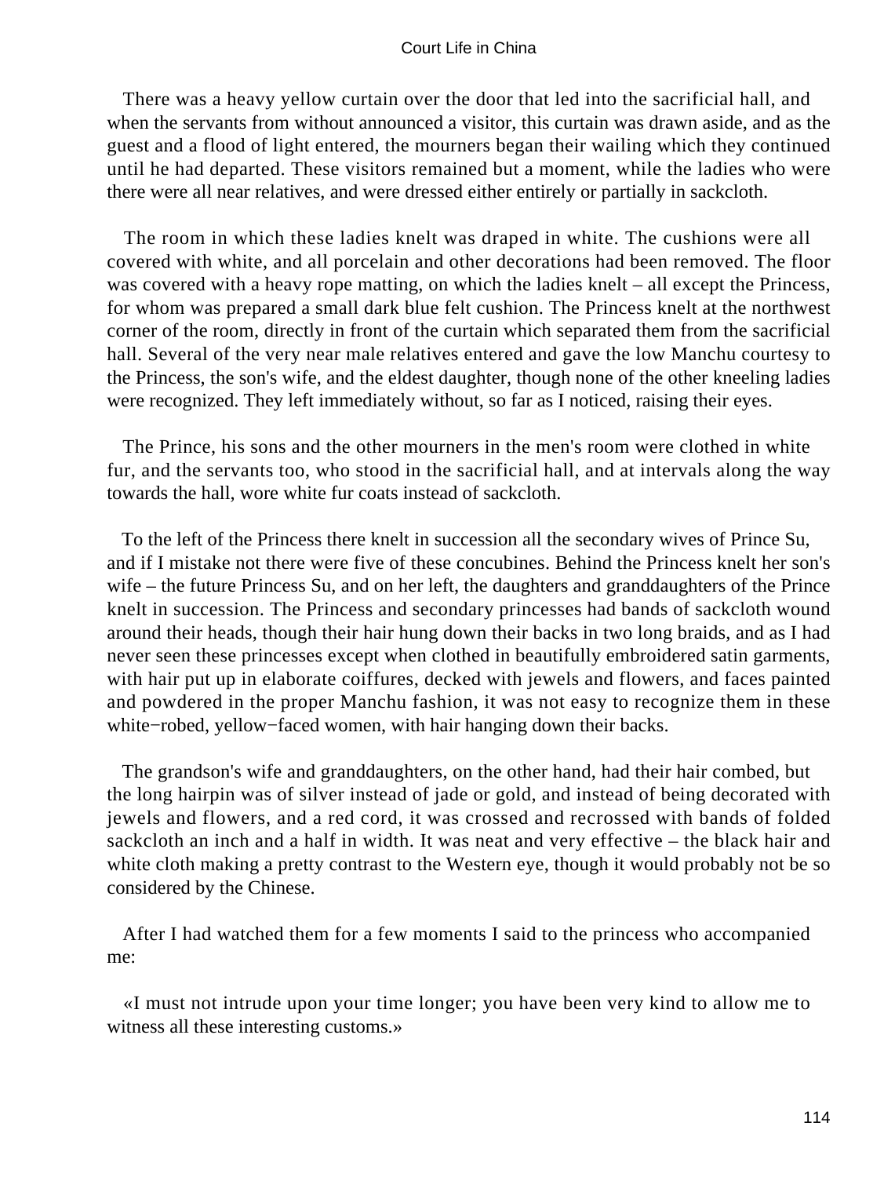There was a heavy yellow curtain over the door that led into the sacrificial hall, and when the servants from without announced a visitor, this curtain was drawn aside, and as the guest and a flood of light entered, the mourners began their wailing which they continued until he had departed. These visitors remained but a moment, while the ladies who were there were all near relatives, and were dressed either entirely or partially in sackcloth.

The room in which these ladies knelt was draped in white. The cushions were all covered with white, and all porcelain and other decorations had been removed. The floor was covered with a heavy rope matting, on which the ladies knelt – all except the Princess, for whom was prepared a small dark blue felt cushion. The Princess knelt at the northwest corner of the room, directly in front of the curtain which separated them from the sacrificial hall. Several of the very near male relatives entered and gave the low Manchu courtesy to the Princess, the son's wife, and the eldest daughter, though none of the other kneeling ladies were recognized. They left immediately without, so far as I noticed, raising their eyes.

The Prince, his sons and the other mourners in the men's room were clothed in white fur, and the servants too, who stood in the sacrificial hall, and at intervals along the way towards the hall, wore white fur coats instead of sackcloth.

To the left of the Princess there knelt in succession all the secondary wives of Prince Su, and if I mistake not there were five of these concubines. Behind the Princess knelt her son's wife – the future Princess Su, and on her left, the daughters and granddaughters of the Prince knelt in succession. The Princess and secondary princesses had bands of sackcloth wound around their heads, though their hair hung down their backs in two long braids, and as I had never seen these princesses except when clothed in beautifully embroidered satin garments, with hair put up in elaborate coiffures, decked with jewels and flowers, and faces painted and powdered in the proper Manchu fashion, it was not easy to recognize them in these white−robed, yellow−faced women, with hair hanging down their backs.

The grandson's wife and granddaughters, on the other hand, had their hair combed, but the long hairpin was of silver instead of jade or gold, and instead of being decorated with jewels and flowers, and a red cord, it was crossed and recrossed with bands of folded sackcloth an inch and a half in width. It was neat and very effective – the black hair and white cloth making a pretty contrast to the Western eye, though it would probably not be so considered by the Chinese.

After I had watched them for a few moments I said to the princess who accompanied me:

«I must not intrude upon your time longer; you have been very kind to allow me to witness all these interesting customs.»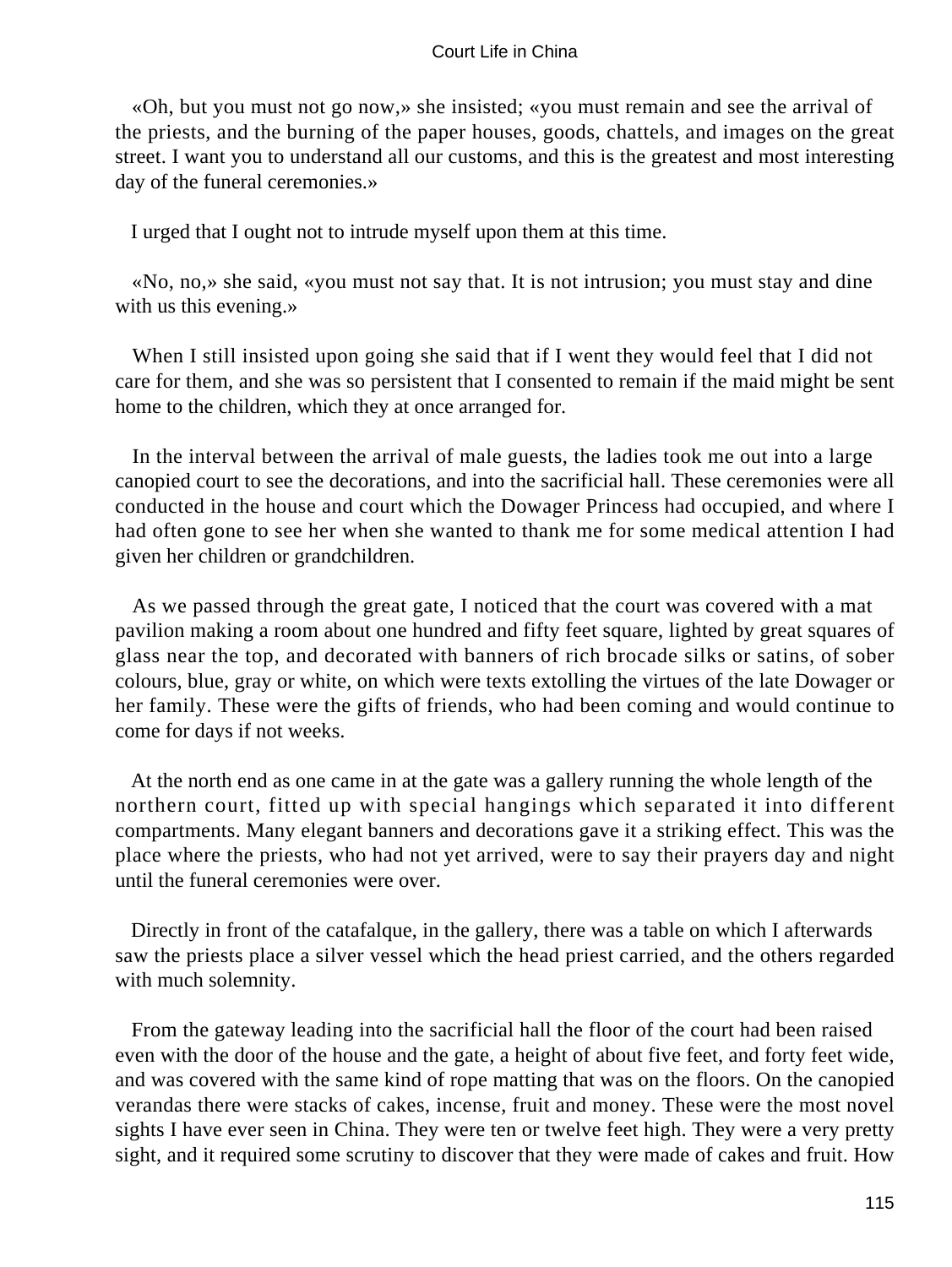«Oh, but you must not go now,» she insisted; «you must remain and see the arrival of the priests, and the burning of the paper houses, goods, chattels, and images on the great street. I want you to understand all our customs, and this is the greatest and most interesting day of the funeral ceremonies.»

I urged that I ought not to intrude myself upon them at this time.

«No, no,» she said, «you must not say that. It is not intrusion; you must stay and dine with us this evening.»

When I still insisted upon going she said that if I went they would feel that I did not care for them, and she was so persistent that I consented to remain if the maid might be sent home to the children, which they at once arranged for.

In the interval between the arrival of male guests, the ladies took me out into a large canopied court to see the decorations, and into the sacrificial hall. These ceremonies were all conducted in the house and court which the Dowager Princess had occupied, and where I had often gone to see her when she wanted to thank me for some medical attention I had given her children or grandchildren.

As we passed through the great gate, I noticed that the court was covered with a mat pavilion making a room about one hundred and fifty feet square, lighted by great squares of glass near the top, and decorated with banners of rich brocade silks or satins, of sober colours, blue, gray or white, on which were texts extolling the virtues of the late Dowager or her family. These were the gifts of friends, who had been coming and would continue to come for days if not weeks.

At the north end as one came in at the gate was a gallery running the whole length of the northern court, fitted up with special hangings which separated it into different compartments. Many elegant banners and decorations gave it a striking effect. This was the place where the priests, who had not yet arrived, were to say their prayers day and night until the funeral ceremonies were over.

Directly in front of the catafalque, in the gallery, there was a table on which I afterwards saw the priests place a silver vessel which the head priest carried, and the others regarded with much solemnity.

From the gateway leading into the sacrificial hall the floor of the court had been raised even with the door of the house and the gate, a height of about five feet, and forty feet wide, and was covered with the same kind of rope matting that was on the floors. On the canopied verandas there were stacks of cakes, incense, fruit and money. These were the most novel sights I have ever seen in China. They were ten or twelve feet high. They were a very pretty sight, and it required some scrutiny to discover that they were made of cakes and fruit. How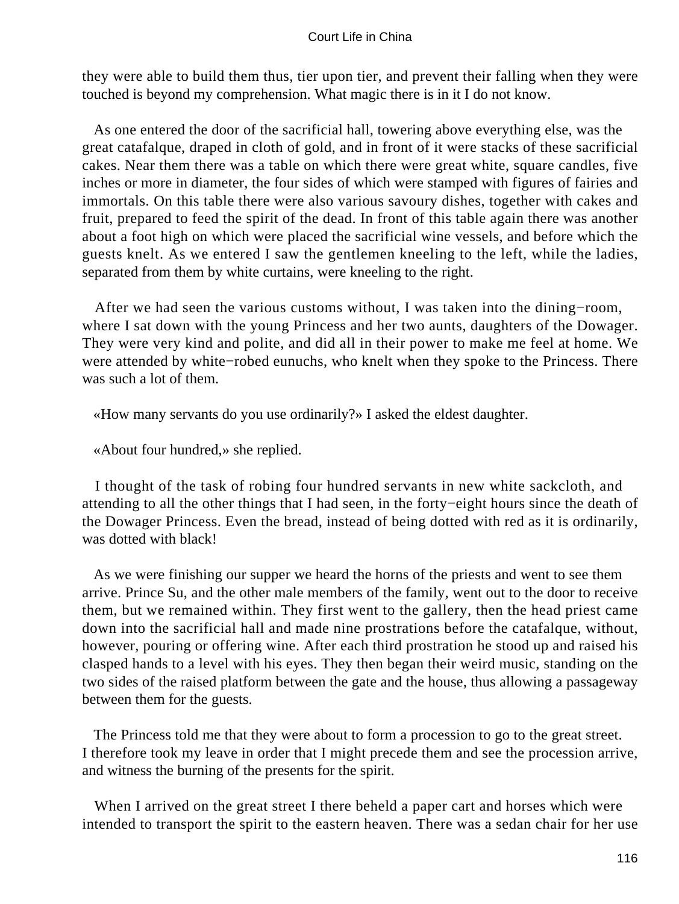they were able to build them thus, tier upon tier, and prevent their falling when they were touched is beyond my comprehension. What magic there is in it I do not know.

As one entered the door of the sacrificial hall, towering above everything else, was the great catafalque, draped in cloth of gold, and in front of it were stacks of these sacrificial cakes. Near them there was a table on which there were great white, square candles, five inches or more in diameter, the four sides of which were stamped with figures of fairies and immortals. On this table there were also various savoury dishes, together with cakes and fruit, prepared to feed the spirit of the dead. In front of this table again there was another about a foot high on which were placed the sacrificial wine vessels, and before which the guests knelt. As we entered I saw the gentlemen kneeling to the left, while the ladies, separated from them by white curtains, were kneeling to the right.

After we had seen the various customs without, I was taken into the dining−room, where I sat down with the young Princess and her two aunts, daughters of the Dowager. They were very kind and polite, and did all in their power to make me feel at home. We were attended by white−robed eunuchs, who knelt when they spoke to the Princess. There was such a lot of them.

«How many servants do you use ordinarily?» I asked the eldest daughter.

«About four hundred,» she replied.

I thought of the task of robing four hundred servants in new white sackcloth, and attending to all the other things that I had seen, in the forty−eight hours since the death of the Dowager Princess. Even the bread, instead of being dotted with red as it is ordinarily, was dotted with black!

As we were finishing our supper we heard the horns of the priests and went to see them arrive. Prince Su, and the other male members of the family, went out to the door to receive them, but we remained within. They first went to the gallery, then the head priest came down into the sacrificial hall and made nine prostrations before the catafalque, without, however, pouring or offering wine. After each third prostration he stood up and raised his clasped hands to a level with his eyes. They then began their weird music, standing on the two sides of the raised platform between the gate and the house, thus allowing a passageway between them for the guests.

The Princess told me that they were about to form a procession to go to the great street. I therefore took my leave in order that I might precede them and see the procession arrive, and witness the burning of the presents for the spirit.

When I arrived on the great street I there beheld a paper cart and horses which were intended to transport the spirit to the eastern heaven. There was a sedan chair for her use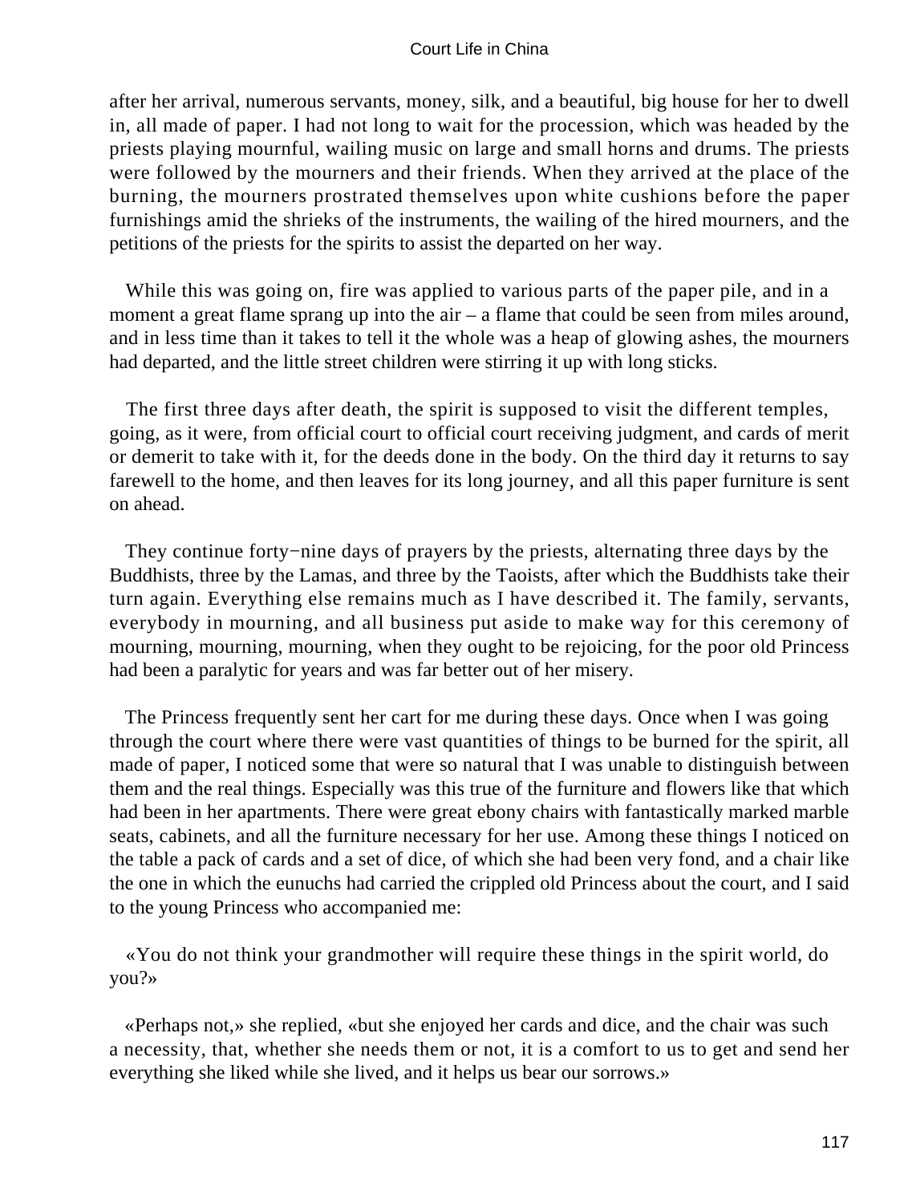after her arrival, numerous servants, money, silk, and a beautiful, big house for her to dwell in, all made of paper. I had not long to wait for the procession, which was headed by the priests playing mournful, wailing music on large and small horns and drums. The priests were followed by the mourners and their friends. When they arrived at the place of the burning, the mourners prostrated themselves upon white cushions before the paper furnishings amid the shrieks of the instruments, the wailing of the hired mourners, and the petitions of the priests for the spirits to assist the departed on her way.

While this was going on, fire was applied to various parts of the paper pile, and in a moment a great flame sprang up into the air – a flame that could be seen from miles around, and in less time than it takes to tell it the whole was a heap of glowing ashes, the mourners had departed, and the little street children were stirring it up with long sticks.

The first three days after death, the spirit is supposed to visit the different temples, going, as it were, from official court to official court receiving judgment, and cards of merit or demerit to take with it, for the deeds done in the body. On the third day it returns to say farewell to the home, and then leaves for its long journey, and all this paper furniture is sent on ahead.

They continue forty−nine days of prayers by the priests, alternating three days by the Buddhists, three by the Lamas, and three by the Taoists, after which the Buddhists take their turn again. Everything else remains much as I have described it. The family, servants, everybody in mourning, and all business put aside to make way for this ceremony of mourning, mourning, mourning, when they ought to be rejoicing, for the poor old Princess had been a paralytic for years and was far better out of her misery.

The Princess frequently sent her cart for me during these days. Once when I was going through the court where there were vast quantities of things to be burned for the spirit, all made of paper, I noticed some that were so natural that I was unable to distinguish between them and the real things. Especially was this true of the furniture and flowers like that which had been in her apartments. There were great ebony chairs with fantastically marked marble seats, cabinets, and all the furniture necessary for her use. Among these things I noticed on the table a pack of cards and a set of dice, of which she had been very fond, and a chair like the one in which the eunuchs had carried the crippled old Princess about the court, and I said to the young Princess who accompanied me:

«You do not think your grandmother will require these things in the spirit world, do you?»

«Perhaps not,» she replied, «but she enjoyed her cards and dice, and the chair was such a necessity, that, whether she needs them or not, it is a comfort to us to get and send her everything she liked while she lived, and it helps us bear our sorrows.»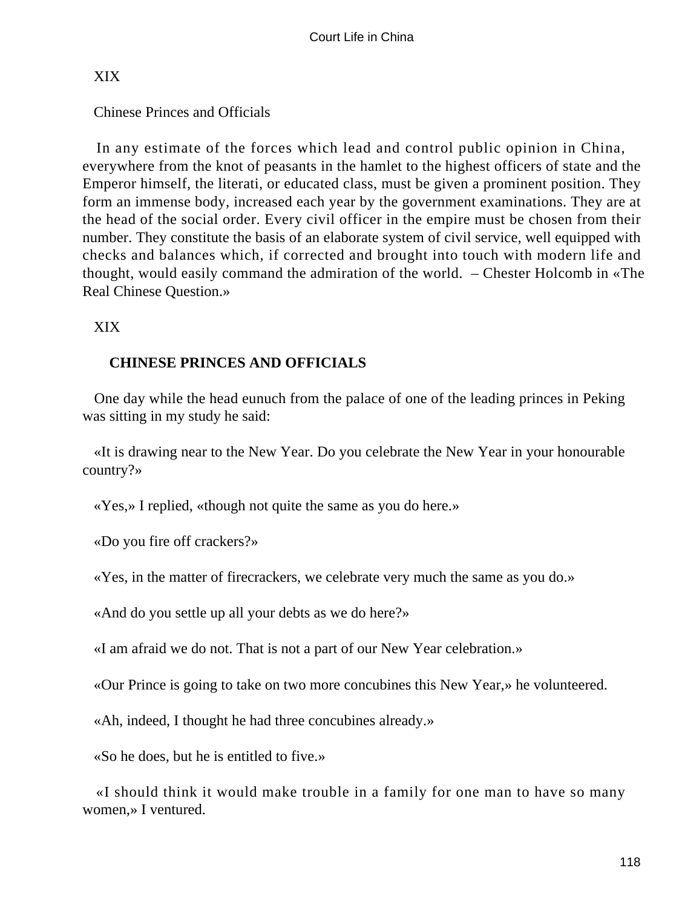XIX

Chinese Princes and Officials

In any estimate of the forces which lead and control public opinion in China, everywhere from the knot of peasants in the hamlet to the highest officers of state and the Emperor himself, the literati, or educated class, must be given a prominent position. They form an immense body, increased each year by the government examinations. They are at the head of the social order. Every civil officer in the empire must be chosen from their number. They constitute the basis of an elaborate system of civil service, well equipped with checks and balances which, if corrected and brought into touch with modern life and thought, would easily command the admiration of the world. – Chester Holcomb in «The Real Chinese Question.»

XIX

## CHINESE PRINCES AND OFFICIALS

One day while the head eunuch from the palace of one of the leading princes in Peking was sitting in my study he said:

«It is drawing near to the New Year. Do you celebrate the New Year in your honourable country?»

«Yes,» I replied, «though not quite the same as you do here.»

«Do you fire off crackers?»

«Yes, in the matter of firecrackers, we celebrate very much the same as you do.»

«And do you settle up all your debts as we do here?»

«I am afraid we do not. That is not a part of our New Year celebration.»

«Our Prince is going to take on two more concubines this New Year,» he volunteered.

«Ah, indeed, I thought he had three concubines already.»

«So he does, but he is entitled to five.»

«I should think it would make trouble in a family for one man to have so many women,» I ventured.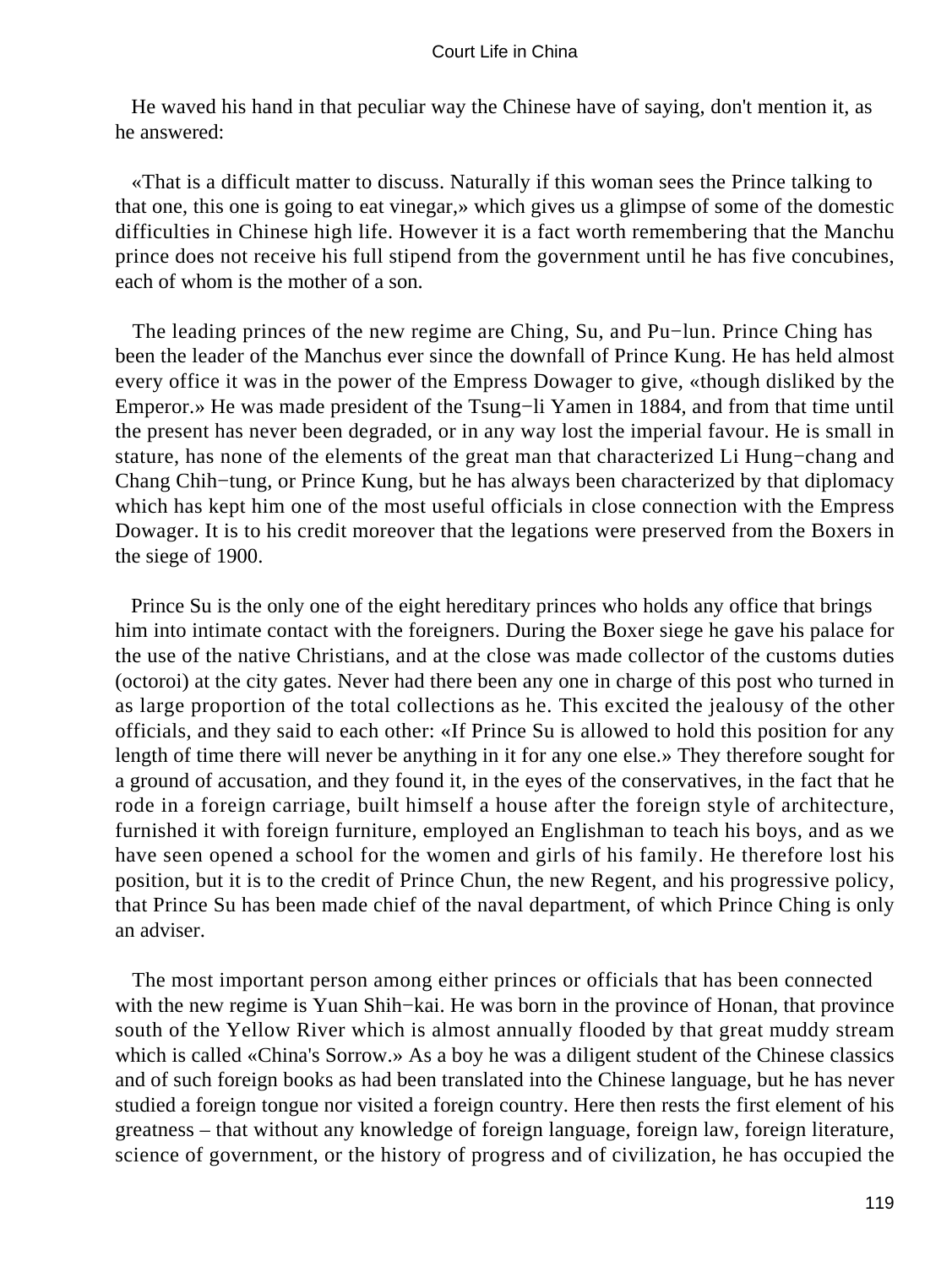He waved his hand in that peculiar way the Chinese have of saying, don't mention it, as he answered:

«That is a difficult matter to discuss. Naturally if this woman sees the Prince talking to that one, this one is going to eat vinegar,» which gives us a glimpse of some of the domestic difficulties in Chinese high life. However it is a fact worth remembering that the Manchu prince does not receive his full stipend from the government until he has five concubines, each of whom is the mother of a son.

The leading princes of the new regime are Ching, Su, and Pu−lun. Prince Ching has been the leader of the Manchus ever since the downfall of Prince Kung. He has held almost every office it was in the power of the Empress Dowager to give, «though disliked by the Emperor.» He was made president of the Tsung−li Yamen in 1884, and from that time until the present has never been degraded, or in any way lost the imperial favour. He is small in stature, has none of the elements of the great man that characterized Li Hung−chang and Chang Chih−tung, or Prince Kung, but he has always been characterized by that diplomacy which has kept him one of the most useful officials in close connection with the Empress Dowager. It is to his credit moreover that the legations were preserved from the Boxers in the siege of 1900.

Prince Su is the only one of the eight hereditary princes who holds any office that brings him into intimate contact with the foreigners. During the Boxer siege he gave his palace for the use of the native Christians, and at the close was made collector of the customs duties (octoroi) at the city gates. Never had there been any one in charge of this post who turned in as large proportion of the total collections as he. This excited the jealousy of the other officials, and they said to each other: «If Prince Su is allowed to hold this position for any length of time there will never be anything in it for any one else.» They therefore sought for a ground of accusation, and they found it, in the eyes of the conservatives, in the fact that he rode in a foreign carriage, built himself a house after the foreign style of architecture, furnished it with foreign furniture, employed an Englishman to teach his boys, and as we have seen opened a school for the women and girls of his family. He therefore lost his position, but it is to the credit of Prince Chun, the new Regent, and his progressive policy, that Prince Su has been made chief of the naval department, of which Prince Ching is only an adviser.

The most important person among either princes or officials that has been connected with the new regime is Yuan Shih−kai. He was born in the province of Honan, that province south of the Yellow River which is almost annually flooded by that great muddy stream which is called «China's Sorrow.» As a boy he was a diligent student of the Chinese classics and of such foreign books as had been translated into the Chinese language, but he has never studied a foreign tongue nor visited a foreign country. Here then rests the first element of his greatness – that without any knowledge of foreign language, foreign law, foreign literature, science of government, or the history of progress and of civilization, he has occupied the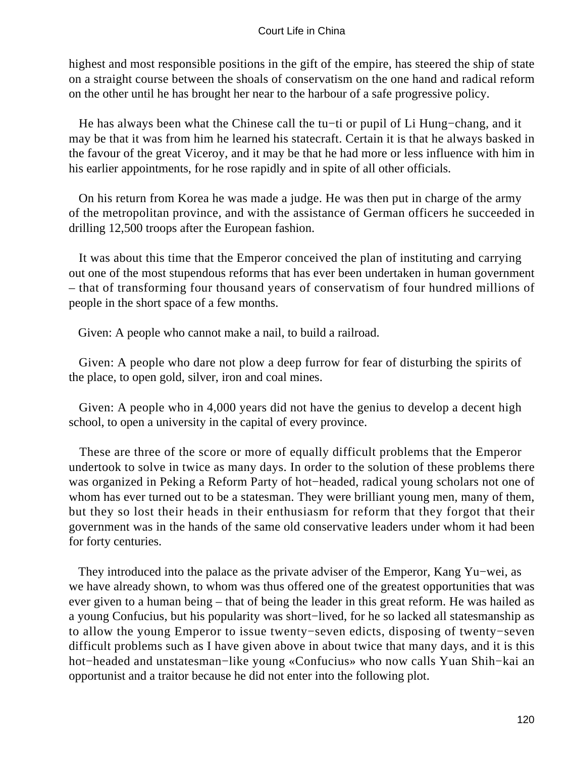highest and most responsible positions in the gift of the empire, has steered the ship of state on a straight course between the shoals of conservatism on the one hand and radical reform on the other until he has brought her near to the harbour of a safe progressive policy.

He has always been what the Chinese call the tu−ti or pupil of Li Hung−chang, and it may be that it was from him he learned his statecraft. Certain it is that he always basked in the favour of the great Viceroy, and it may be that he had more or less influence with him in his earlier appointments, for he rose rapidly and in spite of all other officials.

On his return from Korea he was made a judge. He was then put in charge of the army of the metropolitan province, and with the assistance of German officers he succeeded in drilling 12,500 troops after the European fashion.

It was about this time that the Emperor conceived the plan of instituting and carrying out one of the most stupendous reforms that has ever been undertaken in human government – that of transforming four thousand years of conservatism of four hundred millions of people in the short space of a few months.

Given: A people who cannot make a nail, to build a railroad.

Given: A people who dare not plow a deep furrow for fear of disturbing the spirits of the place, to open gold, silver, iron and coal mines.

Given: A people who in 4,000 years did not have the genius to develop a decent high school, to open a university in the capital of every province.

These are three of the score or more of equally difficult problems that the Emperor undertook to solve in twice as many days. In order to the solution of these problems there was organized in Peking a Reform Party of hot−headed, radical young scholars not one of whom has ever turned out to be a statesman. They were brilliant young men, many of them, but they so lost their heads in their enthusiasm for reform that they forgot that their government was in the hands of the same old conservative leaders under whom it had been for forty centuries.

They introduced into the palace as the private adviser of the Emperor, Kang Yu−wei, as we have already shown, to whom was thus offered one of the greatest opportunities that was ever given to a human being – that of being the leader in this great reform. He was hailed as a young Confucius, but his popularity was short−lived, for he so lacked all statesmanship as to allow the young Emperor to issue twenty−seven edicts, disposing of twenty−seven difficult problems such as I have given above in about twice that many days, and it is this hot−headed and unstatesman−like young «Confucius» who now calls Yuan Shih−kai an opportunist and a traitor because he did not enter into the following plot.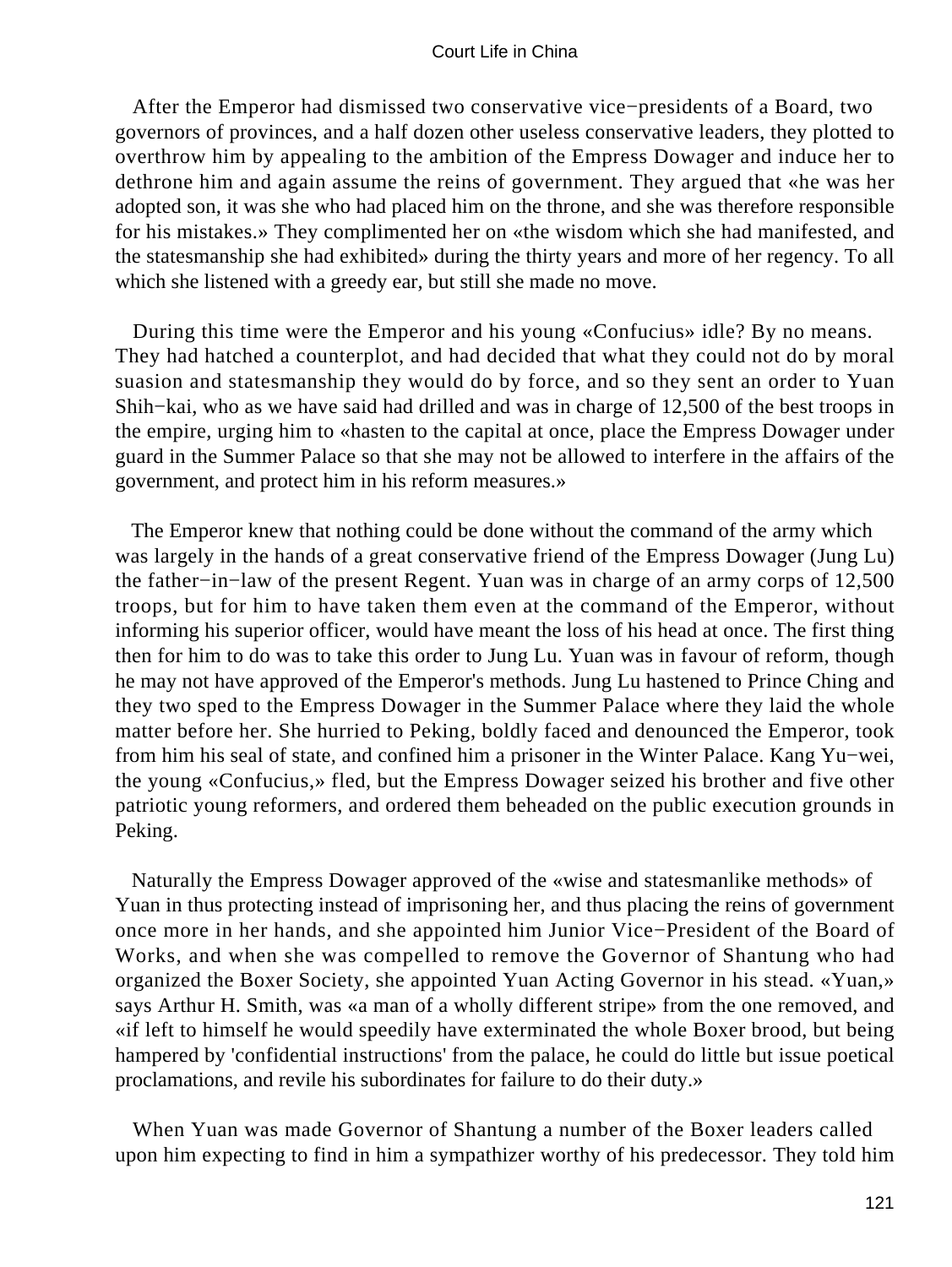After the Emperor had dismissed two conservative vice−presidents of a Board, two governors of provinces, and a half dozen other useless conservative leaders, they plotted to overthrow him by appealing to the ambition of the Empress Dowager and induce her to dethrone him and again assume the reins of government. They argued that «he was her adopted son, it was she who had placed him on the throne, and she was therefore responsible for his mistakes.» They complimented her on «the wisdom which she had manifested, and the statesmanship she had exhibited» during the thirty years and more of her regency. To all which she listened with a greedy ear, but still she made no move.

During this time were the Emperor and his young «Confucius» idle? By no means. They had hatched a counterplot, and had decided that what they could not do by moral suasion and statesmanship they would do by force, and so they sent an order to Yuan Shih−kai, who as we have said had drilled and was in charge of 12,500 of the best troops in the empire, urging him to «hasten to the capital at once, place the Empress Dowager under guard in the Summer Palace so that she may not be allowed to interfere in the affairs of the government, and protect him in his reform measures.»

The Emperor knew that nothing could be done without the command of the army which was largely in the hands of a great conservative friend of the Empress Dowager (Jung Lu) the father−in−law of the present Regent. Yuan was in charge of an army corps of 12,500 troops, but for him to have taken them even at the command of the Emperor, without informing his superior officer, would have meant the loss of his head at once. The first thing then for him to do was to take this order to Jung Lu. Yuan was in favour of reform, though he may not have approved of the Emperor's methods. Jung Lu hastened to Prince Ching and they two sped to the Empress Dowager in the Summer Palace where they laid the whole matter before her. She hurried to Peking, boldly faced and denounced the Emperor, took from him his seal of state, and confined him a prisoner in the Winter Palace. Kang Yu−wei, the young «Confucius,» fled, but the Empress Dowager seized his brother and five other patriotic young reformers, and ordered them beheaded on the public execution grounds in Peking.

Naturally the Empress Dowager approved of the «wise and statesmanlike methods» of Yuan in thus protecting instead of imprisoning her, and thus placing the reins of government once more in her hands, and she appointed him Junior Vice−President of the Board of Works, and when she was compelled to remove the Governor of Shantung who had organized the Boxer Society, she appointed Yuan Acting Governor in his stead. «Yuan,» says Arthur H. Smith, was «a man of a wholly different stripe» from the one removed, and «if left to himself he would speedily have exterminated the whole Boxer brood, but being hampered by 'confidential instructions' from the palace, he could do little but issue poetical proclamations, and revile his subordinates for failure to do their duty.»

When Yuan was made Governor of Shantung a number of the Boxer leaders called upon him expecting to find in him a sympathizer worthy of his predecessor. They told him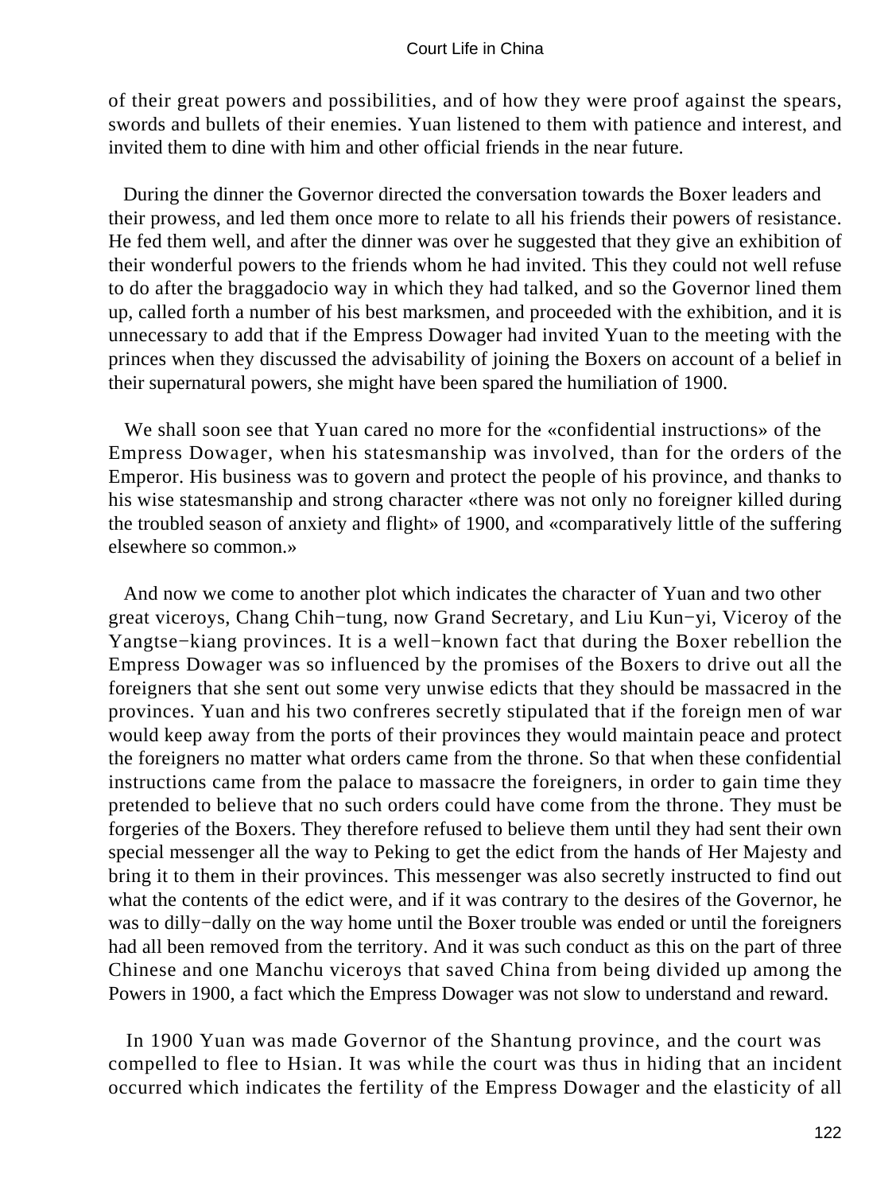of their great powers and possibilities, and of how they were proof against the spears, swords and bullets of their enemies. Yuan listened to them with patience and interest, and invited them to dine with him and other official friends in the near future.

During the dinner the Governor directed the conversation towards the Boxer leaders and their prowess, and led them once more to relate to all his friends their powers of resistance. He fed them well, and after the dinner was over he suggested that they give an exhibition of their wonderful powers to the friends whom he had invited. This they could not well refuse to do after the braggadocio way in which they had talked, and so the Governor lined them up, called forth a number of his best marksmen, and proceeded with the exhibition, and it is unnecessary to add that if the Empress Dowager had invited Yuan to the meeting with the princes when they discussed the advisability of joining the Boxers on account of a belief in their supernatural powers, she might have been spared the humiliation of 1900.

We shall soon see that Yuan cared no more for the «confidential instructions» of the Empress Dowager, when his statesmanship was involved, than for the orders of the Emperor. His business was to govern and protect the people of his province, and thanks to his wise statesmanship and strong character «there was not only no foreigner killed during the troubled season of anxiety and flight» of 1900, and «comparatively little of the suffering elsewhere so common.»

And now we come to another plot which indicates the character of Yuan and two other great viceroys, Chang Chih−tung, now Grand Secretary, and Liu Kun−yi, Viceroy of the Yangtse−kiang provinces. It is a well−known fact that during the Boxer rebellion the Empress Dowager was so influenced by the promises of the Boxers to drive out all the foreigners that she sent out some very unwise edicts that they should be massacred in the provinces. Yuan and his two confreres secretly stipulated that if the foreign men of war would keep away from the ports of their provinces they would maintain peace and protect the foreigners no matter what orders came from the throne. So that when these confidential instructions came from the palace to massacre the foreigners, in order to gain time they pretended to believe that no such orders could have come from the throne. They must be forgeries of the Boxers. They therefore refused to believe them until they had sent their own special messenger all the way to Peking to get the edict from the hands of Her Majesty and bring it to them in their provinces. This messenger was also secretly instructed to find out what the contents of the edict were, and if it was contrary to the desires of the Governor, he was to dilly−dally on the way home until the Boxer trouble was ended or until the foreigners had all been removed from the territory. And it was such conduct as this on the part of three Chinese and one Manchu viceroys that saved China from being divided up among the Powers in 1900, a fact which the Empress Dowager was not slow to understand and reward.

In 1900 Yuan was made Governor of the Shantung province, and the court was compelled to flee to Hsian. It was while the court was thus in hiding that an incident occurred which indicates the fertility of the Empress Dowager and the elasticity of all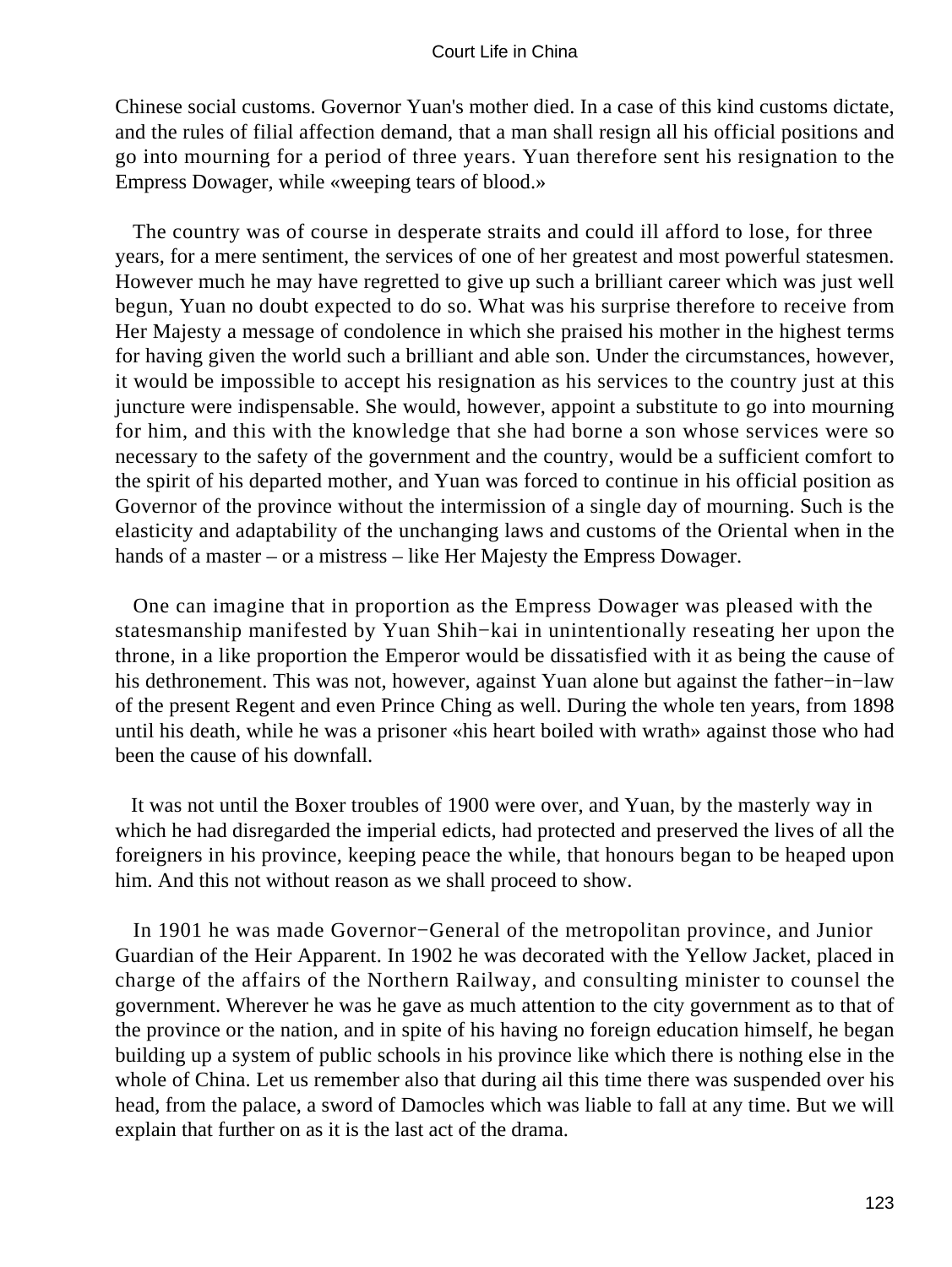Chinese social customs. Governor Yuan's mother died. In a case of this kind customs dictate, and the rules of filial affection demand, that a man shall resign all his official positions and go into mourning for a period of three years. Yuan therefore sent his resignation to the Empress Dowager, while «weeping tears of blood.»

The country was of course in desperate straits and could ill afford to lose, for three years, for a mere sentiment, the services of one of her greatest and most powerful statesmen. However much he may have regretted to give up such a brilliant career which was just well begun, Yuan no doubt expected to do so. What was his surprise therefore to receive from Her Majesty a message of condolence in which she praised his mother in the highest terms for having given the world such a brilliant and able son. Under the circumstances, however, it would be impossible to accept his resignation as his services to the country just at this juncture were indispensable. She would, however, appoint a substitute to go into mourning for him, and this with the knowledge that she had borne a son whose services were so necessary to the safety of the government and the country, would be a sufficient comfort to the spirit of his departed mother, and Yuan was forced to continue in his official position as Governor of the province without the intermission of a single day of mourning. Such is the elasticity and adaptability of the unchanging laws and customs of the Oriental when in the hands of a master – or a mistress – like Her Majesty the Empress Dowager.

One can imagine that in proportion as the Empress Dowager was pleased with the statesmanship manifested by Yuan Shih−kai in unintentionally reseating her upon the throne, in a like proportion the Emperor would be dissatisfied with it as being the cause of his dethronement. This was not, however, against Yuan alone but against the father−in−law of the present Regent and even Prince Ching as well. During the whole ten years, from 1898 until his death, while he was a prisoner «his heart boiled with wrath» against those who had been the cause of his downfall.

It was not until the Boxer troubles of 1900 were over, and Yuan, by the masterly way in which he had disregarded the imperial edicts, had protected and preserved the lives of all the foreigners in his province, keeping peace the while, that honours began to be heaped upon him. And this not without reason as we shall proceed to show.

In 1901 he was made Governor−General of the metropolitan province, and Junior Guardian of the Heir Apparent. In 1902 he was decorated with the Yellow Jacket, placed in charge of the affairs of the Northern Railway, and consulting minister to counsel the government. Wherever he was he gave as much attention to the city government as to that of the province or the nation, and in spite of his having no foreign education himself, he began building up a system of public schools in his province like which there is nothing else in the whole of China. Let us remember also that during ail this time there was suspended over his head, from the palace, a sword of Damocles which was liable to fall at any time. But we will explain that further on as it is the last act of the drama.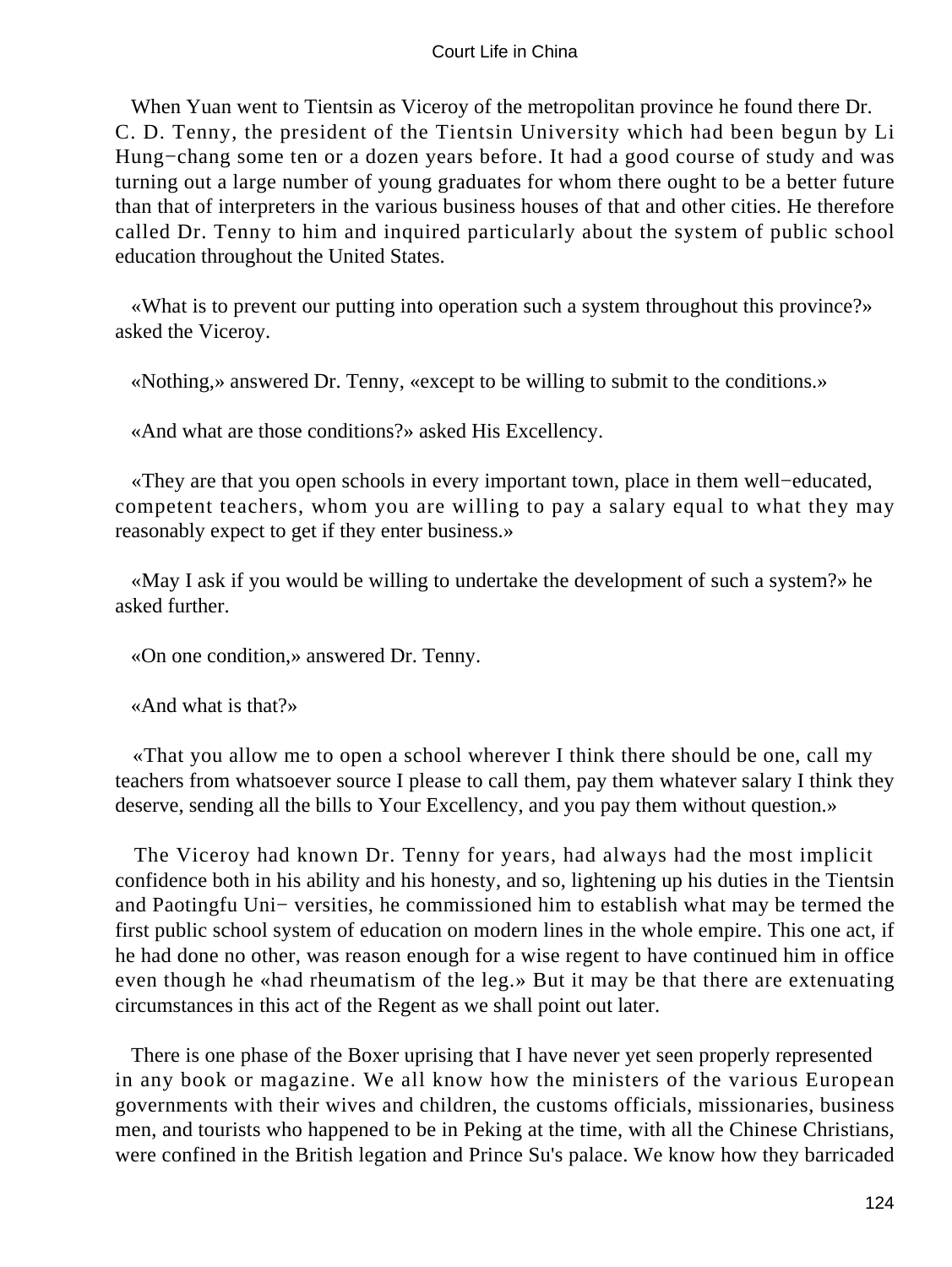When Yuan went to Tientsin as Viceroy of the metropolitan province he found there Dr. C. D. Tenny, the president of the Tientsin University which had been begun by Li Hung−chang some ten or a dozen years before. It had a good course of study and was turning out a large number of young graduates for whom there ought to be a better future than that of interpreters in the various business houses of that and other cities. He therefore called Dr. Tenny to him and inquired particularly about the system of public school education throughout the United States.

«What is to prevent our putting into operation such a system throughout this province?» asked the Viceroy.

«Nothing,» answered Dr. Tenny, «except to be willing to submit to the conditions.»

«And what are those conditions?» asked His Excellency.

«They are that you open schools in every important town, place in them well−educated, competent teachers, whom you are willing to pay a salary equal to what they may reasonably expect to get if they enter business.»

«May I ask if you would be willing to undertake the development of such a system?» he asked further.

«On one condition,» answered Dr. Tenny.

«And what is that?»

«That you allow me to open a school wherever I think there should be one, call my teachers from whatsoever source I please to call them, pay them whatever salary I think they deserve, sending all the bills to Your Excellency, and you pay them without question.»

The Viceroy had known Dr. Tenny for years, had always had the most implicit confidence both in his ability and his honesty, and so, lightening up his duties in the Tientsin and Paotingfu Uni− versities, he commissioned him to establish what may be termed the first public school system of education on modern lines in the whole empire. This one act, if he had done no other, was reason enough for a wise regent to have continued him in office even though he «had rheumatism of the leg.» But it may be that there are extenuating circumstances in this act of the Regent as we shall point out later.

There is one phase of the Boxer uprising that I have never yet seen properly represented in any book or magazine. We all know how the ministers of the various European governments with their wives and children, the customs officials, missionaries, business men, and tourists who happened to be in Peking at the time, with all the Chinese Christians, were confined in the British legation and Prince Su's palace. We know how they barricaded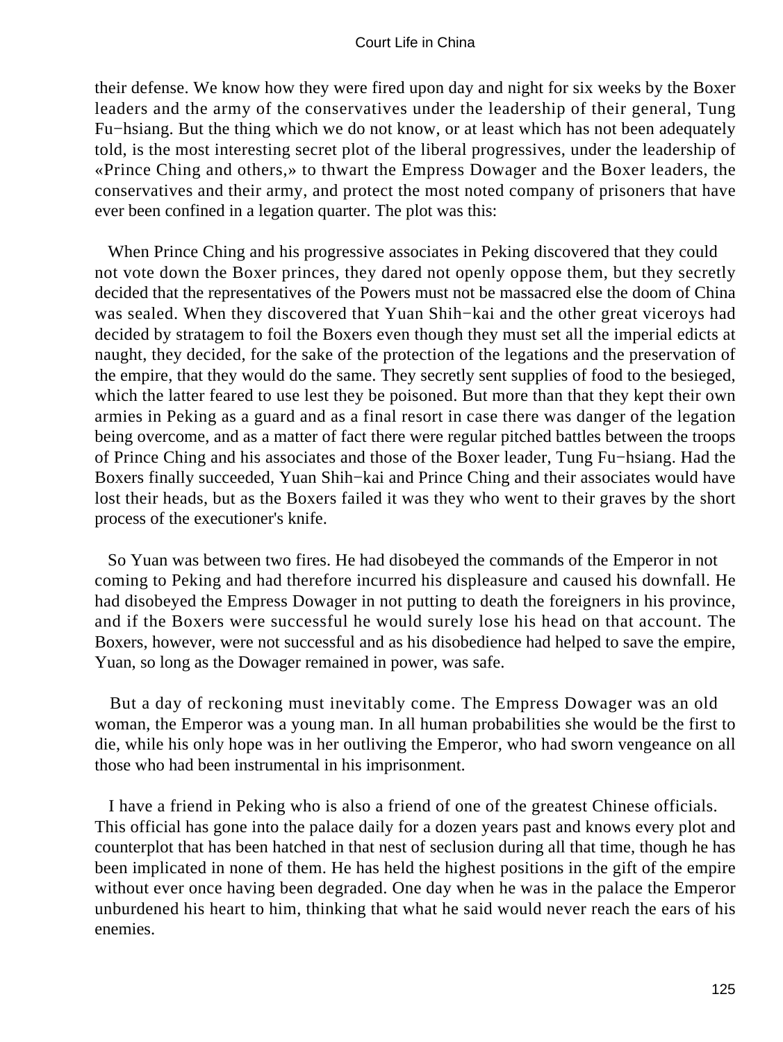their defense. We know how they were fired upon day and night for six weeks by the Boxer leaders and the army of the conservatives under the leadership of their general, Tung Fu−hsiang. But the thing which we do not know, or at least which has not been adequately told, is the most interesting secret plot of the liberal progressives, under the leadership of «Prince Ching and others,» to thwart the Empress Dowager and the Boxer leaders, the conservatives and their army, and protect the most noted company of prisoners that have ever been confined in a legation quarter. The plot was this:

When Prince Ching and his progressive associates in Peking discovered that they could not vote down the Boxer princes, they dared not openly oppose them, but they secretly decided that the representatives of the Powers must not be massacred else the doom of China was sealed. When they discovered that Yuan Shih−kai and the other great viceroys had decided by stratagem to foil the Boxers even though they must set all the imperial edicts at naught, they decided, for the sake of the protection of the legations and the preservation of the empire, that they would do the same. They secretly sent supplies of food to the besieged, which the latter feared to use lest they be poisoned. But more than that they kept their own armies in Peking as a guard and as a final resort in case there was danger of the legation being overcome, and as a matter of fact there were regular pitched battles between the troops of Prince Ching and his associates and those of the Boxer leader, Tung Fu−hsiang. Had the Boxers finally succeeded, Yuan Shih−kai and Prince Ching and their associates would have lost their heads, but as the Boxers failed it was they who went to their graves by the short process of the executioner's knife.

So Yuan was between two fires. He had disobeyed the commands of the Emperor in not coming to Peking and had therefore incurred his displeasure and caused his downfall. He had disobeyed the Empress Dowager in not putting to death the foreigners in his province, and if the Boxers were successful he would surely lose his head on that account. The Boxers, however, were not successful and as his disobedience had helped to save the empire, Yuan, so long as the Dowager remained in power, was safe.

But a day of reckoning must inevitably come. The Empress Dowager was an old woman, the Emperor was a young man. In all human probabilities she would be the first to die, while his only hope was in her outliving the Emperor, who had sworn vengeance on all those who had been instrumental in his imprisonment.

I have a friend in Peking who is also a friend of one of the greatest Chinese officials. This official has gone into the palace daily for a dozen years past and knows every plot and counterplot that has been hatched in that nest of seclusion during all that time, though he has been implicated in none of them. He has held the highest positions in the gift of the empire without ever once having been degraded. One day when he was in the palace the Emperor unburdened his heart to him, thinking that what he said would never reach the ears of his enemies.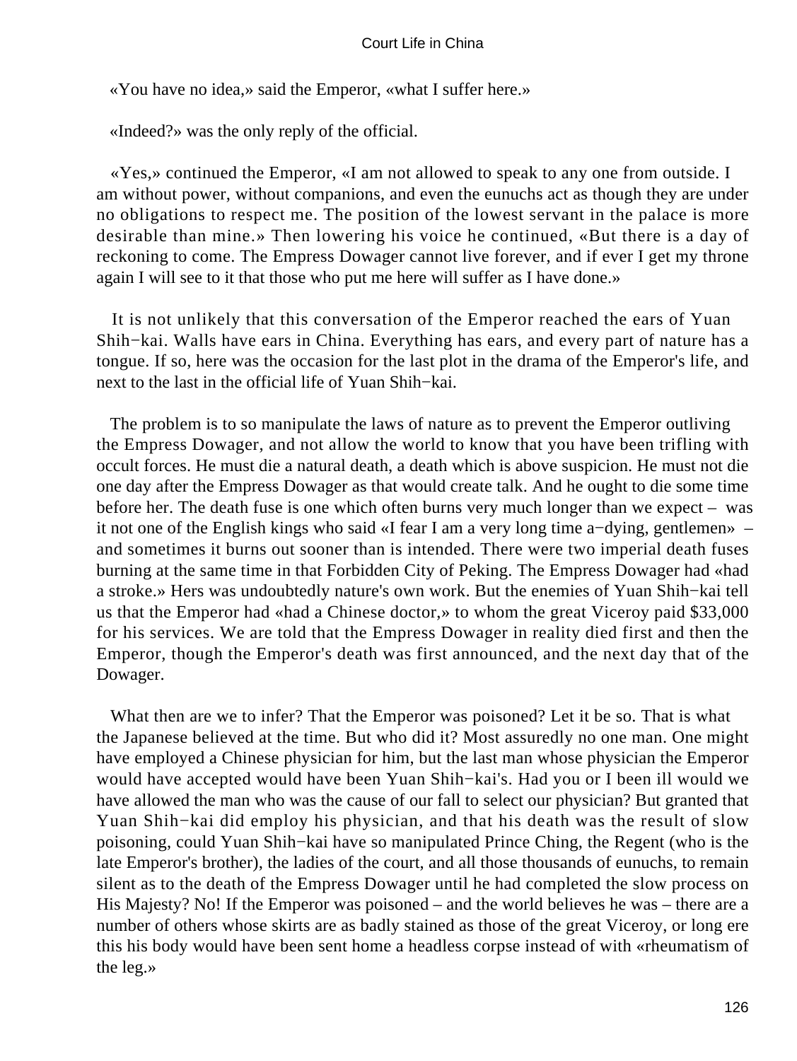«You have no idea,» said the Emperor, «what I suffer here.»

«Indeed?» was the only reply of the official.

«Yes,» continued the Emperor, «I am not allowed to speak to any one from outside. I am without power, without companions, and even the eunuchs act as though they are under no obligations to respect me. The position of the lowest servant in the palace is more desirable than mine.» Then lowering his voice he continued, «But there is a day of reckoning to come. The Empress Dowager cannot live forever, and if ever I get my throne again I will see to it that those who put me here will suffer as I have done.»

It is not unlikely that this conversation of the Emperor reached the ears of Yuan Shih−kai. Walls have ears in China. Everything has ears, and every part of nature has a tongue. If so, here was the occasion for the last plot in the drama of the Emperor's life, and next to the last in the official life of Yuan Shih−kai.

The problem is to so manipulate the laws of nature as to prevent the Emperor outliving the Empress Dowager, and not allow the world to know that you have been trifling with occult forces. He must die a natural death, a death which is above suspicion. He must not die one day after the Empress Dowager as that would create talk. And he ought to die some time before her. The death fuse is one which often burns very much longer than we expect – was it not one of the English kings who said «I fear I am a very long time a−dying, gentlemen» – and sometimes it burns out sooner than is intended. There were two imperial death fuses burning at the same time in that Forbidden City of Peking. The Empress Dowager had «had a stroke.» Hers was undoubtedly nature's own work. But the enemies of Yuan Shih−kai tell us that the Emperor had «had a Chinese doctor,» to whom the great Viceroy paid $33,000 for his services. We are told that the Empress Dowager in reality died first and then the Emperor, though the Emperor's death was first announced, and the next day that of the Dowager.

What then are we to infer? That the Emperor was poisoned? Let it be so. That is what the Japanese believed at the time. But who did it? Most assuredly no one man. One might have employed a Chinese physician for him, but the last man whose physician the Emperor would have accepted would have been Yuan Shih−kai's. Had you or I been ill would we have allowed the man who was the cause of our fall to select our physician? But granted that Yuan Shih−kai did employ his physician, and that his death was the result of slow poisoning, could Yuan Shih−kai have so manipulated Prince Ching, the Regent (who is the late Emperor's brother), the ladies of the court, and all those thousands of eunuchs, to remain silent as to the death of the Empress Dowager until he had completed the slow process on His Majesty? No! If the Emperor was poisoned – and the world believes he was – there are a number of others whose skirts are as badly stained as those of the great Viceroy, or long ere this his body would have been sent home a headless corpse instead of with «rheumatism of the leg.»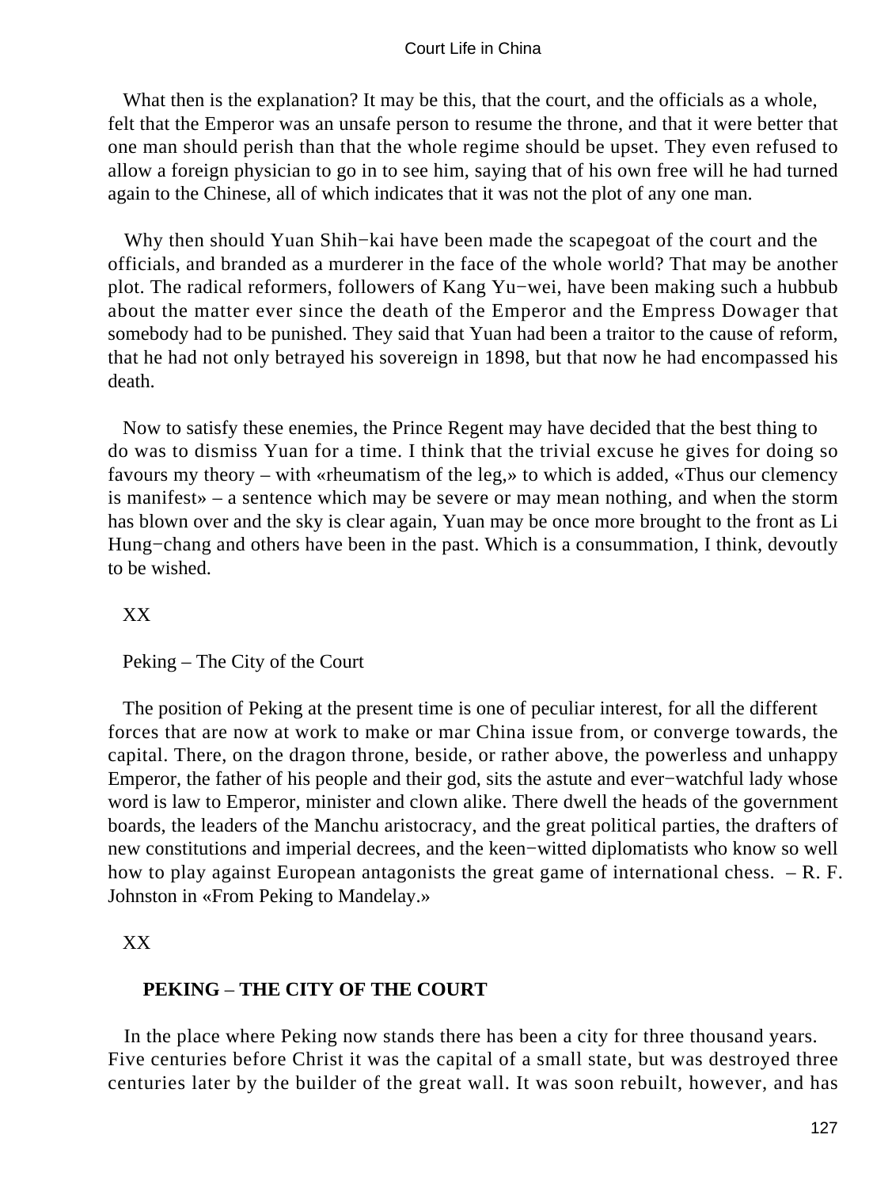What then is the explanation? It may be this, that the court, and the officials as a whole, felt that the Emperor was an unsafe person to resume the throne, and that it were better that one man should perish than that the whole regime should be upset. They even refused to allow a foreign physician to go in to see him, saying that of his own free will he had turned again to the Chinese, all of which indicates that it was not the plot of any one man.

Why then should Yuan Shih−kai have been made the scapegoat of the court and the officials, and branded as a murderer in the face of the whole world? That may be another plot. The radical reformers, followers of Kang Yu−wei, have been making such a hubbub about the matter ever since the death of the Emperor and the Empress Dowager that somebody had to be punished. They said that Yuan had been a traitor to the cause of reform, that he had not only betrayed his sovereign in 1898, but that now he had encompassed his death.

Now to satisfy these enemies, the Prince Regent may have decided that the best thing to do was to dismiss Yuan for a time. I think that the trivial excuse he gives for doing so favours my theory – with «rheumatism of the leg,» to which is added, «Thus our clemency is manifest» – a sentence which may be severe or may mean nothing, and when the storm has blown over and the sky is clear again, Yuan may be once more brought to the front as Li Hung−chang and others have been in the past. Which is a consummation, I think, devoutly to be wished.

XX

Peking – The City of the Court

The position of Peking at the present time is one of peculiar interest, for all the different forces that are now at work to make or mar China issue from, or converge towards, the capital. There, on the dragon throne, beside, or rather above, the powerless and unhappy Emperor, the father of his people and their god, sits the astute and ever−watchful lady whose word is law to Emperor, minister and clown alike. There dwell the heads of the government boards, the leaders of the Manchu aristocracy, and the great political parties, the drafters of new constitutions and imperial decrees, and the keen−witted diplomatists who know so well how to play against European antagonists the great game of international chess. – R. F. Johnston in «From Peking to Mandelay.»

## XX

## PEKING – THE CITY OF THE COURT

In the place where Peking now stands there has been a city for three thousand years. Five centuries before Christ it was the capital of a small state, but was destroyed three centuries later by the builder of the great wall. It was soon rebuilt, however, and has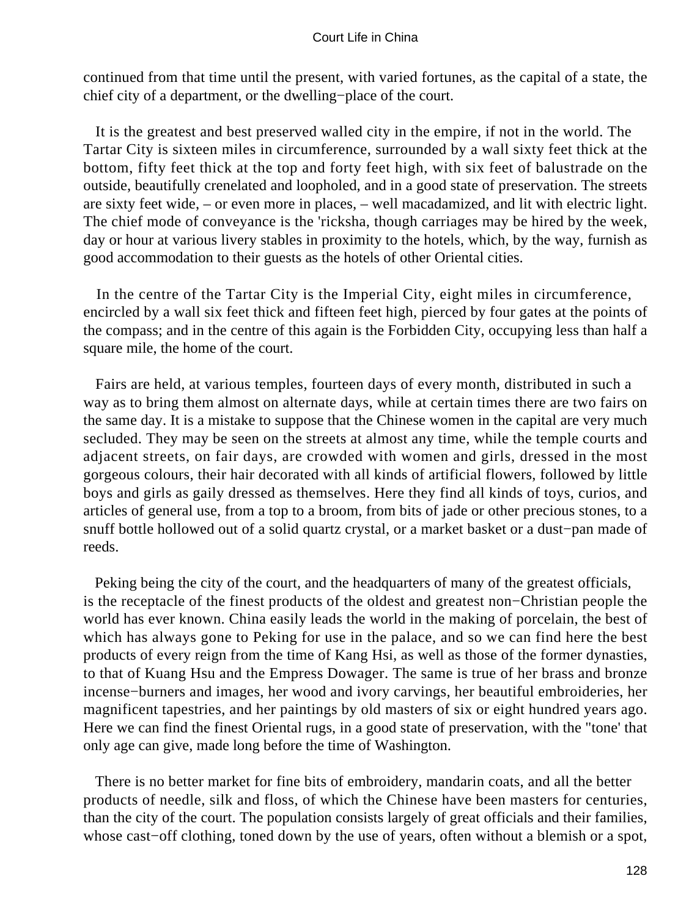continued from that time until the present, with varied fortunes, as the capital of a state, the chief city of a department, or the dwelling−place of the court.

It is the greatest and best preserved walled city in the empire, if not in the world. The Tartar City is sixteen miles in circumference, surrounded by a wall sixty feet thick at the bottom, fifty feet thick at the top and forty feet high, with six feet of balustrade on the outside, beautifully crenelated and loopholed, and in a good state of preservation. The streets are sixty feet wide, – or even more in places, – well macadamized, and lit with electric light. The chief mode of conveyance is the 'ricksha, though carriages may be hired by the week, day or hour at various livery stables in proximity to the hotels, which, by the way, furnish as good accommodation to their guests as the hotels of other Oriental cities.

In the centre of the Tartar City is the Imperial City, eight miles in circumference, encircled by a wall six feet thick and fifteen feet high, pierced by four gates at the points of the compass; and in the centre of this again is the Forbidden City, occupying less than half a square mile, the home of the court.

Fairs are held, at various temples, fourteen days of every month, distributed in such a way as to bring them almost on alternate days, while at certain times there are two fairs on the same day. It is a mistake to suppose that the Chinese women in the capital are very much secluded. They may be seen on the streets at almost any time, while the temple courts and adjacent streets, on fair days, are crowded with women and girls, dressed in the most gorgeous colours, their hair decorated with all kinds of artificial flowers, followed by little boys and girls as gaily dressed as themselves. Here they find all kinds of toys, curios, and articles of general use, from a top to a broom, from bits of jade or other precious stones, to a snuff bottle hollowed out of a solid quartz crystal, or a market basket or a dust−pan made of reeds.

Peking being the city of the court, and the headquarters of many of the greatest officials, is the receptacle of the finest products of the oldest and greatest non−Christian people the world has ever known. China easily leads the world in the making of porcelain, the best of which has always gone to Peking for use in the palace, and so we can find here the best products of every reign from the time of Kang Hsi, as well as those of the former dynasties, to that of Kuang Hsu and the Empress Dowager. The same is true of her brass and bronze incense−burners and images, her wood and ivory carvings, her beautiful embroideries, her magnificent tapestries, and her paintings by old masters of six or eight hundred years ago. Here we can find the finest Oriental rugs, in a good state of preservation, with the "tone' that only age can give, made long before the time of Washington.

There is no better market for fine bits of embroidery, mandarin coats, and all the better products of needle, silk and floss, of which the Chinese have been masters for centuries, than the city of the court. The population consists largely of great officials and their families, whose cast−off clothing, toned down by the use of years, often without a blemish or a spot,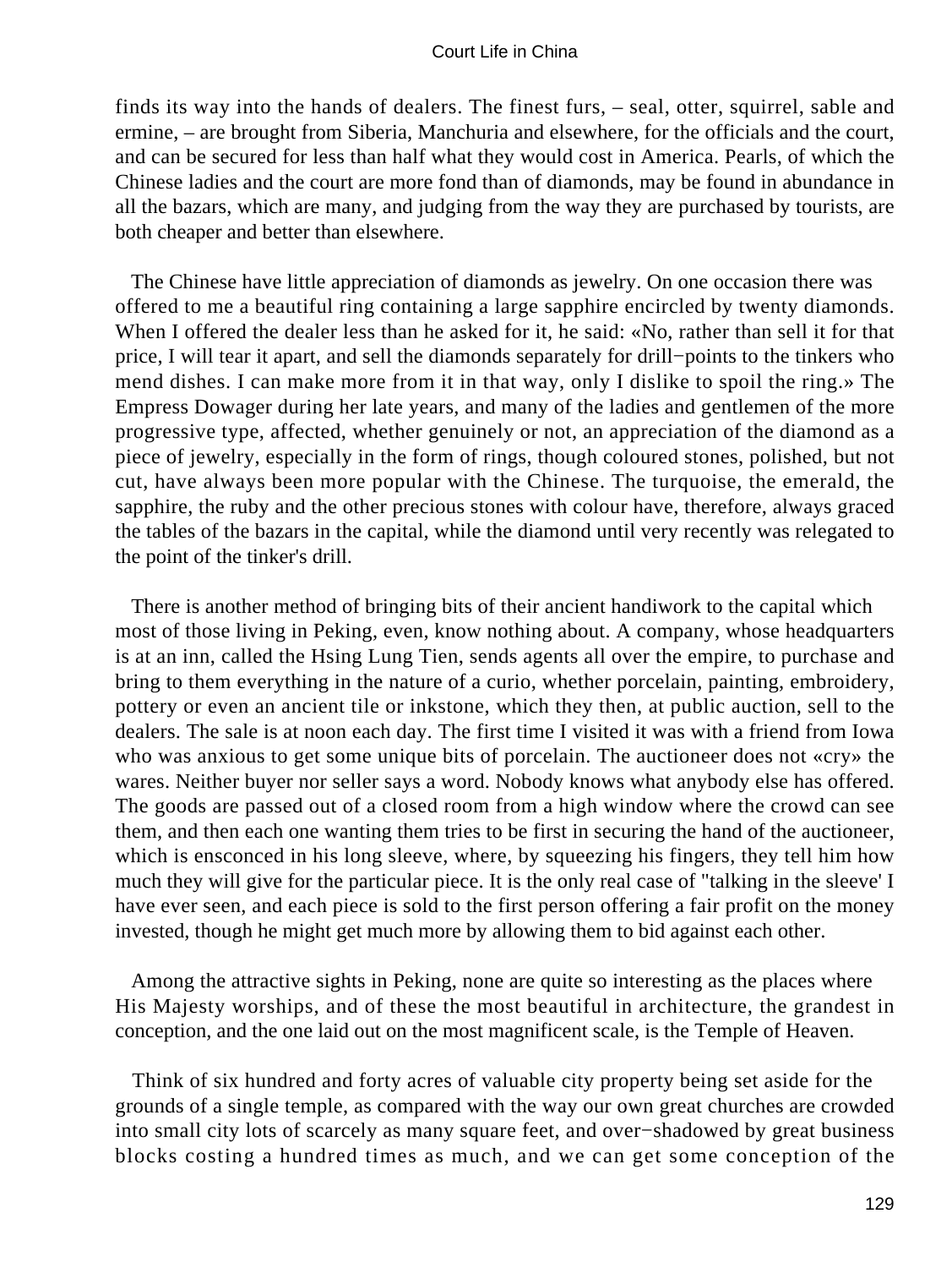finds its way into the hands of dealers. The finest furs, – seal, otter, squirrel, sable and ermine, – are brought from Siberia, Manchuria and elsewhere, for the officials and the court, and can be secured for less than half what they would cost in America. Pearls, of which the Chinese ladies and the court are more fond than of diamonds, may be found in abundance in all the bazars, which are many, and judging from the way they are purchased by tourists, are both cheaper and better than elsewhere.

The Chinese have little appreciation of diamonds as jewelry. On one occasion there was offered to me a beautiful ring containing a large sapphire encircled by twenty diamonds. When I offered the dealer less than he asked for it, he said: «No, rather than sell it for that price, I will tear it apart, and sell the diamonds separately for drill−points to the tinkers who mend dishes. I can make more from it in that way, only I dislike to spoil the ring.» The Empress Dowager during her late years, and many of the ladies and gentlemen of the more progressive type, affected, whether genuinely or not, an appreciation of the diamond as a piece of jewelry, especially in the form of rings, though coloured stones, polished, but not cut, have always been more popular with the Chinese. The turquoise, the emerald, the sapphire, the ruby and the other precious stones with colour have, therefore, always graced the tables of the bazars in the capital, while the diamond until very recently was relegated to the point of the tinker's drill.

There is another method of bringing bits of their ancient handiwork to the capital which most of those living in Peking, even, know nothing about. A company, whose headquarters is at an inn, called the Hsing Lung Tien, sends agents all over the empire, to purchase and bring to them everything in the nature of a curio, whether porcelain, painting, embroidery, pottery or even an ancient tile or inkstone, which they then, at public auction, sell to the dealers. The sale is at noon each day. The first time I visited it was with a friend from Iowa who was anxious to get some unique bits of porcelain. The auctioneer does not «cry» the wares. Neither buyer nor seller says a word. Nobody knows what anybody else has offered. The goods are passed out of a closed room from a high window where the crowd can see them, and then each one wanting them tries to be first in securing the hand of the auctioneer, which is ensconced in his long sleeve, where, by squeezing his fingers, they tell him how much they will give for the particular piece. It is the only real case of "talking in the sleeve' I have ever seen, and each piece is sold to the first person offering a fair profit on the money invested, though he might get much more by allowing them to bid against each other.

Among the attractive sights in Peking, none are quite so interesting as the places where His Majesty worships, and of these the most beautiful in architecture, the grandest in conception, and the one laid out on the most magnificent scale, is the Temple of Heaven.

Think of six hundred and forty acres of valuable city property being set aside for the grounds of a single temple, as compared with the way our own great churches are crowded into small city lots of scarcely as many square feet, and over−shadowed by great business blocks costing a hundred times as much, and we can get some conception of the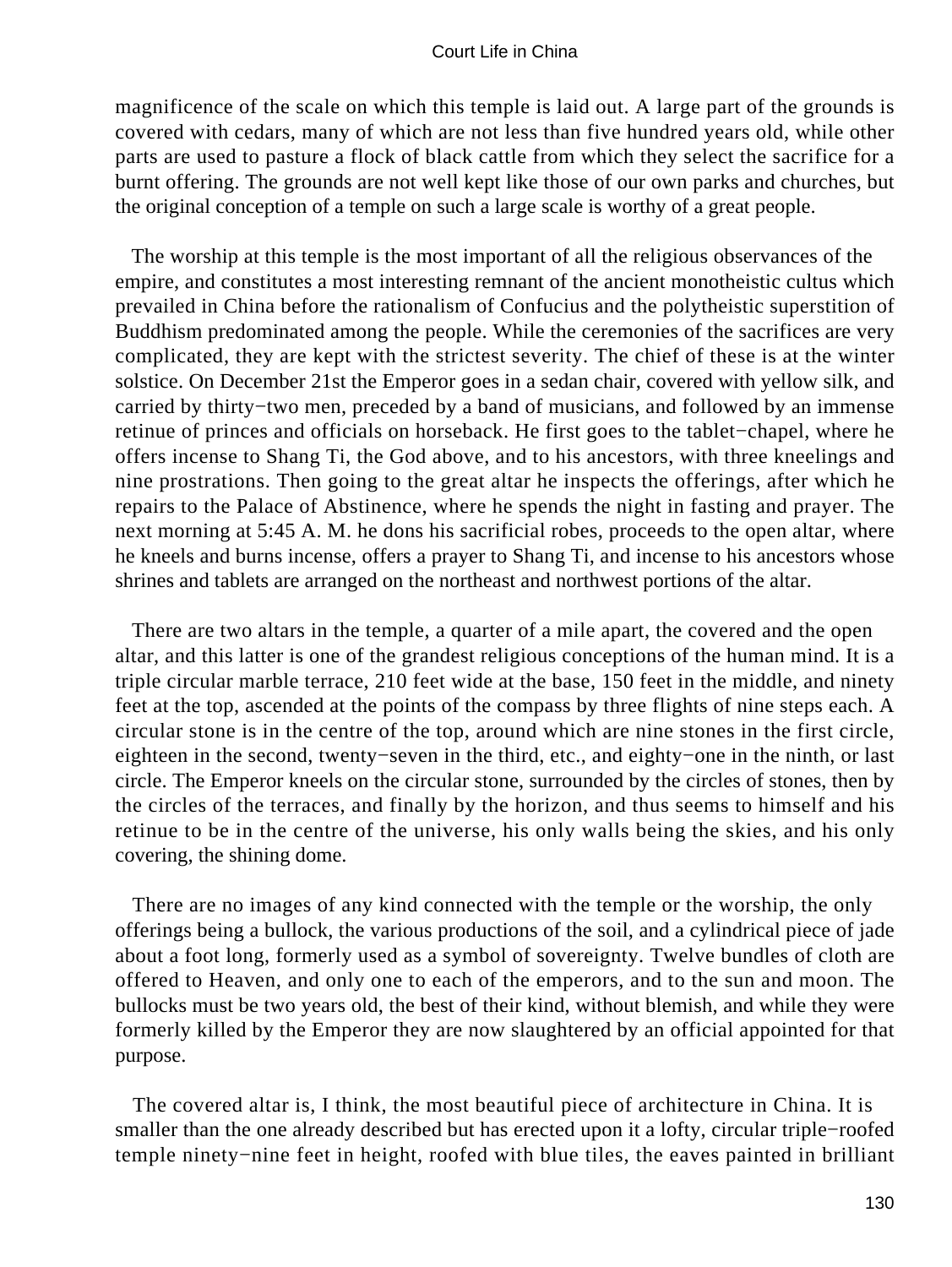magnificence of the scale on which this temple is laid out. A large part of the grounds is covered with cedars, many of which are not less than five hundred years old, while other parts are used to pasture a flock of black cattle from which they select the sacrifice for a burnt offering. The grounds are not well kept like those of our own parks and churches, but the original conception of a temple on such a large scale is worthy of a great people.

The worship at this temple is the most important of all the religious observances of the empire, and constitutes a most interesting remnant of the ancient monotheistic cultus which prevailed in China before the rationalism of Confucius and the polytheistic superstition of Buddhism predominated among the people. While the ceremonies of the sacrifices are very complicated, they are kept with the strictest severity. The chief of these is at the winter solstice. On December 21st the Emperor goes in a sedan chair, covered with yellow silk, and carried by thirty−two men, preceded by a band of musicians, and followed by an immense retinue of princes and officials on horseback. He first goes to the tablet−chapel, where he offers incense to Shang Ti, the God above, and to his ancestors, with three kneelings and nine prostrations. Then going to the great altar he inspects the offerings, after which he repairs to the Palace of Abstinence, where he spends the night in fasting and prayer. The next morning at 5:45 A. M. he dons his sacrificial robes, proceeds to the open altar, where he kneels and burns incense, offers a prayer to Shang Ti, and incense to his ancestors whose shrines and tablets are arranged on the northeast and northwest portions of the altar.

There are two altars in the temple, a quarter of a mile apart, the covered and the open altar, and this latter is one of the grandest religious conceptions of the human mind. It is a triple circular marble terrace, 210 feet wide at the base, 150 feet in the middle, and ninety feet at the top, ascended at the points of the compass by three flights of nine steps each. A circular stone is in the centre of the top, around which are nine stones in the first circle, eighteen in the second, twenty−seven in the third, etc., and eighty−one in the ninth, or last circle. The Emperor kneels on the circular stone, surrounded by the circles of stones, then by the circles of the terraces, and finally by the horizon, and thus seems to himself and his retinue to be in the centre of the universe, his only walls being the skies, and his only covering, the shining dome.

There are no images of any kind connected with the temple or the worship, the only offerings being a bullock, the various productions of the soil, and a cylindrical piece of jade about a foot long, formerly used as a symbol of sovereignty. Twelve bundles of cloth are offered to Heaven, and only one to each of the emperors, and to the sun and moon. The bullocks must be two years old, the best of their kind, without blemish, and while they were formerly killed by the Emperor they are now slaughtered by an official appointed for that purpose.

The covered altar is, I think, the most beautiful piece of architecture in China. It is smaller than the one already described but has erected upon it a lofty, circular triple−roofed temple ninety−nine feet in height, roofed with blue tiles, the eaves painted in brilliant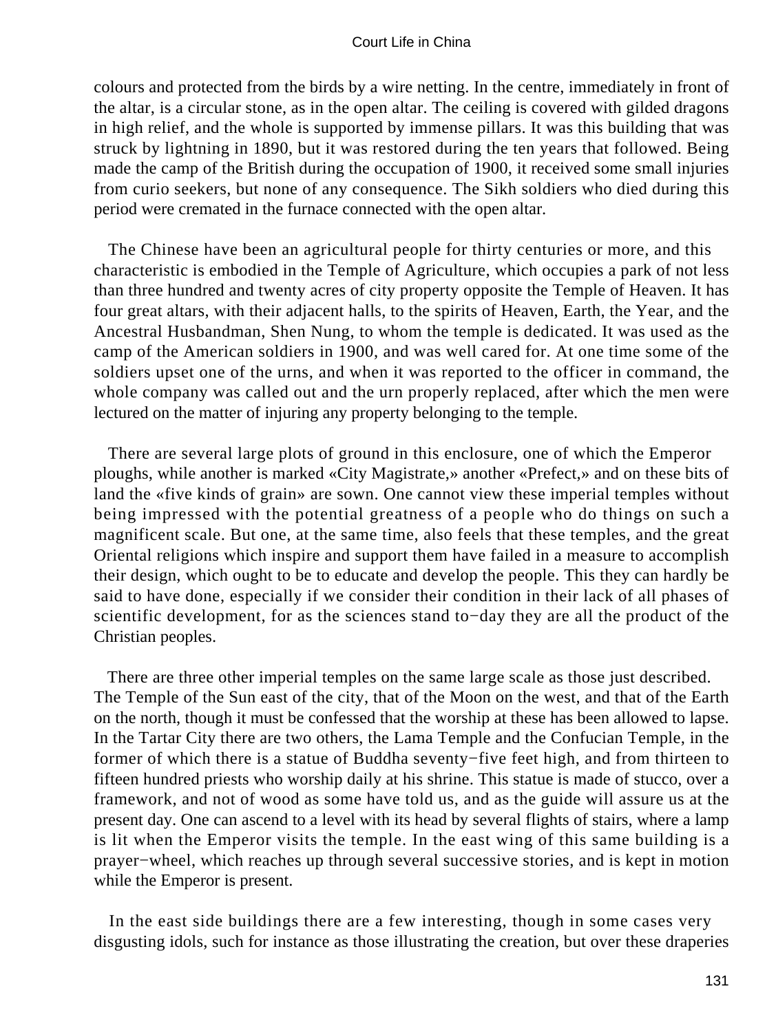colours and protected from the birds by a wire netting. In the centre, immediately in front of the altar, is a circular stone, as in the open altar. The ceiling is covered with gilded dragons in high relief, and the whole is supported by immense pillars. It was this building that was struck by lightning in 1890, but it was restored during the ten years that followed. Being made the camp of the British during the occupation of 1900, it received some small injuries from curio seekers, but none of any consequence. The Sikh soldiers who died during this period were cremated in the furnace connected with the open altar.

The Chinese have been an agricultural people for thirty centuries or more, and this characteristic is embodied in the Temple of Agriculture, which occupies a park of not less than three hundred and twenty acres of city property opposite the Temple of Heaven. It has four great altars, with their adjacent halls, to the spirits of Heaven, Earth, the Year, and the Ancestral Husbandman, Shen Nung, to whom the temple is dedicated. It was used as the camp of the American soldiers in 1900, and was well cared for. At one time some of the soldiers upset one of the urns, and when it was reported to the officer in command, the whole company was called out and the urn properly replaced, after which the men were lectured on the matter of injuring any property belonging to the temple.

There are several large plots of ground in this enclosure, one of which the Emperor ploughs, while another is marked «City Magistrate,» another «Prefect,» and on these bits of land the «five kinds of grain» are sown. One cannot view these imperial temples without being impressed with the potential greatness of a people who do things on such a magnificent scale. But one, at the same time, also feels that these temples, and the great Oriental religions which inspire and support them have failed in a measure to accomplish their design, which ought to be to educate and develop the people. This they can hardly be said to have done, especially if we consider their condition in their lack of all phases of scientific development, for as the sciences stand to−day they are all the product of the Christian peoples.

There are three other imperial temples on the same large scale as those just described. The Temple of the Sun east of the city, that of the Moon on the west, and that of the Earth on the north, though it must be confessed that the worship at these has been allowed to lapse. In the Tartar City there are two others, the Lama Temple and the Confucian Temple, in the former of which there is a statue of Buddha seventy−five feet high, and from thirteen to fifteen hundred priests who worship daily at his shrine. This statue is made of stucco, over a framework, and not of wood as some have told us, and as the guide will assure us at the present day. One can ascend to a level with its head by several flights of stairs, where a lamp is lit when the Emperor visits the temple. In the east wing of this same building is a prayer−wheel, which reaches up through several successive stories, and is kept in motion while the Emperor is present.

In the east side buildings there are a few interesting, though in some cases very disgusting idols, such for instance as those illustrating the creation, but over these draperies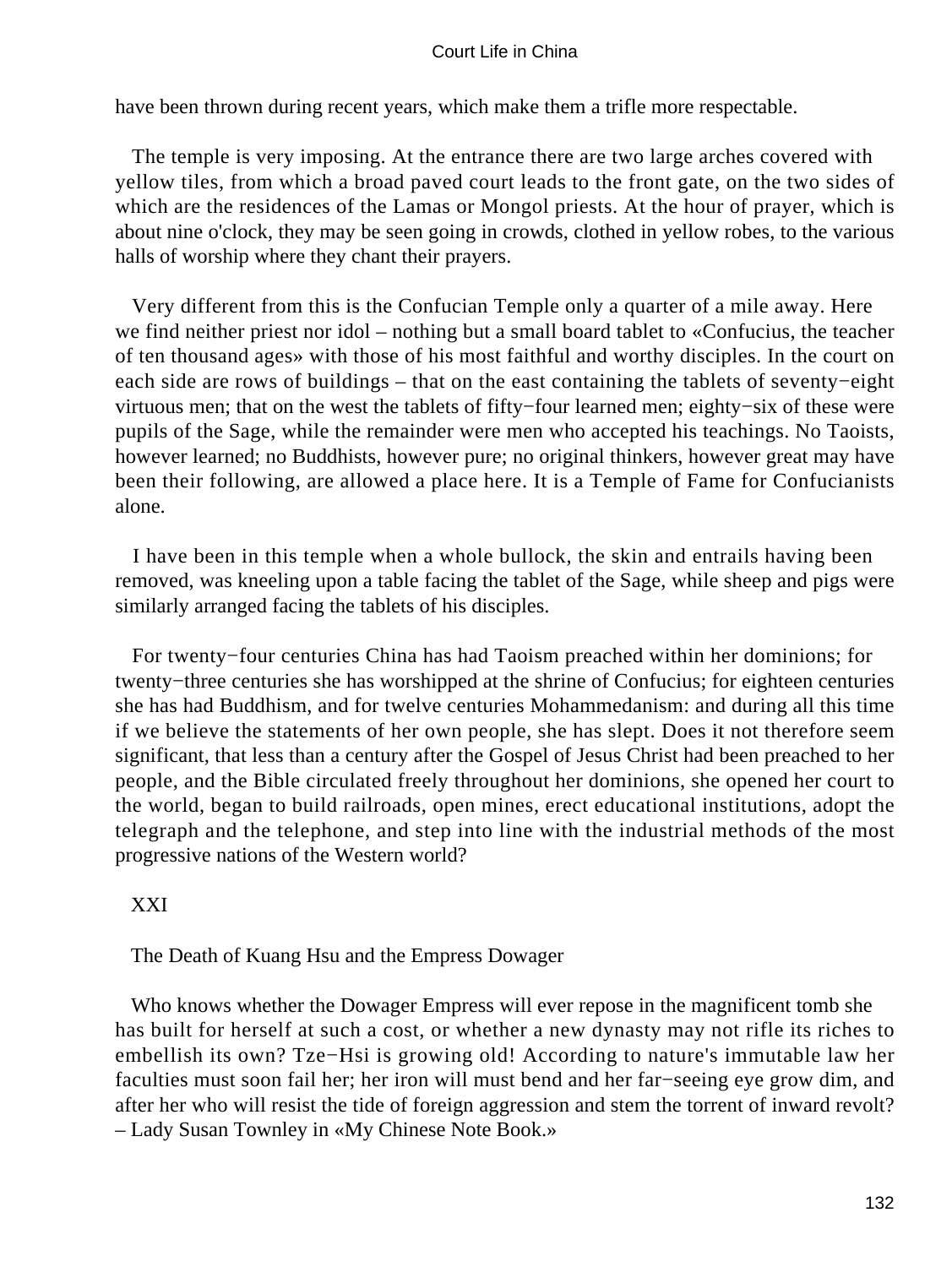have been thrown during recent years, which make them a trifle more respectable.

The temple is very imposing. At the entrance there are two large arches covered with yellow tiles, from which a broad paved court leads to the front gate, on the two sides of which are the residences of the Lamas or Mongol priests. At the hour of prayer, which is about nine o'clock, they may be seen going in crowds, clothed in yellow robes, to the various halls of worship where they chant their prayers.

Very different from this is the Confucian Temple only a quarter of a mile away. Here we find neither priest nor idol – nothing but a small board tablet to «Confucius, the teacher of ten thousand ages» with those of his most faithful and worthy disciples. In the court on each side are rows of buildings – that on the east containing the tablets of seventy−eight virtuous men; that on the west the tablets of fifty−four learned men; eighty−six of these were pupils of the Sage, while the remainder were men who accepted his teachings. No Taoists, however learned; no Buddhists, however pure; no original thinkers, however great may have been their following, are allowed a place here. It is a Temple of Fame for Confucianists alone.

I have been in this temple when a whole bullock, the skin and entrails having been removed, was kneeling upon a table facing the tablet of the Sage, while sheep and pigs were similarly arranged facing the tablets of his disciples.

For twenty−four centuries China has had Taoism preached within her dominions; for twenty−three centuries she has worshipped at the shrine of Confucius; for eighteen centuries she has had Buddhism, and for twelve centuries Mohammedanism: and during all this time if we believe the statements of her own people, she has slept. Does it not therefore seem significant, that less than a century after the Gospel of Jesus Christ had been preached to her people, and the Bible circulated freely throughout her dominions, she opened her court to the world, began to build railroads, open mines, erect educational institutions, adopt the telegraph and the telephone, and step into line with the industrial methods of the most progressive nations of the Western world?

## XXI

## The Death of Kuang Hsu and the Empress Dowager

Who knows whether the Dowager Empress will ever repose in the magnificent tomb she has built for herself at such a cost, or whether a new dynasty may not rifle its riches to embellish its own? Tze−Hsi is growing old! According to nature's immutable law her faculties must soon fail her; her iron will must bend and her far−seeing eye grow dim, and after her who will resist the tide of foreign aggression and stem the torrent of inward revolt? – Lady Susan Townley in «My Chinese Note Book.»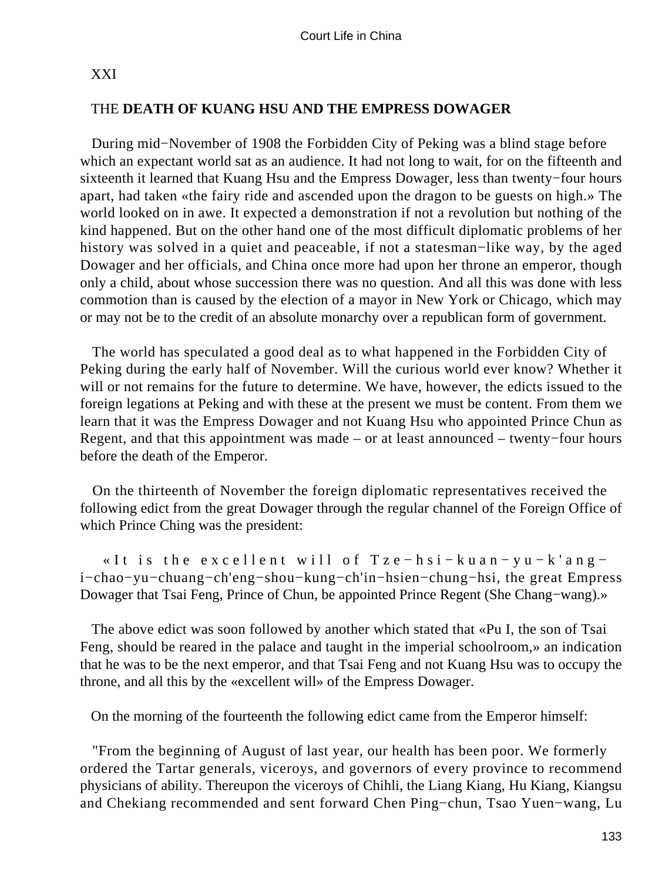XXI

## THE DEATH OF KUANG HSU AND THE EMPRESS DOWAGER

During mid−November of 1908 the Forbidden City of Peking was a blind stage before which an expectant world sat as an audience. It had not long to wait, for on the fifteenth and sixteenth it learned that Kuang Hsu and the Empress Dowager, less than twenty−four hours apart, had taken «the fairy ride and ascended upon the dragon to be guests on high.» The world looked on in awe. It expected a demonstration if not a revolution but nothing of the kind happened. But on the other hand one of the most difficult diplomatic problems of her history was solved in a quiet and peaceable, if not a statesman−like way, by the aged Dowager and her officials, and China once more had upon her throne an emperor, though only a child, about whose succession there was no question. And all this was done with less commotion than is caused by the election of a mayor in New York or Chicago, which may or may not be to the credit of an absolute monarchy over a republican form of government.

The world has speculated a good deal as to what happened in the Forbidden City of Peking during the early half of November. Will the curious world ever know? Whether it will or not remains for the future to determine. We have, however, the edicts issued to the foreign legations at Peking and with these at the present we must be content. From them we learn that it was the Empress Dowager and not Kuang Hsu who appointed Prince Chun as Regent, and that this appointment was made – or at least announced – twenty−four hours before the death of the Emperor.

On the thirteenth of November the foreign diplomatic representatives received the following edict from the great Dowager through the regular channel of the Foreign Office of which Prince Ching was the president:

«It is the excellent will of Tze−hsi−kuan−yu−k'ang−i−chao−yu−chuang−ch'eng−shou−kung−ch'in−hsien−chung−hsi, the great Empress Dowager that Tsai Feng, Prince of Chun, be appointed Prince Regent (She Chang−wang).»

The above edict was soon followed by another which stated that «Pu I, the son of Tsai Feng, should be reared in the palace and taught in the imperial schoolroom,» an indication that he was to be the next emperor, and that Tsai Feng and not Kuang Hsu was to occupy the throne, and all this by the «excellent will» of the Empress Dowager.

On the morning of the fourteenth the following edict came from the Emperor himself:

"From the beginning of August of last year, our health has been poor. We formerly ordered the Tartar generals, viceroys, and governors of every province to recommend physicians of ability. Thereupon the viceroys of Chihli, the Liang Kiang, Hu Kiang, Kiangsu and Chekiang recommended and sent forward Chen Ping−chun, Tsao Yuen−wang, Lu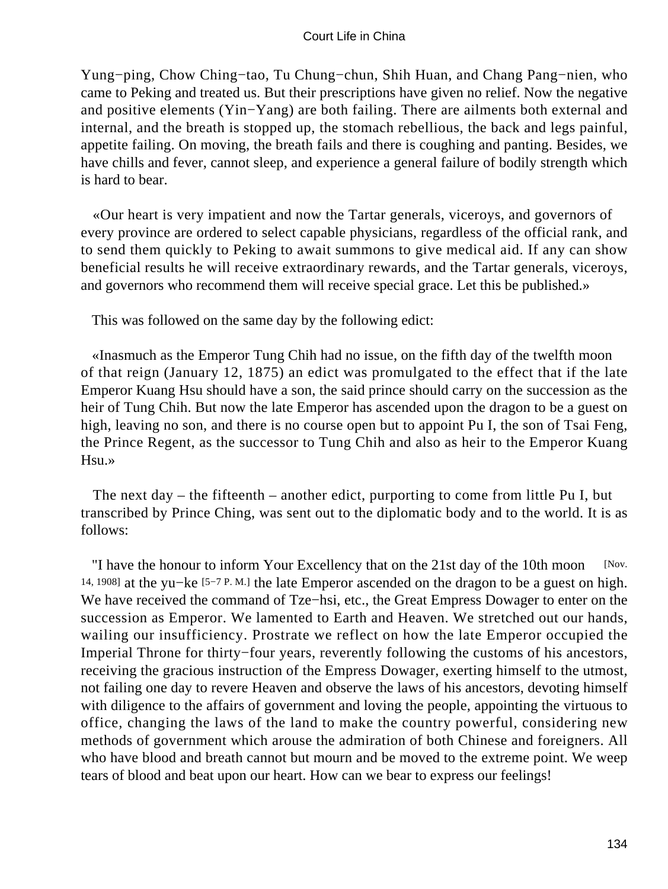Yung−ping, Chow Ching−tao, Tu Chung−chun, Shih Huan, and Chang Pang−nien, who came to Peking and treated us. But their prescriptions have given no relief. Now the negative and positive elements (Yin−Yang) are both failing. There are ailments both external and internal, and the breath is stopped up, the stomach rebellious, the back and legs painful, appetite failing. On moving, the breath fails and there is coughing and panting. Besides, we have chills and fever, cannot sleep, and experience a general failure of bodily strength which is hard to bear.

«Our heart is very impatient and now the Tartar generals, viceroys, and governors of every province are ordered to select capable physicians, regardless of the official rank, and to send them quickly to Peking to await summons to give medical aid. If any can show beneficial results he will receive extraordinary rewards, and the Tartar generals, viceroys, and governors who recommend them will receive special grace. Let this be published.»

This was followed on the same day by the following edict:

«Inasmuch as the Emperor Tung Chih had no issue, on the fifth day of the twelfth moon of that reign (January 12, 1875) an edict was promulgated to the effect that if the late Emperor Kuang Hsu should have a son, the said prince should carry on the succession as the heir of Tung Chih. But now the late Emperor has ascended upon the dragon to be a guest on high, leaving no son, and there is no course open but to appoint Pu I, the son of Tsai Feng, the Prince Regent, as the successor to Tung Chih and also as heir to the Emperor Kuang Hsu.»

The next day – the fifteenth – another edict, purporting to come from little Pu I, but transcribed by Prince Ching, was sent out to the diplomatic body and to the world. It is as follows:

"I have the honour to inform Your Excellency that on the 21st day of the 10th moon [Nov. 14, 1908] at the yu−ke [5−7 P. M.] the late Emperor ascended on the dragon to be a guest on high. We have received the command of Tze−hsi, etc., the Great Empress Dowager to enter on the succession as Emperor. We lamented to Earth and Heaven. We stretched out our hands, wailing our insufficiency. Prostrate we reflect on how the late Emperor occupied the Imperial Throne for thirty−four years, reverently following the customs of his ancestors, receiving the gracious instruction of the Empress Dowager, exerting himself to the utmost, not failing one day to revere Heaven and observe the laws of his ancestors, devoting himself with diligence to the affairs of government and loving the people, appointing the virtuous to office, changing the laws of the land to make the country powerful, considering new methods of government which arouse the admiration of both Chinese and foreigners. All who have blood and breath cannot but mourn and be moved to the extreme point. We weep tears of blood and beat upon our heart. How can we bear to express our feelings!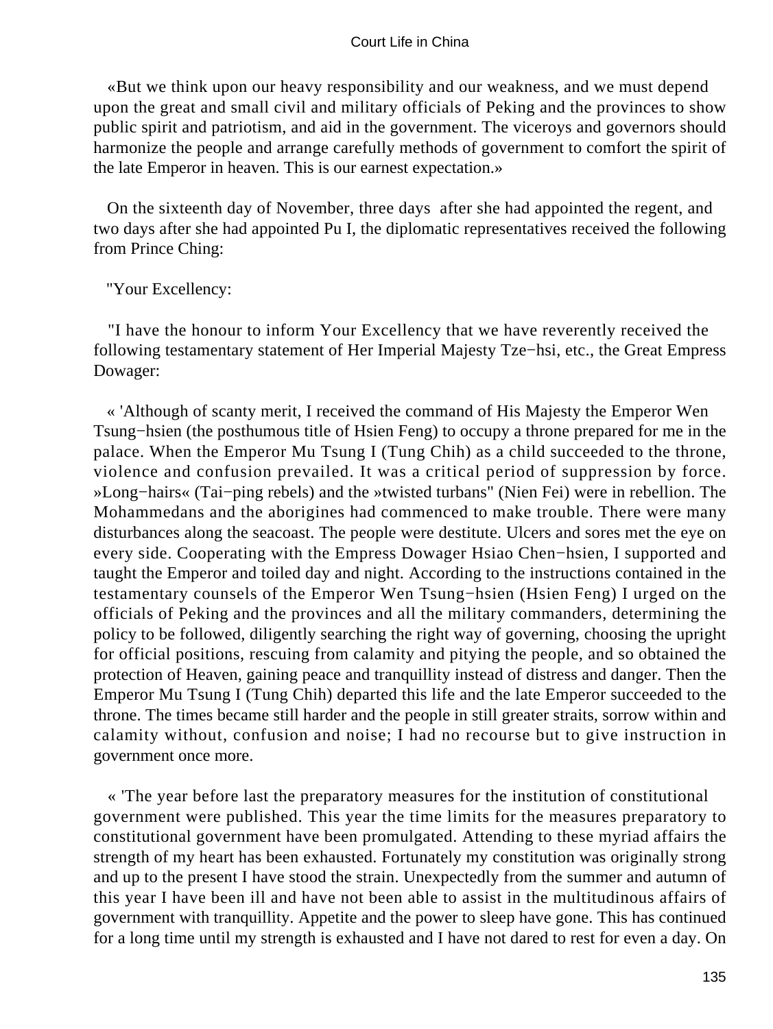«But we think upon our heavy responsibility and our weakness, and we must depend upon the great and small civil and military officials of Peking and the provinces to show public spirit and patriotism, and aid in the government. The viceroys and governors should harmonize the people and arrange carefully methods of government to comfort the spirit of the late Emperor in heaven. This is our earnest expectation.»

On the sixteenth day of November, three days after she had appointed the regent, and two days after she had appointed Pu I, the diplomatic representatives received the following from Prince Ching:

"Your Excellency:

"I have the honour to inform Your Excellency that we have reverently received the following testamentary statement of Her Imperial Majesty Tze−hsi, etc., the Great Empress Dowager:

« 'Although of scanty merit, I received the command of His Majesty the Emperor Wen Tsung−hsien (the posthumous title of Hsien Feng) to occupy a throne prepared for me in the palace. When the Emperor Mu Tsung I (Tung Chih) as a child succeeded to the throne, violence and confusion prevailed. It was a critical period of suppression by force. »Long−hairs« (Tai−ping rebels) and the »twisted turbans" (Nien Fei) were in rebellion. The Mohammedans and the aborigines had commenced to make trouble. There were many disturbances along the seacoast. The people were destitute. Ulcers and sores met the eye on every side. Cooperating with the Empress Dowager Hsiao Chen−hsien, I supported and taught the Emperor and toiled day and night. According to the instructions contained in the testamentary counsels of the Emperor Wen Tsung−hsien (Hsien Feng) I urged on the officials of Peking and the provinces and all the military commanders, determining the policy to be followed, diligently searching the right way of governing, choosing the upright for official positions, rescuing from calamity and pitying the people, and so obtained the protection of Heaven, gaining peace and tranquillity instead of distress and danger. Then the Emperor Mu Tsung I (Tung Chih) departed this life and the late Emperor succeeded to the throne. The times became still harder and the people in still greater straits, sorrow within and calamity without, confusion and noise; I had no recourse but to give instruction in government once more.

« 'The year before last the preparatory measures for the institution of constitutional government were published. This year the time limits for the measures preparatory to constitutional government have been promulgated. Attending to these myriad affairs the strength of my heart has been exhausted. Fortunately my constitution was originally strong and up to the present I have stood the strain. Unexpectedly from the summer and autumn of this year I have been ill and have not been able to assist in the multitudinous affairs of government with tranquillity. Appetite and the power to sleep have gone. This has continued for a long time until my strength is exhausted and I have not dared to rest for even a day. On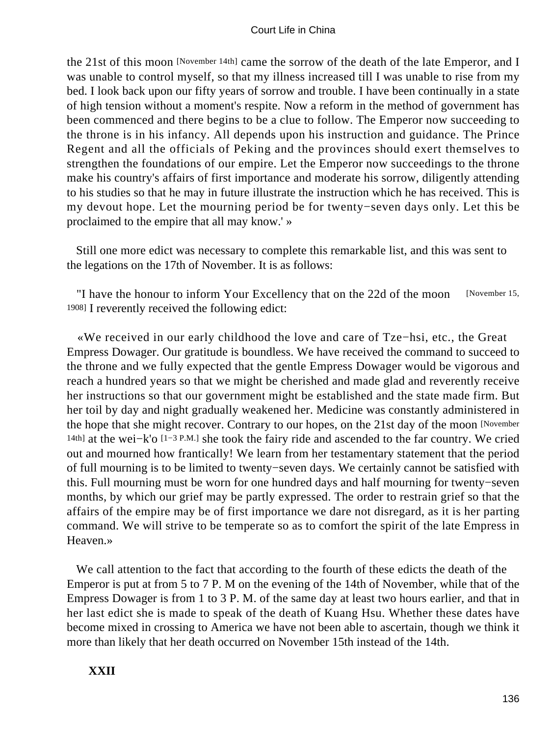the 21st of this moon [November 14th] came the sorrow of the death of the late Emperor, and I was unable to control myself, so that my illness increased till I was unable to rise from my bed. I look back upon our fifty years of sorrow and trouble. I have been continually in a state of high tension without a moment's respite. Now a reform in the method of government has been commenced and there begins to be a clue to follow. The Emperor now succeeding to the throne is in his infancy. All depends upon his instruction and guidance. The Prince Regent and all the officials of Peking and the provinces should exert themselves to strengthen the foundations of our empire. Let the Emperor now succeedings to the throne make his country's affairs of first importance and moderate his sorrow, diligently attending to his studies so that he may in future illustrate the instruction which he has received. This is my devout hope. Let the mourning period be for twenty−seven days only. Let this be proclaimed to the empire that all may know.' »

Still one more edict was necessary to complete this remarkable list, and this was sent to the legations on the 17th of November. It is as follows:

"I have the honour to inform Your Excellency that on the 22d of the moon [November 15, 1908] I reverently received the following edict:

«We received in our early childhood the love and care of Tze−hsi, etc., the Great Empress Dowager. Our gratitude is boundless. We have received the command to succeed to the throne and we fully expected that the gentle Empress Dowager would be vigorous and reach a hundred years so that we might be cherished and made glad and reverently receive her instructions so that our government might be established and the state made firm. But her toil by day and night gradually weakened her. Medicine was constantly administered in the hope that she might recover. Contrary to our hopes, on the 21st day of the moon [November 14th] at the wei−k'o [1−3 P.M.] she took the fairy ride and ascended to the far country. We cried out and mourned how frantically! We learn from her testamentary statement that the period of full mourning is to be limited to twenty−seven days. We certainly cannot be satisfied with this. Full mourning must be worn for one hundred days and half mourning for twenty−seven months, by which our grief may be partly expressed. The order to restrain grief so that the affairs of the empire may be of first importance we dare not disregard, as it is her parting command. We will strive to be temperate so as to comfort the spirit of the late Empress in Heaven.»

We call attention to the fact that according to the fourth of these edicts the death of the Emperor is put at from 5 to 7 P. M on the evening of the 14th of November, while that of the Empress Dowager is from 1 to 3 P. M. of the same day at least two hours earlier, and that in her last edict she is made to speak of the death of Kuang Hsu. Whether these dates have become mixed in crossing to America we have not been able to ascertain, though we think it more than likely that her death occurred on November 15th instead of the 14th.

## XXII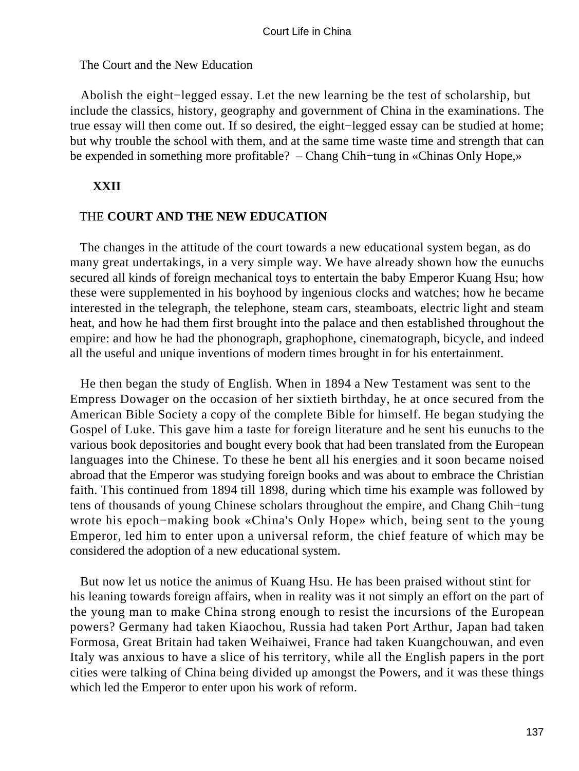The Court and the New Education

Abolish the eight−legged essay. Let the new learning be the test of scholarship, but include the classics, history, geography and government of China in the examinations. The true essay will then come out. If so desired, the eight−legged essay can be studied at home; but why trouble the school with them, and at the same time waste time and strength that can be expended in something more profitable? – Chang Chih−tung in «Chinas Only Hope,»

## XXII

## THE COURT AND THE NEW EDUCATION

The changes in the attitude of the court towards a new educational system began, as do many great undertakings, in a very simple way. We have already shown how the eunuchs secured all kinds of foreign mechanical toys to entertain the baby Emperor Kuang Hsu; how these were supplemented in his boyhood by ingenious clocks and watches; how he became interested in the telegraph, the telephone, steam cars, steamboats, electric light and steam heat, and how he had them first brought into the palace and then established throughout the empire: and how he had the phonograph, graphophone, cinematograph, bicycle, and indeed all the useful and unique inventions of modern times brought in for his entertainment.

He then began the study of English. When in 1894 a New Testament was sent to the Empress Dowager on the occasion of her sixtieth birthday, he at once secured from the American Bible Society a copy of the complete Bible for himself. He began studying the Gospel of Luke. This gave him a taste for foreign literature and he sent his eunuchs to the various book depositories and bought every book that had been translated from the European languages into the Chinese. To these he bent all his energies and it soon became noised abroad that the Emperor was studying foreign books and was about to embrace the Christian faith. This continued from 1894 till 1898, during which time his example was followed by tens of thousands of young Chinese scholars throughout the empire, and Chang Chih−tung wrote his epoch−making book «China's Only Hope» which, being sent to the young Emperor, led him to enter upon a universal reform, the chief feature of which may be considered the adoption of a new educational system.

But now let us notice the animus of Kuang Hsu. He has been praised without stint for his leaning towards foreign affairs, when in reality was it not simply an effort on the part of the young man to make China strong enough to resist the incursions of the European powers? Germany had taken Kiaochou, Russia had taken Port Arthur, Japan had taken Formosa, Great Britain had taken Weihaiwei, France had taken Kuangchouwan, and even Italy was anxious to have a slice of his territory, while all the English papers in the port cities were talking of China being divided up amongst the Powers, and it was these things which led the Emperor to enter upon his work of reform.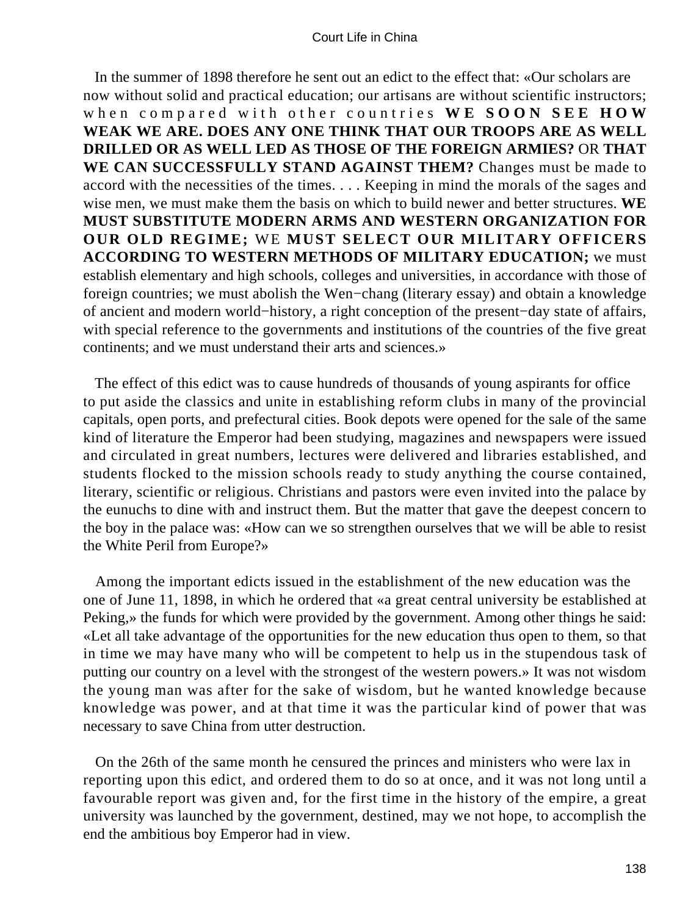In the summer of 1898 therefore he sent out an edict to the effect that: «Our scholars are now without solid and practical education; our artisans are without scientific instructors; when compared with other countries **WE SOON SEE HOW WEAK WE ARE. DOES ANY ONE THINK THAT OUR TROOPS ARE AS WELL DRILLED OR AS WELL LED AS THOSE OF THE FOREIGN ARMIES?** OR **THAT WE CAN SUCCESSFULLY STAND AGAINST THEM?** Changes must be made to accord with the necessities of the times. . . . Keeping in mind the morals of the sages and wise men, we must make them the basis on which to build newer and better structures. **WE MUST SUBSTITUTE MODERN ARMS AND WESTERN ORGANIZATION FOR OUR OLD REGIME;** WE **MUST SELECT OUR MILITARY OFFICERS ACCORDING TO WESTERN METHODS OF MILITARY EDUCATION;** we must establish elementary and high schools, colleges and universities, in accordance with those of foreign countries; we must abolish the Wen−chang (literary essay) and obtain a knowledge of ancient and modern world−history, a right conception of the present−day state of affairs, with special reference to the governments and institutions of the countries of the five great continents; and we must understand their arts and sciences.»

The effect of this edict was to cause hundreds of thousands of young aspirants for office to put aside the classics and unite in establishing reform clubs in many of the provincial capitals, open ports, and prefectural cities. Book depots were opened for the sale of the same kind of literature the Emperor had been studying, magazines and newspapers were issued and circulated in great numbers, lectures were delivered and libraries established, and students flocked to the mission schools ready to study anything the course contained, literary, scientific or religious. Christians and pastors were even invited into the palace by the eunuchs to dine with and instruct them. But the matter that gave the deepest concern to the boy in the palace was: «How can we so strengthen ourselves that we will be able to resist the White Peril from Europe?»

Among the important edicts issued in the establishment of the new education was the one of June 11, 1898, in which he ordered that «a great central university be established at Peking,» the funds for which were provided by the government. Among other things he said: «Let all take advantage of the opportunities for the new education thus open to them, so that in time we may have many who will be competent to help us in the stupendous task of putting our country on a level with the strongest of the western powers.» It was not wisdom the young man was after for the sake of wisdom, but he wanted knowledge because knowledge was power, and at that time it was the particular kind of power that was necessary to save China from utter destruction.

On the 26th of the same month he censured the princes and ministers who were lax in reporting upon this edict, and ordered them to do so at once, and it was not long until a favourable report was given and, for the first time in the history of the empire, a great university was launched by the government, destined, may we not hope, to accomplish the end the ambitious boy Emperor had in view.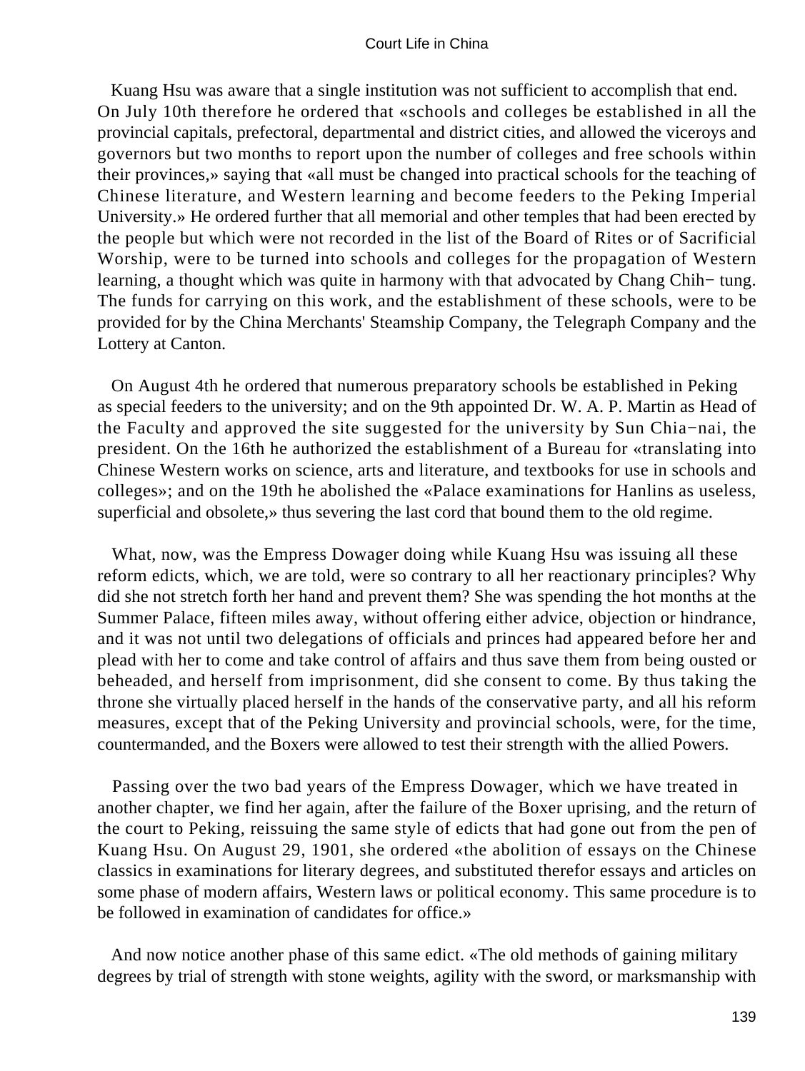Kuang Hsu was aware that a single institution was not sufficient to accomplish that end. On July 10th therefore he ordered that «schools and colleges be established in all the provincial capitals, prefectoral, departmental and district cities, and allowed the viceroys and governors but two months to report upon the number of colleges and free schools within their provinces,» saying that «all must be changed into practical schools for the teaching of Chinese literature, and Western learning and become feeders to the Peking Imperial University.» He ordered further that all memorial and other temples that had been erected by the people but which were not recorded in the list of the Board of Rites or of Sacrificial Worship, were to be turned into schools and colleges for the propagation of Western learning, a thought which was quite in harmony with that advocated by Chang Chih− tung. The funds for carrying on this work, and the establishment of these schools, were to be provided for by the China Merchants' Steamship Company, the Telegraph Company and the Lottery at Canton.

On August 4th he ordered that numerous preparatory schools be established in Peking as special feeders to the university; and on the 9th appointed Dr. W. A. P. Martin as Head of the Faculty and approved the site suggested for the university by Sun Chia−nai, the president. On the 16th he authorized the establishment of a Bureau for «translating into Chinese Western works on science, arts and literature, and textbooks for use in schools and colleges»; and on the 19th he abolished the «Palace examinations for Hanlins as useless, superficial and obsolete,» thus severing the last cord that bound them to the old regime.

What, now, was the Empress Dowager doing while Kuang Hsu was issuing all these reform edicts, which, we are told, were so contrary to all her reactionary principles? Why did she not stretch forth her hand and prevent them? She was spending the hot months at the Summer Palace, fifteen miles away, without offering either advice, objection or hindrance, and it was not until two delegations of officials and princes had appeared before her and plead with her to come and take control of affairs and thus save them from being ousted or beheaded, and herself from imprisonment, did she consent to come. By thus taking the throne she virtually placed herself in the hands of the conservative party, and all his reform measures, except that of the Peking University and provincial schools, were, for the time, countermanded, and the Boxers were allowed to test their strength with the allied Powers.

Passing over the two bad years of the Empress Dowager, which we have treated in another chapter, we find her again, after the failure of the Boxer uprising, and the return of the court to Peking, reissuing the same style of edicts that had gone out from the pen of Kuang Hsu. On August 29, 1901, she ordered «the abolition of essays on the Chinese classics in examinations for literary degrees, and substituted therefor essays and articles on some phase of modern affairs, Western laws or political economy. This same procedure is to be followed in examination of candidates for office.»

And now notice another phase of this same edict. «The old methods of gaining military degrees by trial of strength with stone weights, agility with the sword, or marksmanship with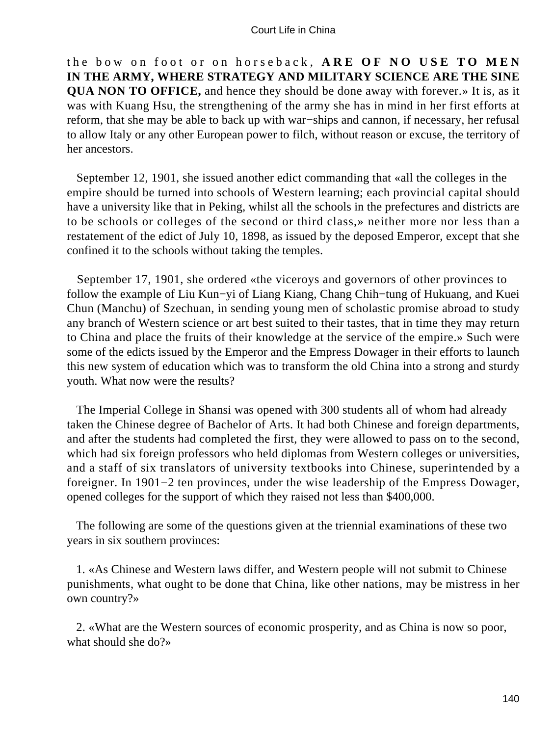the bow on foot or on horseback, **ARE OF NO USE TO MEN IN THE ARMY, WHERE STRATEGY AND MILITARY SCIENCE ARE THE SINE QUA NON TO OFFICE,** and hence they should be done away with forever.» It is, as it was with Kuang Hsu, the strengthening of the army she has in mind in her first efforts at reform, that she may be able to back up with war−ships and cannon, if necessary, her refusal to allow Italy or any other European power to filch, without reason or excuse, the territory of her ancestors.

September 12, 1901, she issued another edict commanding that «all the colleges in the empire should be turned into schools of Western learning; each provincial capital should have a university like that in Peking, whilst all the schools in the prefectures and districts are to be schools or colleges of the second or third class,» neither more nor less than a restatement of the edict of July 10, 1898, as issued by the deposed Emperor, except that she confined it to the schools without taking the temples.

September 17, 1901, she ordered «the viceroys and governors of other provinces to follow the example of Liu Kun−yi of Liang Kiang, Chang Chih−tung of Hukuang, and Kuei Chun (Manchu) of Szechuan, in sending young men of scholastic promise abroad to study any branch of Western science or art best suited to their tastes, that in time they may return to China and place the fruits of their knowledge at the service of the empire.» Such were some of the edicts issued by the Emperor and the Empress Dowager in their efforts to launch this new system of education which was to transform the old China into a strong and sturdy youth. What now were the results?

The Imperial College in Shansi was opened with 300 students all of whom had already taken the Chinese degree of Bachelor of Arts. It had both Chinese and foreign departments, and after the students had completed the first, they were allowed to pass on to the second, which had six foreign professors who held diplomas from Western colleges or universities, and a staff of six translators of university textbooks into Chinese, superintended by a foreigner. In 1901−2 ten provinces, under the wise leadership of the Empress Dowager, opened colleges for the support of which they raised not less than $400,000.

The following are some of the questions given at the triennial examinations of these two years in six southern provinces:

1. «As Chinese and Western laws differ, and Western people will not submit to Chinese punishments, what ought to be done that China, like other nations, may be mistress in her own country?»

2. «What are the Western sources of economic prosperity, and as China is now so poor, what should she do?»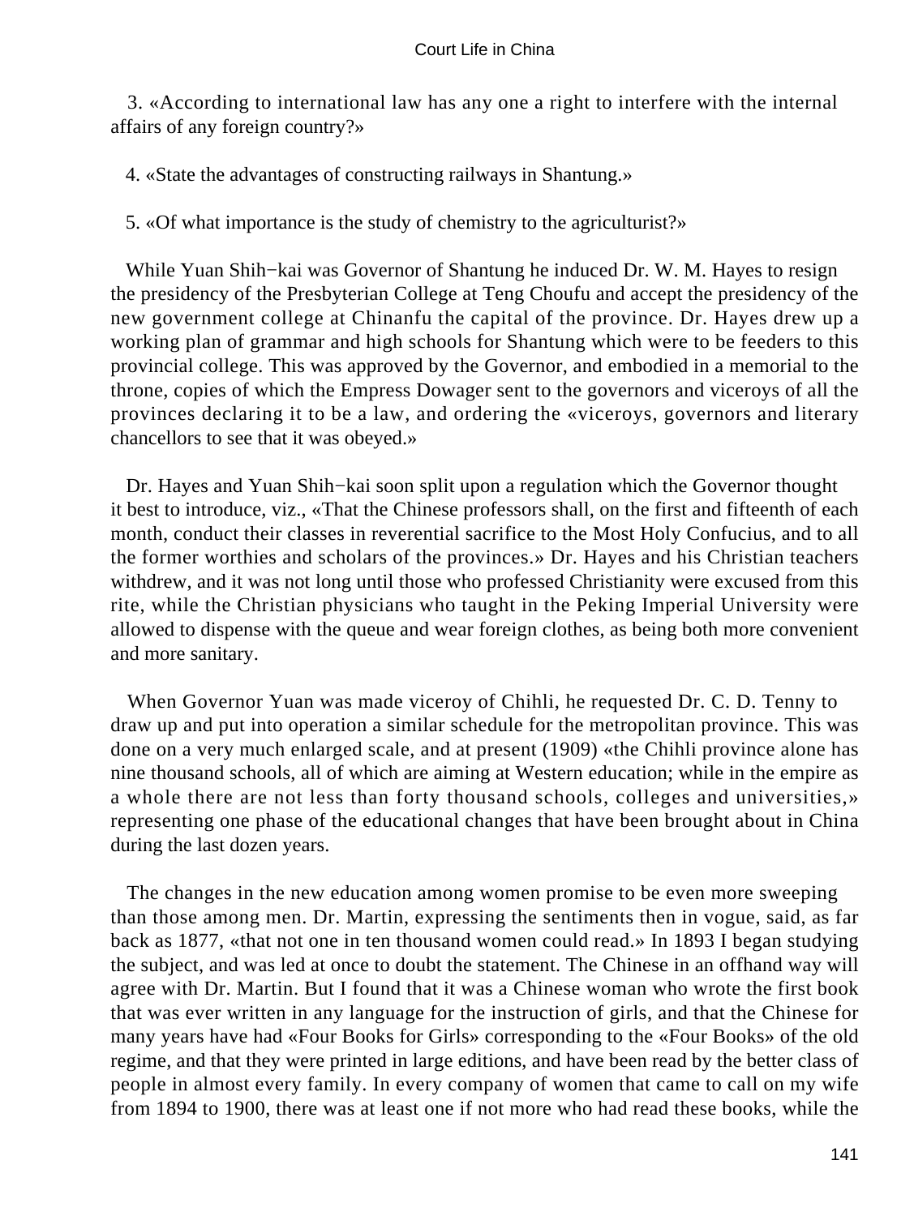3. «According to international law has any one a right to interfere with the internal affairs of any foreign country?»

4. «State the advantages of constructing railways in Shantung.»

5. «Of what importance is the study of chemistry to the agriculturist?»

While Yuan Shih−kai was Governor of Shantung he induced Dr. W. M. Hayes to resign the presidency of the Presbyterian College at Teng Choufu and accept the presidency of the new government college at Chinanfu the capital of the province. Dr. Hayes drew up a working plan of grammar and high schools for Shantung which were to be feeders to this provincial college. This was approved by the Governor, and embodied in a memorial to the throne, copies of which the Empress Dowager sent to the governors and viceroys of all the provinces declaring it to be a law, and ordering the «viceroys, governors and literary chancellors to see that it was obeyed.»

Dr. Hayes and Yuan Shih−kai soon split upon a regulation which the Governor thought it best to introduce, viz., «That the Chinese professors shall, on the first and fifteenth of each month, conduct their classes in reverential sacrifice to the Most Holy Confucius, and to all the former worthies and scholars of the provinces.» Dr. Hayes and his Christian teachers withdrew, and it was not long until those who professed Christianity were excused from this rite, while the Christian physicians who taught in the Peking Imperial University were allowed to dispense with the queue and wear foreign clothes, as being both more convenient and more sanitary.

When Governor Yuan was made viceroy of Chihli, he requested Dr. C. D. Tenny to draw up and put into operation a similar schedule for the metropolitan province. This was done on a very much enlarged scale, and at present (1909) «the Chihli province alone has nine thousand schools, all of which are aiming at Western education; while in the empire as a whole there are not less than forty thousand schools, colleges and universities,» representing one phase of the educational changes that have been brought about in China during the last dozen years.

The changes in the new education among women promise to be even more sweeping than those among men. Dr. Martin, expressing the sentiments then in vogue, said, as far back as 1877, «that not one in ten thousand women could read.» In 1893 I began studying the subject, and was led at once to doubt the statement. The Chinese in an offhand way will agree with Dr. Martin. But I found that it was a Chinese woman who wrote the first book that was ever written in any language for the instruction of girls, and that the Chinese for many years have had «Four Books for Girls» corresponding to the «Four Books» of the old regime, and that they were printed in large editions, and have been read by the better class of people in almost every family. In every company of women that came to call on my wife from 1894 to 1900, there was at least one if not more who had read these books, while the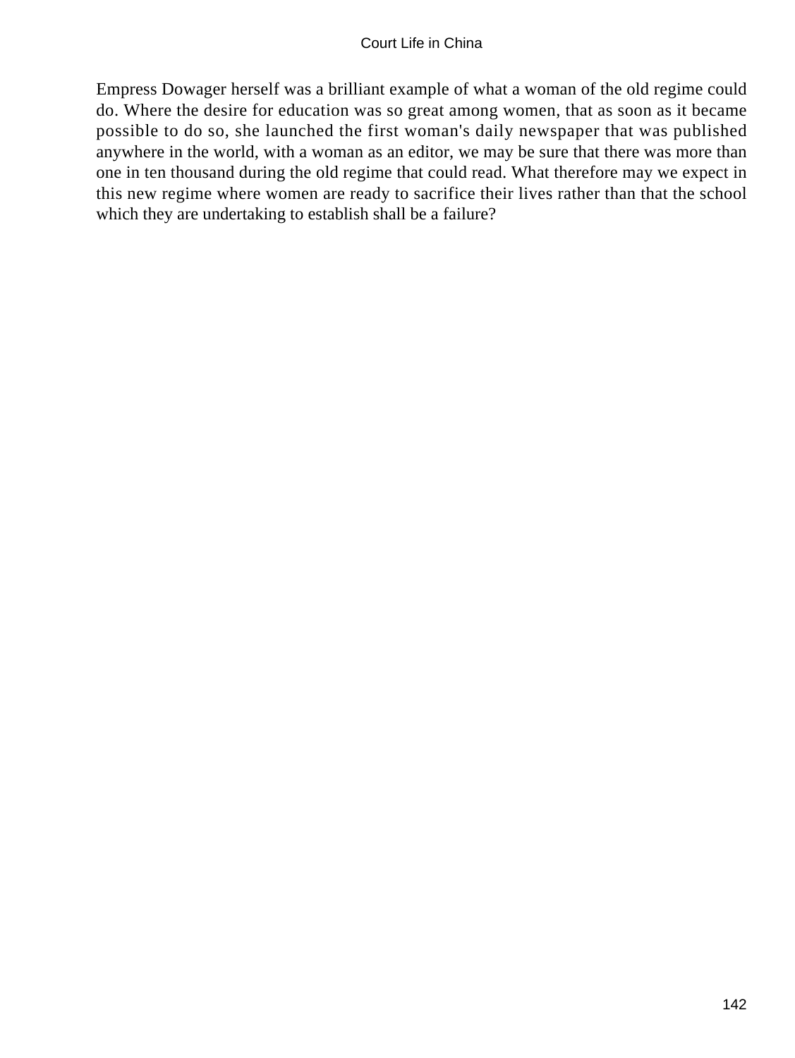Empress Dowager herself was a brilliant example of what a woman of the old regime could do. Where the desire for education was so great among women, that as soon as it became possible to do so, she launched the first woman's daily newspaper that was published anywhere in the world, with a woman as an editor, we may be sure that there was more than one in ten thousand during the old regime that could read. What therefore may we expect in this new regime where women are ready to sacrifice their lives rather than that the school which they are undertaking to establish shall be a failure?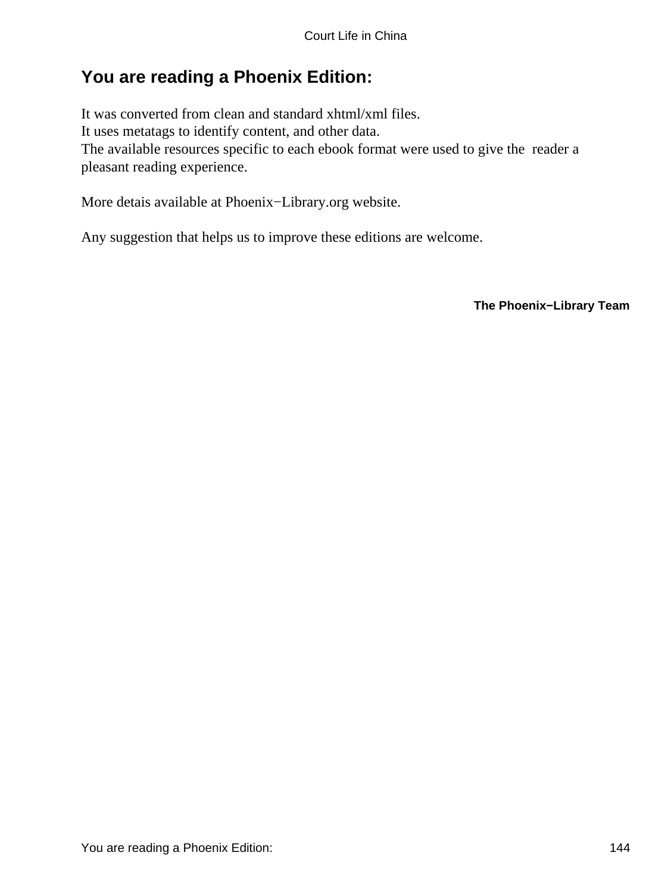# You are reading a Phoenix Edition:

It was converted from clean and standard xhtml/xml files.
It uses metatags to identify content, and other data.
The available resources specific to each ebook format were used to give the reader a pleasant reading experience.

More detais available at Phoenix−Library.org website.

Any suggestion that helps us to improve these editions are welcome.

**The Phoenix−Library Team**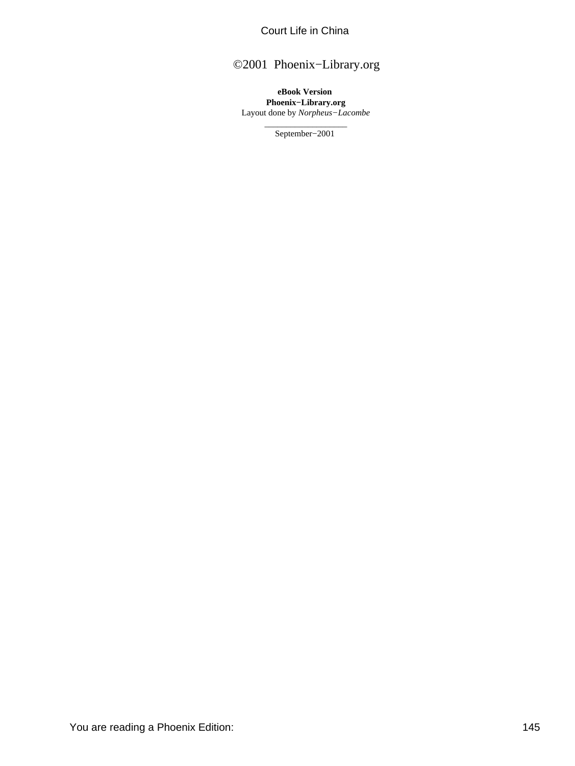©2001 Phoenix−Library.org

**eBook Version**
**Phoenix−Library.org**
Layout done by *Norpheus−Lacombe*

___________________
September−2001